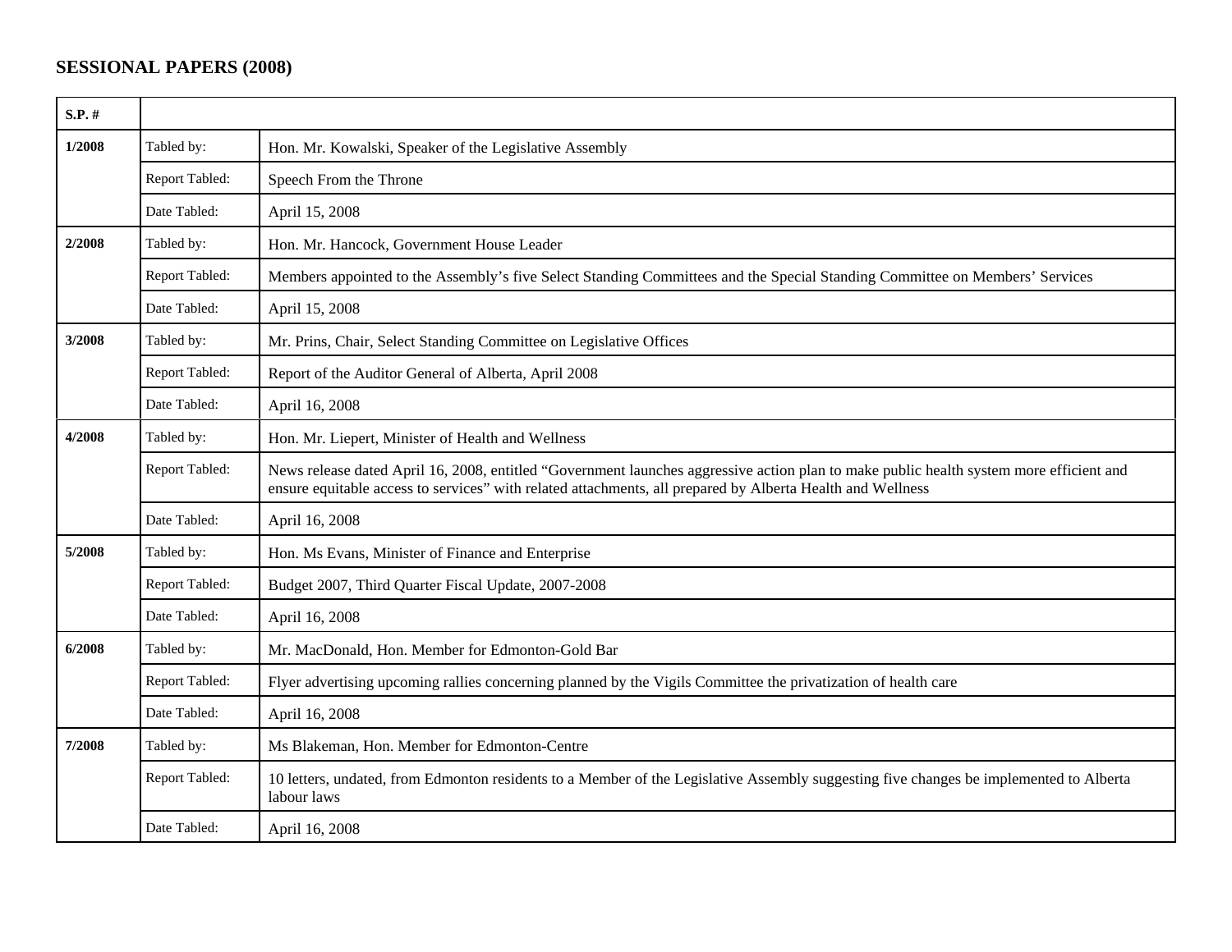**SESSIONAL PAPERS (2008)**

| S.P. # | | |
|---|---|---|
| 1/2008 | Tabled by: | Hon. Mr. Kowalski, Speaker of the Legislative Assembly |
| | Report Tabled: | Speech From the Throne |
| | Date Tabled: | April 15, 2008 |
| 2/2008 | Tabled by: | Hon. Mr. Hancock, Government House Leader |
| | Report Tabled: | Members appointed to the Assembly's five Select Standing Committees and the Special Standing Committee on Members' Services |
| | Date Tabled: | April 15, 2008 |
| 3/2008 | Tabled by: | Mr. Prins, Chair, Select Standing Committee on Legislative Offices |
| | Report Tabled: | Report of the Auditor General of Alberta, April 2008 |
| | Date Tabled: | April 16, 2008 |
| 4/2008 | Tabled by: | Hon. Mr. Liepert, Minister of Health and Wellness |
| | Report Tabled: | News release dated April 16, 2008, entitled "Government launches aggressive action plan to make public health system more efficient and ensure equitable access to services" with related attachments, all prepared by Alberta Health and Wellness |
| | Date Tabled: | April 16, 2008 |
| 5/2008 | Tabled by: | Hon. Ms Evans, Minister of Finance and Enterprise |
| | Report Tabled: | Budget 2007, Third Quarter Fiscal Update, 2007-2008 |
| | Date Tabled: | April 16, 2008 |
| 6/2008 | Tabled by: | Mr. MacDonald, Hon. Member for Edmonton-Gold Bar |
| | Report Tabled: | Flyer advertising upcoming rallies concerning planned by the Vigils Committee the privatization of health care |
| | Date Tabled: | April 16, 2008 |
| 7/2008 | Tabled by: | Ms Blakeman, Hon. Member for Edmonton-Centre |
| | Report Tabled: | 10 letters, undated, from Edmonton residents to a Member of the Legislative Assembly suggesting five changes be implemented to Alberta labour laws |
| | Date Tabled: | April 16, 2008 |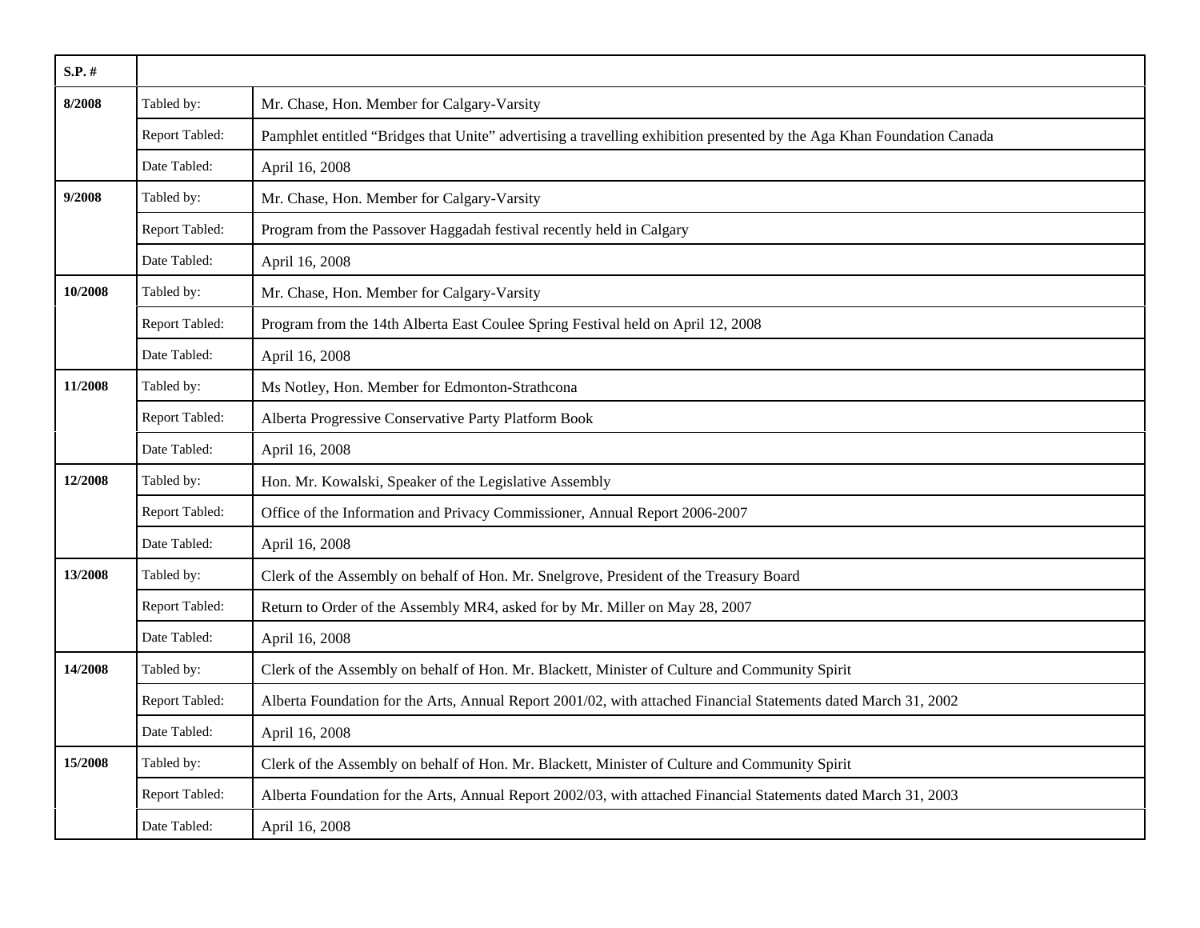| S.P. # | | |
|---|---|---|
| 8/2008 | Tabled by: | Mr. Chase, Hon. Member for Calgary-Varsity |
| | Report Tabled: | Pamphlet entitled “Bridges that Unite” advertising a travelling exhibition presented by the Aga Khan Foundation Canada |
| | Date Tabled: | April 16, 2008 |
| 9/2008 | Tabled by: | Mr. Chase, Hon. Member for Calgary-Varsity |
| | Report Tabled: | Program from the Passover Haggadah festival recently held in Calgary |
| | Date Tabled: | April 16, 2008 |
| 10/2008 | Tabled by: | Mr. Chase, Hon. Member for Calgary-Varsity |
| | Report Tabled: | Program from the 14th Alberta East Coulee Spring Festival held on April 12, 2008 |
| | Date Tabled: | April 16, 2008 |
| 11/2008 | Tabled by: | Ms Notley, Hon. Member for Edmonton-Strathcona |
| | Report Tabled: | Alberta Progressive Conservative Party Platform Book |
| | Date Tabled: | April 16, 2008 |
| 12/2008 | Tabled by: | Hon. Mr. Kowalski, Speaker of the Legislative Assembly |
| | Report Tabled: | Office of the Information and Privacy Commissioner, Annual Report 2006-2007 |
| | Date Tabled: | April 16, 2008 |
| 13/2008 | Tabled by: | Clerk of the Assembly on behalf of Hon. Mr. Snelgrove, President of the Treasury Board |
| | Report Tabled: | Return to Order of the Assembly MR4, asked for by Mr. Miller on May 28, 2007 |
| | Date Tabled: | April 16, 2008 |
| 14/2008 | Tabled by: | Clerk of the Assembly on behalf of Hon. Mr. Blackett, Minister of Culture and Community Spirit |
| | Report Tabled: | Alberta Foundation for the Arts, Annual Report 2001/02, with attached Financial Statements dated March 31, 2002 |
| | Date Tabled: | April 16, 2008 |
| 15/2008 | Tabled by: | Clerk of the Assembly on behalf of Hon. Mr. Blackett, Minister of Culture and Community Spirit |
| | Report Tabled: | Alberta Foundation for the Arts, Annual Report 2002/03, with attached Financial Statements dated March 31, 2003 |
| | Date Tabled: | April 16, 2008 |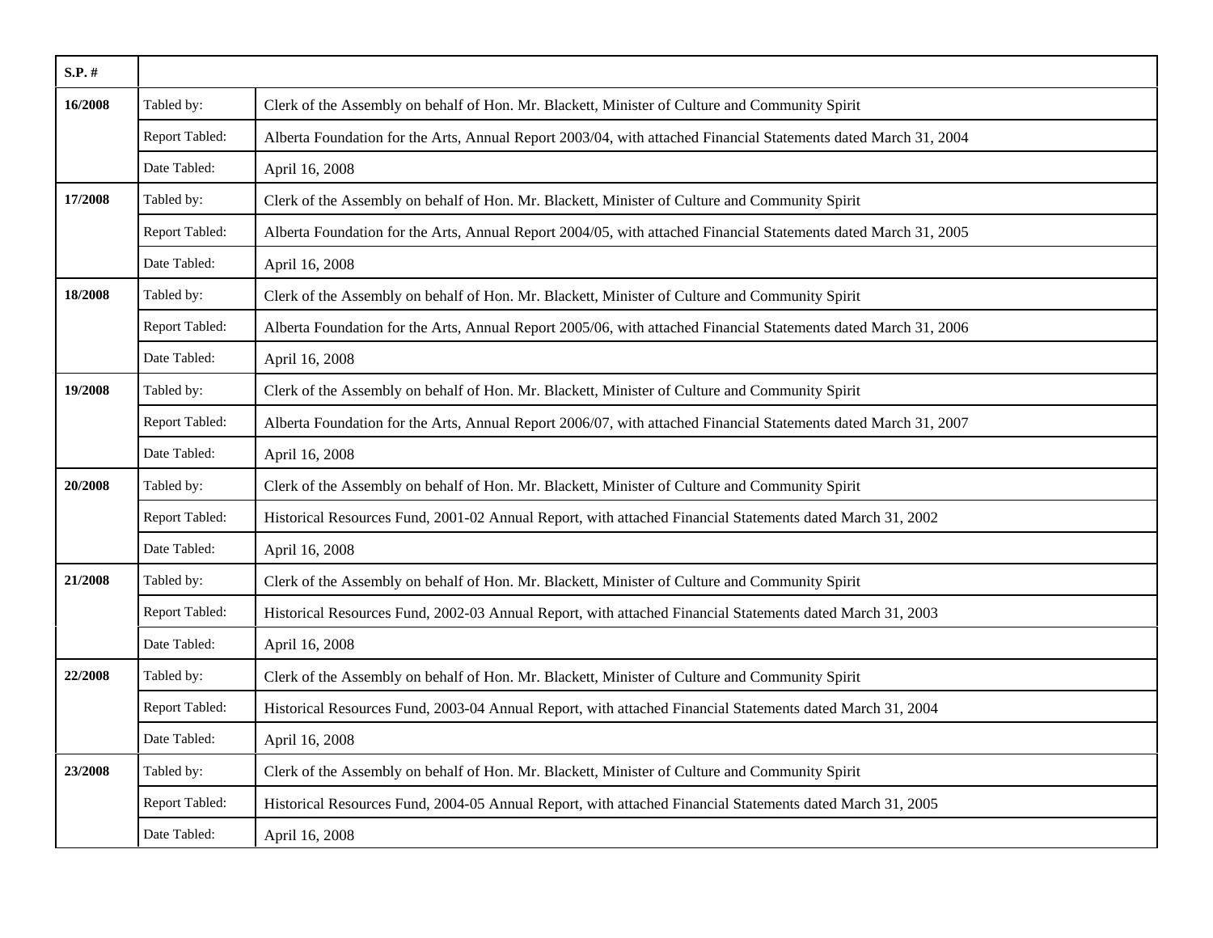| S.P. # | | |
|---|---|---|
| 16/2008 | Tabled by: | Clerk of the Assembly on behalf of Hon. Mr. Blackett, Minister of Culture and Community Spirit |
| | Report Tabled: | Alberta Foundation for the Arts, Annual Report 2003/04, with attached Financial Statements dated March 31, 2004 |
| | Date Tabled: | April 16, 2008 |
| 17/2008 | Tabled by: | Clerk of the Assembly on behalf of Hon. Mr. Blackett, Minister of Culture and Community Spirit |
| | Report Tabled: | Alberta Foundation for the Arts, Annual Report 2004/05, with attached Financial Statements dated March 31, 2005 |
| | Date Tabled: | April 16, 2008 |
| 18/2008 | Tabled by: | Clerk of the Assembly on behalf of Hon. Mr. Blackett, Minister of Culture and Community Spirit |
| | Report Tabled: | Alberta Foundation for the Arts, Annual Report 2005/06, with attached Financial Statements dated March 31, 2006 |
| | Date Tabled: | April 16, 2008 |
| 19/2008 | Tabled by: | Clerk of the Assembly on behalf of Hon. Mr. Blackett, Minister of Culture and Community Spirit |
| | Report Tabled: | Alberta Foundation for the Arts, Annual Report 2006/07, with attached Financial Statements dated March 31, 2007 |
| | Date Tabled: | April 16, 2008 |
| 20/2008 | Tabled by: | Clerk of the Assembly on behalf of Hon. Mr. Blackett, Minister of Culture and Community Spirit |
| | Report Tabled: | Historical Resources Fund, 2001-02 Annual Report, with attached Financial Statements dated March 31, 2002 |
| | Date Tabled: | April 16, 2008 |
| 21/2008 | Tabled by: | Clerk of the Assembly on behalf of Hon. Mr. Blackett, Minister of Culture and Community Spirit |
| | Report Tabled: | Historical Resources Fund, 2002-03 Annual Report, with attached Financial Statements dated March 31, 2003 |
| | Date Tabled: | April 16, 2008 |
| 22/2008 | Tabled by: | Clerk of the Assembly on behalf of Hon. Mr. Blackett, Minister of Culture and Community Spirit |
| | Report Tabled: | Historical Resources Fund, 2003-04 Annual Report, with attached Financial Statements dated March 31, 2004 |
| | Date Tabled: | April 16, 2008 |
| 23/2008 | Tabled by: | Clerk of the Assembly on behalf of Hon. Mr. Blackett, Minister of Culture and Community Spirit |
| | Report Tabled: | Historical Resources Fund, 2004-05 Annual Report, with attached Financial Statements dated March 31, 2005 |
| | Date Tabled: | April 16, 2008 |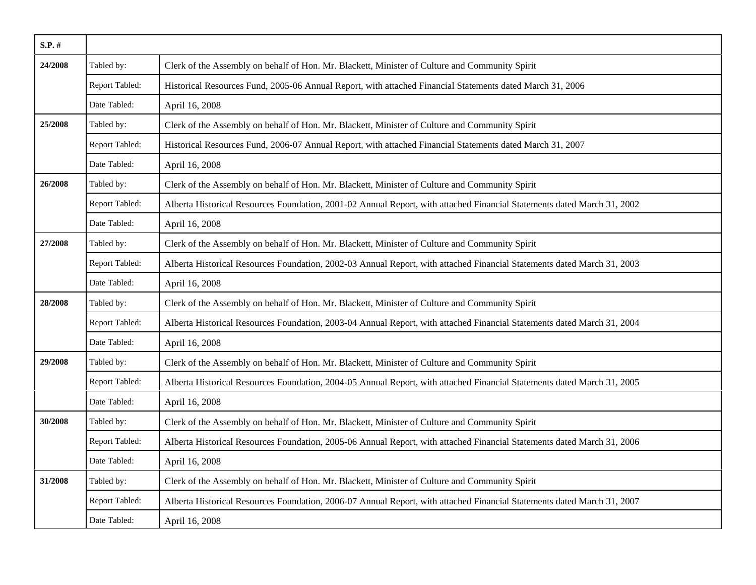| S.P. # | | |
|---|---|---|
| **24/2008** | Tabled by: | Clerk of the Assembly on behalf of Hon. Mr. Blackett, Minister of Culture and Community Spirit |
| | Report Tabled: | Historical Resources Fund, 2005-06 Annual Report, with attached Financial Statements dated March 31, 2006 |
| | Date Tabled: | April 16, 2008 |
| **25/2008** | Tabled by: | Clerk of the Assembly on behalf of Hon. Mr. Blackett, Minister of Culture and Community Spirit |
| | Report Tabled: | Historical Resources Fund, 2006-07 Annual Report, with attached Financial Statements dated March 31, 2007 |
| | Date Tabled: | April 16, 2008 |
| **26/2008** | Tabled by: | Clerk of the Assembly on behalf of Hon. Mr. Blackett, Minister of Culture and Community Spirit |
| | Report Tabled: | Alberta Historical Resources Foundation, 2001-02 Annual Report, with attached Financial Statements dated March 31, 2002 |
| | Date Tabled: | April 16, 2008 |
| **27/2008** | Tabled by: | Clerk of the Assembly on behalf of Hon. Mr. Blackett, Minister of Culture and Community Spirit |
| | Report Tabled: | Alberta Historical Resources Foundation, 2002-03 Annual Report, with attached Financial Statements dated March 31, 2003 |
| | Date Tabled: | April 16, 2008 |
| **28/2008** | Tabled by: | Clerk of the Assembly on behalf of Hon. Mr. Blackett, Minister of Culture and Community Spirit |
| | Report Tabled: | Alberta Historical Resources Foundation, 2003-04 Annual Report, with attached Financial Statements dated March 31, 2004 |
| | Date Tabled: | April 16, 2008 |
| **29/2008** | Tabled by: | Clerk of the Assembly on behalf of Hon. Mr. Blackett, Minister of Culture and Community Spirit |
| | Report Tabled: | Alberta Historical Resources Foundation, 2004-05 Annual Report, with attached Financial Statements dated March 31, 2005 |
| | Date Tabled: | April 16, 2008 |
| **30/2008** | Tabled by: | Clerk of the Assembly on behalf of Hon. Mr. Blackett, Minister of Culture and Community Spirit |
| | Report Tabled: | Alberta Historical Resources Foundation, 2005-06 Annual Report, with attached Financial Statements dated March 31, 2006 |
| | Date Tabled: | April 16, 2008 |
| **31/2008** | Tabled by: | Clerk of the Assembly on behalf of Hon. Mr. Blackett, Minister of Culture and Community Spirit |
| | Report Tabled: | Alberta Historical Resources Foundation, 2006-07 Annual Report, with attached Financial Statements dated March 31, 2007 |
| | Date Tabled: | April 16, 2008 |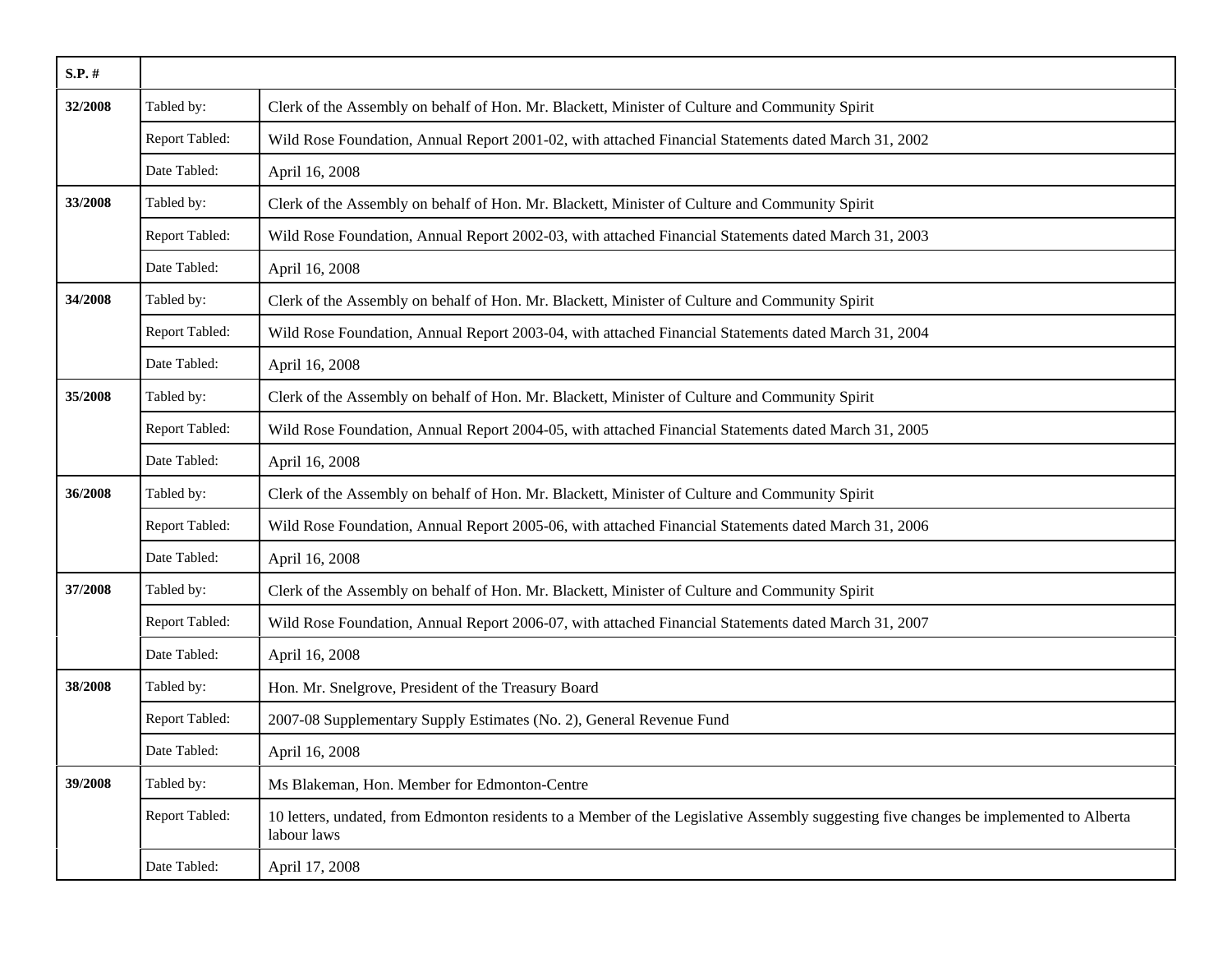| S.P. # | | |
|---|---|---|
| 32/2008 | Tabled by: | Clerk of the Assembly on behalf of Hon. Mr. Blackett, Minister of Culture and Community Spirit |
| | Report Tabled: | Wild Rose Foundation, Annual Report 2001-02, with attached Financial Statements dated March 31, 2002 |
| | Date Tabled: | April 16, 2008 |
| 33/2008 | Tabled by: | Clerk of the Assembly on behalf of Hon. Mr. Blackett, Minister of Culture and Community Spirit |
| | Report Tabled: | Wild Rose Foundation, Annual Report 2002-03, with attached Financial Statements dated March 31, 2003 |
| | Date Tabled: | April 16, 2008 |
| 34/2008 | Tabled by: | Clerk of the Assembly on behalf of Hon. Mr. Blackett, Minister of Culture and Community Spirit |
| | Report Tabled: | Wild Rose Foundation, Annual Report 2003-04, with attached Financial Statements dated March 31, 2004 |
| | Date Tabled: | April 16, 2008 |
| 35/2008 | Tabled by: | Clerk of the Assembly on behalf of Hon. Mr. Blackett, Minister of Culture and Community Spirit |
| | Report Tabled: | Wild Rose Foundation, Annual Report 2004-05, with attached Financial Statements dated March 31, 2005 |
| | Date Tabled: | April 16, 2008 |
| 36/2008 | Tabled by: | Clerk of the Assembly on behalf of Hon. Mr. Blackett, Minister of Culture and Community Spirit |
| | Report Tabled: | Wild Rose Foundation, Annual Report 2005-06, with attached Financial Statements dated March 31, 2006 |
| | Date Tabled: | April 16, 2008 |
| 37/2008 | Tabled by: | Clerk of the Assembly on behalf of Hon. Mr. Blackett, Minister of Culture and Community Spirit |
| | Report Tabled: | Wild Rose Foundation, Annual Report 2006-07, with attached Financial Statements dated March 31, 2007 |
| | Date Tabled: | April 16, 2008 |
| 38/2008 | Tabled by: | Hon. Mr. Snelgrove, President of the Treasury Board |
| | Report Tabled: | 2007-08 Supplementary Supply Estimates (No. 2), General Revenue Fund |
| | Date Tabled: | April 16, 2008 |
| 39/2008 | Tabled by: | Ms Blakeman, Hon. Member for Edmonton-Centre |
| | Report Tabled: | 10 letters, undated, from Edmonton residents to a Member of the Legislative Assembly suggesting five changes be implemented to Alberta labour laws |
| | Date Tabled: | April 17, 2008 |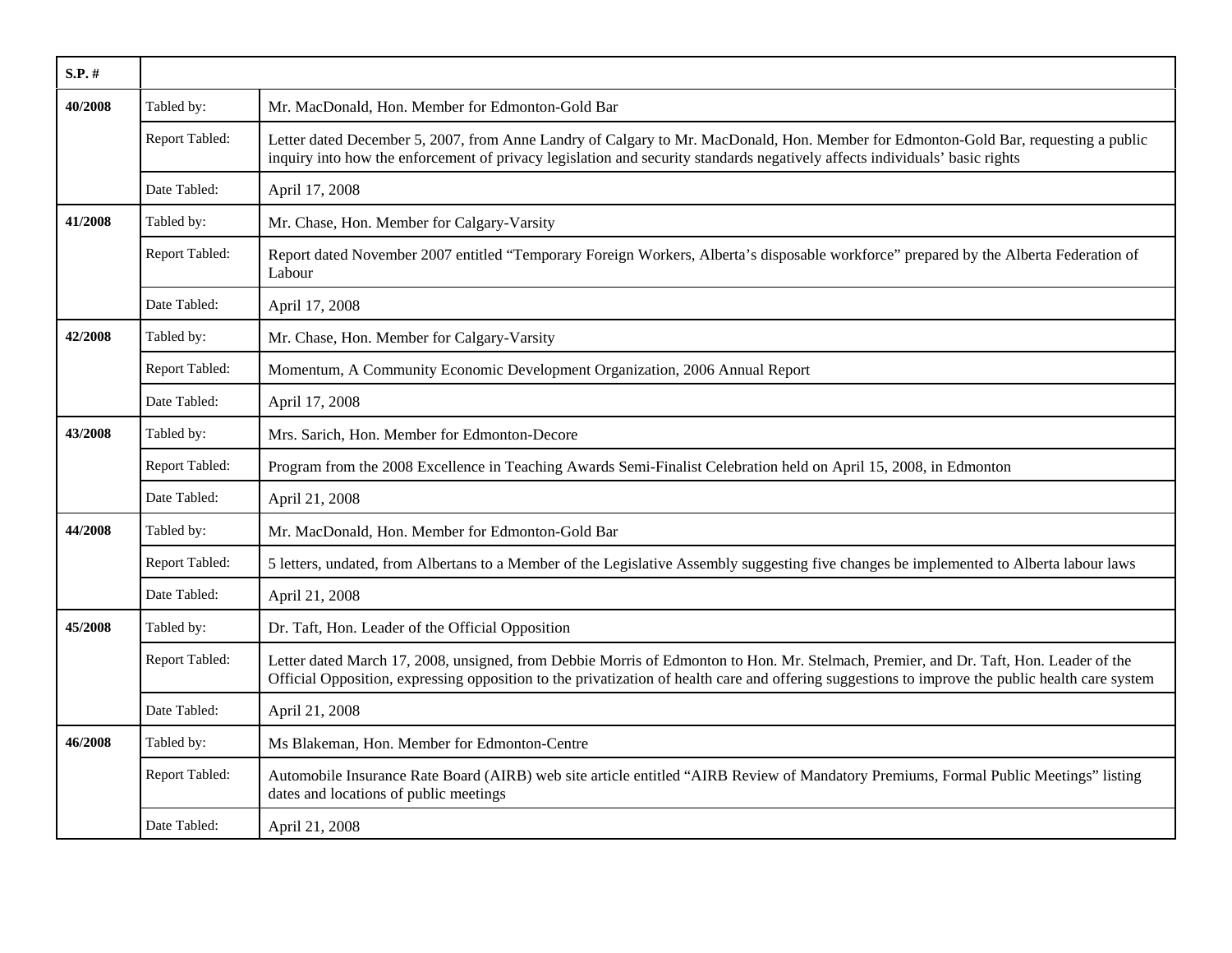| S.P. # | | |
|---|---|---|
| 40/2008 | Tabled by: | Mr. MacDonald, Hon. Member for Edmonton-Gold Bar |
| | Report Tabled: | Letter dated December 5, 2007, from Anne Landry of Calgary to Mr. MacDonald, Hon. Member for Edmonton-Gold Bar, requesting a public inquiry into how the enforcement of privacy legislation and security standards negatively affects individuals' basic rights |
| | Date Tabled: | April 17, 2008 |
| 41/2008 | Tabled by: | Mr. Chase, Hon. Member for Calgary-Varsity |
| | Report Tabled: | Report dated November 2007 entitled "Temporary Foreign Workers, Alberta's disposable workforce" prepared by the Alberta Federation of Labour |
| | Date Tabled: | April 17, 2008 |
| 42/2008 | Tabled by: | Mr. Chase, Hon. Member for Calgary-Varsity |
| | Report Tabled: | Momentum, A Community Economic Development Organization, 2006 Annual Report |
| | Date Tabled: | April 17, 2008 |
| 43/2008 | Tabled by: | Mrs. Sarich, Hon. Member for Edmonton-Decore |
| | Report Tabled: | Program from the 2008 Excellence in Teaching Awards Semi-Finalist Celebration held on April 15, 2008, in Edmonton |
| | Date Tabled: | April 21, 2008 |
| 44/2008 | Tabled by: | Mr. MacDonald, Hon. Member for Edmonton-Gold Bar |
| | Report Tabled: | 5 letters, undated, from Albertans to a Member of the Legislative Assembly suggesting five changes be implemented to Alberta labour laws |
| | Date Tabled: | April 21, 2008 |
| 45/2008 | Tabled by: | Dr. Taft, Hon. Leader of the Official Opposition |
| | Report Tabled: | Letter dated March 17, 2008, unsigned, from Debbie Morris of Edmonton to Hon. Mr. Stelmach, Premier, and Dr. Taft, Hon. Leader of the Official Opposition, expressing opposition to the privatization of health care and offering suggestions to improve the public health care system |
| | Date Tabled: | April 21, 2008 |
| 46/2008 | Tabled by: | Ms Blakeman, Hon. Member for Edmonton-Centre |
| | Report Tabled: | Automobile Insurance Rate Board (AIRB) web site article entitled "AIRB Review of Mandatory Premiums, Formal Public Meetings" listing dates and locations of public meetings |
| | Date Tabled: | April 21, 2008 |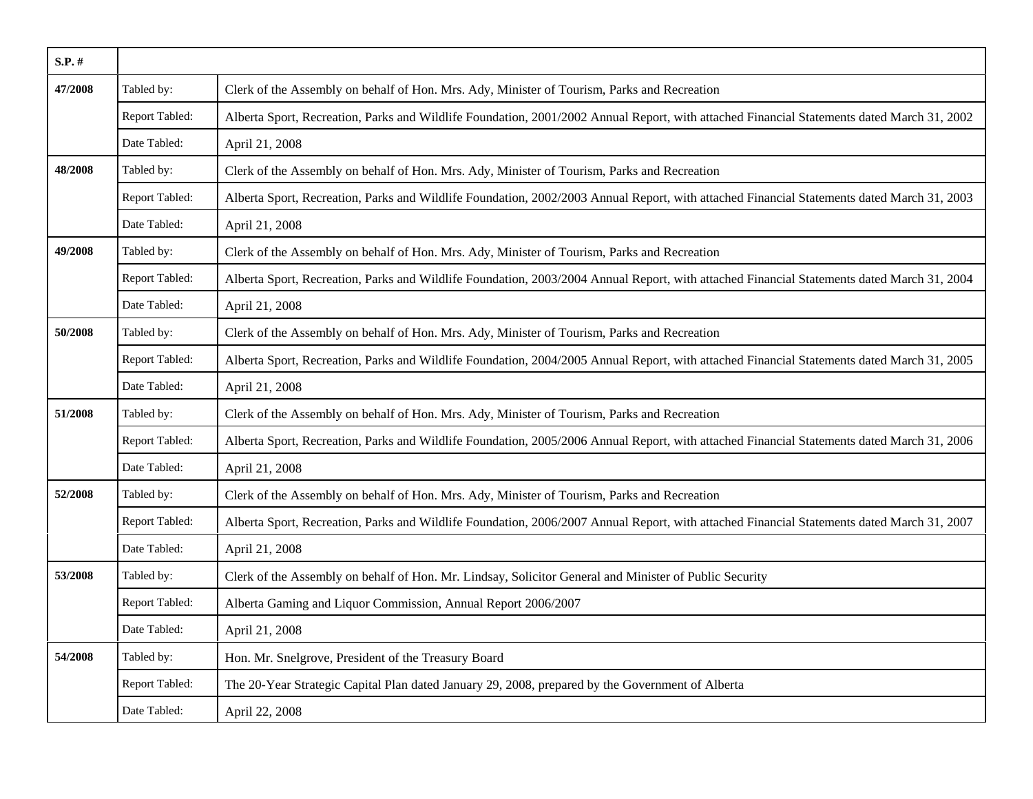| S.P. # | | |
| --- | --- | --- |
| **47/2008** | Tabled by: | Clerk of the Assembly on behalf of Hon. Mrs. Ady, Minister of Tourism, Parks and Recreation |
| | Report Tabled: | Alberta Sport, Recreation, Parks and Wildlife Foundation, 2001/2002 Annual Report, with attached Financial Statements dated March 31, 2002 |
| | Date Tabled: | April 21, 2008 |
| **48/2008** | Tabled by: | Clerk of the Assembly on behalf of Hon. Mrs. Ady, Minister of Tourism, Parks and Recreation |
| | Report Tabled: | Alberta Sport, Recreation, Parks and Wildlife Foundation, 2002/2003 Annual Report, with attached Financial Statements dated March 31, 2003 |
| | Date Tabled: | April 21, 2008 |
| **49/2008** | Tabled by: | Clerk of the Assembly on behalf of Hon. Mrs. Ady, Minister of Tourism, Parks and Recreation |
| | Report Tabled: | Alberta Sport, Recreation, Parks and Wildlife Foundation, 2003/2004 Annual Report, with attached Financial Statements dated March 31, 2004 |
| | Date Tabled: | April 21, 2008 |
| **50/2008** | Tabled by: | Clerk of the Assembly on behalf of Hon. Mrs. Ady, Minister of Tourism, Parks and Recreation |
| | Report Tabled: | Alberta Sport, Recreation, Parks and Wildlife Foundation, 2004/2005 Annual Report, with attached Financial Statements dated March 31, 2005 |
| | Date Tabled: | April 21, 2008 |
| **51/2008** | Tabled by: | Clerk of the Assembly on behalf of Hon. Mrs. Ady, Minister of Tourism, Parks and Recreation |
| | Report Tabled: | Alberta Sport, Recreation, Parks and Wildlife Foundation, 2005/2006 Annual Report, with attached Financial Statements dated March 31, 2006 |
| | Date Tabled: | April 21, 2008 |
| **52/2008** | Tabled by: | Clerk of the Assembly on behalf of Hon. Mrs. Ady, Minister of Tourism, Parks and Recreation |
| | Report Tabled: | Alberta Sport, Recreation, Parks and Wildlife Foundation, 2006/2007 Annual Report, with attached Financial Statements dated March 31, 2007 |
| | Date Tabled: | April 21, 2008 |
| **53/2008** | Tabled by: | Clerk of the Assembly on behalf of Hon. Mr. Lindsay, Solicitor General and Minister of Public Security |
| | Report Tabled: | Alberta Gaming and Liquor Commission, Annual Report 2006/2007 |
| | Date Tabled: | April 21, 2008 |
| **54/2008** | Tabled by: | Hon. Mr. Snelgrove, President of the Treasury Board |
| | Report Tabled: | The 20-Year Strategic Capital Plan dated January 29, 2008, prepared by the Government of Alberta |
| | Date Tabled: | April 22, 2008 |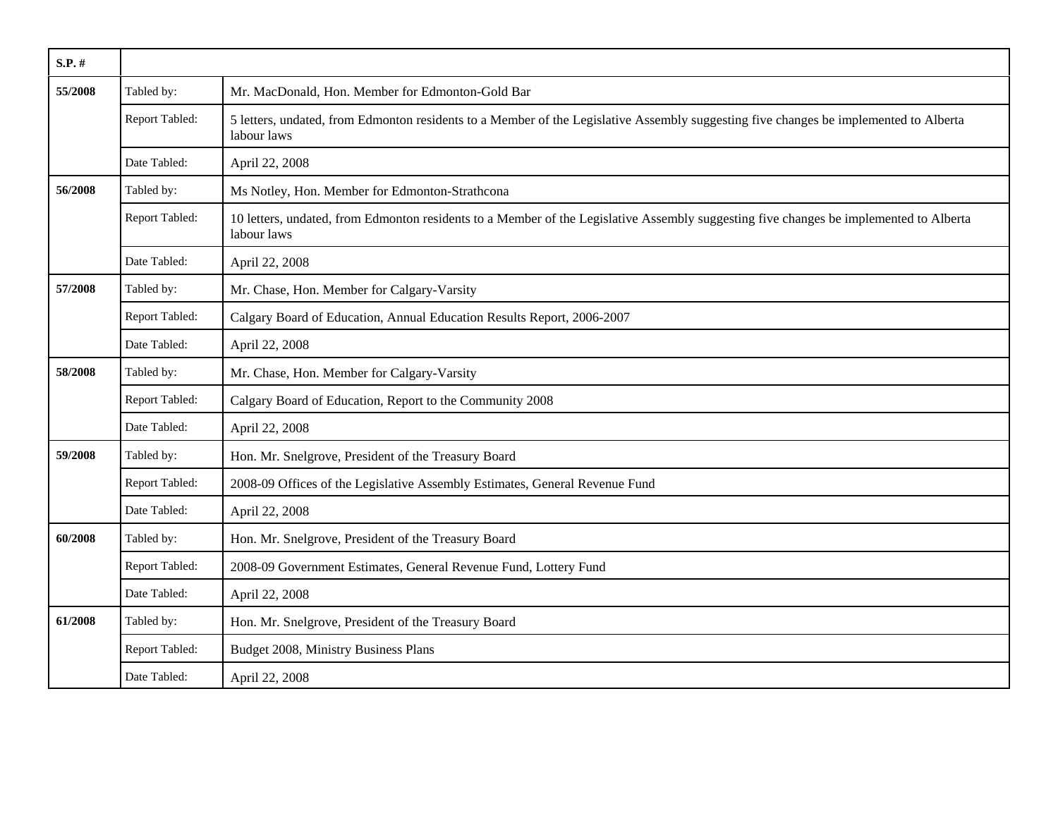| S.P. # | | |
|---|---|---|
| 55/2008 | Tabled by: | Mr. MacDonald, Hon. Member for Edmonton-Gold Bar |
| | Report Tabled: | 5 letters, undated, from Edmonton residents to a Member of the Legislative Assembly suggesting five changes be implemented to Alberta labour laws |
| | Date Tabled: | April 22, 2008 |
| 56/2008 | Tabled by: | Ms Notley, Hon. Member for Edmonton-Strathcona |
| | Report Tabled: | 10 letters, undated, from Edmonton residents to a Member of the Legislative Assembly suggesting five changes be implemented to Alberta labour laws |
| | Date Tabled: | April 22, 2008 |
| 57/2008 | Tabled by: | Mr. Chase, Hon. Member for Calgary-Varsity |
| | Report Tabled: | Calgary Board of Education, Annual Education Results Report, 2006-2007 |
| | Date Tabled: | April 22, 2008 |
| 58/2008 | Tabled by: | Mr. Chase, Hon. Member for Calgary-Varsity |
| | Report Tabled: | Calgary Board of Education, Report to the Community 2008 |
| | Date Tabled: | April 22, 2008 |
| 59/2008 | Tabled by: | Hon. Mr. Snelgrove, President of the Treasury Board |
| | Report Tabled: | 2008-09 Offices of the Legislative Assembly Estimates, General Revenue Fund |
| | Date Tabled: | April 22, 2008 |
| 60/2008 | Tabled by: | Hon. Mr. Snelgrove, President of the Treasury Board |
| | Report Tabled: | 2008-09 Government Estimates, General Revenue Fund, Lottery Fund |
| | Date Tabled: | April 22, 2008 |
| 61/2008 | Tabled by: | Hon. Mr. Snelgrove, President of the Treasury Board |
| | Report Tabled: | Budget 2008, Ministry Business Plans |
| | Date Tabled: | April 22, 2008 |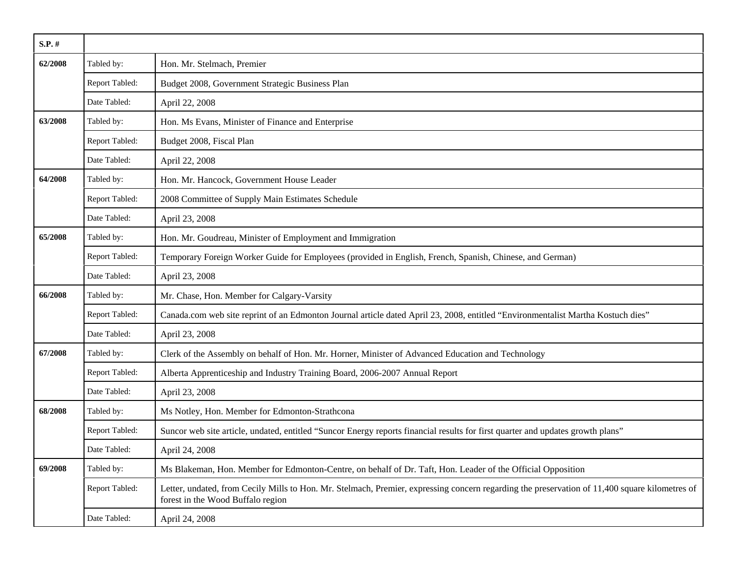| S.P. # | | |
|---|---|---|
| 62/2008 | Tabled by: | Hon. Mr. Stelmach, Premier |
| | Report Tabled: | Budget 2008, Government Strategic Business Plan |
| | Date Tabled: | April 22, 2008 |
| 63/2008 | Tabled by: | Hon. Ms Evans, Minister of Finance and Enterprise |
| | Report Tabled: | Budget 2008, Fiscal Plan |
| | Date Tabled: | April 22, 2008 |
| 64/2008 | Tabled by: | Hon. Mr. Hancock, Government House Leader |
| | Report Tabled: | 2008 Committee of Supply Main Estimates Schedule |
| | Date Tabled: | April 23, 2008 |
| 65/2008 | Tabled by: | Hon. Mr. Goudreau, Minister of Employment and Immigration |
| | Report Tabled: | Temporary Foreign Worker Guide for Employees (provided in English, French, Spanish, Chinese, and German) |
| | Date Tabled: | April 23, 2008 |
| 66/2008 | Tabled by: | Mr. Chase, Hon. Member for Calgary-Varsity |
| | Report Tabled: | Canada.com web site reprint of an Edmonton Journal article dated April 23, 2008, entitled “Environmentalist Martha Kostuch dies” |
| | Date Tabled: | April 23, 2008 |
| 67/2008 | Tabled by: | Clerk of the Assembly on behalf of Hon. Mr. Horner, Minister of Advanced Education and Technology |
| | Report Tabled: | Alberta Apprenticeship and Industry Training Board, 2006-2007 Annual Report |
| | Date Tabled: | April 23, 2008 |
| 68/2008 | Tabled by: | Ms Notley, Hon. Member for Edmonton-Strathcona |
| | Report Tabled: | Suncor web site article, undated, entitled “Suncor Energy reports financial results for first quarter and updates growth plans” |
| | Date Tabled: | April 24, 2008 |
| 69/2008 | Tabled by: | Ms Blakeman, Hon. Member for Edmonton-Centre, on behalf of Dr. Taft, Hon. Leader of the Official Opposition |
| | Report Tabled: | Letter, undated, from Cecily Mills to Hon. Mr. Stelmach, Premier, expressing concern regarding the preservation of 11,400 square kilometres of forest in the Wood Buffalo region |
| | Date Tabled: | April 24, 2008 |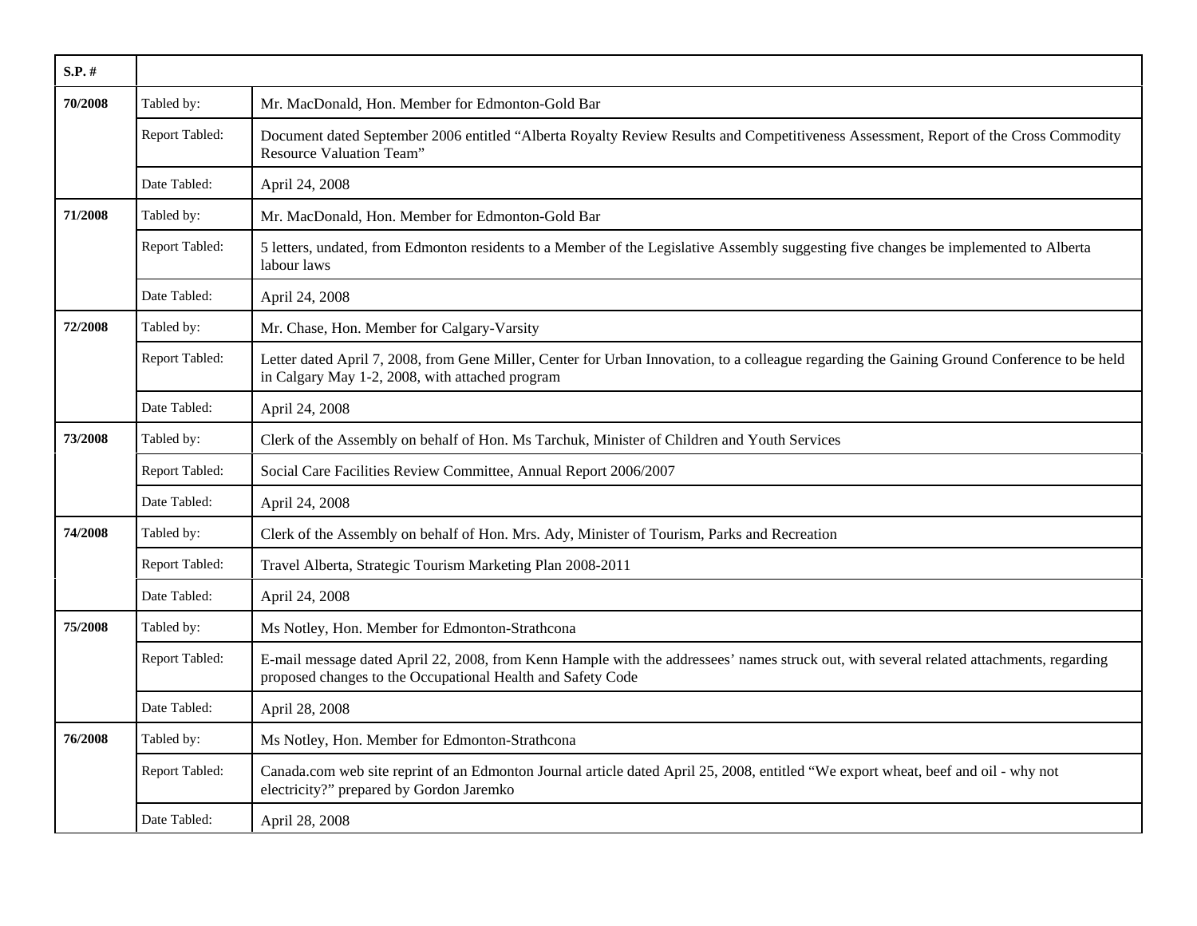| S.P. # | | |
|---|---|---|
| 70/2008 | Tabled by: | Mr. MacDonald, Hon. Member for Edmonton-Gold Bar |
| | Report Tabled: | Document dated September 2006 entitled “Alberta Royalty Review Results and Competitiveness Assessment, Report of the Cross Commodity Resource Valuation Team” |
| | Date Tabled: | April 24, 2008 |
| 71/2008 | Tabled by: | Mr. MacDonald, Hon. Member for Edmonton-Gold Bar |
| | Report Tabled: | 5 letters, undated, from Edmonton residents to a Member of the Legislative Assembly suggesting five changes be implemented to Alberta labour laws |
| | Date Tabled: | April 24, 2008 |
| 72/2008 | Tabled by: | Mr. Chase, Hon. Member for Calgary-Varsity |
| | Report Tabled: | Letter dated April 7, 2008, from Gene Miller, Center for Urban Innovation, to a colleague regarding the Gaining Ground Conference to be held in Calgary May 1-2, 2008, with attached program |
| | Date Tabled: | April 24, 2008 |
| 73/2008 | Tabled by: | Clerk of the Assembly on behalf of Hon. Ms Tarchuk, Minister of Children and Youth Services |
| | Report Tabled: | Social Care Facilities Review Committee, Annual Report 2006/2007 |
| | Date Tabled: | April 24, 2008 |
| 74/2008 | Tabled by: | Clerk of the Assembly on behalf of Hon. Mrs. Ady, Minister of Tourism, Parks and Recreation |
| | Report Tabled: | Travel Alberta, Strategic Tourism Marketing Plan 2008-2011 |
| | Date Tabled: | April 24, 2008 |
| 75/2008 | Tabled by: | Ms Notley, Hon. Member for Edmonton-Strathcona |
| | Report Tabled: | E-mail message dated April 22, 2008, from Kenn Hample with the addressees’ names struck out, with several related attachments, regarding proposed changes to the Occupational Health and Safety Code |
| | Date Tabled: | April 28, 2008 |
| 76/2008 | Tabled by: | Ms Notley, Hon. Member for Edmonton-Strathcona |
| | Report Tabled: | Canada.com web site reprint of an Edmonton Journal article dated April 25, 2008, entitled “We export wheat, beef and oil - why not electricity?” prepared by Gordon Jaremko |
| | Date Tabled: | April 28, 2008 |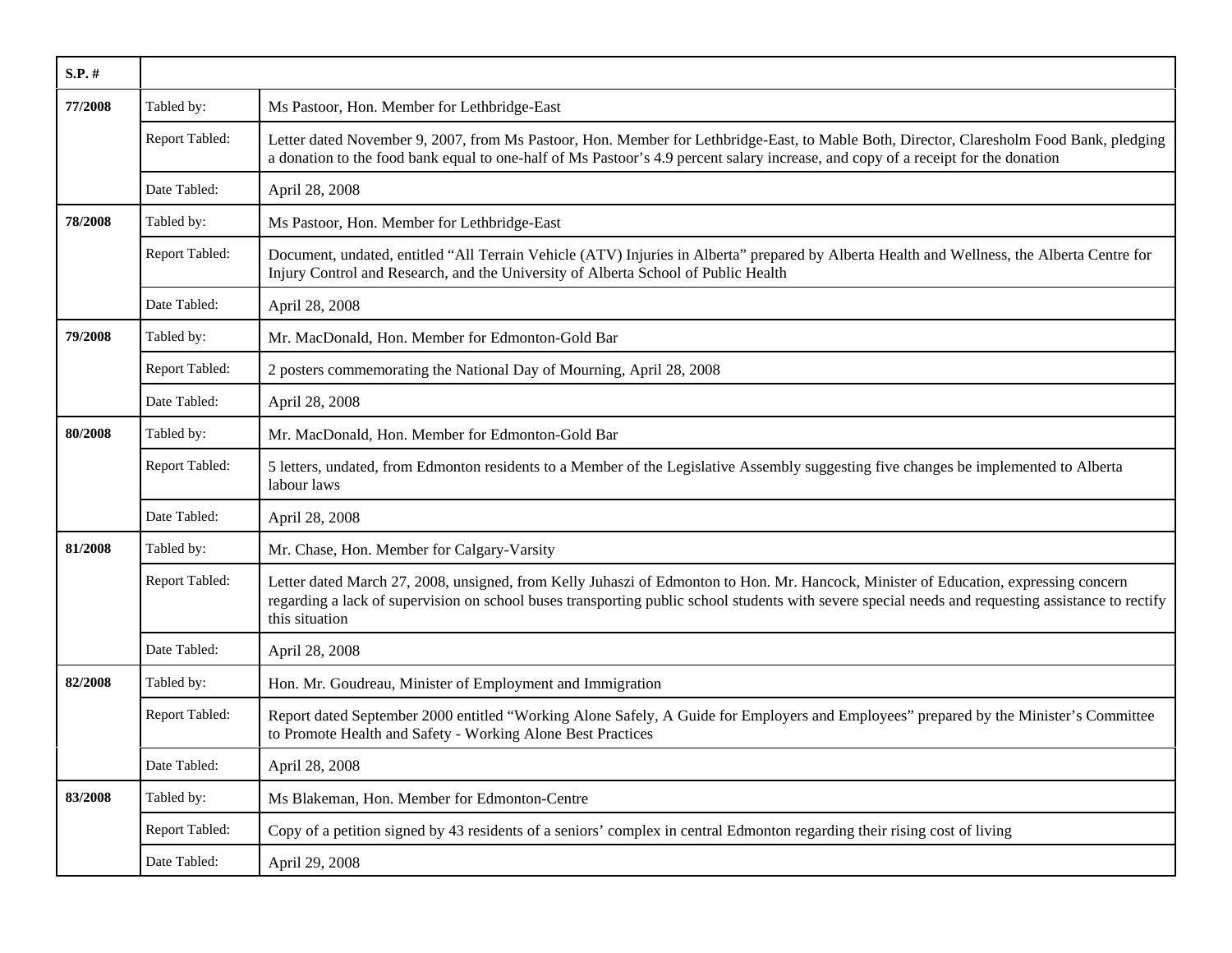| S.P. # | | |
|---|---|---|
| **77/2008** | Tabled by: | Ms Pastoor, Hon. Member for Lethbridge-East |
| | Report Tabled: | Letter dated November 9, 2007, from Ms Pastoor, Hon. Member for Lethbridge-East, to Mable Both, Director, Claresholm Food Bank, pledging a donation to the food bank equal to one-half of Ms Pastoor's 4.9 percent salary increase, and copy of a receipt for the donation |
| | Date Tabled: | April 28, 2008 |
| **78/2008** | Tabled by: | Ms Pastoor, Hon. Member for Lethbridge-East |
| | Report Tabled: | Document, undated, entitled "All Terrain Vehicle (ATV) Injuries in Alberta" prepared by Alberta Health and Wellness, the Alberta Centre for Injury Control and Research, and the University of Alberta School of Public Health |
| | Date Tabled: | April 28, 2008 |
| **79/2008** | Tabled by: | Mr. MacDonald, Hon. Member for Edmonton-Gold Bar |
| | Report Tabled: | 2 posters commemorating the National Day of Mourning, April 28, 2008 |
| | Date Tabled: | April 28, 2008 |
| **80/2008** | Tabled by: | Mr. MacDonald, Hon. Member for Edmonton-Gold Bar |
| | Report Tabled: | 5 letters, undated, from Edmonton residents to a Member of the Legislative Assembly suggesting five changes be implemented to Alberta labour laws |
| | Date Tabled: | April 28, 2008 |
| **81/2008** | Tabled by: | Mr. Chase, Hon. Member for Calgary-Varsity |
| | Report Tabled: | Letter dated March 27, 2008, unsigned, from Kelly Juhaszi of Edmonton to Hon. Mr. Hancock, Minister of Education, expressing concern regarding a lack of supervision on school buses transporting public school students with severe special needs and requesting assistance to rectify this situation |
| | Date Tabled: | April 28, 2008 |
| **82/2008** | Tabled by: | Hon. Mr. Goudreau, Minister of Employment and Immigration |
| | Report Tabled: | Report dated September 2000 entitled "Working Alone Safely, A Guide for Employers and Employees" prepared by the Minister's Committee to Promote Health and Safety - Working Alone Best Practices |
| | Date Tabled: | April 28, 2008 |
| **83/2008** | Tabled by: | Ms Blakeman, Hon. Member for Edmonton-Centre |
| | Report Tabled: | Copy of a petition signed by 43 residents of a seniors' complex in central Edmonton regarding their rising cost of living |
| | Date Tabled: | April 29, 2008 |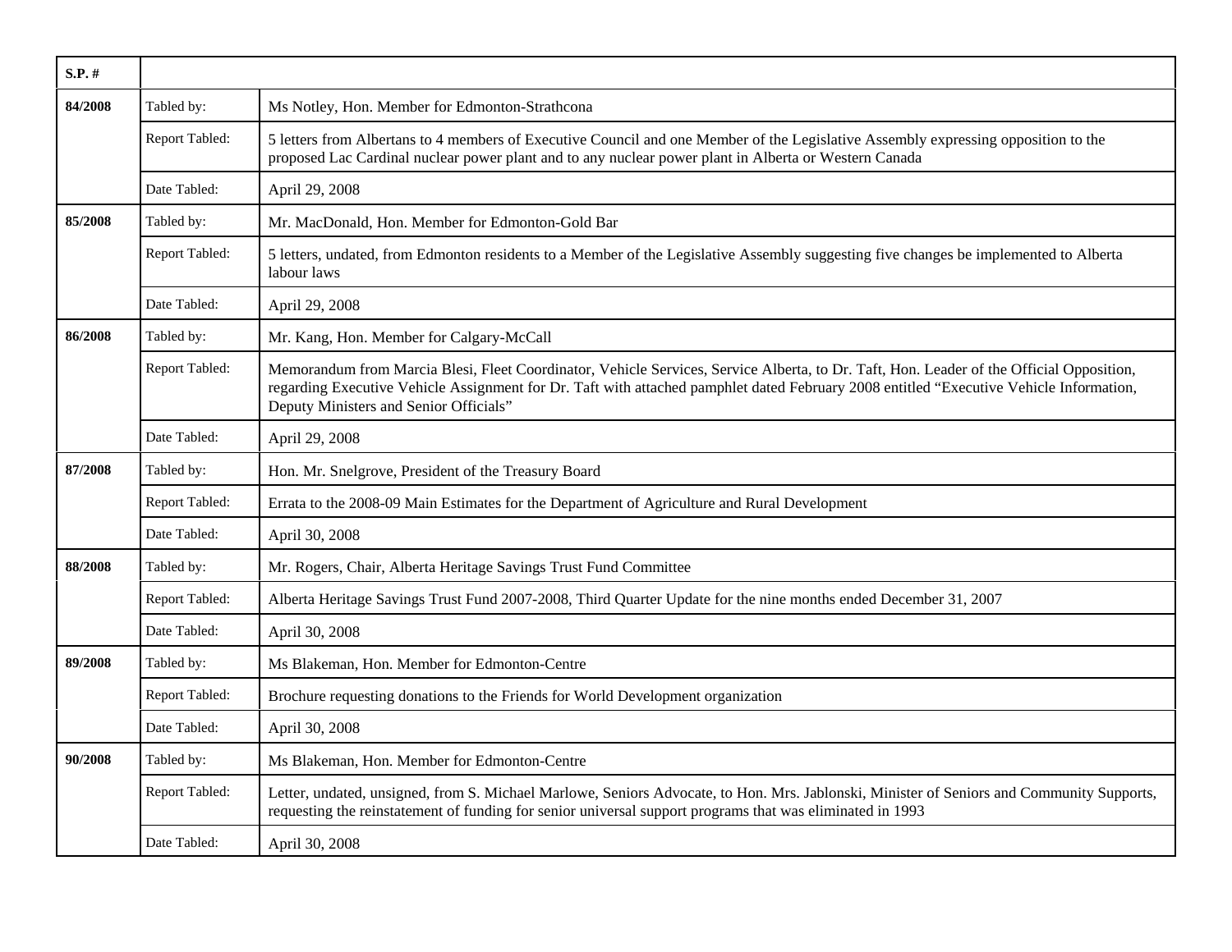| S.P. # | | |
|---|---|---|
| **84/2008** | Tabled by: | Ms Notley, Hon. Member for Edmonton-Strathcona |
| | Report Tabled: | 5 letters from Albertans to 4 members of Executive Council and one Member of the Legislative Assembly expressing opposition to the proposed Lac Cardinal nuclear power plant and to any nuclear power plant in Alberta or Western Canada |
| | Date Tabled: | April 29, 2008 |
| **85/2008** | Tabled by: | Mr. MacDonald, Hon. Member for Edmonton-Gold Bar |
| | Report Tabled: | 5 letters, undated, from Edmonton residents to a Member of the Legislative Assembly suggesting five changes be implemented to Alberta labour laws |
| | Date Tabled: | April 29, 2008 |
| **86/2008** | Tabled by: | Mr. Kang, Hon. Member for Calgary-McCall |
| | Report Tabled: | Memorandum from Marcia Blesi, Fleet Coordinator, Vehicle Services, Service Alberta, to Dr. Taft, Hon. Leader of the Official Opposition, regarding Executive Vehicle Assignment for Dr. Taft with attached pamphlet dated February 2008 entitled "Executive Vehicle Information, Deputy Ministers and Senior Officials" |
| | Date Tabled: | April 29, 2008 |
| **87/2008** | Tabled by: | Hon. Mr. Snelgrove, President of the Treasury Board |
| | Report Tabled: | Errata to the 2008-09 Main Estimates for the Department of Agriculture and Rural Development |
| | Date Tabled: | April 30, 2008 |
| **88/2008** | Tabled by: | Mr. Rogers, Chair, Alberta Heritage Savings Trust Fund Committee |
| | Report Tabled: | Alberta Heritage Savings Trust Fund 2007-2008, Third Quarter Update for the nine months ended December 31, 2007 |
| | Date Tabled: | April 30, 2008 |
| **89/2008** | Tabled by: | Ms Blakeman, Hon. Member for Edmonton-Centre |
| | Report Tabled: | Brochure requesting donations to the Friends for World Development organization |
| | Date Tabled: | April 30, 2008 |
| **90/2008** | Tabled by: | Ms Blakeman, Hon. Member for Edmonton-Centre |
| | Report Tabled: | Letter, undated, unsigned, from S. Michael Marlowe, Seniors Advocate, to Hon. Mrs. Jablonski, Minister of Seniors and Community Supports, requesting the reinstatement of funding for senior universal support programs that was eliminated in 1993 |
| | Date Tabled: | April 30, 2008 |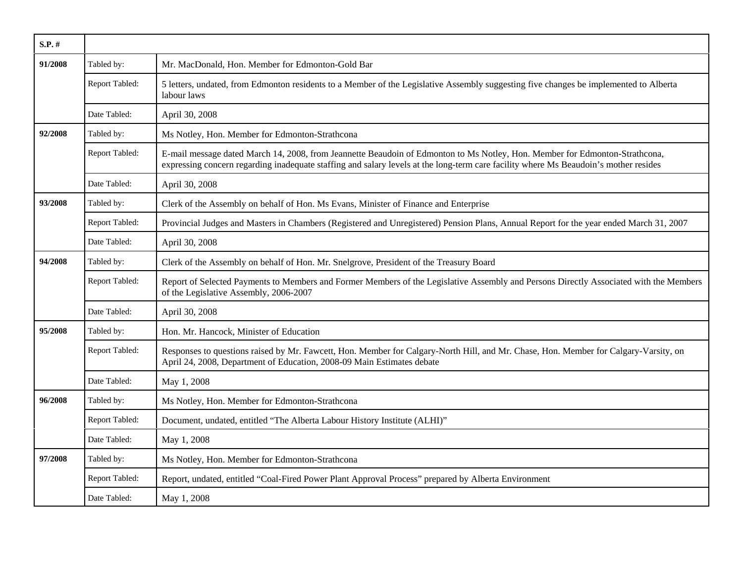| S.P. # | | |
|---|---|---|
| 91/2008 | Tabled by: | Mr. MacDonald, Hon. Member for Edmonton-Gold Bar |
| | Report Tabled: | 5 letters, undated, from Edmonton residents to a Member of the Legislative Assembly suggesting five changes be implemented to Alberta labour laws |
| | Date Tabled: | April 30, 2008 |
| 92/2008 | Tabled by: | Ms Notley, Hon. Member for Edmonton-Strathcona |
| | Report Tabled: | E-mail message dated March 14, 2008, from Jeannette Beaudoin of Edmonton to Ms Notley, Hon. Member for Edmonton-Strathcona, expressing concern regarding inadequate staffing and salary levels at the long-term care facility where Ms Beaudoin's mother resides |
| | Date Tabled: | April 30, 2008 |
| 93/2008 | Tabled by: | Clerk of the Assembly on behalf of Hon. Ms Evans, Minister of Finance and Enterprise |
| | Report Tabled: | Provincial Judges and Masters in Chambers (Registered and Unregistered) Pension Plans, Annual Report for the year ended March 31, 2007 |
| | Date Tabled: | April 30, 2008 |
| 94/2008 | Tabled by: | Clerk of the Assembly on behalf of Hon. Mr. Snelgrove, President of the Treasury Board |
| | Report Tabled: | Report of Selected Payments to Members and Former Members of the Legislative Assembly and Persons Directly Associated with the Members of the Legislative Assembly, 2006-2007 |
| | Date Tabled: | April 30, 2008 |
| 95/2008 | Tabled by: | Hon. Mr. Hancock, Minister of Education |
| | Report Tabled: | Responses to questions raised by Mr. Fawcett, Hon. Member for Calgary-North Hill, and Mr. Chase, Hon. Member for Calgary-Varsity, on April 24, 2008, Department of Education, 2008-09 Main Estimates debate |
| | Date Tabled: | May 1, 2008 |
| 96/2008 | Tabled by: | Ms Notley, Hon. Member for Edmonton-Strathcona |
| | Report Tabled: | Document, undated, entitled "The Alberta Labour History Institute (ALHI)" |
| | Date Tabled: | May 1, 2008 |
| 97/2008 | Tabled by: | Ms Notley, Hon. Member for Edmonton-Strathcona |
| | Report Tabled: | Report, undated, entitled "Coal-Fired Power Plant Approval Process" prepared by Alberta Environment |
| | Date Tabled: | May 1, 2008 |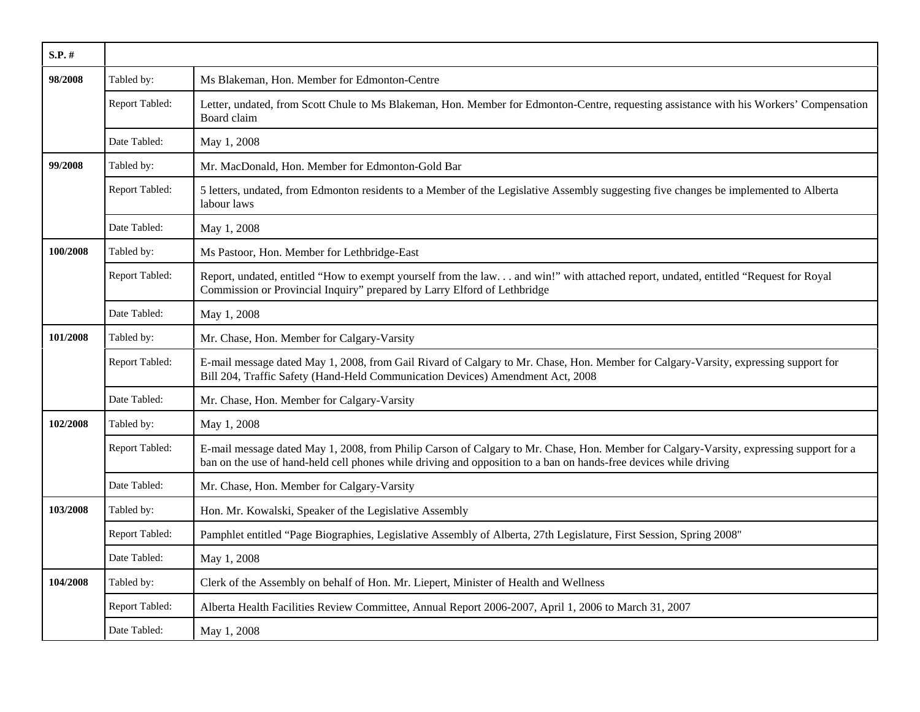| S.P. # | | |
|---|---|---|
| 98/2008 | Tabled by: | Ms Blakeman, Hon. Member for Edmonton-Centre |
| | Report Tabled: | Letter, undated, from Scott Chule to Ms Blakeman, Hon. Member for Edmonton-Centre, requesting assistance with his Workers' Compensation Board claim |
| | Date Tabled: | May 1, 2008 |
| 99/2008 | Tabled by: | Mr. MacDonald, Hon. Member for Edmonton-Gold Bar |
| | Report Tabled: | 5 letters, undated, from Edmonton residents to a Member of the Legislative Assembly suggesting five changes be implemented to Alberta labour laws |
| | Date Tabled: | May 1, 2008 |
| 100/2008 | Tabled by: | Ms Pastoor, Hon. Member for Lethbridge-East |
| | Report Tabled: | Report, undated, entitled "How to exempt yourself from the law. . . and win!" with attached report, undated, entitled "Request for Royal Commission or Provincial Inquiry" prepared by Larry Elford of Lethbridge |
| | Date Tabled: | May 1, 2008 |
| 101/2008 | Tabled by: | Mr. Chase, Hon. Member for Calgary-Varsity |
| | Report Tabled: | E-mail message dated May 1, 2008, from Gail Rivard of Calgary to Mr. Chase, Hon. Member for Calgary-Varsity, expressing support for Bill 204, Traffic Safety (Hand-Held Communication Devices) Amendment Act, 2008 |
| | Date Tabled: | Mr. Chase, Hon. Member for Calgary-Varsity |
| 102/2008 | Tabled by: | May 1, 2008 |
| | Report Tabled: | E-mail message dated May 1, 2008, from Philip Carson of Calgary to Mr. Chase, Hon. Member for Calgary-Varsity, expressing support for a ban on the use of hand-held cell phones while driving and opposition to a ban on hands-free devices while driving |
| | Date Tabled: | Mr. Chase, Hon. Member for Calgary-Varsity |
| 103/2008 | Tabled by: | Hon. Mr. Kowalski, Speaker of the Legislative Assembly |
| | Report Tabled: | Pamphlet entitled "Page Biographies, Legislative Assembly of Alberta, 27th Legislature, First Session, Spring 2008" |
| | Date Tabled: | May 1, 2008 |
| 104/2008 | Tabled by: | Clerk of the Assembly on behalf of Hon. Mr. Liepert, Minister of Health and Wellness |
| | Report Tabled: | Alberta Health Facilities Review Committee, Annual Report 2006-2007, April 1, 2006 to March 31, 2007 |
| | Date Tabled: | May 1, 2008 |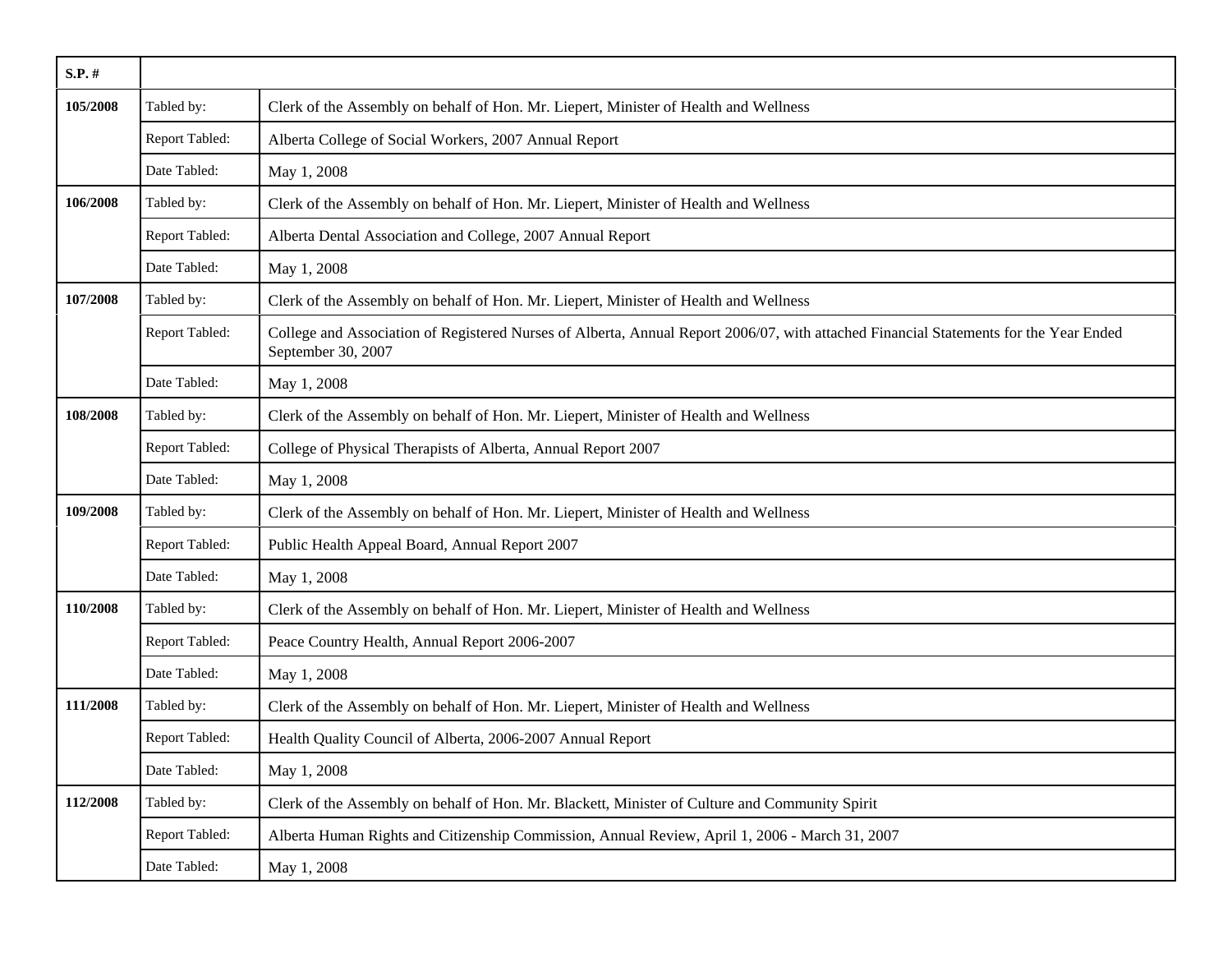| S.P. # | | |
|---|---|---|
| 105/2008 | Tabled by: | Clerk of the Assembly on behalf of Hon. Mr. Liepert, Minister of Health and Wellness |
| | Report Tabled: | Alberta College of Social Workers, 2007 Annual Report |
| | Date Tabled: | May 1, 2008 |
| 106/2008 | Tabled by: | Clerk of the Assembly on behalf of Hon. Mr. Liepert, Minister of Health and Wellness |
| | Report Tabled: | Alberta Dental Association and College, 2007 Annual Report |
| | Date Tabled: | May 1, 2008 |
| 107/2008 | Tabled by: | Clerk of the Assembly on behalf of Hon. Mr. Liepert, Minister of Health and Wellness |
| | Report Tabled: | College and Association of Registered Nurses of Alberta, Annual Report 2006/07, with attached Financial Statements for the Year Ended September 30, 2007 |
| | Date Tabled: | May 1, 2008 |
| 108/2008 | Tabled by: | Clerk of the Assembly on behalf of Hon. Mr. Liepert, Minister of Health and Wellness |
| | Report Tabled: | College of Physical Therapists of Alberta, Annual Report 2007 |
| | Date Tabled: | May 1, 2008 |
| 109/2008 | Tabled by: | Clerk of the Assembly on behalf of Hon. Mr. Liepert, Minister of Health and Wellness |
| | Report Tabled: | Public Health Appeal Board, Annual Report 2007 |
| | Date Tabled: | May 1, 2008 |
| 110/2008 | Tabled by: | Clerk of the Assembly on behalf of Hon. Mr. Liepert, Minister of Health and Wellness |
| | Report Tabled: | Peace Country Health, Annual Report 2006-2007 |
| | Date Tabled: | May 1, 2008 |
| 111/2008 | Tabled by: | Clerk of the Assembly on behalf of Hon. Mr. Liepert, Minister of Health and Wellness |
| | Report Tabled: | Health Quality Council of Alberta, 2006-2007 Annual Report |
| | Date Tabled: | May 1, 2008 |
| 112/2008 | Tabled by: | Clerk of the Assembly on behalf of Hon. Mr. Blackett, Minister of Culture and Community Spirit |
| | Report Tabled: | Alberta Human Rights and Citizenship Commission, Annual Review, April 1, 2006 - March 31, 2007 |
| | Date Tabled: | May 1, 2008 |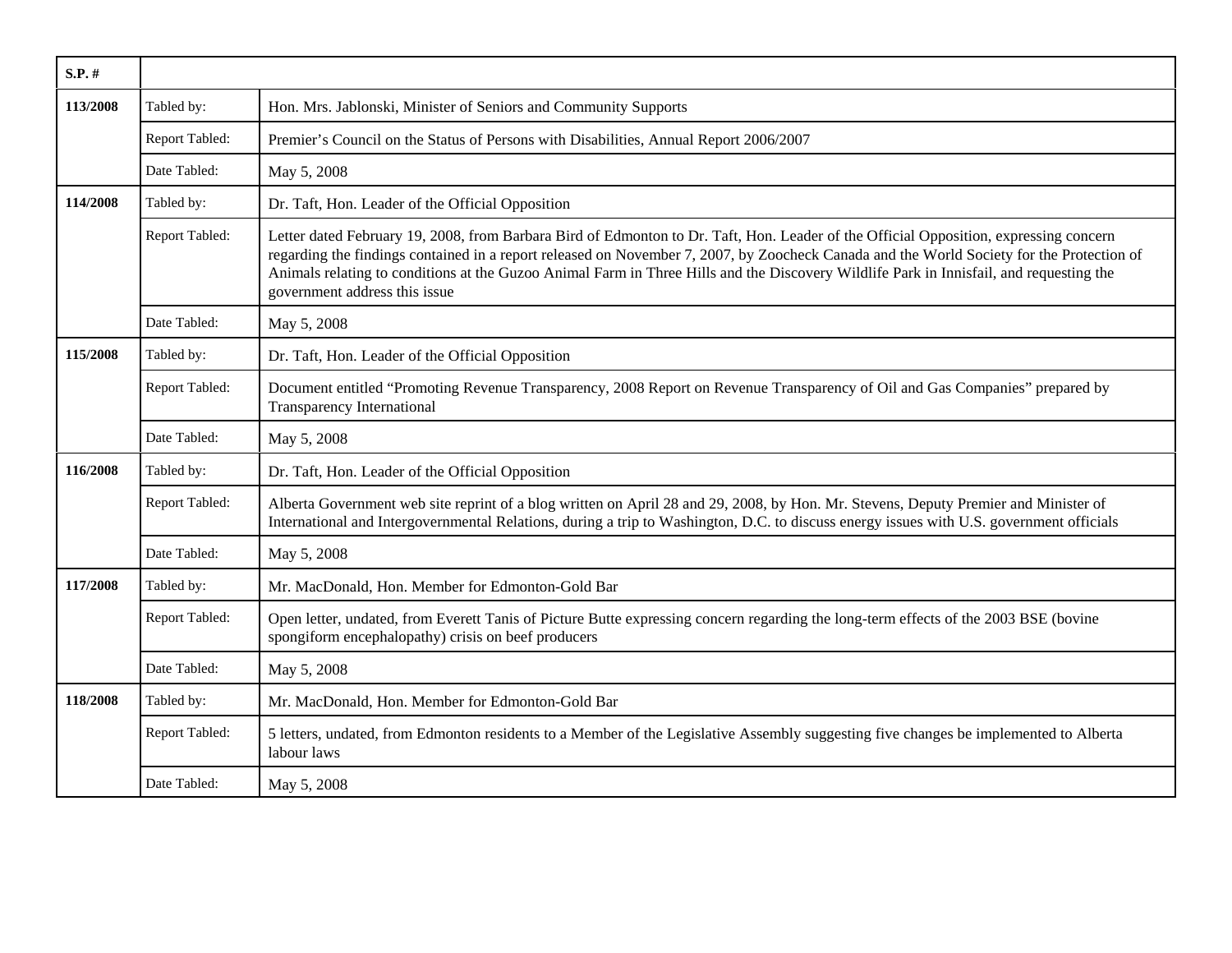| S.P. # | | |
|---|---|---|
| 113/2008 | Tabled by: | Hon. Mrs. Jablonski, Minister of Seniors and Community Supports |
| | Report Tabled: | Premier's Council on the Status of Persons with Disabilities, Annual Report 2006/2007 |
| | Date Tabled: | May 5, 2008 |
| 114/2008 | Tabled by: | Dr. Taft, Hon. Leader of the Official Opposition |
| | Report Tabled: | Letter dated February 19, 2008, from Barbara Bird of Edmonton to Dr. Taft, Hon. Leader of the Official Opposition, expressing concern regarding the findings contained in a report released on November 7, 2007, by Zoocheck Canada and the World Society for the Protection of Animals relating to conditions at the Guzoo Animal Farm in Three Hills and the Discovery Wildlife Park in Innisfail, and requesting the government address this issue |
| | Date Tabled: | May 5, 2008 |
| 115/2008 | Tabled by: | Dr. Taft, Hon. Leader of the Official Opposition |
| | Report Tabled: | Document entitled "Promoting Revenue Transparency, 2008 Report on Revenue Transparency of Oil and Gas Companies" prepared by Transparency International |
| | Date Tabled: | May 5, 2008 |
| 116/2008 | Tabled by: | Dr. Taft, Hon. Leader of the Official Opposition |
| | Report Tabled: | Alberta Government web site reprint of a blog written on April 28 and 29, 2008, by Hon. Mr. Stevens, Deputy Premier and Minister of International and Intergovernmental Relations, during a trip to Washington, D.C. to discuss energy issues with U.S. government officials |
| | Date Tabled: | May 5, 2008 |
| 117/2008 | Tabled by: | Mr. MacDonald, Hon. Member for Edmonton-Gold Bar |
| | Report Tabled: | Open letter, undated, from Everett Tanis of Picture Butte expressing concern regarding the long-term effects of the 2003 BSE (bovine spongiform encephalopathy) crisis on beef producers |
| | Date Tabled: | May 5, 2008 |
| 118/2008 | Tabled by: | Mr. MacDonald, Hon. Member for Edmonton-Gold Bar |
| | Report Tabled: | 5 letters, undated, from Edmonton residents to a Member of the Legislative Assembly suggesting five changes be implemented to Alberta labour laws |
| | Date Tabled: | May 5, 2008 |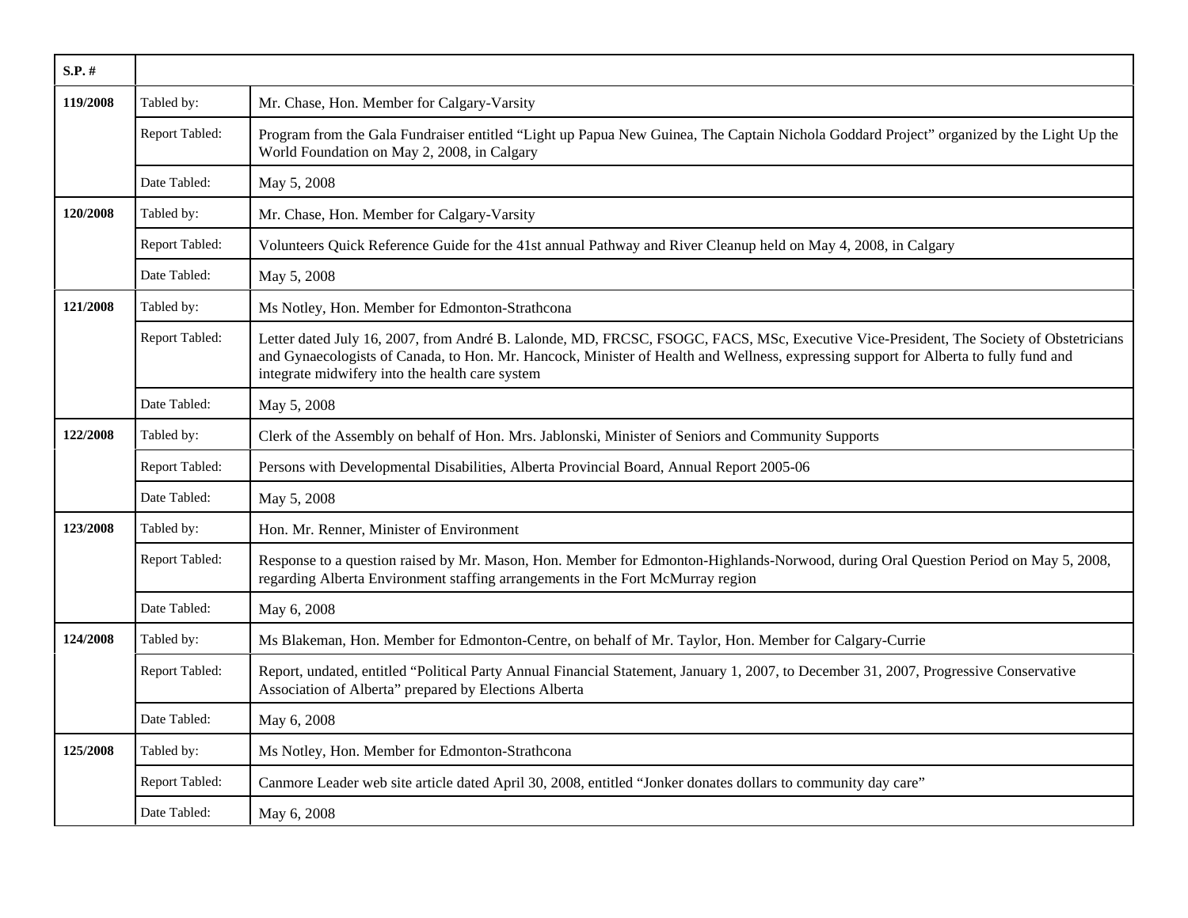| S.P. # | | |
| --- | --- | --- |
| 119/2008 | Tabled by: | Mr. Chase, Hon. Member for Calgary-Varsity |
| | Report Tabled: | Program from the Gala Fundraiser entitled “Light up Papua New Guinea, The Captain Nichola Goddard Project” organized by the Light Up the World Foundation on May 2, 2008, in Calgary |
| | Date Tabled: | May 5, 2008 |
| 120/2008 | Tabled by: | Mr. Chase, Hon. Member for Calgary-Varsity |
| | Report Tabled: | Volunteers Quick Reference Guide for the 41st annual Pathway and River Cleanup held on May 4, 2008, in Calgary |
| | Date Tabled: | May 5, 2008 |
| 121/2008 | Tabled by: | Ms Notley, Hon. Member for Edmonton-Strathcona |
| | Report Tabled: | Letter dated July 16, 2007, from André B. Lalonde, MD, FRCSC, FSOGC, FACS, MSc, Executive Vice-President, The Society of Obstetricians and Gynaecologists of Canada, to Hon. Mr. Hancock, Minister of Health and Wellness, expressing support for Alberta to fully fund and integrate midwifery into the health care system |
| | Date Tabled: | May 5, 2008 |
| 122/2008 | Tabled by: | Clerk of the Assembly on behalf of Hon. Mrs. Jablonski, Minister of Seniors and Community Supports |
| | Report Tabled: | Persons with Developmental Disabilities, Alberta Provincial Board, Annual Report 2005-06 |
| | Date Tabled: | May 5, 2008 |
| 123/2008 | Tabled by: | Hon. Mr. Renner, Minister of Environment |
| | Report Tabled: | Response to a question raised by Mr. Mason, Hon. Member for Edmonton-Highlands-Norwood, during Oral Question Period on May 5, 2008, regarding Alberta Environment staffing arrangements in the Fort McMurray region |
| | Date Tabled: | May 6, 2008 |
| 124/2008 | Tabled by: | Ms Blakeman, Hon. Member for Edmonton-Centre, on behalf of Mr. Taylor, Hon. Member for Calgary-Currie |
| | Report Tabled: | Report, undated, entitled “Political Party Annual Financial Statement, January 1, 2007, to December 31, 2007, Progressive Conservative Association of Alberta” prepared by Elections Alberta |
| | Date Tabled: | May 6, 2008 |
| 125/2008 | Tabled by: | Ms Notley, Hon. Member for Edmonton-Strathcona |
| | Report Tabled: | Canmore Leader web site article dated April 30, 2008, entitled “Jonker donates dollars to community day care” |
| | Date Tabled: | May 6, 2008 |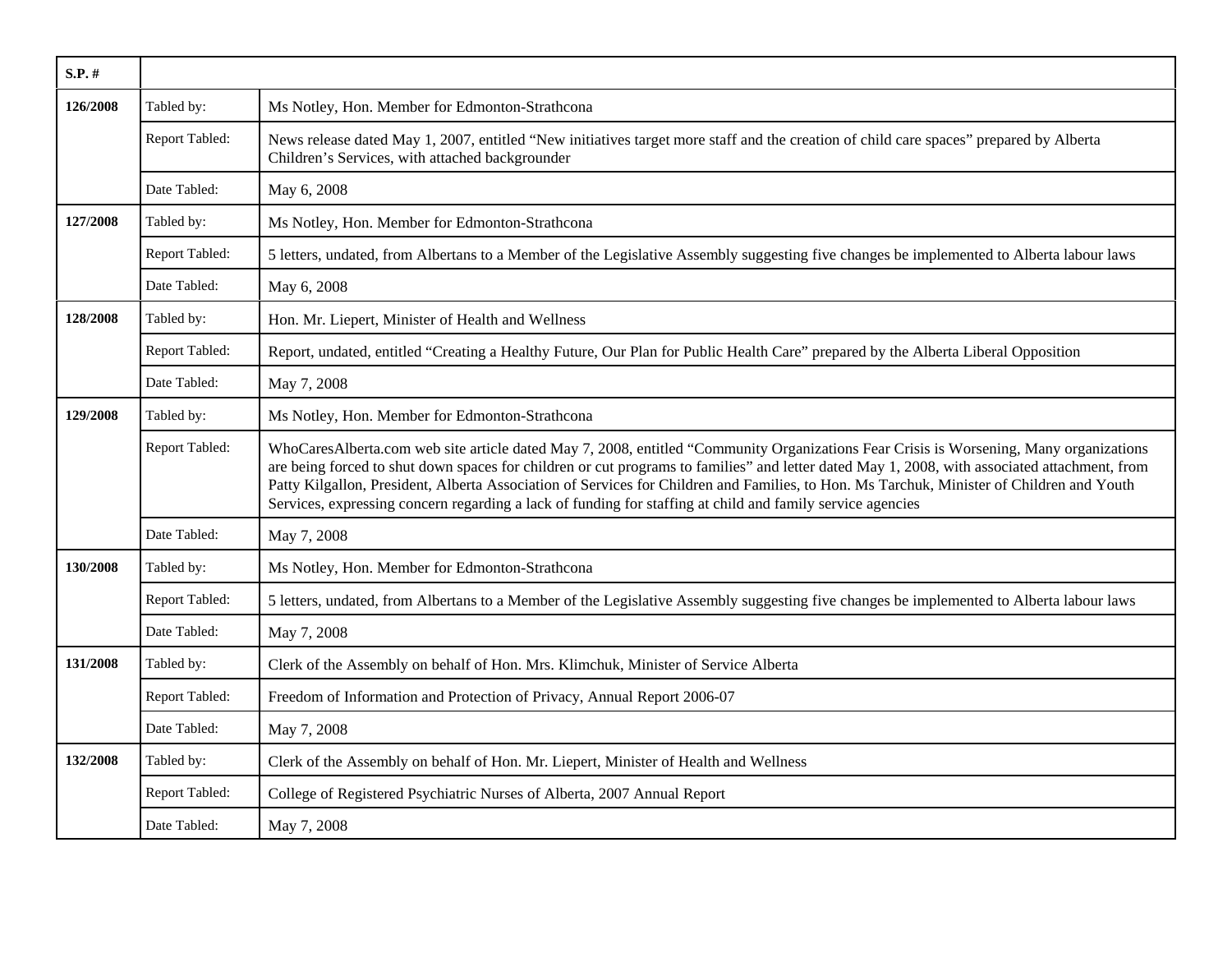| S.P. # | | |
|---|---|---|
| 126/2008 | Tabled by: | Ms Notley, Hon. Member for Edmonton-Strathcona |
| | Report Tabled: | News release dated May 1, 2007, entitled "New initiatives target more staff and the creation of child care spaces" prepared by Alberta Children's Services, with attached backgrounder |
| | Date Tabled: | May 6, 2008 |
| 127/2008 | Tabled by: | Ms Notley, Hon. Member for Edmonton-Strathcona |
| | Report Tabled: | 5 letters, undated, from Albertans to a Member of the Legislative Assembly suggesting five changes be implemented to Alberta labour laws |
| | Date Tabled: | May 6, 2008 |
| 128/2008 | Tabled by: | Hon. Mr. Liepert, Minister of Health and Wellness |
| | Report Tabled: | Report, undated, entitled "Creating a Healthy Future, Our Plan for Public Health Care" prepared by the Alberta Liberal Opposition |
| | Date Tabled: | May 7, 2008 |
| 129/2008 | Tabled by: | Ms Notley, Hon. Member for Edmonton-Strathcona |
| | Report Tabled: | WhoCaresAlberta.com web site article dated May 7, 2008, entitled "Community Organizations Fear Crisis is Worsening, Many organizations are being forced to shut down spaces for children or cut programs to families" and letter dated May 1, 2008, with associated attachment, from Patty Kilgallon, President, Alberta Association of Services for Children and Families, to Hon. Ms Tarchuk, Minister of Children and Youth Services, expressing concern regarding a lack of funding for staffing at child and family service agencies |
| | Date Tabled: | May 7, 2008 |
| 130/2008 | Tabled by: | Ms Notley, Hon. Member for Edmonton-Strathcona |
| | Report Tabled: | 5 letters, undated, from Albertans to a Member of the Legislative Assembly suggesting five changes be implemented to Alberta labour laws |
| | Date Tabled: | May 7, 2008 |
| 131/2008 | Tabled by: | Clerk of the Assembly on behalf of Hon. Mrs. Klimchuk, Minister of Service Alberta |
| | Report Tabled: | Freedom of Information and Protection of Privacy, Annual Report 2006-07 |
| | Date Tabled: | May 7, 2008 |
| 132/2008 | Tabled by: | Clerk of the Assembly on behalf of Hon. Mr. Liepert, Minister of Health and Wellness |
| | Report Tabled: | College of Registered Psychiatric Nurses of Alberta, 2007 Annual Report |
| | Date Tabled: | May 7, 2008 |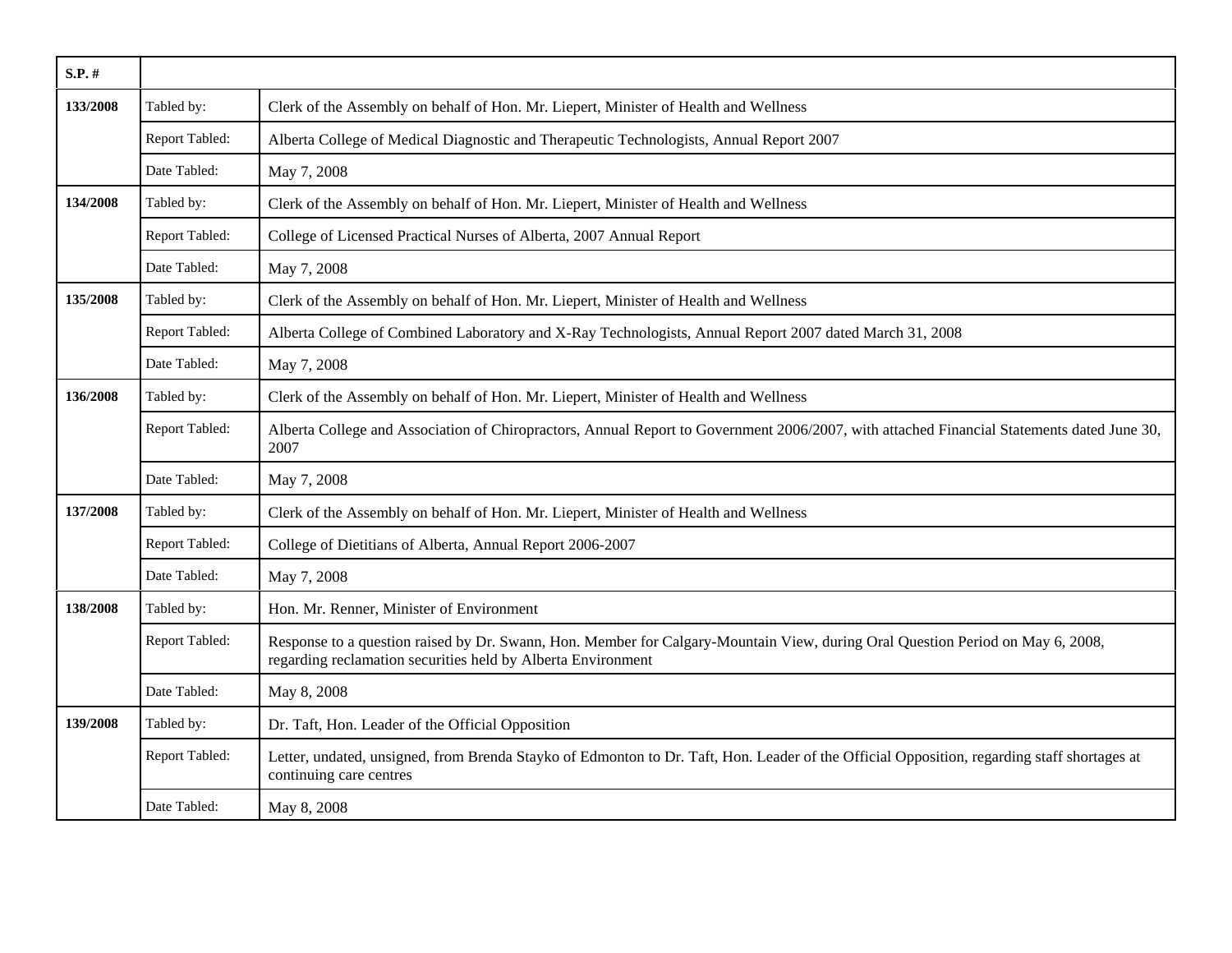| S.P. # | | |
|---|---|---|
| 133/2008 | Tabled by: | Clerk of the Assembly on behalf of Hon. Mr. Liepert, Minister of Health and Wellness |
| | Report Tabled: | Alberta College of Medical Diagnostic and Therapeutic Technologists, Annual Report 2007 |
| | Date Tabled: | May 7, 2008 |
| 134/2008 | Tabled by: | Clerk of the Assembly on behalf of Hon. Mr. Liepert, Minister of Health and Wellness |
| | Report Tabled: | College of Licensed Practical Nurses of Alberta, 2007 Annual Report |
| | Date Tabled: | May 7, 2008 |
| 135/2008 | Tabled by: | Clerk of the Assembly on behalf of Hon. Mr. Liepert, Minister of Health and Wellness |
| | Report Tabled: | Alberta College of Combined Laboratory and X-Ray Technologists, Annual Report 2007 dated March 31, 2008 |
| | Date Tabled: | May 7, 2008 |
| 136/2008 | Tabled by: | Clerk of the Assembly on behalf of Hon. Mr. Liepert, Minister of Health and Wellness |
| | Report Tabled: | Alberta College and Association of Chiropractors, Annual Report to Government 2006/2007, with attached Financial Statements dated June 30, 2007 |
| | Date Tabled: | May 7, 2008 |
| 137/2008 | Tabled by: | Clerk of the Assembly on behalf of Hon. Mr. Liepert, Minister of Health and Wellness |
| | Report Tabled: | College of Dietitians of Alberta, Annual Report 2006-2007 |
| | Date Tabled: | May 7, 2008 |
| 138/2008 | Tabled by: | Hon. Mr. Renner, Minister of Environment |
| | Report Tabled: | Response to a question raised by Dr. Swann, Hon. Member for Calgary-Mountain View, during Oral Question Period on May 6, 2008, regarding reclamation securities held by Alberta Environment |
| | Date Tabled: | May 8, 2008 |
| 139/2008 | Tabled by: | Dr. Taft, Hon. Leader of the Official Opposition |
| | Report Tabled: | Letter, undated, unsigned, from Brenda Stayko of Edmonton to Dr. Taft, Hon. Leader of the Official Opposition, regarding staff shortages at continuing care centres |
| | Date Tabled: | May 8, 2008 |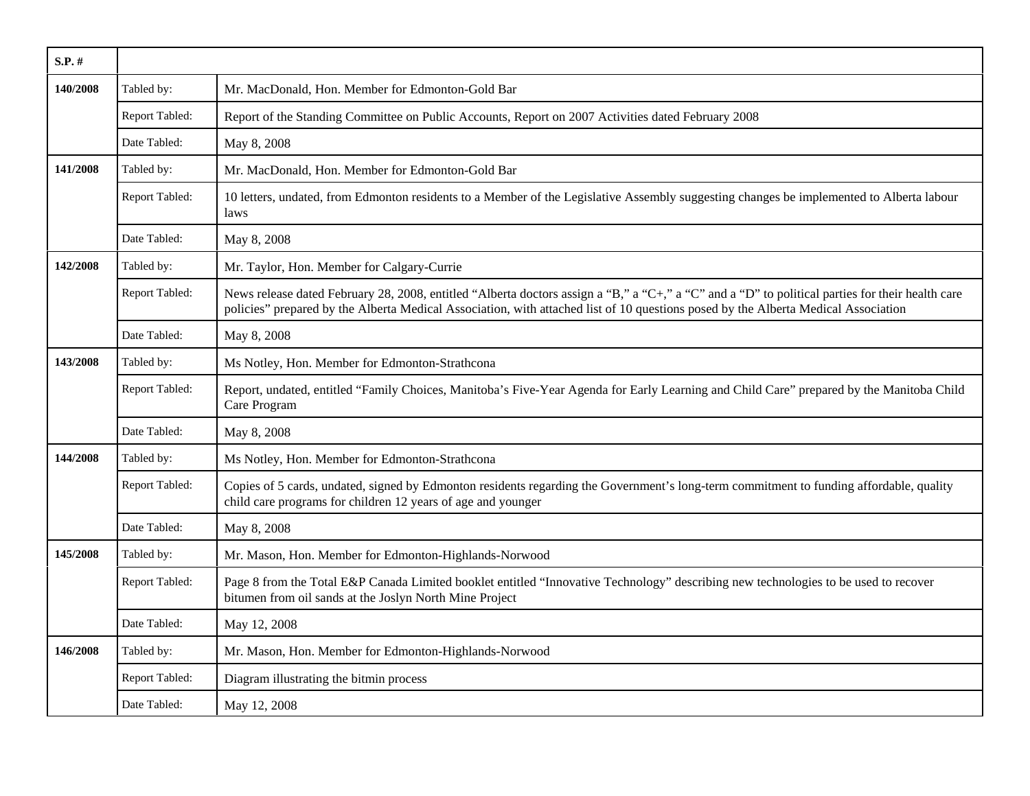| S.P. # | | |
|---|---|---|
| **140/2008** | Tabled by: | Mr. MacDonald, Hon. Member for Edmonton-Gold Bar |
| | Report Tabled: | Report of the Standing Committee on Public Accounts, Report on 2007 Activities dated February 2008 |
| | Date Tabled: | May 8, 2008 |
| **141/2008** | Tabled by: | Mr. MacDonald, Hon. Member for Edmonton-Gold Bar |
| | Report Tabled: | 10 letters, undated, from Edmonton residents to a Member of the Legislative Assembly suggesting changes be implemented to Alberta labour laws |
| | Date Tabled: | May 8, 2008 |
| **142/2008** | Tabled by: | Mr. Taylor, Hon. Member for Calgary-Currie |
| | Report Tabled: | News release dated February 28, 2008, entitled "Alberta doctors assign a "B," a "C+," a "C" and a "D" to political parties for their health care policies" prepared by the Alberta Medical Association, with attached list of 10 questions posed by the Alberta Medical Association |
| | Date Tabled: | May 8, 2008 |
| **143/2008** | Tabled by: | Ms Notley, Hon. Member for Edmonton-Strathcona |
| | Report Tabled: | Report, undated, entitled "Family Choices, Manitoba's Five-Year Agenda for Early Learning and Child Care" prepared by the Manitoba Child Care Program |
| | Date Tabled: | May 8, 2008 |
| **144/2008** | Tabled by: | Ms Notley, Hon. Member for Edmonton-Strathcona |
| | Report Tabled: | Copies of 5 cards, undated, signed by Edmonton residents regarding the Government's long-term commitment to funding affordable, quality child care programs for children 12 years of age and younger |
| | Date Tabled: | May 8, 2008 |
| **145/2008** | Tabled by: | Mr. Mason, Hon. Member for Edmonton-Highlands-Norwood |
| | Report Tabled: | Page 8 from the Total E&P Canada Limited booklet entitled "Innovative Technology" describing new technologies to be used to recover bitumen from oil sands at the Joslyn North Mine Project |
| | Date Tabled: | May 12, 2008 |
| **146/2008** | Tabled by: | Mr. Mason, Hon. Member for Edmonton-Highlands-Norwood |
| | Report Tabled: | Diagram illustrating the bitmin process |
| | Date Tabled: | May 12, 2008 |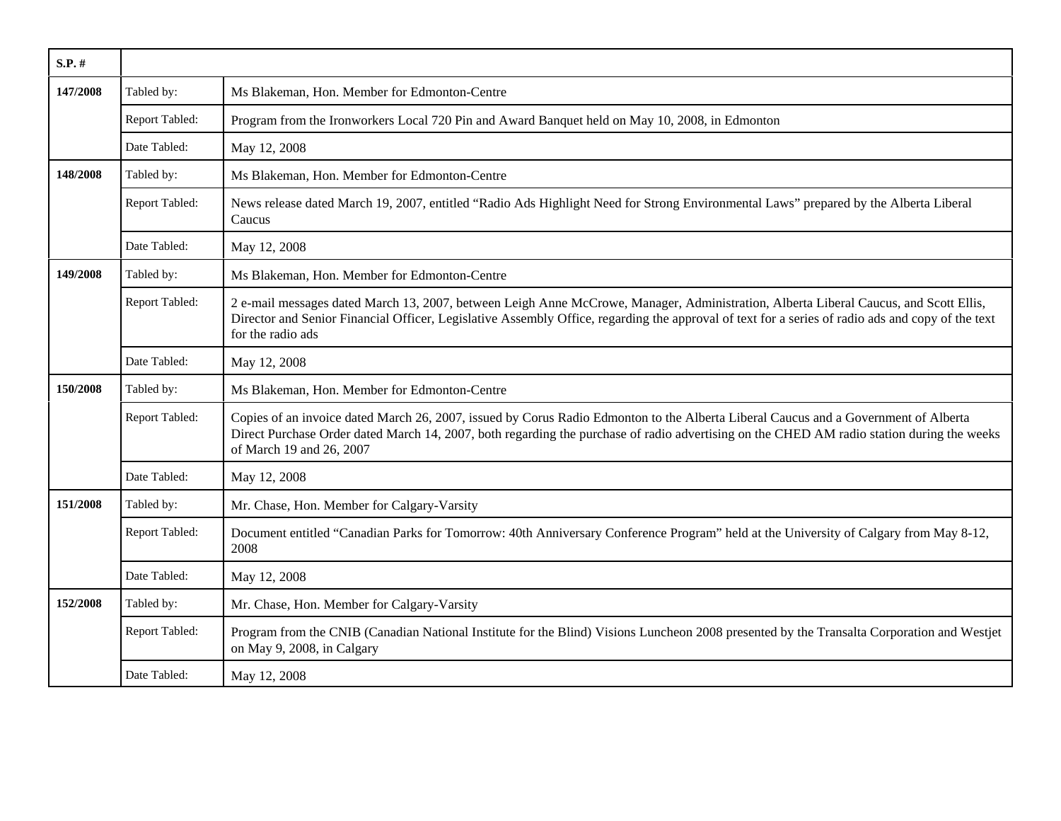| S.P. # | | |
|---|---|---|
| **147/2008** | Tabled by: | Ms Blakeman, Hon. Member for Edmonton-Centre |
| | Report Tabled: | Program from the Ironworkers Local 720 Pin and Award Banquet held on May 10, 2008, in Edmonton |
| | Date Tabled: | May 12, 2008 |
| **148/2008** | Tabled by: | Ms Blakeman, Hon. Member for Edmonton-Centre |
| | Report Tabled: | News release dated March 19, 2007, entitled “Radio Ads Highlight Need for Strong Environmental Laws” prepared by the Alberta Liberal Caucus |
| | Date Tabled: | May 12, 2008 |
| **149/2008** | Tabled by: | Ms Blakeman, Hon. Member for Edmonton-Centre |
| | Report Tabled: | 2 e-mail messages dated March 13, 2007, between Leigh Anne McCrowe, Manager, Administration, Alberta Liberal Caucus, and Scott Ellis, Director and Senior Financial Officer, Legislative Assembly Office, regarding the approval of text for a series of radio ads and copy of the text for the radio ads |
| | Date Tabled: | May 12, 2008 |
| **150/2008** | Tabled by: | Ms Blakeman, Hon. Member for Edmonton-Centre |
| | Report Tabled: | Copies of an invoice dated March 26, 2007, issued by Corus Radio Edmonton to the Alberta Liberal Caucus and a Government of Alberta Direct Purchase Order dated March 14, 2007, both regarding the purchase of radio advertising on the CHED AM radio station during the weeks of March 19 and 26, 2007 |
| | Date Tabled: | May 12, 2008 |
| **151/2008** | Tabled by: | Mr. Chase, Hon. Member for Calgary-Varsity |
| | Report Tabled: | Document entitled “Canadian Parks for Tomorrow: 40th Anniversary Conference Program” held at the University of Calgary from May 8-12, 2008 |
| | Date Tabled: | May 12, 2008 |
| **152/2008** | Tabled by: | Mr. Chase, Hon. Member for Calgary-Varsity |
| | Report Tabled: | Program from the CNIB (Canadian National Institute for the Blind) Visions Luncheon 2008 presented by the Transalta Corporation and Westjet on May 9, 2008, in Calgary |
| | Date Tabled: | May 12, 2008 |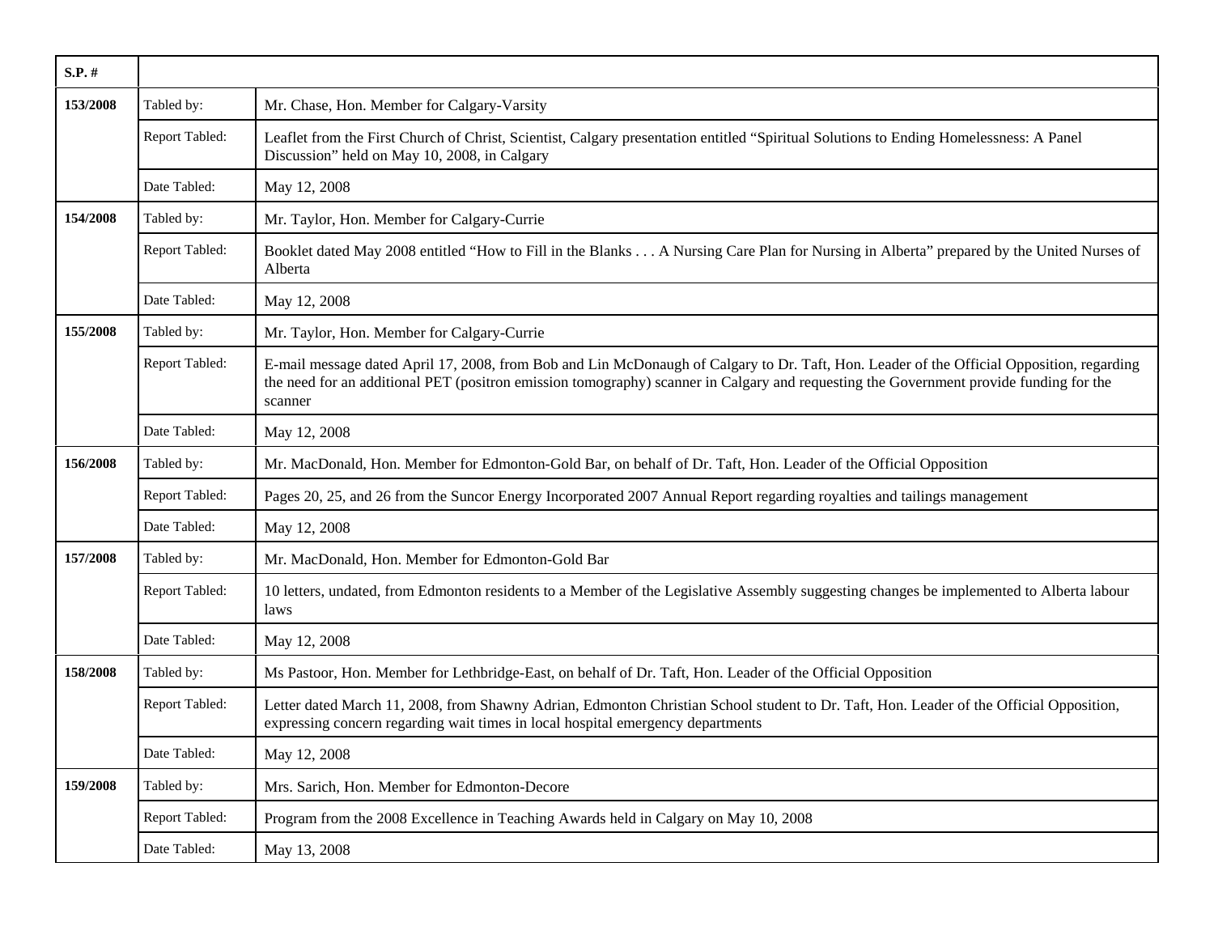| S.P. # | | |
|---|---|---|
| 153/2008 | Tabled by: | Mr. Chase, Hon. Member for Calgary-Varsity |
| | Report Tabled: | Leaflet from the First Church of Christ, Scientist, Calgary presentation entitled “Spiritual Solutions to Ending Homelessness: A Panel Discussion” held on May 10, 2008, in Calgary |
| | Date Tabled: | May 12, 2008 |
| 154/2008 | Tabled by: | Mr. Taylor, Hon. Member for Calgary-Currie |
| | Report Tabled: | Booklet dated May 2008 entitled “How to Fill in the Blanks . . . A Nursing Care Plan for Nursing in Alberta” prepared by the United Nurses of Alberta |
| | Date Tabled: | May 12, 2008 |
| 155/2008 | Tabled by: | Mr. Taylor, Hon. Member for Calgary-Currie |
| | Report Tabled: | E-mail message dated April 17, 2008, from Bob and Lin McDonaugh of Calgary to Dr. Taft, Hon. Leader of the Official Opposition, regarding the need for an additional PET (positron emission tomography) scanner in Calgary and requesting the Government provide funding for the scanner |
| | Date Tabled: | May 12, 2008 |
| 156/2008 | Tabled by: | Mr. MacDonald, Hon. Member for Edmonton-Gold Bar, on behalf of Dr. Taft, Hon. Leader of the Official Opposition |
| | Report Tabled: | Pages 20, 25, and 26 from the Suncor Energy Incorporated 2007 Annual Report regarding royalties and tailings management |
| | Date Tabled: | May 12, 2008 |
| 157/2008 | Tabled by: | Mr. MacDonald, Hon. Member for Edmonton-Gold Bar |
| | Report Tabled: | 10 letters, undated, from Edmonton residents to a Member of the Legislative Assembly suggesting changes be implemented to Alberta labour laws |
| | Date Tabled: | May 12, 2008 |
| 158/2008 | Tabled by: | Ms Pastoor, Hon. Member for Lethbridge-East, on behalf of Dr. Taft, Hon. Leader of the Official Opposition |
| | Report Tabled: | Letter dated March 11, 2008, from Shawny Adrian, Edmonton Christian School student to Dr. Taft, Hon. Leader of the Official Opposition, expressing concern regarding wait times in local hospital emergency departments |
| | Date Tabled: | May 12, 2008 |
| 159/2008 | Tabled by: | Mrs. Sarich, Hon. Member for Edmonton-Decore |
| | Report Tabled: | Program from the 2008 Excellence in Teaching Awards held in Calgary on May 10, 2008 |
| | Date Tabled: | May 13, 2008 |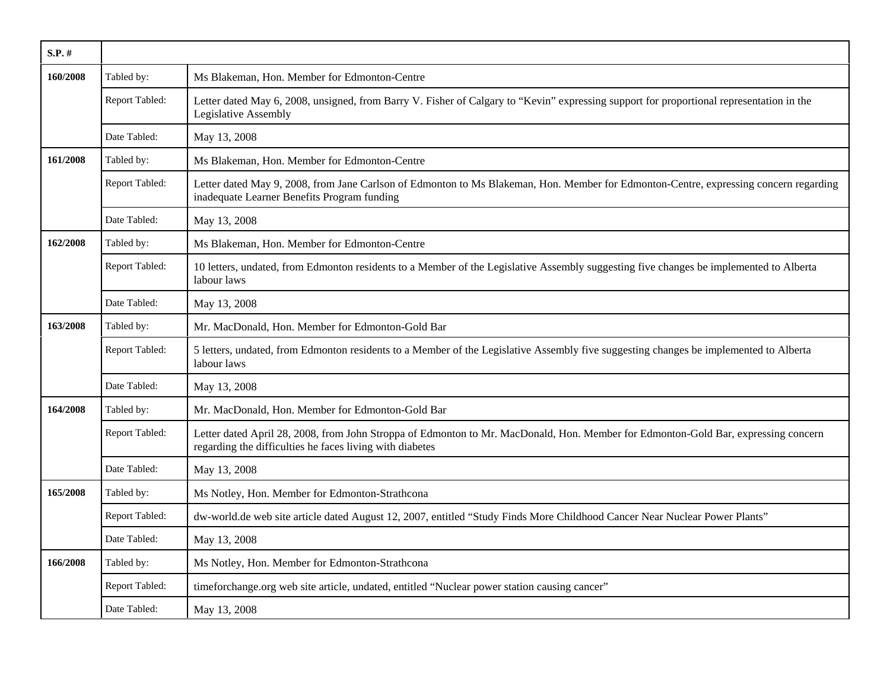| **S.P. #** | | |
|---|---|---|
| **160/2008** | Tabled by: | Ms Blakeman, Hon. Member for Edmonton-Centre |
| | Report Tabled: | Letter dated May 6, 2008, unsigned, from Barry V. Fisher of Calgary to “Kevin” expressing support for proportional representation in the Legislative Assembly |
| | Date Tabled: | May 13, 2008 |
| **161/2008** | Tabled by: | Ms Blakeman, Hon. Member for Edmonton-Centre |
| | Report Tabled: | Letter dated May 9, 2008, from Jane Carlson of Edmonton to Ms Blakeman, Hon. Member for Edmonton-Centre, expressing concern regarding inadequate Learner Benefits Program funding |
| | Date Tabled: | May 13, 2008 |
| **162/2008** | Tabled by: | Ms Blakeman, Hon. Member for Edmonton-Centre |
| | Report Tabled: | 10 letters, undated, from Edmonton residents to a Member of the Legislative Assembly suggesting five changes be implemented to Alberta labour laws |
| | Date Tabled: | May 13, 2008 |
| **163/2008** | Tabled by: | Mr. MacDonald, Hon. Member for Edmonton-Gold Bar |
| | Report Tabled: | 5 letters, undated, from Edmonton residents to a Member of the Legislative Assembly five suggesting changes be implemented to Alberta labour laws |
| | Date Tabled: | May 13, 2008 |
| **164/2008** | Tabled by: | Mr. MacDonald, Hon. Member for Edmonton-Gold Bar |
| | Report Tabled: | Letter dated April 28, 2008, from John Stroppa of Edmonton to Mr. MacDonald, Hon. Member for Edmonton-Gold Bar, expressing concern regarding the difficulties he faces living with diabetes |
| | Date Tabled: | May 13, 2008 |
| **165/2008** | Tabled by: | Ms Notley, Hon. Member for Edmonton-Strathcona |
| | Report Tabled: | dw-world.de web site article dated August 12, 2007, entitled “Study Finds More Childhood Cancer Near Nuclear Power Plants” |
| | Date Tabled: | May 13, 2008 |
| **166/2008** | Tabled by: | Ms Notley, Hon. Member for Edmonton-Strathcona |
| | Report Tabled: | timeforchange.org web site article, undated, entitled “Nuclear power station causing cancer” |
| | Date Tabled: | May 13, 2008 |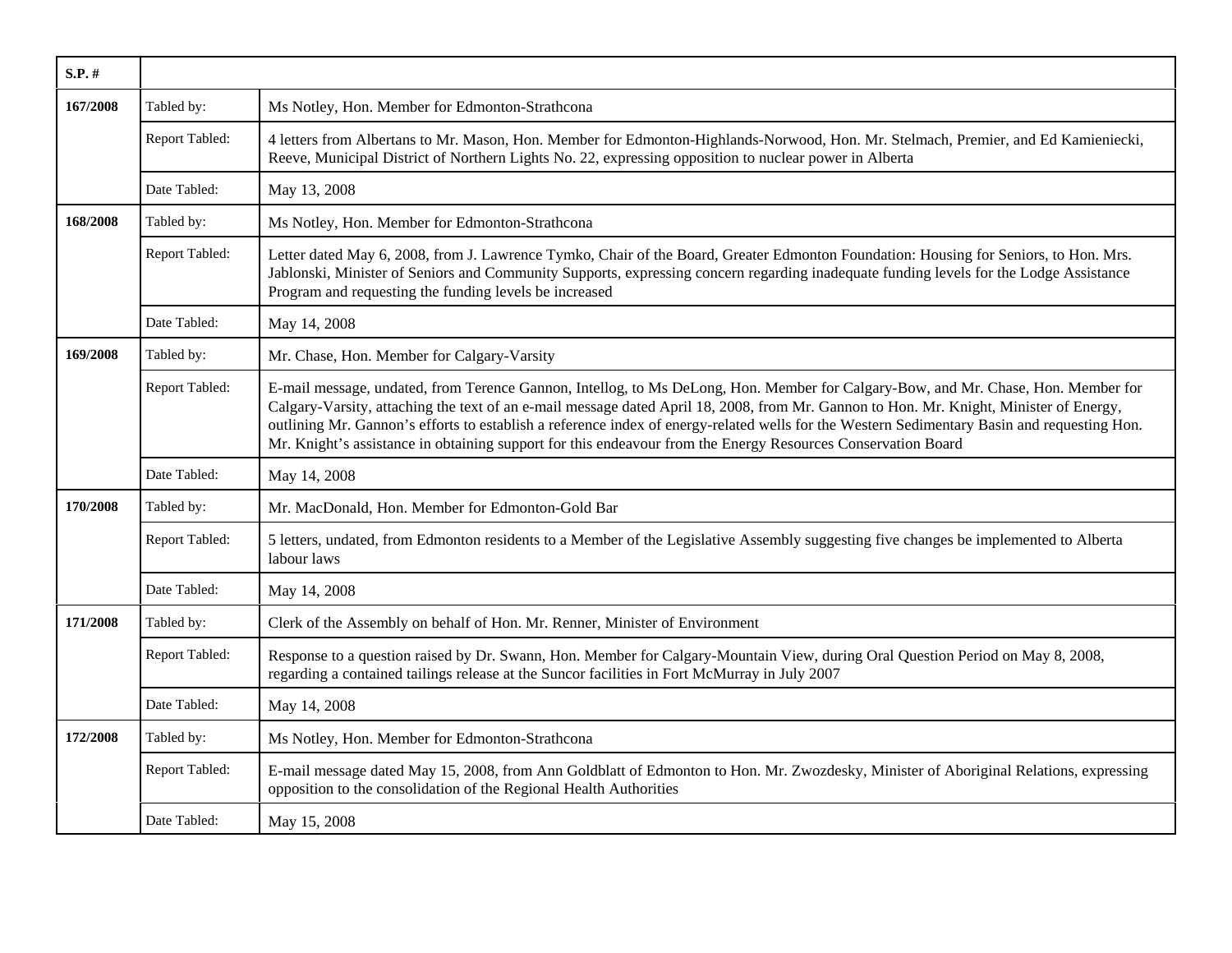| S.P. # | | |
|---|---|---|
| **167/2008** | Tabled by: | Ms Notley, Hon. Member for Edmonton-Strathcona |
| | Report Tabled: | 4 letters from Albertans to Mr. Mason, Hon. Member for Edmonton-Highlands-Norwood, Hon. Mr. Stelmach, Premier, and Ed Kamieniecki, Reeve, Municipal District of Northern Lights No. 22, expressing opposition to nuclear power in Alberta |
| | Date Tabled: | May 13, 2008 |
| **168/2008** | Tabled by: | Ms Notley, Hon. Member for Edmonton-Strathcona |
| | Report Tabled: | Letter dated May 6, 2008, from J. Lawrence Tymko, Chair of the Board, Greater Edmonton Foundation: Housing for Seniors, to Hon. Mrs. Jablonski, Minister of Seniors and Community Supports, expressing concern regarding inadequate funding levels for the Lodge Assistance Program and requesting the funding levels be increased |
| | Date Tabled: | May 14, 2008 |
| **169/2008** | Tabled by: | Mr. Chase, Hon. Member for Calgary-Varsity |
| | Report Tabled: | E-mail message, undated, from Terence Gannon, Intellog, to Ms DeLong, Hon. Member for Calgary-Bow, and Mr. Chase, Hon. Member for Calgary-Varsity, attaching the text of an e-mail message dated April 18, 2008, from Mr. Gannon to Hon. Mr. Knight, Minister of Energy, outlining Mr. Gannon's efforts to establish a reference index of energy-related wells for the Western Sedimentary Basin and requesting Hon. Mr. Knight's assistance in obtaining support for this endeavour from the Energy Resources Conservation Board |
| | Date Tabled: | May 14, 2008 |
| **170/2008** | Tabled by: | Mr. MacDonald, Hon. Member for Edmonton-Gold Bar |
| | Report Tabled: | 5 letters, undated, from Edmonton residents to a Member of the Legislative Assembly suggesting five changes be implemented to Alberta labour laws |
| | Date Tabled: | May 14, 2008 |
| **171/2008** | Tabled by: | Clerk of the Assembly on behalf of Hon. Mr. Renner, Minister of Environment |
| | Report Tabled: | Response to a question raised by Dr. Swann, Hon. Member for Calgary-Mountain View, during Oral Question Period on May 8, 2008, regarding a contained tailings release at the Suncor facilities in Fort McMurray in July 2007 |
| | Date Tabled: | May 14, 2008 |
| **172/2008** | Tabled by: | Ms Notley, Hon. Member for Edmonton-Strathcona |
| | Report Tabled: | E-mail message dated May 15, 2008, from Ann Goldblatt of Edmonton to Hon. Mr. Zwozdesky, Minister of Aboriginal Relations, expressing opposition to the consolidation of the Regional Health Authorities |
| | Date Tabled: | May 15, 2008 |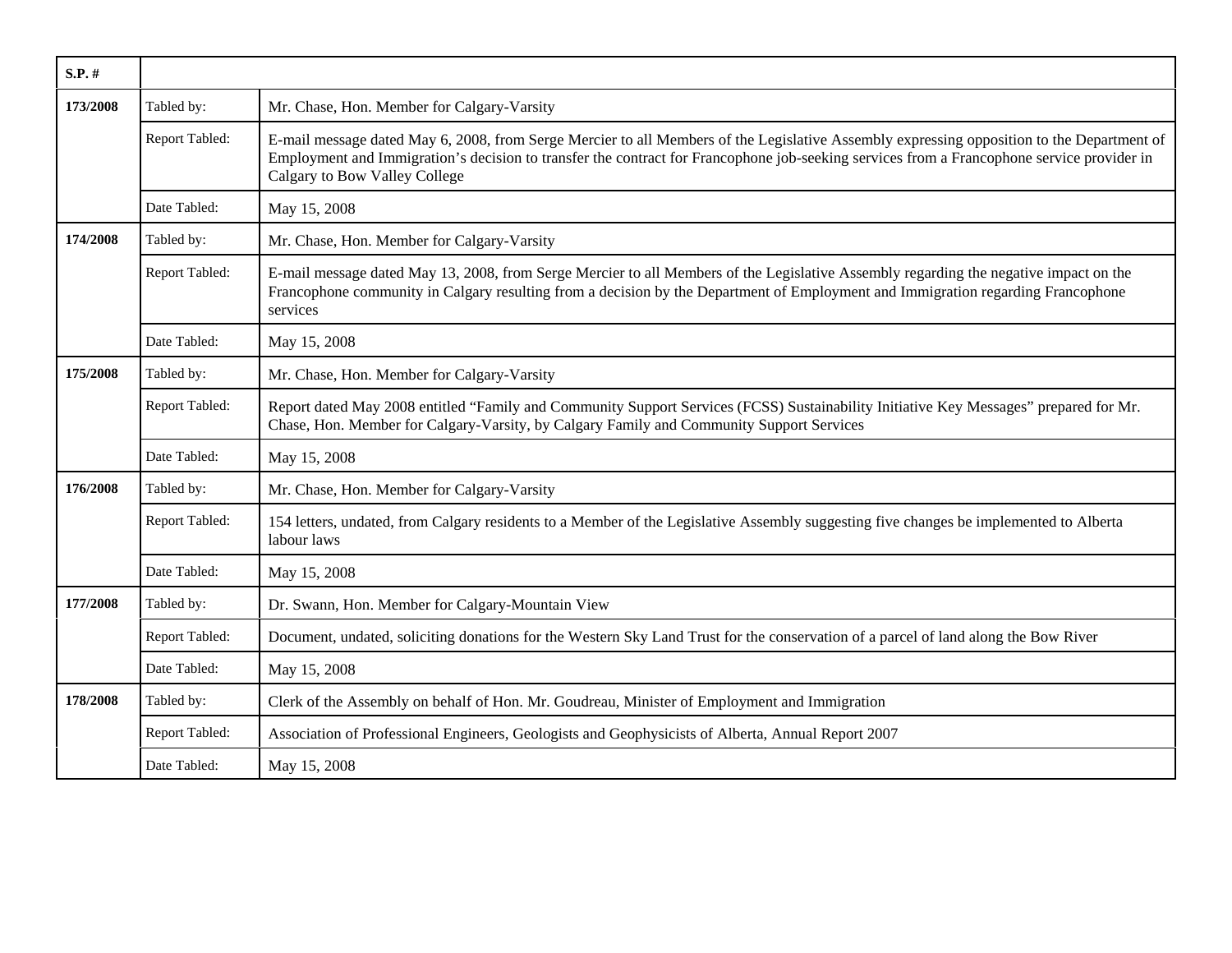| S.P. # | | |
|---|---|---|
| 173/2008 | Tabled by: | Mr. Chase, Hon. Member for Calgary-Varsity |
| | Report Tabled: | E-mail message dated May 6, 2008, from Serge Mercier to all Members of the Legislative Assembly expressing opposition to the Department of Employment and Immigration's decision to transfer the contract for Francophone job-seeking services from a Francophone service provider in Calgary to Bow Valley College |
| | Date Tabled: | May 15, 2008 |
| 174/2008 | Tabled by: | Mr. Chase, Hon. Member for Calgary-Varsity |
| | Report Tabled: | E-mail message dated May 13, 2008, from Serge Mercier to all Members of the Legislative Assembly regarding the negative impact on the Francophone community in Calgary resulting from a decision by the Department of Employment and Immigration regarding Francophone services |
| | Date Tabled: | May 15, 2008 |
| 175/2008 | Tabled by: | Mr. Chase, Hon. Member for Calgary-Varsity |
| | Report Tabled: | Report dated May 2008 entitled "Family and Community Support Services (FCSS) Sustainability Initiative Key Messages" prepared for Mr. Chase, Hon. Member for Calgary-Varsity, by Calgary Family and Community Support Services |
| | Date Tabled: | May 15, 2008 |
| 176/2008 | Tabled by: | Mr. Chase, Hon. Member for Calgary-Varsity |
| | Report Tabled: | 154 letters, undated, from Calgary residents to a Member of the Legislative Assembly suggesting five changes be implemented to Alberta labour laws |
| | Date Tabled: | May 15, 2008 |
| 177/2008 | Tabled by: | Dr. Swann, Hon. Member for Calgary-Mountain View |
| | Report Tabled: | Document, undated, soliciting donations for the Western Sky Land Trust for the conservation of a parcel of land along the Bow River |
| | Date Tabled: | May 15, 2008 |
| 178/2008 | Tabled by: | Clerk of the Assembly on behalf of Hon. Mr. Goudreau, Minister of Employment and Immigration |
| | Report Tabled: | Association of Professional Engineers, Geologists and Geophysicists of Alberta, Annual Report 2007 |
| | Date Tabled: | May 15, 2008 |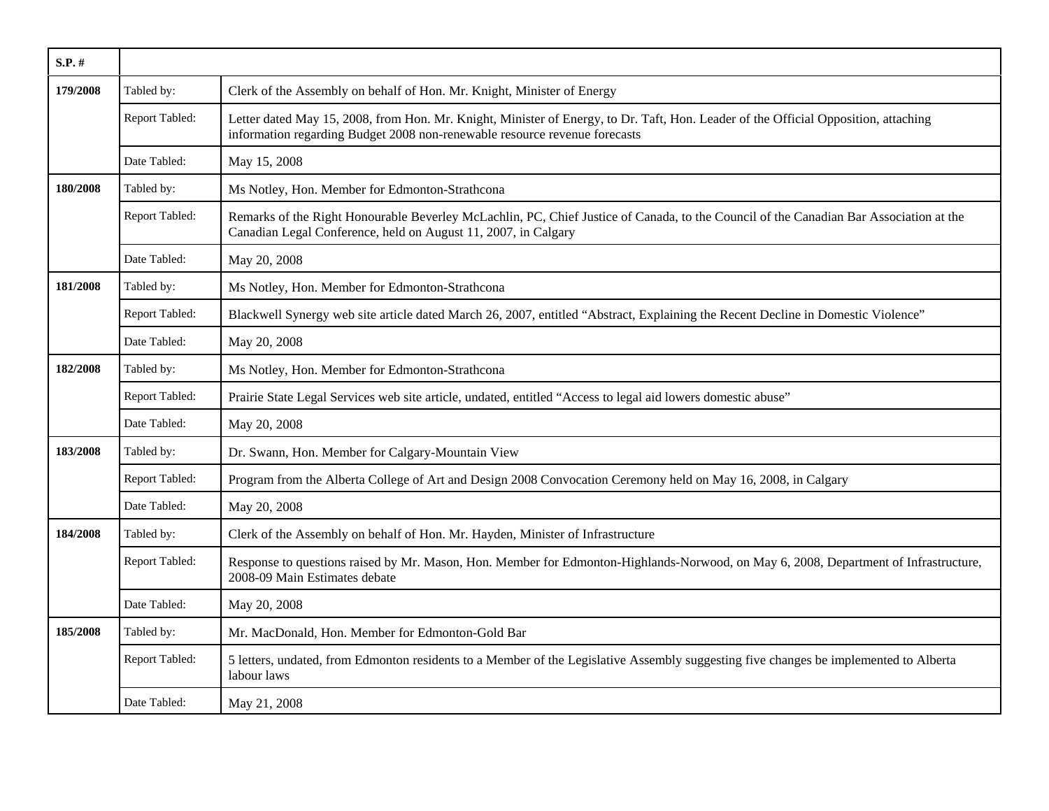| S.P. # | | |
|---|---|---|
| **179/2008** | Tabled by: | Clerk of the Assembly on behalf of Hon. Mr. Knight, Minister of Energy |
| | Report Tabled: | Letter dated May 15, 2008, from Hon. Mr. Knight, Minister of Energy, to Dr. Taft, Hon. Leader of the Official Opposition, attaching information regarding Budget 2008 non-renewable resource revenue forecasts |
| | Date Tabled: | May 15, 2008 |
| **180/2008** | Tabled by: | Ms Notley, Hon. Member for Edmonton-Strathcona |
| | Report Tabled: | Remarks of the Right Honourable Beverley McLachlin, PC, Chief Justice of Canada, to the Council of the Canadian Bar Association at the Canadian Legal Conference, held on August 11, 2007, in Calgary |
| | Date Tabled: | May 20, 2008 |
| **181/2008** | Tabled by: | Ms Notley, Hon. Member for Edmonton-Strathcona |
| | Report Tabled: | Blackwell Synergy web site article dated March 26, 2007, entitled “Abstract, Explaining the Recent Decline in Domestic Violence” |
| | Date Tabled: | May 20, 2008 |
| **182/2008** | Tabled by: | Ms Notley, Hon. Member for Edmonton-Strathcona |
| | Report Tabled: | Prairie State Legal Services web site article, undated, entitled “Access to legal aid lowers domestic abuse” |
| | Date Tabled: | May 20, 2008 |
| **183/2008** | Tabled by: | Dr. Swann, Hon. Member for Calgary-Mountain View |
| | Report Tabled: | Program from the Alberta College of Art and Design 2008 Convocation Ceremony held on May 16, 2008, in Calgary |
| | Date Tabled: | May 20, 2008 |
| **184/2008** | Tabled by: | Clerk of the Assembly on behalf of Hon. Mr. Hayden, Minister of Infrastructure |
| | Report Tabled: | Response to questions raised by Mr. Mason, Hon. Member for Edmonton-Highlands-Norwood, on May 6, 2008, Department of Infrastructure, 2008-09 Main Estimates debate |
| | Date Tabled: | May 20, 2008 |
| **185/2008** | Tabled by: | Mr. MacDonald, Hon. Member for Edmonton-Gold Bar |
| | Report Tabled: | 5 letters, undated, from Edmonton residents to a Member of the Legislative Assembly suggesting five changes be implemented to Alberta labour laws |
| | Date Tabled: | May 21, 2008 |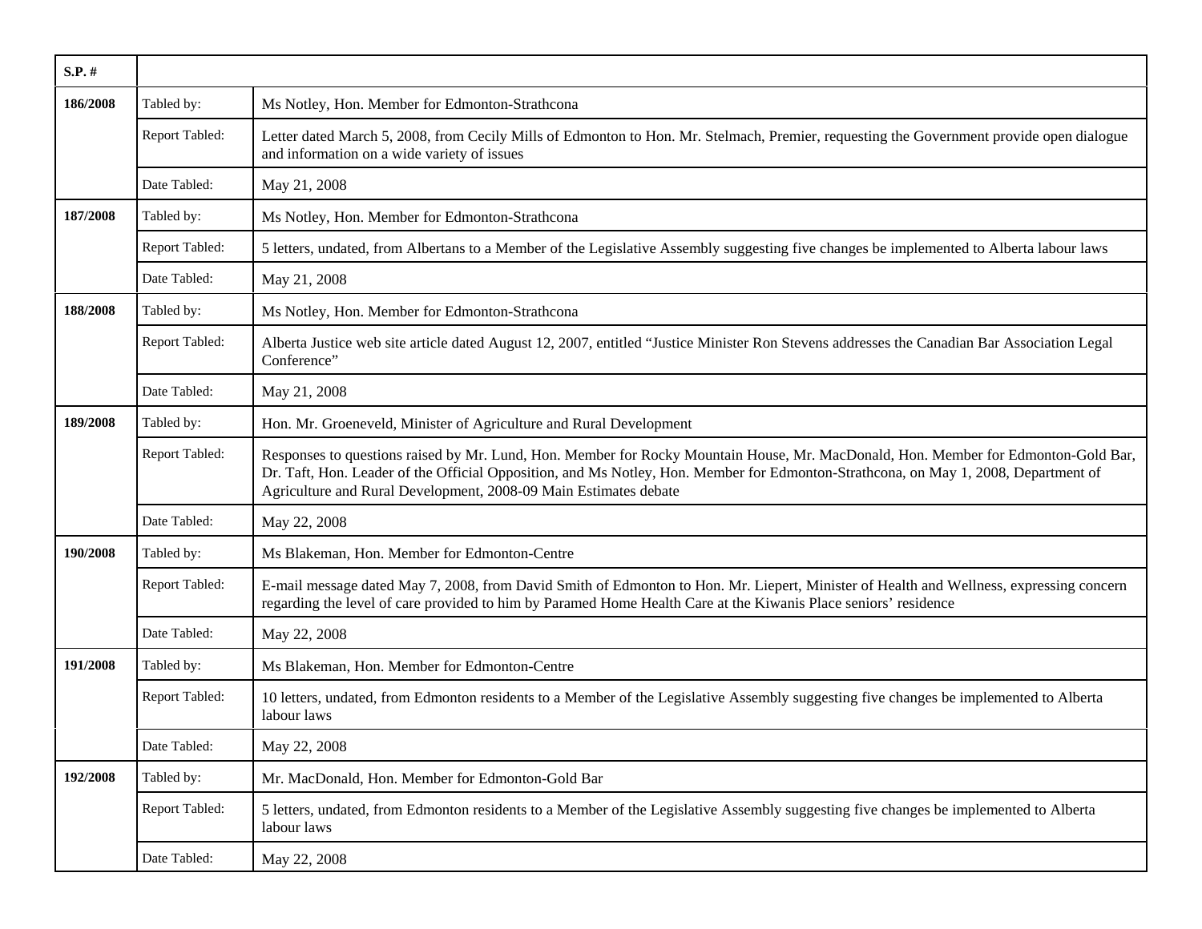| S.P. # | | |
|---|---|---|
| 186/2008 | Tabled by: | Ms Notley, Hon. Member for Edmonton-Strathcona |
| | Report Tabled: | Letter dated March 5, 2008, from Cecily Mills of Edmonton to Hon. Mr. Stelmach, Premier, requesting the Government provide open dialogue and information on a wide variety of issues |
| | Date Tabled: | May 21, 2008 |
| 187/2008 | Tabled by: | Ms Notley, Hon. Member for Edmonton-Strathcona |
| | Report Tabled: | 5 letters, undated, from Albertans to a Member of the Legislative Assembly suggesting five changes be implemented to Alberta labour laws |
| | Date Tabled: | May 21, 2008 |
| 188/2008 | Tabled by: | Ms Notley, Hon. Member for Edmonton-Strathcona |
| | Report Tabled: | Alberta Justice web site article dated August 12, 2007, entitled "Justice Minister Ron Stevens addresses the Canadian Bar Association Legal Conference" |
| | Date Tabled: | May 21, 2008 |
| 189/2008 | Tabled by: | Hon. Mr. Groeneveld, Minister of Agriculture and Rural Development |
| | Report Tabled: | Responses to questions raised by Mr. Lund, Hon. Member for Rocky Mountain House, Mr. MacDonald, Hon. Member for Edmonton-Gold Bar, Dr. Taft, Hon. Leader of the Official Opposition, and Ms Notley, Hon. Member for Edmonton-Strathcona, on May 1, 2008, Department of Agriculture and Rural Development, 2008-09 Main Estimates debate |
| | Date Tabled: | May 22, 2008 |
| 190/2008 | Tabled by: | Ms Blakeman, Hon. Member for Edmonton-Centre |
| | Report Tabled: | E-mail message dated May 7, 2008, from David Smith of Edmonton to Hon. Mr. Liepert, Minister of Health and Wellness, expressing concern regarding the level of care provided to him by Paramed Home Health Care at the Kiwanis Place seniors' residence |
| | Date Tabled: | May 22, 2008 |
| 191/2008 | Tabled by: | Ms Blakeman, Hon. Member for Edmonton-Centre |
| | Report Tabled: | 10 letters, undated, from Edmonton residents to a Member of the Legislative Assembly suggesting five changes be implemented to Alberta labour laws |
| | Date Tabled: | May 22, 2008 |
| 192/2008 | Tabled by: | Mr. MacDonald, Hon. Member for Edmonton-Gold Bar |
| | Report Tabled: | 5 letters, undated, from Edmonton residents to a Member of the Legislative Assembly suggesting five changes be implemented to Alberta labour laws |
| | Date Tabled: | May 22, 2008 |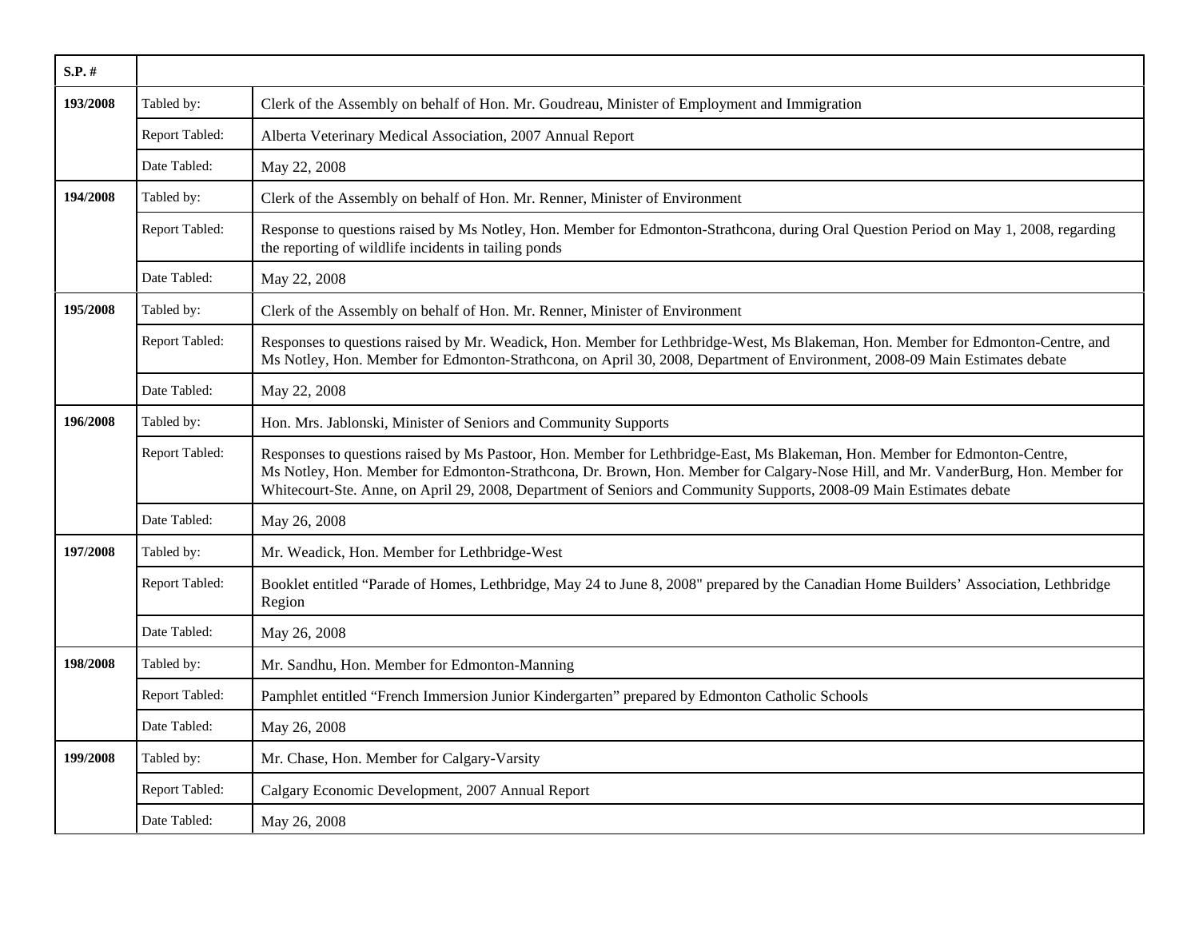| S.P. # | | |
|---|---|---|
| 193/2008 | Tabled by: | Clerk of the Assembly on behalf of Hon. Mr. Goudreau, Minister of Employment and Immigration |
| | Report Tabled: | Alberta Veterinary Medical Association, 2007 Annual Report |
| | Date Tabled: | May 22, 2008 |
| 194/2008 | Tabled by: | Clerk of the Assembly on behalf of Hon. Mr. Renner, Minister of Environment |
| | Report Tabled: | Response to questions raised by Ms Notley, Hon. Member for Edmonton-Strathcona, during Oral Question Period on May 1, 2008, regarding the reporting of wildlife incidents in tailing ponds |
| | Date Tabled: | May 22, 2008 |
| 195/2008 | Tabled by: | Clerk of the Assembly on behalf of Hon. Mr. Renner, Minister of Environment |
| | Report Tabled: | Responses to questions raised by Mr. Weadick, Hon. Member for Lethbridge-West, Ms Blakeman, Hon. Member for Edmonton-Centre, and Ms Notley, Hon. Member for Edmonton-Strathcona, on April 30, 2008, Department of Environment, 2008-09 Main Estimates debate |
| | Date Tabled: | May 22, 2008 |
| 196/2008 | Tabled by: | Hon. Mrs. Jablonski, Minister of Seniors and Community Supports |
| | Report Tabled: | Responses to questions raised by Ms Pastoor, Hon. Member for Lethbridge-East, Ms Blakeman, Hon. Member for Edmonton-Centre, Ms Notley, Hon. Member for Edmonton-Strathcona, Dr. Brown, Hon. Member for Calgary-Nose Hill, and Mr. VanderBurg, Hon. Member for Whitecourt-Ste. Anne, on April 29, 2008, Department of Seniors and Community Supports, 2008-09 Main Estimates debate |
| | Date Tabled: | May 26, 2008 |
| 197/2008 | Tabled by: | Mr. Weadick, Hon. Member for Lethbridge-West |
| | Report Tabled: | Booklet entitled "Parade of Homes, Lethbridge, May 24 to June 8, 2008" prepared by the Canadian Home Builders' Association, Lethbridge Region |
| | Date Tabled: | May 26, 2008 |
| 198/2008 | Tabled by: | Mr. Sandhu, Hon. Member for Edmonton-Manning |
| | Report Tabled: | Pamphlet entitled "French Immersion Junior Kindergarten" prepared by Edmonton Catholic Schools |
| | Date Tabled: | May 26, 2008 |
| 199/2008 | Tabled by: | Mr. Chase, Hon. Member for Calgary-Varsity |
| | Report Tabled: | Calgary Economic Development, 2007 Annual Report |
| | Date Tabled: | May 26, 2008 |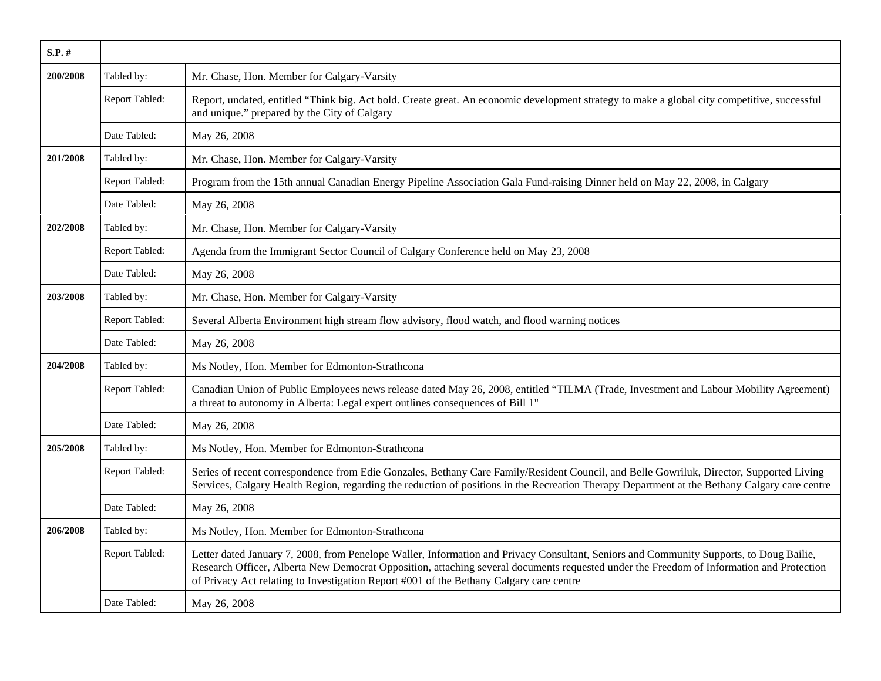| S.P. # | | |
|---|---|---|
| 200/2008 | Tabled by: | Mr. Chase, Hon. Member for Calgary-Varsity |
| | Report Tabled: | Report, undated, entitled “Think big. Act bold. Create great. An economic development strategy to make a global city competitive, successful and unique.” prepared by the City of Calgary |
| | Date Tabled: | May 26, 2008 |
| 201/2008 | Tabled by: | Mr. Chase, Hon. Member for Calgary-Varsity |
| | Report Tabled: | Program from the 15th annual Canadian Energy Pipeline Association Gala Fund-raising Dinner held on May 22, 2008, in Calgary |
| | Date Tabled: | May 26, 2008 |
| 202/2008 | Tabled by: | Mr. Chase, Hon. Member for Calgary-Varsity |
| | Report Tabled: | Agenda from the Immigrant Sector Council of Calgary Conference held on May 23, 2008 |
| | Date Tabled: | May 26, 2008 |
| 203/2008 | Tabled by: | Mr. Chase, Hon. Member for Calgary-Varsity |
| | Report Tabled: | Several Alberta Environment high stream flow advisory, flood watch, and flood warning notices |
| | Date Tabled: | May 26, 2008 |
| 204/2008 | Tabled by: | Ms Notley, Hon. Member for Edmonton-Strathcona |
| | Report Tabled: | Canadian Union of Public Employees news release dated May 26, 2008, entitled “TILMA (Trade, Investment and Labour Mobility Agreement) a threat to autonomy in Alberta: Legal expert outlines consequences of Bill 1" |
| | Date Tabled: | May 26, 2008 |
| 205/2008 | Tabled by: | Ms Notley, Hon. Member for Edmonton-Strathcona |
| | Report Tabled: | Series of recent correspondence from Edie Gonzales, Bethany Care Family/Resident Council, and Belle Gowriluk, Director, Supported Living Services, Calgary Health Region, regarding the reduction of positions in the Recreation Therapy Department at the Bethany Calgary care centre |
| | Date Tabled: | May 26, 2008 |
| 206/2008 | Tabled by: | Ms Notley, Hon. Member for Edmonton-Strathcona |
| | Report Tabled: | Letter dated January 7, 2008, from Penelope Waller, Information and Privacy Consultant, Seniors and Community Supports, to Doug Bailie, Research Officer, Alberta New Democrat Opposition, attaching several documents requested under the Freedom of Information and Protection of Privacy Act relating to Investigation Report #001 of the Bethany Calgary care centre |
| | Date Tabled: | May 26, 2008 |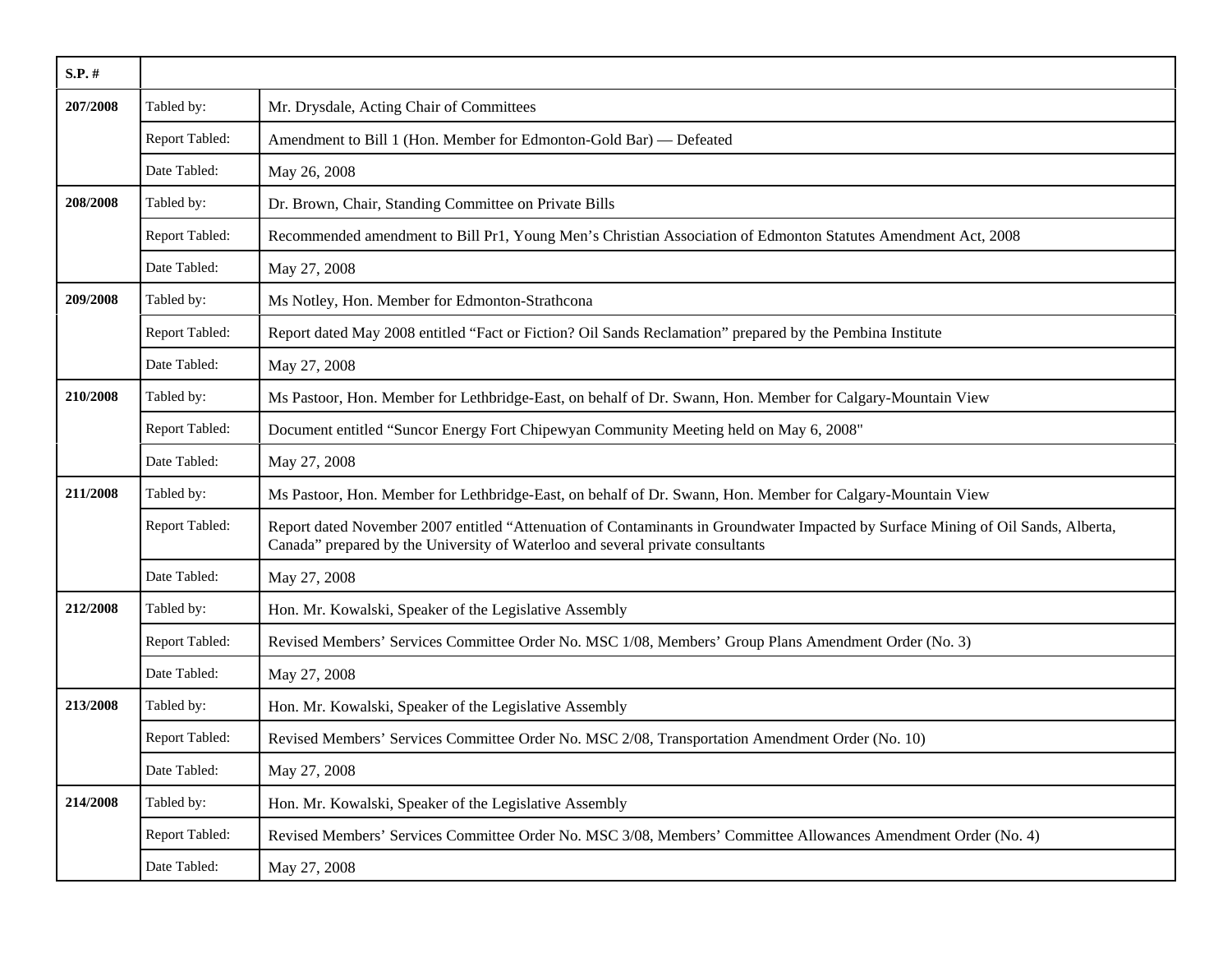| S.P. # | | |
|---|---|---|
| **207/2008** | Tabled by: | Mr. Drysdale, Acting Chair of Committees |
| | Report Tabled: | Amendment to Bill 1 (Hon. Member for Edmonton-Gold Bar) — Defeated |
| | Date Tabled: | May 26, 2008 |
| **208/2008** | Tabled by: | Dr. Brown, Chair, Standing Committee on Private Bills |
| | Report Tabled: | Recommended amendment to Bill Pr1, Young Men's Christian Association of Edmonton Statutes Amendment Act, 2008 |
| | Date Tabled: | May 27, 2008 |
| **209/2008** | Tabled by: | Ms Notley, Hon. Member for Edmonton-Strathcona |
| | Report Tabled: | Report dated May 2008 entitled "Fact or Fiction? Oil Sands Reclamation" prepared by the Pembina Institute |
| | Date Tabled: | May 27, 2008 |
| **210/2008** | Tabled by: | Ms Pastoor, Hon. Member for Lethbridge-East, on behalf of Dr. Swann, Hon. Member for Calgary-Mountain View |
| | Report Tabled: | Document entitled "Suncor Energy Fort Chipewyan Community Meeting held on May 6, 2008" |
| | Date Tabled: | May 27, 2008 |
| **211/2008** | Tabled by: | Ms Pastoor, Hon. Member for Lethbridge-East, on behalf of Dr. Swann, Hon. Member for Calgary-Mountain View |
| | Report Tabled: | Report dated November 2007 entitled "Attenuation of Contaminants in Groundwater Impacted by Surface Mining of Oil Sands, Alberta, Canada" prepared by the University of Waterloo and several private consultants |
| | Date Tabled: | May 27, 2008 |
| **212/2008** | Tabled by: | Hon. Mr. Kowalski, Speaker of the Legislative Assembly |
| | Report Tabled: | Revised Members' Services Committee Order No. MSC 1/08, Members' Group Plans Amendment Order (No. 3) |
| | Date Tabled: | May 27, 2008 |
| **213/2008** | Tabled by: | Hon. Mr. Kowalski, Speaker of the Legislative Assembly |
| | Report Tabled: | Revised Members' Services Committee Order No. MSC 2/08, Transportation Amendment Order (No. 10) |
| | Date Tabled: | May 27, 2008 |
| **214/2008** | Tabled by: | Hon. Mr. Kowalski, Speaker of the Legislative Assembly |
| | Report Tabled: | Revised Members' Services Committee Order No. MSC 3/08, Members' Committee Allowances Amendment Order (No. 4) |
| | Date Tabled: | May 27, 2008 |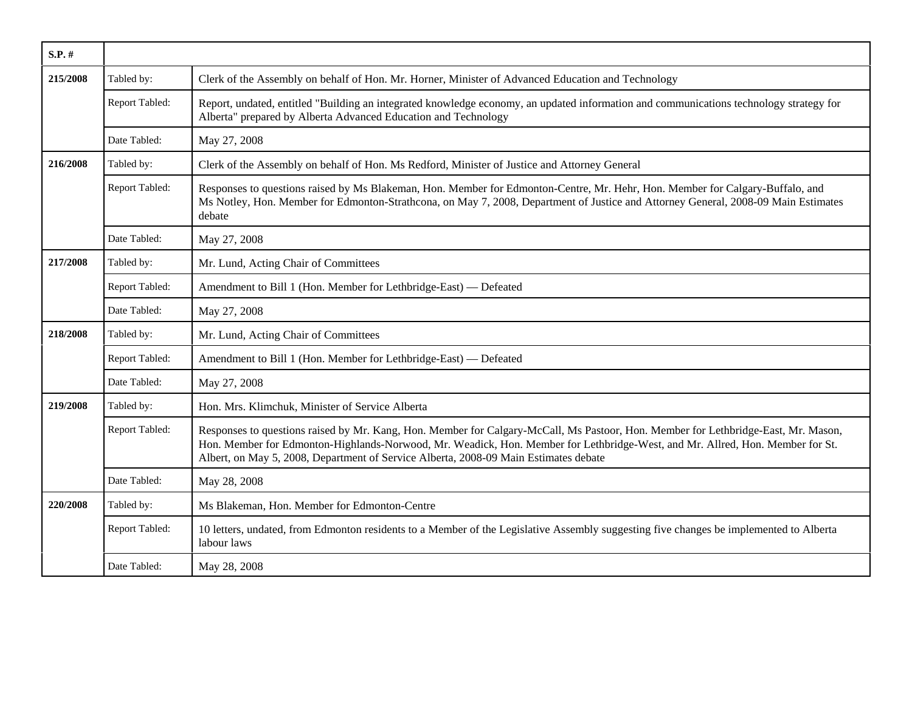| S.P. # | | |
|---|---|---|
| 215/2008 | Tabled by: | Clerk of the Assembly on behalf of Hon. Mr. Horner, Minister of Advanced Education and Technology |
| | Report Tabled: | Report, undated, entitled "Building an integrated knowledge economy, an updated information and communications technology strategy for Alberta" prepared by Alberta Advanced Education and Technology |
| | Date Tabled: | May 27, 2008 |
| 216/2008 | Tabled by: | Clerk of the Assembly on behalf of Hon. Ms Redford, Minister of Justice and Attorney General |
| | Report Tabled: | Responses to questions raised by Ms Blakeman, Hon. Member for Edmonton-Centre, Mr. Hehr, Hon. Member for Calgary-Buffalo, and Ms Notley, Hon. Member for Edmonton-Strathcona, on May 7, 2008, Department of Justice and Attorney General, 2008-09 Main Estimates debate |
| | Date Tabled: | May 27, 2008 |
| 217/2008 | Tabled by: | Mr. Lund, Acting Chair of Committees |
| | Report Tabled: | Amendment to Bill 1 (Hon. Member for Lethbridge-East) — Defeated |
| | Date Tabled: | May 27, 2008 |
| 218/2008 | Tabled by: | Mr. Lund, Acting Chair of Committees |
| | Report Tabled: | Amendment to Bill 1 (Hon. Member for Lethbridge-East) — Defeated |
| | Date Tabled: | May 27, 2008 |
| 219/2008 | Tabled by: | Hon. Mrs. Klimchuk, Minister of Service Alberta |
| | Report Tabled: | Responses to questions raised by Mr. Kang, Hon. Member for Calgary-McCall, Ms Pastoor, Hon. Member for Lethbridge-East, Mr. Mason, Hon. Member for Edmonton-Highlands-Norwood, Mr. Weadick, Hon. Member for Lethbridge-West, and Mr. Allred, Hon. Member for St. Albert, on May 5, 2008, Department of Service Alberta, 2008-09 Main Estimates debate |
| | Date Tabled: | May 28, 2008 |
| 220/2008 | Tabled by: | Ms Blakeman, Hon. Member for Edmonton-Centre |
| | Report Tabled: | 10 letters, undated, from Edmonton residents to a Member of the Legislative Assembly suggesting five changes be implemented to Alberta labour laws |
| | Date Tabled: | May 28, 2008 |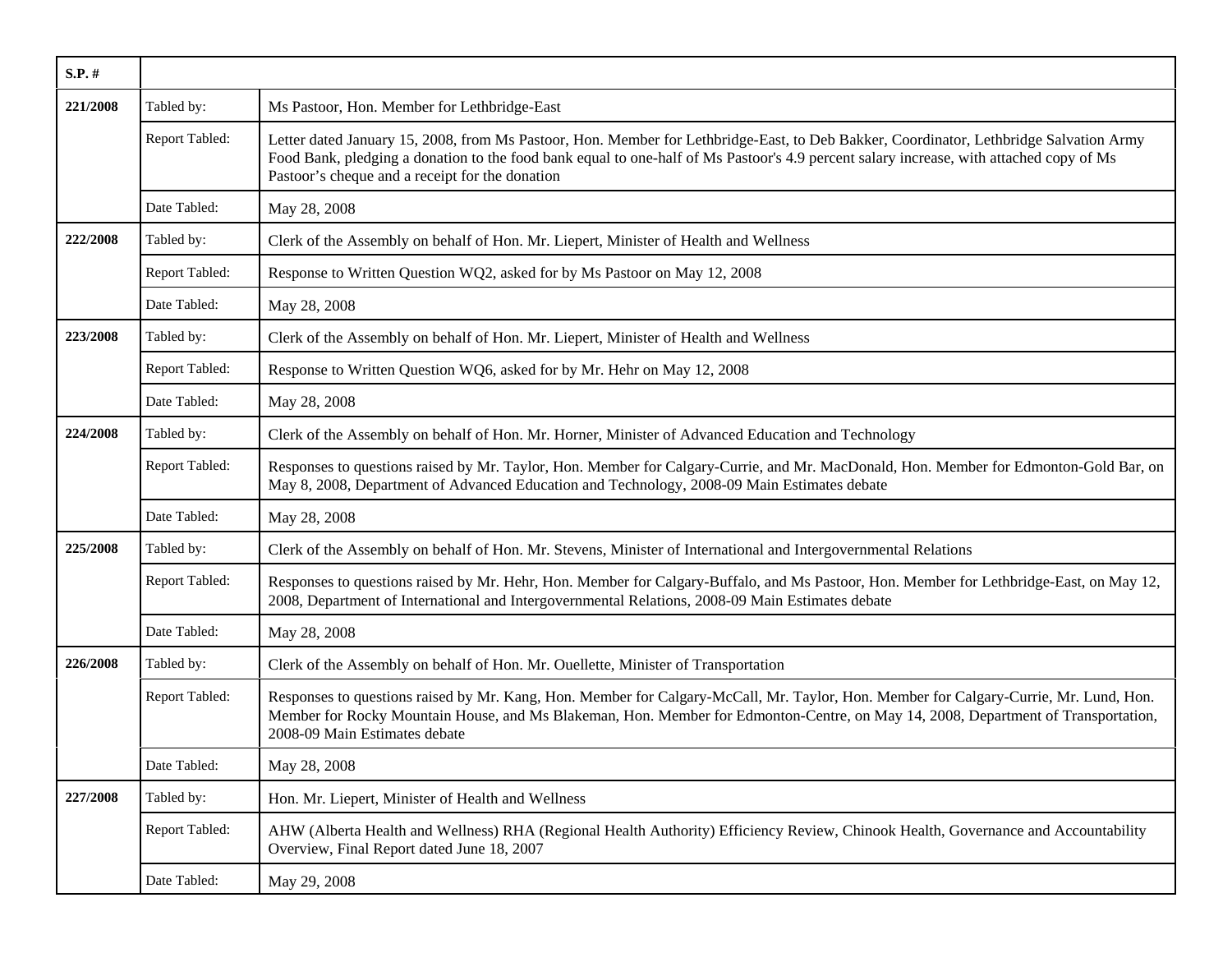| S.P. # | | |
|---|---|---|
| 221/2008 | Tabled by: | Ms Pastoor, Hon. Member for Lethbridge-East |
| | Report Tabled: | Letter dated January 15, 2008, from Ms Pastoor, Hon. Member for Lethbridge-East, to Deb Bakker, Coordinator, Lethbridge Salvation Army Food Bank, pledging a donation to the food bank equal to one-half of Ms Pastoor's 4.9 percent salary increase, with attached copy of Ms Pastoor's cheque and a receipt for the donation |
| | Date Tabled: | May 28, 2008 |
| 222/2008 | Tabled by: | Clerk of the Assembly on behalf of Hon. Mr. Liepert, Minister of Health and Wellness |
| | Report Tabled: | Response to Written Question WQ2, asked for by Ms Pastoor on May 12, 2008 |
| | Date Tabled: | May 28, 2008 |
| 223/2008 | Tabled by: | Clerk of the Assembly on behalf of Hon. Mr. Liepert, Minister of Health and Wellness |
| | Report Tabled: | Response to Written Question WQ6, asked for by Mr. Hehr on May 12, 2008 |
| | Date Tabled: | May 28, 2008 |
| 224/2008 | Tabled by: | Clerk of the Assembly on behalf of Hon. Mr. Horner, Minister of Advanced Education and Technology |
| | Report Tabled: | Responses to questions raised by Mr. Taylor, Hon. Member for Calgary-Currie, and Mr. MacDonald, Hon. Member for Edmonton-Gold Bar, on May 8, 2008, Department of Advanced Education and Technology, 2008-09 Main Estimates debate |
| | Date Tabled: | May 28, 2008 |
| 225/2008 | Tabled by: | Clerk of the Assembly on behalf of Hon. Mr. Stevens, Minister of International and Intergovernmental Relations |
| | Report Tabled: | Responses to questions raised by Mr. Hehr, Hon. Member for Calgary-Buffalo, and Ms Pastoor, Hon. Member for Lethbridge-East, on May 12, 2008, Department of International and Intergovernmental Relations, 2008-09 Main Estimates debate |
| | Date Tabled: | May 28, 2008 |
| 226/2008 | Tabled by: | Clerk of the Assembly on behalf of Hon. Mr. Ouellette, Minister of Transportation |
| | Report Tabled: | Responses to questions raised by Mr. Kang, Hon. Member for Calgary-McCall, Mr. Taylor, Hon. Member for Calgary-Currie, Mr. Lund, Hon. Member for Rocky Mountain House, and Ms Blakeman, Hon. Member for Edmonton-Centre, on May 14, 2008, Department of Transportation, 2008-09 Main Estimates debate |
| | Date Tabled: | May 28, 2008 |
| 227/2008 | Tabled by: | Hon. Mr. Liepert, Minister of Health and Wellness |
| | Report Tabled: | AHW (Alberta Health and Wellness) RHA (Regional Health Authority) Efficiency Review, Chinook Health, Governance and Accountability Overview, Final Report dated June 18, 2007 |
| | Date Tabled: | May 29, 2008 |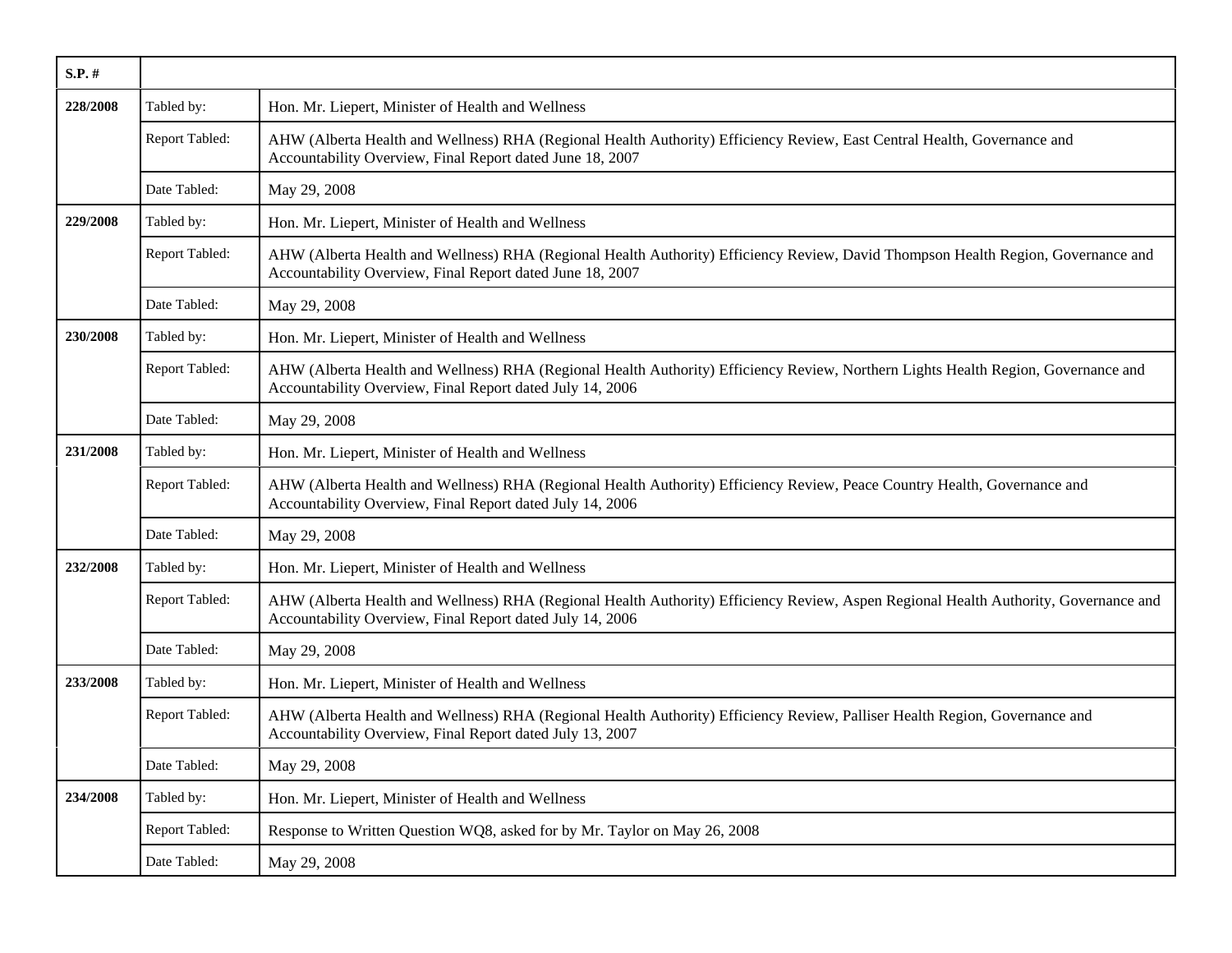| S.P. # | | |
|---|---|---|
| 228/2008 | Tabled by: | Hon. Mr. Liepert, Minister of Health and Wellness |
| | Report Tabled: | AHW (Alberta Health and Wellness) RHA (Regional Health Authority) Efficiency Review, East Central Health, Governance and Accountability Overview, Final Report dated June 18, 2007 |
| | Date Tabled: | May 29, 2008 |
| 229/2008 | Tabled by: | Hon. Mr. Liepert, Minister of Health and Wellness |
| | Report Tabled: | AHW (Alberta Health and Wellness) RHA (Regional Health Authority) Efficiency Review, David Thompson Health Region, Governance and Accountability Overview, Final Report dated June 18, 2007 |
| | Date Tabled: | May 29, 2008 |
| 230/2008 | Tabled by: | Hon. Mr. Liepert, Minister of Health and Wellness |
| | Report Tabled: | AHW (Alberta Health and Wellness) RHA (Regional Health Authority) Efficiency Review, Northern Lights Health Region, Governance and Accountability Overview, Final Report dated July 14, 2006 |
| | Date Tabled: | May 29, 2008 |
| 231/2008 | Tabled by: | Hon. Mr. Liepert, Minister of Health and Wellness |
| | Report Tabled: | AHW (Alberta Health and Wellness) RHA (Regional Health Authority) Efficiency Review, Peace Country Health, Governance and Accountability Overview, Final Report dated July 14, 2006 |
| | Date Tabled: | May 29, 2008 |
| 232/2008 | Tabled by: | Hon. Mr. Liepert, Minister of Health and Wellness |
| | Report Tabled: | AHW (Alberta Health and Wellness) RHA (Regional Health Authority) Efficiency Review, Aspen Regional Health Authority, Governance and Accountability Overview, Final Report dated July 14, 2006 |
| | Date Tabled: | May 29, 2008 |
| 233/2008 | Tabled by: | Hon. Mr. Liepert, Minister of Health and Wellness |
| | Report Tabled: | AHW (Alberta Health and Wellness) RHA (Regional Health Authority) Efficiency Review, Palliser Health Region, Governance and Accountability Overview, Final Report dated July 13, 2007 |
| | Date Tabled: | May 29, 2008 |
| 234/2008 | Tabled by: | Hon. Mr. Liepert, Minister of Health and Wellness |
| | Report Tabled: | Response to Written Question WQ8, asked for by Mr. Taylor on May 26, 2008 |
| | Date Tabled: | May 29, 2008 |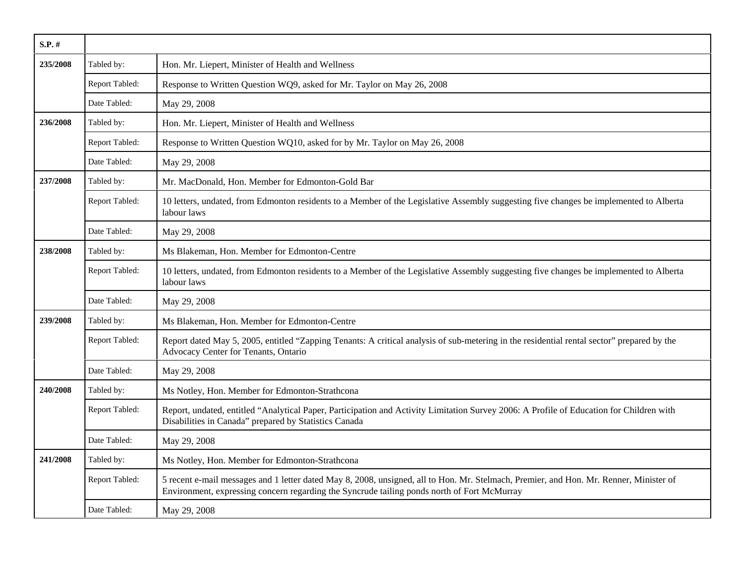| S.P. # | | |
|---|---|---|
| 235/2008 | Tabled by: | Hon. Mr. Liepert, Minister of Health and Wellness |
| | Report Tabled: | Response to Written Question WQ9, asked for Mr. Taylor on May 26, 2008 |
| | Date Tabled: | May 29, 2008 |
| 236/2008 | Tabled by: | Hon. Mr. Liepert, Minister of Health and Wellness |
| | Report Tabled: | Response to Written Question WQ10, asked for by Mr. Taylor on May 26, 2008 |
| | Date Tabled: | May 29, 2008 |
| 237/2008 | Tabled by: | Mr. MacDonald, Hon. Member for Edmonton-Gold Bar |
| | Report Tabled: | 10 letters, undated, from Edmonton residents to a Member of the Legislative Assembly suggesting five changes be implemented to Alberta labour laws |
| | Date Tabled: | May 29, 2008 |
| 238/2008 | Tabled by: | Ms Blakeman, Hon. Member for Edmonton-Centre |
| | Report Tabled: | 10 letters, undated, from Edmonton residents to a Member of the Legislative Assembly suggesting five changes be implemented to Alberta labour laws |
| | Date Tabled: | May 29, 2008 |
| 239/2008 | Tabled by: | Ms Blakeman, Hon. Member for Edmonton-Centre |
| | Report Tabled: | Report dated May 5, 2005, entitled "Zapping Tenants: A critical analysis of sub-metering in the residential rental sector" prepared by the Advocacy Center for Tenants, Ontario |
| | Date Tabled: | May 29, 2008 |
| 240/2008 | Tabled by: | Ms Notley, Hon. Member for Edmonton-Strathcona |
| | Report Tabled: | Report, undated, entitled "Analytical Paper, Participation and Activity Limitation Survey 2006: A Profile of Education for Children with Disabilities in Canada" prepared by Statistics Canada |
| | Date Tabled: | May 29, 2008 |
| 241/2008 | Tabled by: | Ms Notley, Hon. Member for Edmonton-Strathcona |
| | Report Tabled: | 5 recent e-mail messages and 1 letter dated May 8, 2008, unsigned, all to Hon. Mr. Stelmach, Premier, and Hon. Mr. Renner, Minister of Environment, expressing concern regarding the Syncrude tailing ponds north of Fort McMurray |
| | Date Tabled: | May 29, 2008 |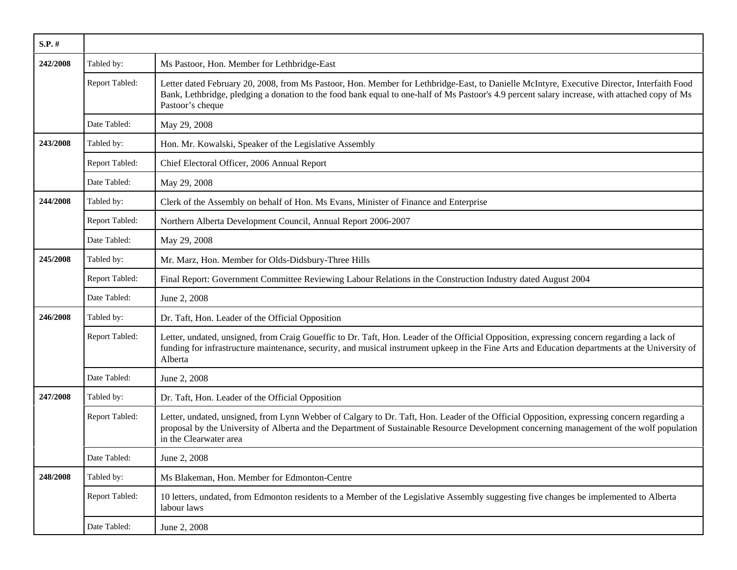| S.P. # | | |
|---|---|---|
| 242/2008 | Tabled by: | Ms Pastoor, Hon. Member for Lethbridge-East |
| | Report Tabled: | Letter dated February 20, 2008, from Ms Pastoor, Hon. Member for Lethbridge-East, to Danielle McIntyre, Executive Director, Interfaith Food Bank, Lethbridge, pledging a donation to the food bank equal to one-half of Ms Pastoor's 4.9 percent salary increase, with attached copy of Ms Pastoor's cheque |
| | Date Tabled: | May 29, 2008 |
| 243/2008 | Tabled by: | Hon. Mr. Kowalski, Speaker of the Legislative Assembly |
| | Report Tabled: | Chief Electoral Officer, 2006 Annual Report |
| | Date Tabled: | May 29, 2008 |
| 244/2008 | Tabled by: | Clerk of the Assembly on behalf of Hon. Ms Evans, Minister of Finance and Enterprise |
| | Report Tabled: | Northern Alberta Development Council, Annual Report 2006-2007 |
| | Date Tabled: | May 29, 2008 |
| 245/2008 | Tabled by: | Mr. Marz, Hon. Member for Olds-Didsbury-Three Hills |
| | Report Tabled: | Final Report: Government Committee Reviewing Labour Relations in the Construction Industry dated August 2004 |
| | Date Tabled: | June 2, 2008 |
| 246/2008 | Tabled by: | Dr. Taft, Hon. Leader of the Official Opposition |
| | Report Tabled: | Letter, undated, unsigned, from Craig Goueffic to Dr. Taft, Hon. Leader of the Official Opposition, expressing concern regarding a lack of funding for infrastructure maintenance, security, and musical instrument upkeep in the Fine Arts and Education departments at the University of Alberta |
| | Date Tabled: | June 2, 2008 |
| 247/2008 | Tabled by: | Dr. Taft, Hon. Leader of the Official Opposition |
| | Report Tabled: | Letter, undated, unsigned, from Lynn Webber of Calgary to Dr. Taft, Hon. Leader of the Official Opposition, expressing concern regarding a proposal by the University of Alberta and the Department of Sustainable Resource Development concerning management of the wolf population in the Clearwater area |
| | Date Tabled: | June 2, 2008 |
| 248/2008 | Tabled by: | Ms Blakeman, Hon. Member for Edmonton-Centre |
| | Report Tabled: | 10 letters, undated, from Edmonton residents to a Member of the Legislative Assembly suggesting five changes be implemented to Alberta labour laws |
| | Date Tabled: | June 2, 2008 |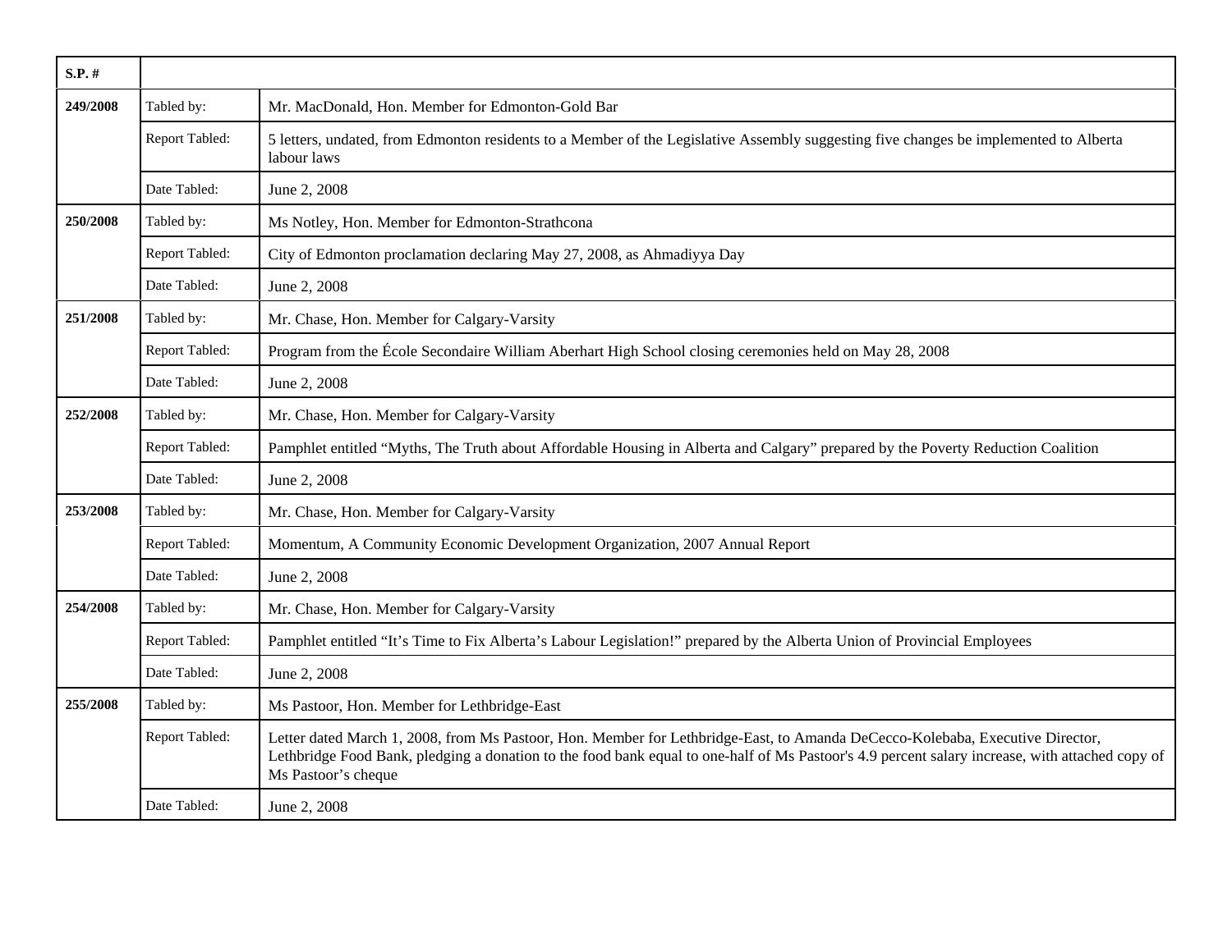| S.P. # | | |
|---|---|---|
| 249/2008 | Tabled by: | Mr. MacDonald, Hon. Member for Edmonton-Gold Bar |
| | Report Tabled: | 5 letters, undated, from Edmonton residents to a Member of the Legislative Assembly suggesting five changes be implemented to Alberta labour laws |
| | Date Tabled: | June 2, 2008 |
| 250/2008 | Tabled by: | Ms Notley, Hon. Member for Edmonton-Strathcona |
| | Report Tabled: | City of Edmonton proclamation declaring May 27, 2008, as Ahmadiyya Day |
| | Date Tabled: | June 2, 2008 |
| 251/2008 | Tabled by: | Mr. Chase, Hon. Member for Calgary-Varsity |
| | Report Tabled: | Program from the École Secondaire William Aberhart High School closing ceremonies held on May 28, 2008 |
| | Date Tabled: | June 2, 2008 |
| 252/2008 | Tabled by: | Mr. Chase, Hon. Member for Calgary-Varsity |
| | Report Tabled: | Pamphlet entitled "Myths, The Truth about Affordable Housing in Alberta and Calgary" prepared by the Poverty Reduction Coalition |
| | Date Tabled: | June 2, 2008 |
| 253/2008 | Tabled by: | Mr. Chase, Hon. Member for Calgary-Varsity |
| | Report Tabled: | Momentum, A Community Economic Development Organization, 2007 Annual Report |
| | Date Tabled: | June 2, 2008 |
| 254/2008 | Tabled by: | Mr. Chase, Hon. Member for Calgary-Varsity |
| | Report Tabled: | Pamphlet entitled "It's Time to Fix Alberta's Labour Legislation!" prepared by the Alberta Union of Provincial Employees |
| | Date Tabled: | June 2, 2008 |
| 255/2008 | Tabled by: | Ms Pastoor, Hon. Member for Lethbridge-East |
| | Report Tabled: | Letter dated March 1, 2008, from Ms Pastoor, Hon. Member for Lethbridge-East, to Amanda DeCecco-Kolebaba, Executive Director, Lethbridge Food Bank, pledging a donation to the food bank equal to one-half of Ms Pastoor's 4.9 percent salary increase, with attached copy of Ms Pastoor's cheque |
| | Date Tabled: | June 2, 2008 |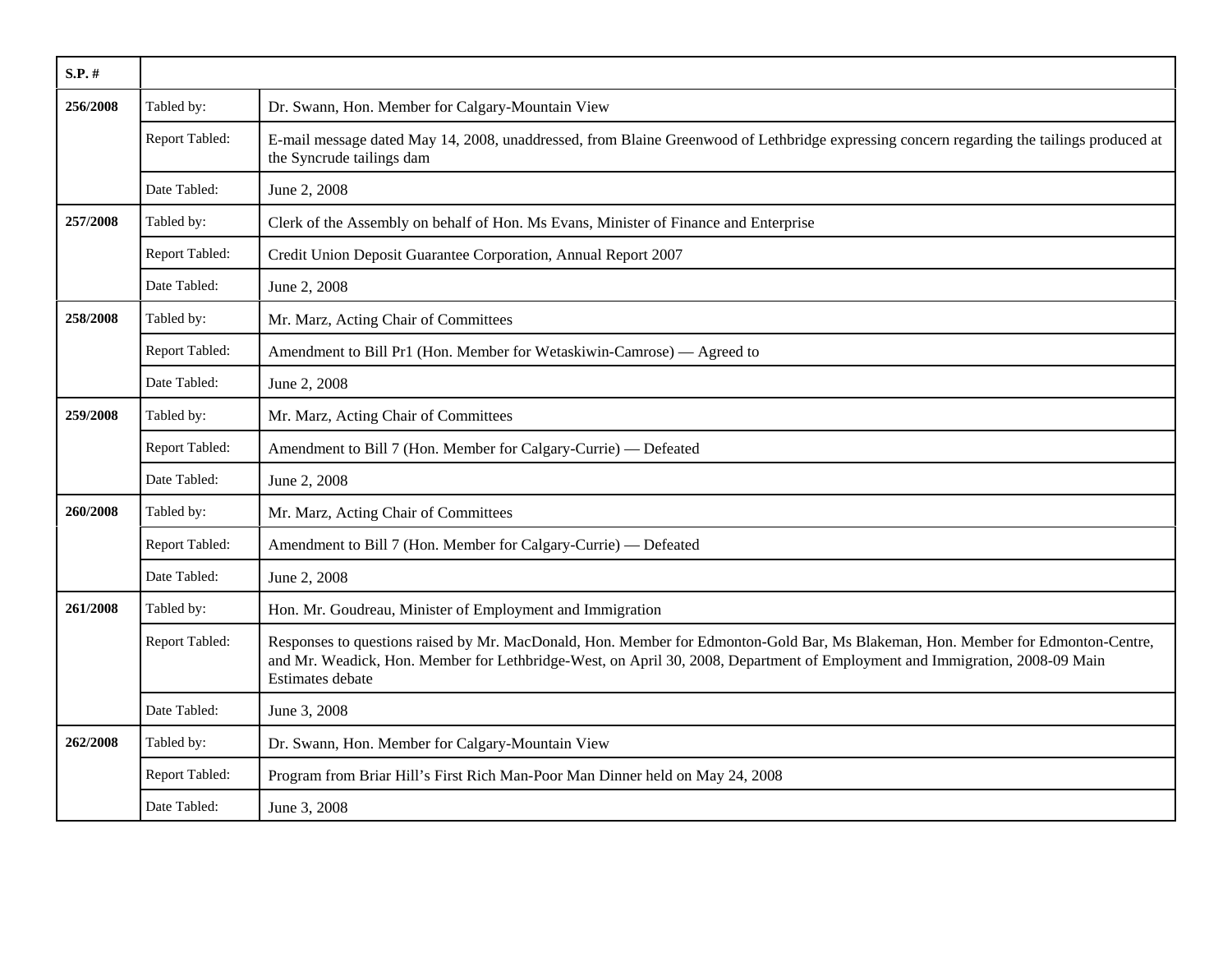| S.P. # | | |
|---|---|---|
| 256/2008 | Tabled by: | Dr. Swann, Hon. Member for Calgary-Mountain View |
| | Report Tabled: | E-mail message dated May 14, 2008, unaddressed, from Blaine Greenwood of Lethbridge expressing concern regarding the tailings produced at the Syncrude tailings dam |
| | Date Tabled: | June 2, 2008 |
| 257/2008 | Tabled by: | Clerk of the Assembly on behalf of Hon. Ms Evans, Minister of Finance and Enterprise |
| | Report Tabled: | Credit Union Deposit Guarantee Corporation, Annual Report 2007 |
| | Date Tabled: | June 2, 2008 |
| 258/2008 | Tabled by: | Mr. Marz, Acting Chair of Committees |
| | Report Tabled: | Amendment to Bill Pr1 (Hon. Member for Wetaskiwin-Camrose) — Agreed to |
| | Date Tabled: | June 2, 2008 |
| 259/2008 | Tabled by: | Mr. Marz, Acting Chair of Committees |
| | Report Tabled: | Amendment to Bill 7 (Hon. Member for Calgary-Currie) — Defeated |
| | Date Tabled: | June 2, 2008 |
| 260/2008 | Tabled by: | Mr. Marz, Acting Chair of Committees |
| | Report Tabled: | Amendment to Bill 7 (Hon. Member for Calgary-Currie) — Defeated |
| | Date Tabled: | June 2, 2008 |
| 261/2008 | Tabled by: | Hon. Mr. Goudreau, Minister of Employment and Immigration |
| | Report Tabled: | Responses to questions raised by Mr. MacDonald, Hon. Member for Edmonton-Gold Bar, Ms Blakeman, Hon. Member for Edmonton-Centre, and Mr. Weadick, Hon. Member for Lethbridge-West, on April 30, 2008, Department of Employment and Immigration, 2008-09 Main Estimates debate |
| | Date Tabled: | June 3, 2008 |
| 262/2008 | Tabled by: | Dr. Swann, Hon. Member for Calgary-Mountain View |
| | Report Tabled: | Program from Briar Hill's First Rich Man-Poor Man Dinner held on May 24, 2008 |
| | Date Tabled: | June 3, 2008 |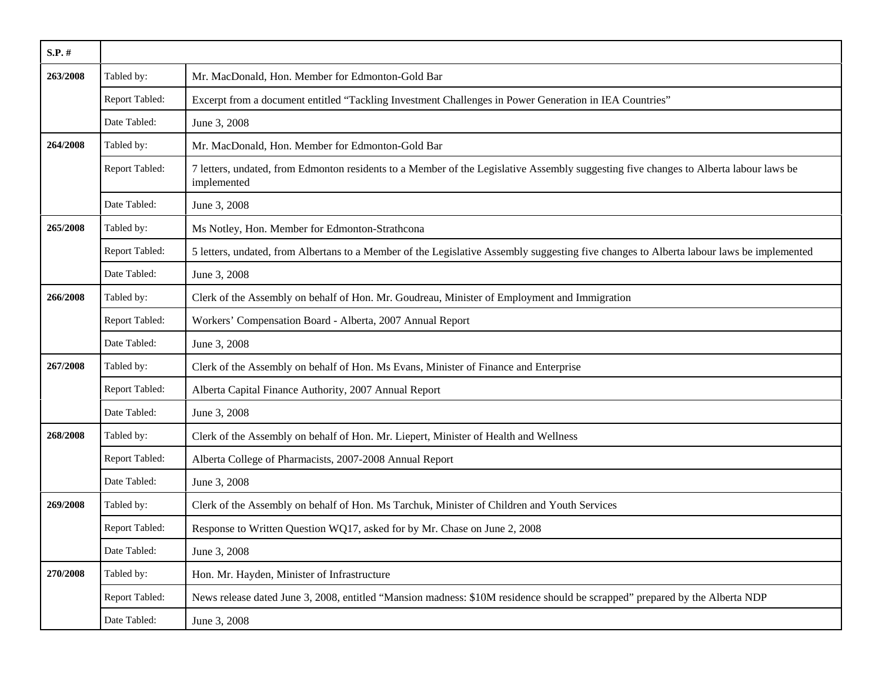| S.P. # | | |
|---|---|---|
| 263/2008 | Tabled by: | Mr. MacDonald, Hon. Member for Edmonton-Gold Bar |
| | Report Tabled: | Excerpt from a document entitled “Tackling Investment Challenges in Power Generation in IEA Countries” |
| | Date Tabled: | June 3, 2008 |
| 264/2008 | Tabled by: | Mr. MacDonald, Hon. Member for Edmonton-Gold Bar |
| | Report Tabled: | 7 letters, undated, from Edmonton residents to a Member of the Legislative Assembly suggesting five changes to Alberta labour laws be implemented |
| | Date Tabled: | June 3, 2008 |
| 265/2008 | Tabled by: | Ms Notley, Hon. Member for Edmonton-Strathcona |
| | Report Tabled: | 5 letters, undated, from Albertans to a Member of the Legislative Assembly suggesting five changes to Alberta labour laws be implemented |
| | Date Tabled: | June 3, 2008 |
| 266/2008 | Tabled by: | Clerk of the Assembly on behalf of Hon. Mr. Goudreau, Minister of Employment and Immigration |
| | Report Tabled: | Workers’ Compensation Board - Alberta, 2007 Annual Report |
| | Date Tabled: | June 3, 2008 |
| 267/2008 | Tabled by: | Clerk of the Assembly on behalf of Hon. Ms Evans, Minister of Finance and Enterprise |
| | Report Tabled: | Alberta Capital Finance Authority, 2007 Annual Report |
| | Date Tabled: | June 3, 2008 |
| 268/2008 | Tabled by: | Clerk of the Assembly on behalf of Hon. Mr. Liepert, Minister of Health and Wellness |
| | Report Tabled: | Alberta College of Pharmacists, 2007-2008 Annual Report |
| | Date Tabled: | June 3, 2008 |
| 269/2008 | Tabled by: | Clerk of the Assembly on behalf of Hon. Ms Tarchuk, Minister of Children and Youth Services |
| | Report Tabled: | Response to Written Question WQ17, asked for by Mr. Chase on June 2, 2008 |
| | Date Tabled: | June 3, 2008 |
| 270/2008 | Tabled by: | Hon. Mr. Hayden, Minister of Infrastructure |
| | Report Tabled: | News release dated June 3, 2008, entitled “Mansion madness: $10M residence should be scrapped” prepared by the Alberta NDP |
| | Date Tabled: | June 3, 2008 |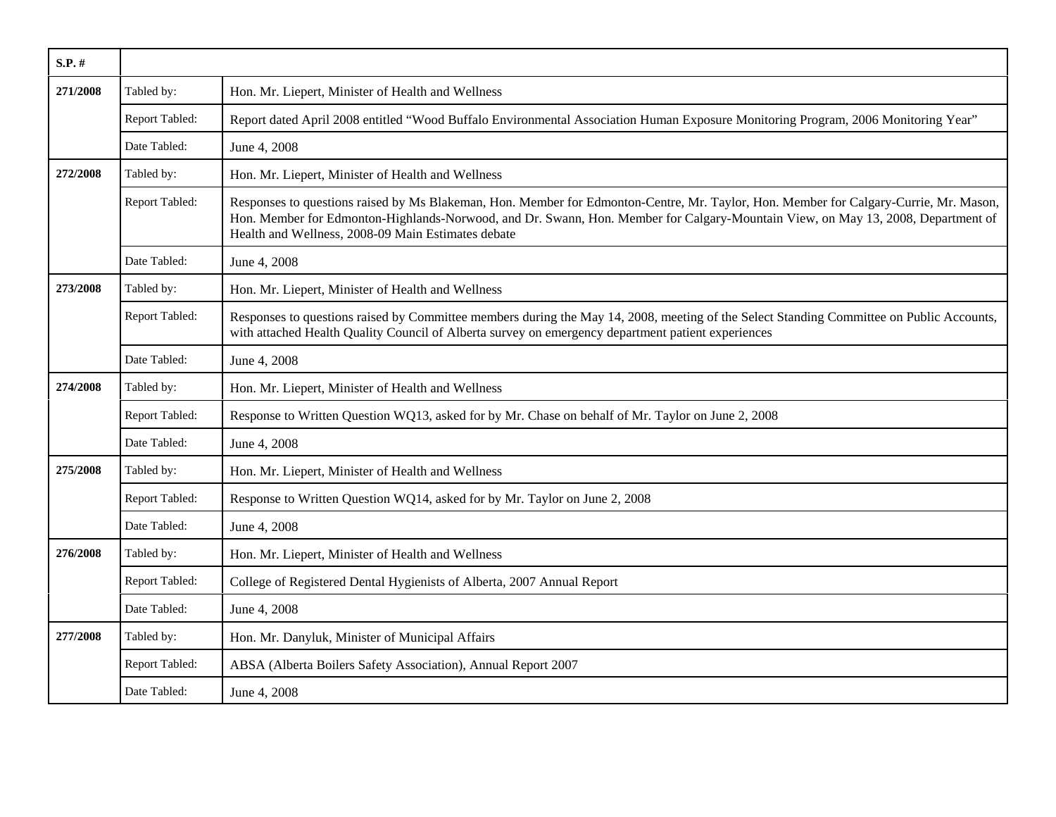| S.P. # | | |
|---|---|---|
| 271/2008 | Tabled by: | Hon. Mr. Liepert, Minister of Health and Wellness |
| | Report Tabled: | Report dated April 2008 entitled “Wood Buffalo Environmental Association Human Exposure Monitoring Program, 2006 Monitoring Year” |
| | Date Tabled: | June 4, 2008 |
| 272/2008 | Tabled by: | Hon. Mr. Liepert, Minister of Health and Wellness |
| | Report Tabled: | Responses to questions raised by Ms Blakeman, Hon. Member for Edmonton-Centre, Mr. Taylor, Hon. Member for Calgary-Currie, Mr. Mason, Hon. Member for Edmonton-Highlands-Norwood, and Dr. Swann, Hon. Member for Calgary-Mountain View, on May 13, 2008, Department of Health and Wellness, 2008-09 Main Estimates debate |
| | Date Tabled: | June 4, 2008 |
| 273/2008 | Tabled by: | Hon. Mr. Liepert, Minister of Health and Wellness |
| | Report Tabled: | Responses to questions raised by Committee members during the May 14, 2008, meeting of the Select Standing Committee on Public Accounts, with attached Health Quality Council of Alberta survey on emergency department patient experiences |
| | Date Tabled: | June 4, 2008 |
| 274/2008 | Tabled by: | Hon. Mr. Liepert, Minister of Health and Wellness |
| | Report Tabled: | Response to Written Question WQ13, asked for by Mr. Chase on behalf of Mr. Taylor on June 2, 2008 |
| | Date Tabled: | June 4, 2008 |
| 275/2008 | Tabled by: | Hon. Mr. Liepert, Minister of Health and Wellness |
| | Report Tabled: | Response to Written Question WQ14, asked for by Mr. Taylor on June 2, 2008 |
| | Date Tabled: | June 4, 2008 |
| 276/2008 | Tabled by: | Hon. Mr. Liepert, Minister of Health and Wellness |
| | Report Tabled: | College of Registered Dental Hygienists of Alberta, 2007 Annual Report |
| | Date Tabled: | June 4, 2008 |
| 277/2008 | Tabled by: | Hon. Mr. Danyluk, Minister of Municipal Affairs |
| | Report Tabled: | ABSA (Alberta Boilers Safety Association), Annual Report 2007 |
| | Date Tabled: | June 4, 2008 |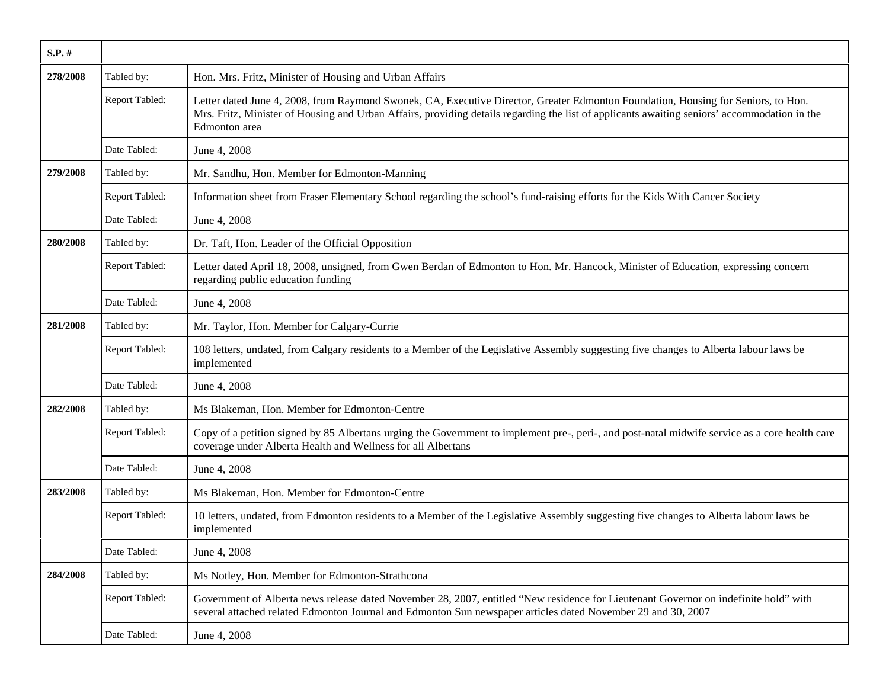| S.P. # | | |
|---|---|---|
| **278/2008** | Tabled by: | Hon. Mrs. Fritz, Minister of Housing and Urban Affairs |
| | Report Tabled: | Letter dated June 4, 2008, from Raymond Swonek, CA, Executive Director, Greater Edmonton Foundation, Housing for Seniors, to Hon. Mrs. Fritz, Minister of Housing and Urban Affairs, providing details regarding the list of applicants awaiting seniors' accommodation in the Edmonton area |
| | Date Tabled: | June 4, 2008 |
| **279/2008** | Tabled by: | Mr. Sandhu, Hon. Member for Edmonton-Manning |
| | Report Tabled: | Information sheet from Fraser Elementary School regarding the school's fund-raising efforts for the Kids With Cancer Society |
| | Date Tabled: | June 4, 2008 |
| **280/2008** | Tabled by: | Dr. Taft, Hon. Leader of the Official Opposition |
| | Report Tabled: | Letter dated April 18, 2008, unsigned, from Gwen Berdan of Edmonton to Hon. Mr. Hancock, Minister of Education, expressing concern regarding public education funding |
| | Date Tabled: | June 4, 2008 |
| **281/2008** | Tabled by: | Mr. Taylor, Hon. Member for Calgary-Currie |
| | Report Tabled: | 108 letters, undated, from Calgary residents to a Member of the Legislative Assembly suggesting five changes to Alberta labour laws be implemented |
| | Date Tabled: | June 4, 2008 |
| **282/2008** | Tabled by: | Ms Blakeman, Hon. Member for Edmonton-Centre |
| | Report Tabled: | Copy of a petition signed by 85 Albertans urging the Government to implement pre-, peri-, and post-natal midwife service as a core health care coverage under Alberta Health and Wellness for all Albertans |
| | Date Tabled: | June 4, 2008 |
| **283/2008** | Tabled by: | Ms Blakeman, Hon. Member for Edmonton-Centre |
| | Report Tabled: | 10 letters, undated, from Edmonton residents to a Member of the Legislative Assembly suggesting five changes to Alberta labour laws be implemented |
| | Date Tabled: | June 4, 2008 |
| **284/2008** | Tabled by: | Ms Notley, Hon. Member for Edmonton-Strathcona |
| | Report Tabled: | Government of Alberta news release dated November 28, 2007, entitled "New residence for Lieutenant Governor on indefinite hold" with several attached related Edmonton Journal and Edmonton Sun newspaper articles dated November 29 and 30, 2007 |
| | Date Tabled: | June 4, 2008 |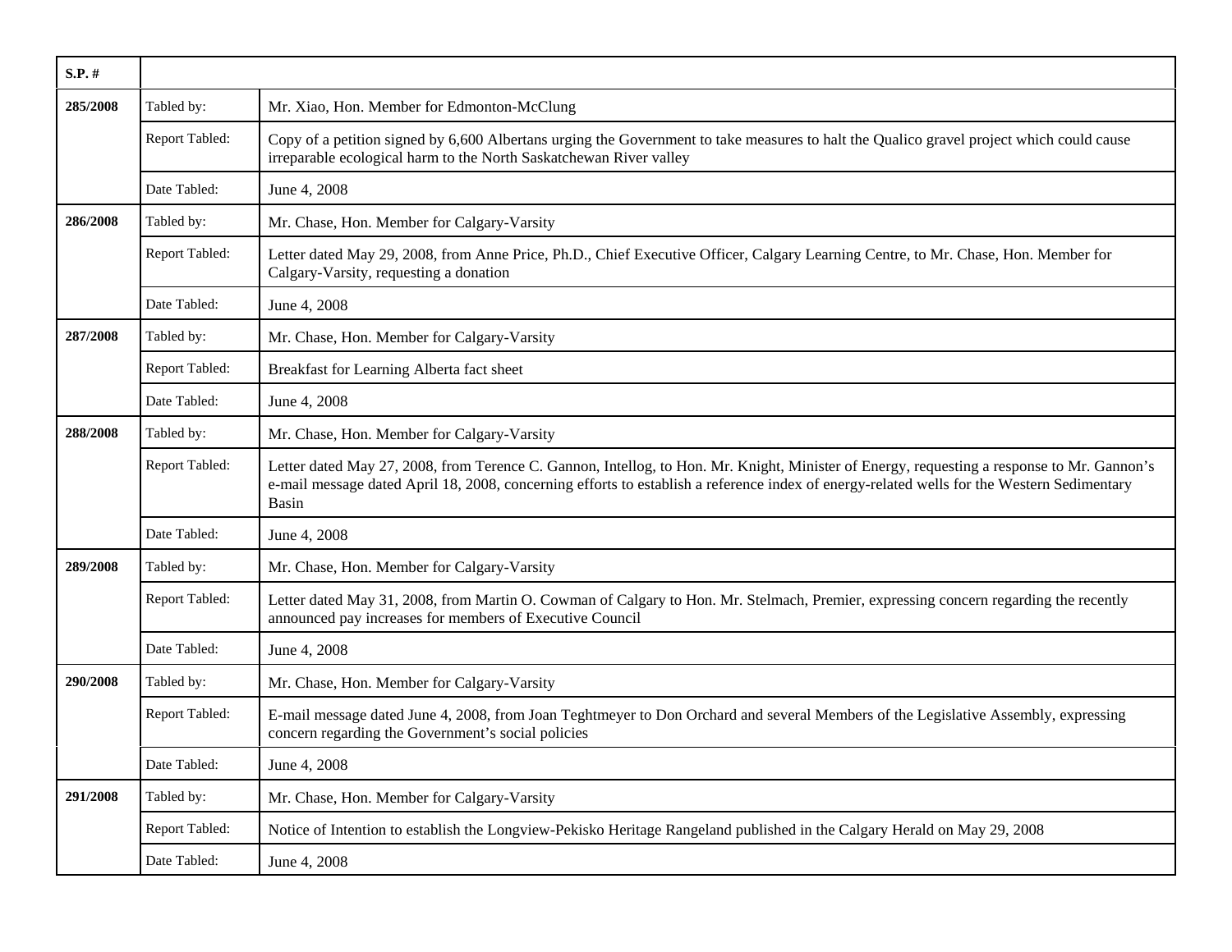| S.P. # | | |
|---|---|---|
| 285/2008 | Tabled by: | Mr. Xiao, Hon. Member for Edmonton-McClung |
| | Report Tabled: | Copy of a petition signed by 6,600 Albertans urging the Government to take measures to halt the Qualico gravel project which could cause irreparable ecological harm to the North Saskatchewan River valley |
| | Date Tabled: | June 4, 2008 |
| 286/2008 | Tabled by: | Mr. Chase, Hon. Member for Calgary-Varsity |
| | Report Tabled: | Letter dated May 29, 2008, from Anne Price, Ph.D., Chief Executive Officer, Calgary Learning Centre, to Mr. Chase, Hon. Member for Calgary-Varsity, requesting a donation |
| | Date Tabled: | June 4, 2008 |
| 287/2008 | Tabled by: | Mr. Chase, Hon. Member for Calgary-Varsity |
| | Report Tabled: | Breakfast for Learning Alberta fact sheet |
| | Date Tabled: | June 4, 2008 |
| 288/2008 | Tabled by: | Mr. Chase, Hon. Member for Calgary-Varsity |
| | Report Tabled: | Letter dated May 27, 2008, from Terence C. Gannon, Intellog, to Hon. Mr. Knight, Minister of Energy, requesting a response to Mr. Gannon's e-mail message dated April 18, 2008, concerning efforts to establish a reference index of energy-related wells for the Western Sedimentary Basin |
| | Date Tabled: | June 4, 2008 |
| 289/2008 | Tabled by: | Mr. Chase, Hon. Member for Calgary-Varsity |
| | Report Tabled: | Letter dated May 31, 2008, from Martin O. Cowman of Calgary to Hon. Mr. Stelmach, Premier, expressing concern regarding the recently announced pay increases for members of Executive Council |
| | Date Tabled: | June 4, 2008 |
| 290/2008 | Tabled by: | Mr. Chase, Hon. Member for Calgary-Varsity |
| | Report Tabled: | E-mail message dated June 4, 2008, from Joan Teghtmeyer to Don Orchard and several Members of the Legislative Assembly, expressing concern regarding the Government's social policies |
| | Date Tabled: | June 4, 2008 |
| 291/2008 | Tabled by: | Mr. Chase, Hon. Member for Calgary-Varsity |
| | Report Tabled: | Notice of Intention to establish the Longview-Pekisko Heritage Rangeland published in the Calgary Herald on May 29, 2008 |
| | Date Tabled: | June 4, 2008 |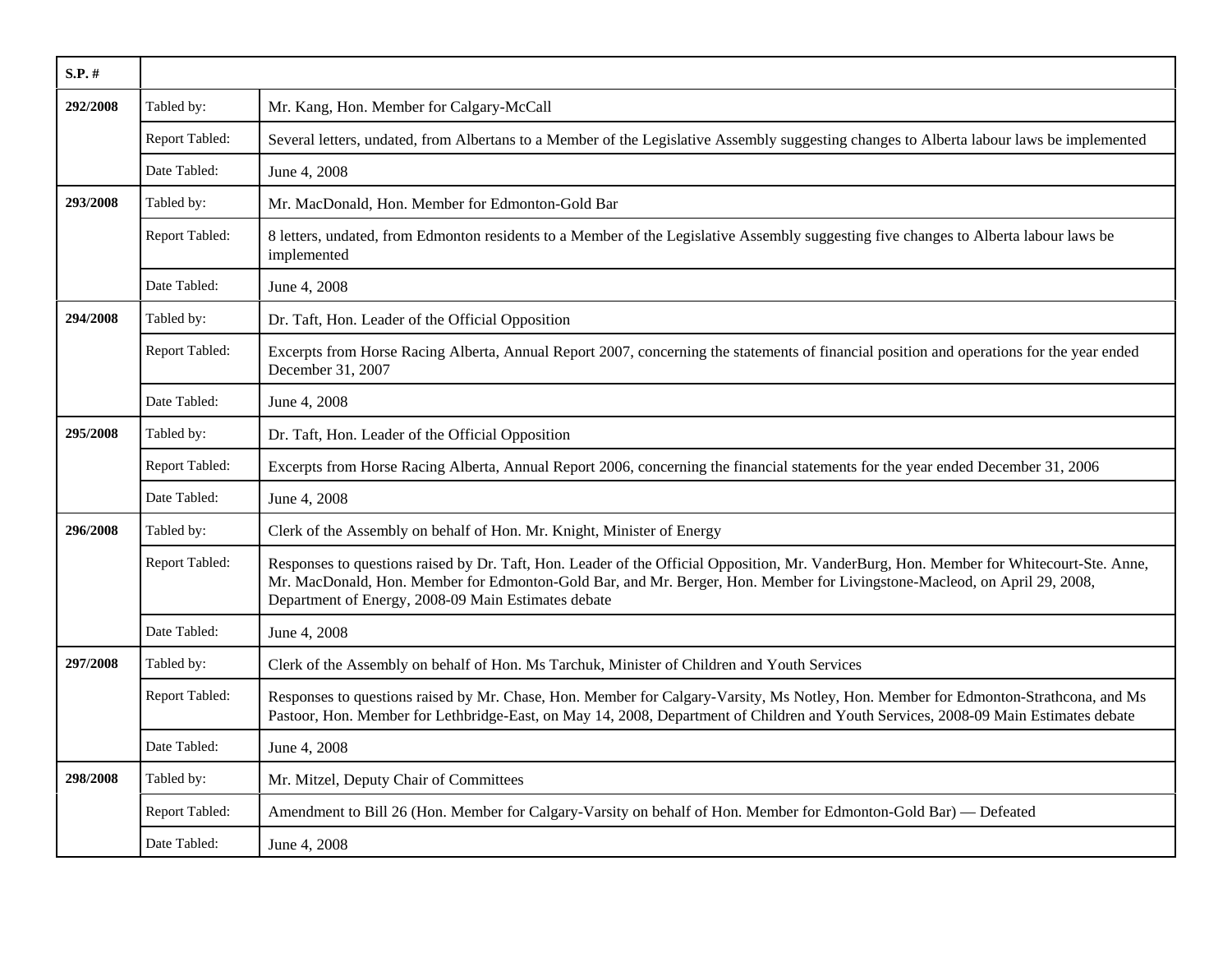| S.P. # | | |
|---|---|---|
| 292/2008 | Tabled by: | Mr. Kang, Hon. Member for Calgary-McCall |
| | Report Tabled: | Several letters, undated, from Albertans to a Member of the Legislative Assembly suggesting changes to Alberta labour laws be implemented |
| | Date Tabled: | June 4, 2008 |
| 293/2008 | Tabled by: | Mr. MacDonald, Hon. Member for Edmonton-Gold Bar |
| | Report Tabled: | 8 letters, undated, from Edmonton residents to a Member of the Legislative Assembly suggesting five changes to Alberta labour laws be implemented |
| | Date Tabled: | June 4, 2008 |
| 294/2008 | Tabled by: | Dr. Taft, Hon. Leader of the Official Opposition |
| | Report Tabled: | Excerpts from Horse Racing Alberta, Annual Report 2007, concerning the statements of financial position and operations for the year ended December 31, 2007 |
| | Date Tabled: | June 4, 2008 |
| 295/2008 | Tabled by: | Dr. Taft, Hon. Leader of the Official Opposition |
| | Report Tabled: | Excerpts from Horse Racing Alberta, Annual Report 2006, concerning the financial statements for the year ended December 31, 2006 |
| | Date Tabled: | June 4, 2008 |
| 296/2008 | Tabled by: | Clerk of the Assembly on behalf of Hon. Mr. Knight, Minister of Energy |
| | Report Tabled: | Responses to questions raised by Dr. Taft, Hon. Leader of the Official Opposition, Mr. VanderBurg, Hon. Member for Whitecourt-Ste. Anne, Mr. MacDonald, Hon. Member for Edmonton-Gold Bar, and Mr. Berger, Hon. Member for Livingstone-Macleod, on April 29, 2008, Department of Energy, 2008-09 Main Estimates debate |
| | Date Tabled: | June 4, 2008 |
| 297/2008 | Tabled by: | Clerk of the Assembly on behalf of Hon. Ms Tarchuk, Minister of Children and Youth Services |
| | Report Tabled: | Responses to questions raised by Mr. Chase, Hon. Member for Calgary-Varsity, Ms Notley, Hon. Member for Edmonton-Strathcona, and Ms Pastoor, Hon. Member for Lethbridge-East, on May 14, 2008, Department of Children and Youth Services, 2008-09 Main Estimates debate |
| | Date Tabled: | June 4, 2008 |
| 298/2008 | Tabled by: | Mr. Mitzel, Deputy Chair of Committees |
| | Report Tabled: | Amendment to Bill 26 (Hon. Member for Calgary-Varsity on behalf of Hon. Member for Edmonton-Gold Bar) — Defeated |
| | Date Tabled: | June 4, 2008 |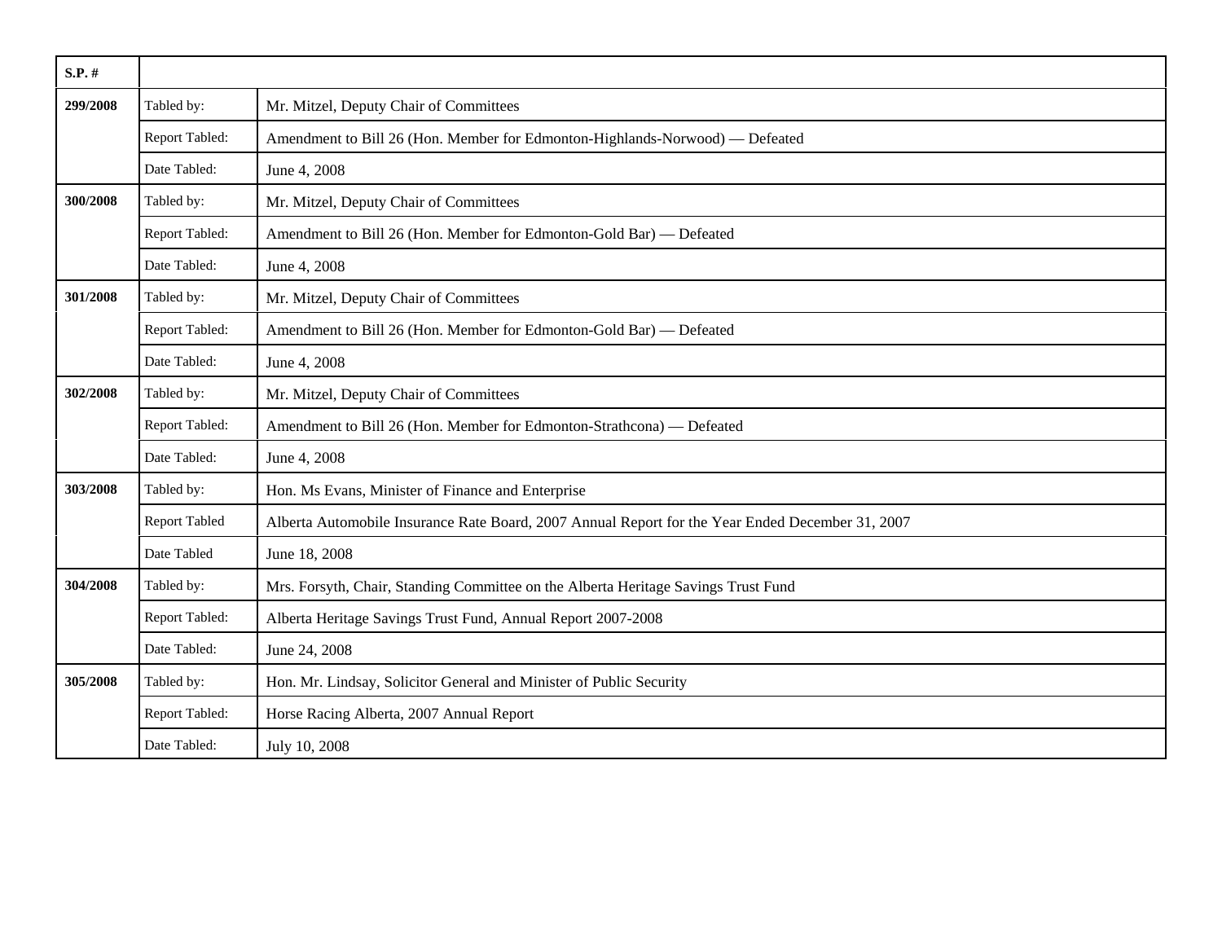| S.P. # | | |
|---|---|---|
| 299/2008 | Tabled by: | Mr. Mitzel, Deputy Chair of Committees |
| | Report Tabled: | Amendment to Bill 26 (Hon. Member for Edmonton-Highlands-Norwood) — Defeated |
| | Date Tabled: | June 4, 2008 |
| 300/2008 | Tabled by: | Mr. Mitzel, Deputy Chair of Committees |
| | Report Tabled: | Amendment to Bill 26 (Hon. Member for Edmonton-Gold Bar) — Defeated |
| | Date Tabled: | June 4, 2008 |
| 301/2008 | Tabled by: | Mr. Mitzel, Deputy Chair of Committees |
| | Report Tabled: | Amendment to Bill 26 (Hon. Member for Edmonton-Gold Bar) — Defeated |
| | Date Tabled: | June 4, 2008 |
| 302/2008 | Tabled by: | Mr. Mitzel, Deputy Chair of Committees |
| | Report Tabled: | Amendment to Bill 26 (Hon. Member for Edmonton-Strathcona) — Defeated |
| | Date Tabled: | June 4, 2008 |
| 303/2008 | Tabled by: | Hon. Ms Evans, Minister of Finance and Enterprise |
| | Report Tabled | Alberta Automobile Insurance Rate Board, 2007 Annual Report for the Year Ended December 31, 2007 |
| | Date Tabled | June 18, 2008 |
| 304/2008 | Tabled by: | Mrs. Forsyth, Chair, Standing Committee on the Alberta Heritage Savings Trust Fund |
| | Report Tabled: | Alberta Heritage Savings Trust Fund, Annual Report 2007-2008 |
| | Date Tabled: | June 24, 2008 |
| 305/2008 | Tabled by: | Hon. Mr. Lindsay, Solicitor General and Minister of Public Security |
| | Report Tabled: | Horse Racing Alberta, 2007 Annual Report |
| | Date Tabled: | July 10, 2008 |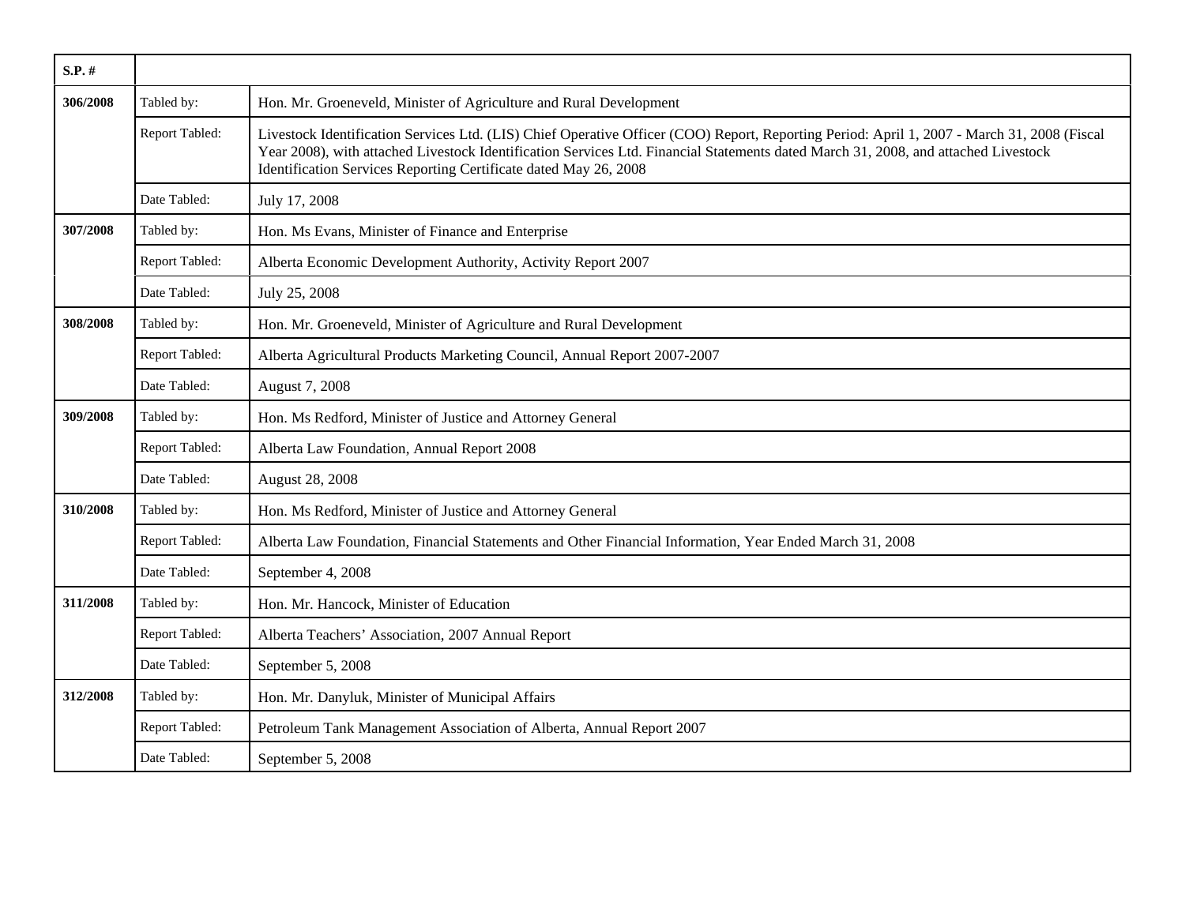| S.P. # | | |
|---|---|---|
| **306/2008** | Tabled by: | Hon. Mr. Groeneveld, Minister of Agriculture and Rural Development |
| | Report Tabled: | Livestock Identification Services Ltd. (LIS) Chief Operative Officer (COO) Report, Reporting Period: April 1, 2007 - March 31, 2008 (Fiscal Year 2008), with attached Livestock Identification Services Ltd. Financial Statements dated March 31, 2008, and attached Livestock Identification Services Reporting Certificate dated May 26, 2008 |
| | Date Tabled: | July 17, 2008 |
| **307/2008** | Tabled by: | Hon. Ms Evans, Minister of Finance and Enterprise |
| | Report Tabled: | Alberta Economic Development Authority, Activity Report 2007 |
| | Date Tabled: | July 25, 2008 |
| **308/2008** | Tabled by: | Hon. Mr. Groeneveld, Minister of Agriculture and Rural Development |
| | Report Tabled: | Alberta Agricultural Products Marketing Council, Annual Report 2007-2007 |
| | Date Tabled: | August 7, 2008 |
| **309/2008** | Tabled by: | Hon. Ms Redford, Minister of Justice and Attorney General |
| | Report Tabled: | Alberta Law Foundation, Annual Report 2008 |
| | Date Tabled: | August 28, 2008 |
| **310/2008** | Tabled by: | Hon. Ms Redford, Minister of Justice and Attorney General |
| | Report Tabled: | Alberta Law Foundation, Financial Statements and Other Financial Information, Year Ended March 31, 2008 |
| | Date Tabled: | September 4, 2008 |
| **311/2008** | Tabled by: | Hon. Mr. Hancock, Minister of Education |
| | Report Tabled: | Alberta Teachers' Association, 2007 Annual Report |
| | Date Tabled: | September 5, 2008 |
| **312/2008** | Tabled by: | Hon. Mr. Danyluk, Minister of Municipal Affairs |
| | Report Tabled: | Petroleum Tank Management Association of Alberta, Annual Report 2007 |
| | Date Tabled: | September 5, 2008 |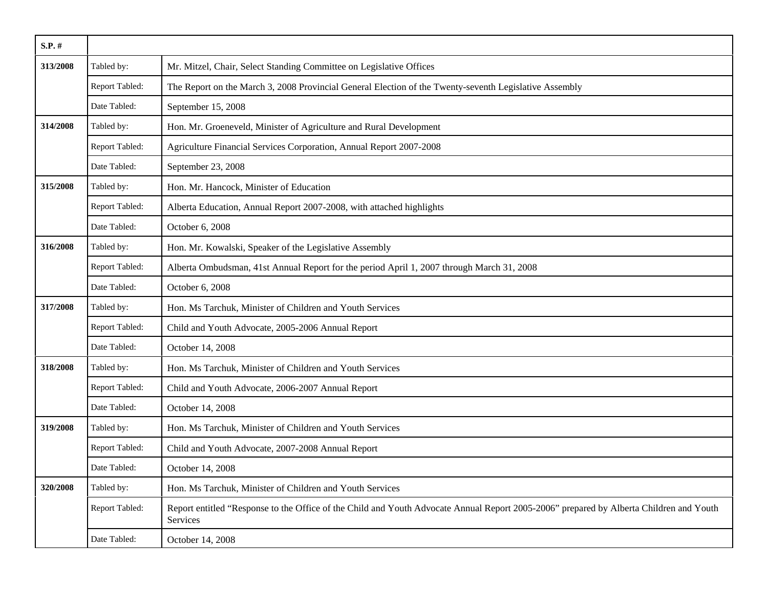| S.P. # | | |
|---|---|---|
| 313/2008 | Tabled by: | Mr. Mitzel, Chair, Select Standing Committee on Legislative Offices |
| | Report Tabled: | The Report on the March 3, 2008 Provincial General Election of the Twenty-seventh Legislative Assembly |
| | Date Tabled: | September 15, 2008 |
| 314/2008 | Tabled by: | Hon. Mr. Groeneveld, Minister of Agriculture and Rural Development |
| | Report Tabled: | Agriculture Financial Services Corporation, Annual Report 2007-2008 |
| | Date Tabled: | September 23, 2008 |
| 315/2008 | Tabled by: | Hon. Mr. Hancock, Minister of Education |
| | Report Tabled: | Alberta Education, Annual Report 2007-2008, with attached highlights |
| | Date Tabled: | October 6, 2008 |
| 316/2008 | Tabled by: | Hon. Mr. Kowalski, Speaker of the Legislative Assembly |
| | Report Tabled: | Alberta Ombudsman, 41st Annual Report for the period April 1, 2007 through March 31, 2008 |
| | Date Tabled: | October 6, 2008 |
| 317/2008 | Tabled by: | Hon. Ms Tarchuk, Minister of Children and Youth Services |
| | Report Tabled: | Child and Youth Advocate, 2005-2006 Annual Report |
| | Date Tabled: | October 14, 2008 |
| 318/2008 | Tabled by: | Hon. Ms Tarchuk, Minister of Children and Youth Services |
| | Report Tabled: | Child and Youth Advocate, 2006-2007 Annual Report |
| | Date Tabled: | October 14, 2008 |
| 319/2008 | Tabled by: | Hon. Ms Tarchuk, Minister of Children and Youth Services |
| | Report Tabled: | Child and Youth Advocate, 2007-2008 Annual Report |
| | Date Tabled: | October 14, 2008 |
| 320/2008 | Tabled by: | Hon. Ms Tarchuk, Minister of Children and Youth Services |
| | Report Tabled: | Report entitled "Response to the Office of the Child and Youth Advocate Annual Report 2005-2006" prepared by Alberta Children and Youth Services |
| | Date Tabled: | October 14, 2008 |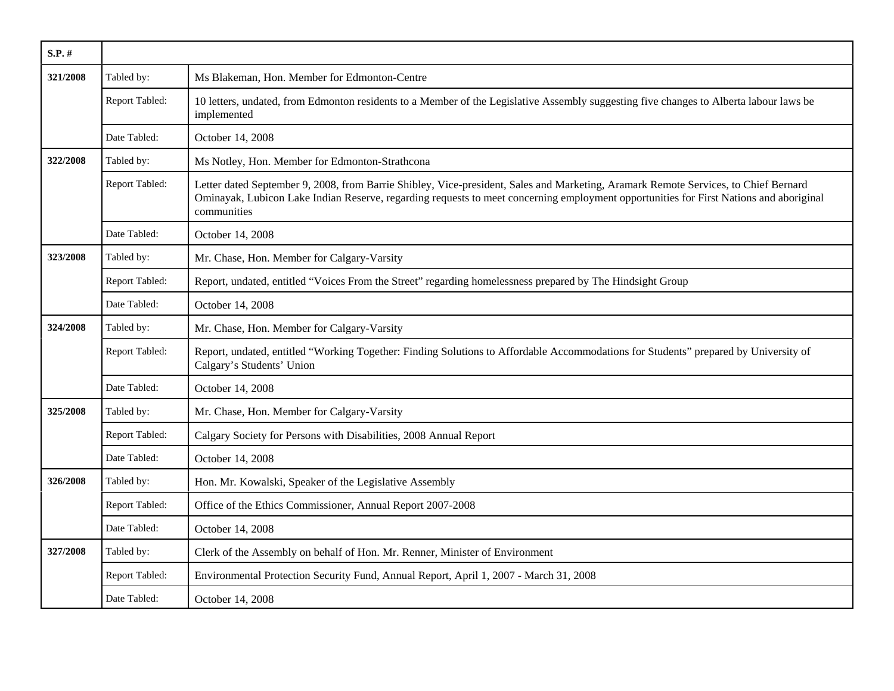| S.P. # | | |
|---|---|---|
| **321/2008** | Tabled by: | Ms Blakeman, Hon. Member for Edmonton-Centre |
| | Report Tabled: | 10 letters, undated, from Edmonton residents to a Member of the Legislative Assembly suggesting five changes to Alberta labour laws be implemented |
| | Date Tabled: | October 14, 2008 |
| **322/2008** | Tabled by: | Ms Notley, Hon. Member for Edmonton-Strathcona |
| | Report Tabled: | Letter dated September 9, 2008, from Barrie Shibley, Vice-president, Sales and Marketing, Aramark Remote Services, to Chief Bernard Ominayak, Lubicon Lake Indian Reserve, regarding requests to meet concerning employment opportunities for First Nations and aboriginal communities |
| | Date Tabled: | October 14, 2008 |
| **323/2008** | Tabled by: | Mr. Chase, Hon. Member for Calgary-Varsity |
| | Report Tabled: | Report, undated, entitled “Voices From the Street” regarding homelessness prepared by The Hindsight Group |
| | Date Tabled: | October 14, 2008 |
| **324/2008** | Tabled by: | Mr. Chase, Hon. Member for Calgary-Varsity |
| | Report Tabled: | Report, undated, entitled “Working Together: Finding Solutions to Affordable Accommodations for Students” prepared by University of Calgary’s Students’ Union |
| | Date Tabled: | October 14, 2008 |
| **325/2008** | Tabled by: | Mr. Chase, Hon. Member for Calgary-Varsity |
| | Report Tabled: | Calgary Society for Persons with Disabilities, 2008 Annual Report |
| | Date Tabled: | October 14, 2008 |
| **326/2008** | Tabled by: | Hon. Mr. Kowalski, Speaker of the Legislative Assembly |
| | Report Tabled: | Office of the Ethics Commissioner, Annual Report 2007-2008 |
| | Date Tabled: | October 14, 2008 |
| **327/2008** | Tabled by: | Clerk of the Assembly on behalf of Hon. Mr. Renner, Minister of Environment |
| | Report Tabled: | Environmental Protection Security Fund, Annual Report, April 1, 2007 - March 31, 2008 |
| | Date Tabled: | October 14, 2008 |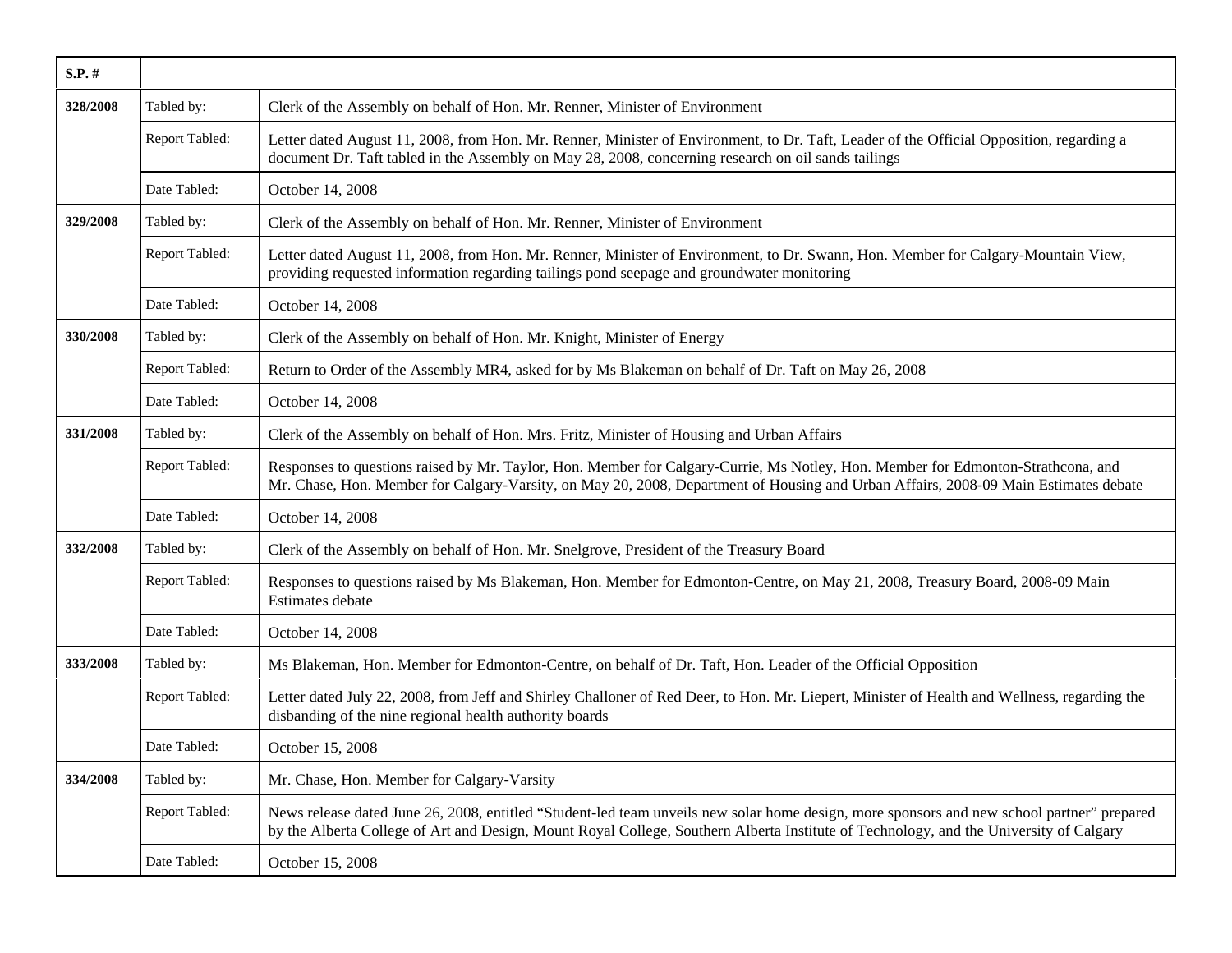| S.P. # | | |
|---|---|---|
| 328/2008 | Tabled by: | Clerk of the Assembly on behalf of Hon. Mr. Renner, Minister of Environment |
| | Report Tabled: | Letter dated August 11, 2008, from Hon. Mr. Renner, Minister of Environment, to Dr. Taft, Leader of the Official Opposition, regarding a document Dr. Taft tabled in the Assembly on May 28, 2008, concerning research on oil sands tailings |
| | Date Tabled: | October 14, 2008 |
| 329/2008 | Tabled by: | Clerk of the Assembly on behalf of Hon. Mr. Renner, Minister of Environment |
| | Report Tabled: | Letter dated August 11, 2008, from Hon. Mr. Renner, Minister of Environment, to Dr. Swann, Hon. Member for Calgary-Mountain View, providing requested information regarding tailings pond seepage and groundwater monitoring |
| | Date Tabled: | October 14, 2008 |
| 330/2008 | Tabled by: | Clerk of the Assembly on behalf of Hon. Mr. Knight, Minister of Energy |
| | Report Tabled: | Return to Order of the Assembly MR4, asked for by Ms Blakeman on behalf of Dr. Taft on May 26, 2008 |
| | Date Tabled: | October 14, 2008 |
| 331/2008 | Tabled by: | Clerk of the Assembly on behalf of Hon. Mrs. Fritz, Minister of Housing and Urban Affairs |
| | Report Tabled: | Responses to questions raised by Mr. Taylor, Hon. Member for Calgary-Currie, Ms Notley, Hon. Member for Edmonton-Strathcona, and Mr. Chase, Hon. Member for Calgary-Varsity, on May 20, 2008, Department of Housing and Urban Affairs, 2008-09 Main Estimates debate |
| | Date Tabled: | October 14, 2008 |
| 332/2008 | Tabled by: | Clerk of the Assembly on behalf of Hon. Mr. Snelgrove, President of the Treasury Board |
| | Report Tabled: | Responses to questions raised by Ms Blakeman, Hon. Member for Edmonton-Centre, on May 21, 2008, Treasury Board, 2008-09 Main Estimates debate |
| | Date Tabled: | October 14, 2008 |
| 333/2008 | Tabled by: | Ms Blakeman, Hon. Member for Edmonton-Centre, on behalf of Dr. Taft, Hon. Leader of the Official Opposition |
| | Report Tabled: | Letter dated July 22, 2008, from Jeff and Shirley Challoner of Red Deer, to Hon. Mr. Liepert, Minister of Health and Wellness, regarding the disbanding of the nine regional health authority boards |
| | Date Tabled: | October 15, 2008 |
| 334/2008 | Tabled by: | Mr. Chase, Hon. Member for Calgary-Varsity |
| | Report Tabled: | News release dated June 26, 2008, entitled "Student-led team unveils new solar home design, more sponsors and new school partner" prepared by the Alberta College of Art and Design, Mount Royal College, Southern Alberta Institute of Technology, and the University of Calgary |
| | Date Tabled: | October 15, 2008 |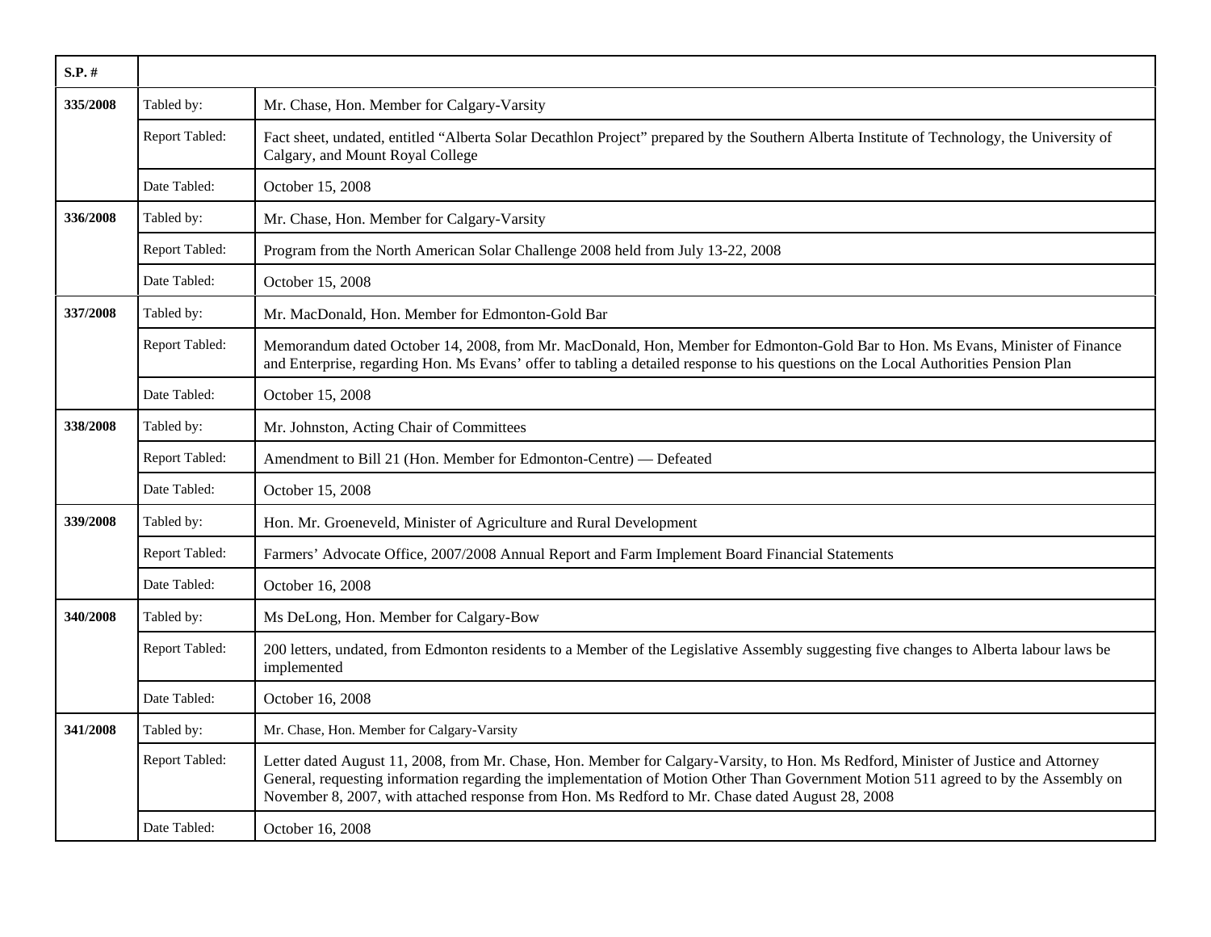| S.P. # | | |
|---|---|---|
| **335/2008** | Tabled by: | Mr. Chase, Hon. Member for Calgary-Varsity |
| | Report Tabled: | Fact sheet, undated, entitled "Alberta Solar Decathlon Project" prepared by the Southern Alberta Institute of Technology, the University of Calgary, and Mount Royal College |
| | Date Tabled: | October 15, 2008 |
| **336/2008** | Tabled by: | Mr. Chase, Hon. Member for Calgary-Varsity |
| | Report Tabled: | Program from the North American Solar Challenge 2008 held from July 13-22, 2008 |
| | Date Tabled: | October 15, 2008 |
| **337/2008** | Tabled by: | Mr. MacDonald, Hon. Member for Edmonton-Gold Bar |
| | Report Tabled: | Memorandum dated October 14, 2008, from Mr. MacDonald, Hon, Member for Edmonton-Gold Bar to Hon. Ms Evans, Minister of Finance and Enterprise, regarding Hon. Ms Evans' offer to tabling a detailed response to his questions on the Local Authorities Pension Plan |
| | Date Tabled: | October 15, 2008 |
| **338/2008** | Tabled by: | Mr. Johnston, Acting Chair of Committees |
| | Report Tabled: | Amendment to Bill 21 (Hon. Member for Edmonton-Centre) — Defeated |
| | Date Tabled: | October 15, 2008 |
| **339/2008** | Tabled by: | Hon. Mr. Groeneveld, Minister of Agriculture and Rural Development |
| | Report Tabled: | Farmers' Advocate Office, 2007/2008 Annual Report and Farm Implement Board Financial Statements |
| | Date Tabled: | October 16, 2008 |
| **340/2008** | Tabled by: | Ms DeLong, Hon. Member for Calgary-Bow |
| | Report Tabled: | 200 letters, undated, from Edmonton residents to a Member of the Legislative Assembly suggesting five changes to Alberta labour laws be implemented |
| | Date Tabled: | October 16, 2008 |
| **341/2008** | Tabled by: | Mr. Chase, Hon. Member for Calgary-Varsity |
| | Report Tabled: | Letter dated August 11, 2008, from Mr. Chase, Hon. Member for Calgary-Varsity, to Hon. Ms Redford, Minister of Justice and Attorney General, requesting information regarding the implementation of Motion Other Than Government Motion 511 agreed to by the Assembly on November 8, 2007, with attached response from Hon. Ms Redford to Mr. Chase dated August 28, 2008 |
| | Date Tabled: | October 16, 2008 |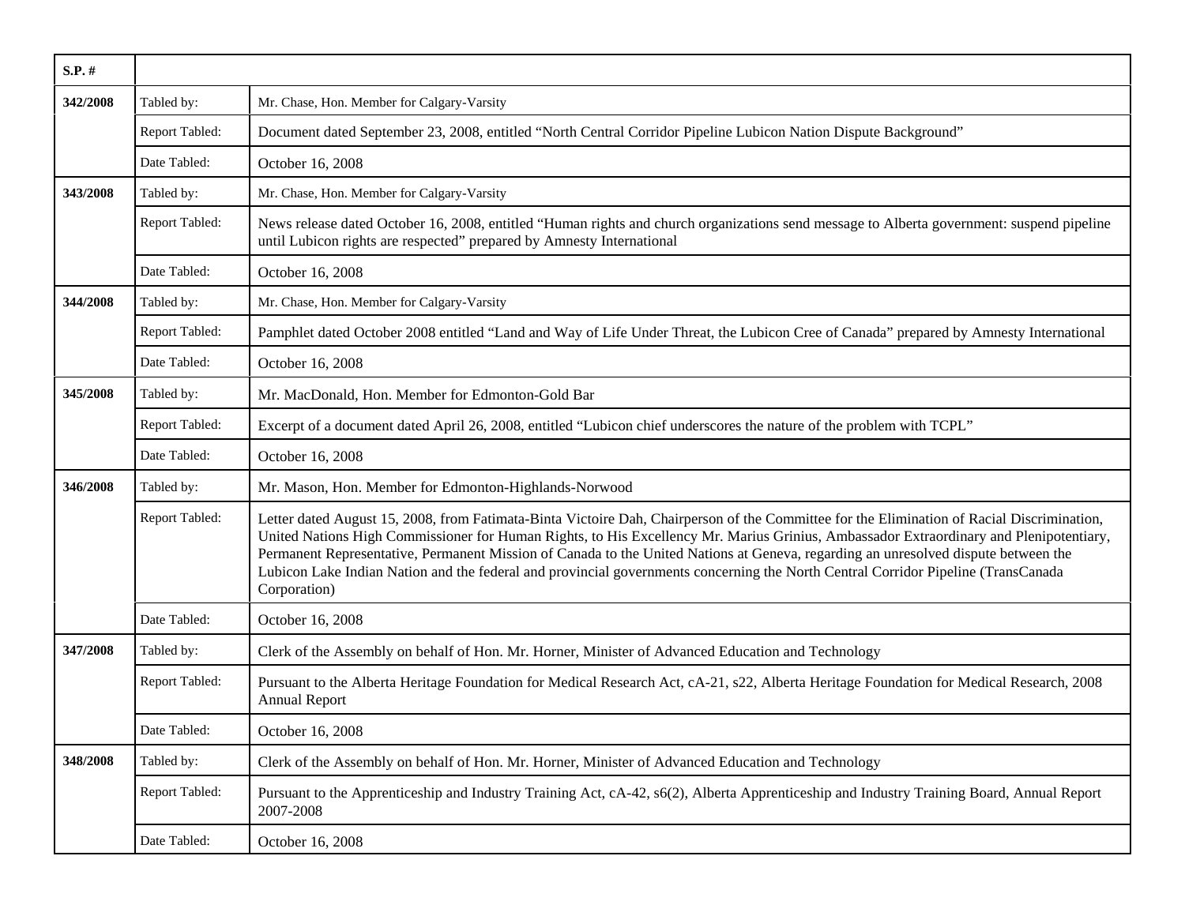| S.P. # | | |
|---|---|---|
| 342/2008 | Tabled by: | Mr. Chase, Hon. Member for Calgary-Varsity |
| | Report Tabled: | Document dated September 23, 2008, entitled "North Central Corridor Pipeline Lubicon Nation Dispute Background" |
| | Date Tabled: | October 16, 2008 |
| 343/2008 | Tabled by: | Mr. Chase, Hon. Member for Calgary-Varsity |
| | Report Tabled: | News release dated October 16, 2008, entitled "Human rights and church organizations send message to Alberta government: suspend pipeline until Lubicon rights are respected" prepared by Amnesty International |
| | Date Tabled: | October 16, 2008 |
| 344/2008 | Tabled by: | Mr. Chase, Hon. Member for Calgary-Varsity |
| | Report Tabled: | Pamphlet dated October 2008 entitled "Land and Way of Life Under Threat, the Lubicon Cree of Canada" prepared by Amnesty International |
| | Date Tabled: | October 16, 2008 |
| 345/2008 | Tabled by: | Mr. MacDonald, Hon. Member for Edmonton-Gold Bar |
| | Report Tabled: | Excerpt of a document dated April 26, 2008, entitled "Lubicon chief underscores the nature of the problem with TCPL" |
| | Date Tabled: | October 16, 2008 |
| 346/2008 | Tabled by: | Mr. Mason, Hon. Member for Edmonton-Highlands-Norwood |
| | Report Tabled: | Letter dated August 15, 2008, from Fatimata-Binta Victoire Dah, Chairperson of the Committee for the Elimination of Racial Discrimination, United Nations High Commissioner for Human Rights, to His Excellency Mr. Marius Grinius, Ambassador Extraordinary and Plenipotentiary, Permanent Representative, Permanent Mission of Canada to the United Nations at Geneva, regarding an unresolved dispute between the Lubicon Lake Indian Nation and the federal and provincial governments concerning the North Central Corridor Pipeline (TransCanada Corporation) |
| | Date Tabled: | October 16, 2008 |
| 347/2008 | Tabled by: | Clerk of the Assembly on behalf of Hon. Mr. Horner, Minister of Advanced Education and Technology |
| | Report Tabled: | Pursuant to the Alberta Heritage Foundation for Medical Research Act, cA-21, s22, Alberta Heritage Foundation for Medical Research, 2008 Annual Report |
| | Date Tabled: | October 16, 2008 |
| 348/2008 | Tabled by: | Clerk of the Assembly on behalf of Hon. Mr. Horner, Minister of Advanced Education and Technology |
| | Report Tabled: | Pursuant to the Apprenticeship and Industry Training Act, cA-42, s6(2), Alberta Apprenticeship and Industry Training Board, Annual Report 2007-2008 |
| | Date Tabled: | October 16, 2008 |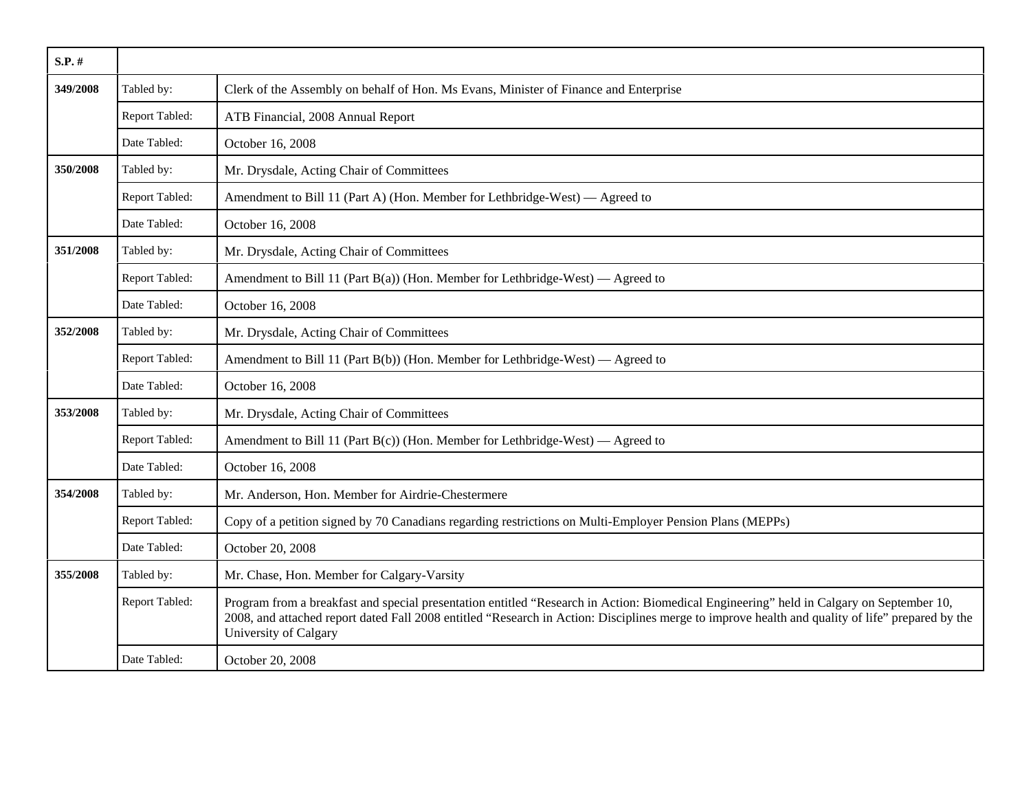| S.P. # | | |
|---|---|---|
| 349/2008 | Tabled by: | Clerk of the Assembly on behalf of Hon. Ms Evans, Minister of Finance and Enterprise |
| | Report Tabled: | ATB Financial, 2008 Annual Report |
| | Date Tabled: | October 16, 2008 |
| 350/2008 | Tabled by: | Mr. Drysdale, Acting Chair of Committees |
| | Report Tabled: | Amendment to Bill 11 (Part A) (Hon. Member for Lethbridge-West) — Agreed to |
| | Date Tabled: | October 16, 2008 |
| 351/2008 | Tabled by: | Mr. Drysdale, Acting Chair of Committees |
| | Report Tabled: | Amendment to Bill 11 (Part B(a)) (Hon. Member for Lethbridge-West) — Agreed to |
| | Date Tabled: | October 16, 2008 |
| 352/2008 | Tabled by: | Mr. Drysdale, Acting Chair of Committees |
| | Report Tabled: | Amendment to Bill 11 (Part B(b)) (Hon. Member for Lethbridge-West) — Agreed to |
| | Date Tabled: | October 16, 2008 |
| 353/2008 | Tabled by: | Mr. Drysdale, Acting Chair of Committees |
| | Report Tabled: | Amendment to Bill 11 (Part B(c)) (Hon. Member for Lethbridge-West) — Agreed to |
| | Date Tabled: | October 16, 2008 |
| 354/2008 | Tabled by: | Mr. Anderson, Hon. Member for Airdrie-Chestermere |
| | Report Tabled: | Copy of a petition signed by 70 Canadians regarding restrictions on Multi-Employer Pension Plans (MEPPs) |
| | Date Tabled: | October 20, 2008 |
| 355/2008 | Tabled by: | Mr. Chase, Hon. Member for Calgary-Varsity |
| | Report Tabled: | Program from a breakfast and special presentation entitled "Research in Action: Biomedical Engineering" held in Calgary on September 10, 2008, and attached report dated Fall 2008 entitled "Research in Action: Disciplines merge to improve health and quality of life" prepared by the University of Calgary |
| | Date Tabled: | October 20, 2008 |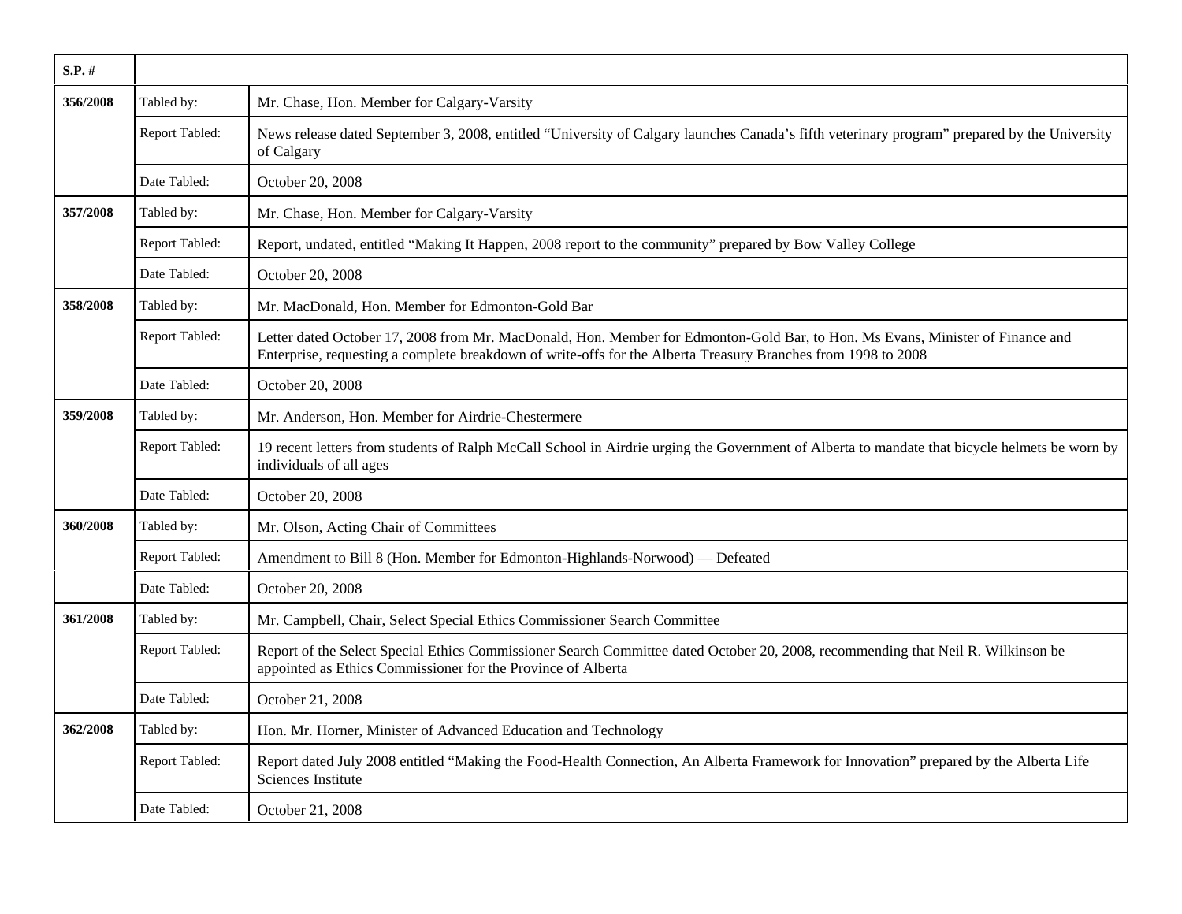| S.P. # | | |
|---|---|---|
| 356/2008 | Tabled by: | Mr. Chase, Hon. Member for Calgary-Varsity |
| | Report Tabled: | News release dated September 3, 2008, entitled “University of Calgary launches Canada’s fifth veterinary program” prepared by the University of Calgary |
| | Date Tabled: | October 20, 2008 |
| 357/2008 | Tabled by: | Mr. Chase, Hon. Member for Calgary-Varsity |
| | Report Tabled: | Report, undated, entitled “Making It Happen, 2008 report to the community” prepared by Bow Valley College |
| | Date Tabled: | October 20, 2008 |
| 358/2008 | Tabled by: | Mr. MacDonald, Hon. Member for Edmonton-Gold Bar |
| | Report Tabled: | Letter dated October 17, 2008 from Mr. MacDonald, Hon. Member for Edmonton-Gold Bar, to Hon. Ms Evans, Minister of Finance and Enterprise, requesting a complete breakdown of write-offs for the Alberta Treasury Branches from 1998 to 2008 |
| | Date Tabled: | October 20, 2008 |
| 359/2008 | Tabled by: | Mr. Anderson, Hon. Member for Airdrie-Chestermere |
| | Report Tabled: | 19 recent letters from students of Ralph McCall School in Airdrie urging the Government of Alberta to mandate that bicycle helmets be worn by individuals of all ages |
| | Date Tabled: | October 20, 2008 |
| 360/2008 | Tabled by: | Mr. Olson, Acting Chair of Committees |
| | Report Tabled: | Amendment to Bill 8 (Hon. Member for Edmonton-Highlands-Norwood) — Defeated |
| | Date Tabled: | October 20, 2008 |
| 361/2008 | Tabled by: | Mr. Campbell, Chair, Select Special Ethics Commissioner Search Committee |
| | Report Tabled: | Report of the Select Special Ethics Commissioner Search Committee dated October 20, 2008, recommending that Neil R. Wilkinson be appointed as Ethics Commissioner for the Province of Alberta |
| | Date Tabled: | October 21, 2008 |
| 362/2008 | Tabled by: | Hon. Mr. Horner, Minister of Advanced Education and Technology |
| | Report Tabled: | Report dated July 2008 entitled “Making the Food-Health Connection, An Alberta Framework for Innovation” prepared by the Alberta Life Sciences Institute |
| | Date Tabled: | October 21, 2008 |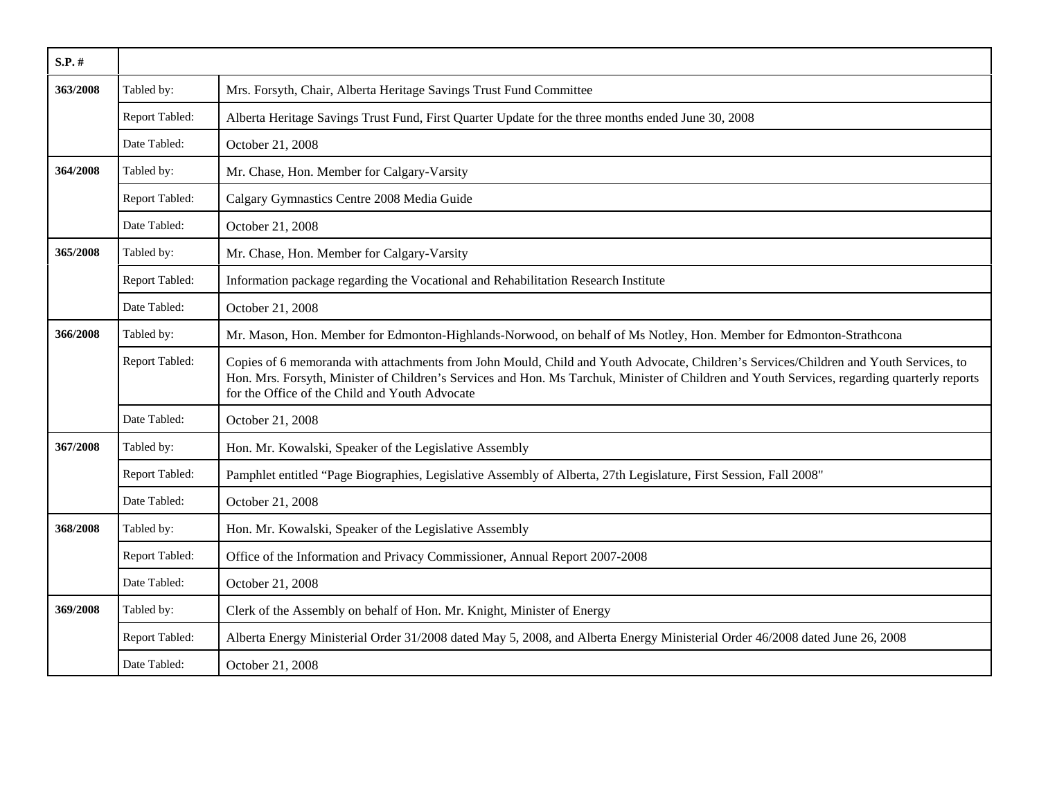| S.P. # | | |
|---|---|---|
| 363/2008 | Tabled by: | Mrs. Forsyth, Chair, Alberta Heritage Savings Trust Fund Committee |
| | Report Tabled: | Alberta Heritage Savings Trust Fund, First Quarter Update for the three months ended June 30, 2008 |
| | Date Tabled: | October 21, 2008 |
| 364/2008 | Tabled by: | Mr. Chase, Hon. Member for Calgary-Varsity |
| | Report Tabled: | Calgary Gymnastics Centre 2008 Media Guide |
| | Date Tabled: | October 21, 2008 |
| 365/2008 | Tabled by: | Mr. Chase, Hon. Member for Calgary-Varsity |
| | Report Tabled: | Information package regarding the Vocational and Rehabilitation Research Institute |
| | Date Tabled: | October 21, 2008 |
| 366/2008 | Tabled by: | Mr. Mason, Hon. Member for Edmonton-Highlands-Norwood, on behalf of Ms Notley, Hon. Member for Edmonton-Strathcona |
| | Report Tabled: | Copies of 6 memoranda with attachments from John Mould, Child and Youth Advocate, Children's Services/Children and Youth Services, to Hon. Mrs. Forsyth, Minister of Children's Services and Hon. Ms Tarchuk, Minister of Children and Youth Services, regarding quarterly reports for the Office of the Child and Youth Advocate |
| | Date Tabled: | October 21, 2008 |
| 367/2008 | Tabled by: | Hon. Mr. Kowalski, Speaker of the Legislative Assembly |
| | Report Tabled: | Pamphlet entitled "Page Biographies, Legislative Assembly of Alberta, 27th Legislature, First Session, Fall 2008" |
| | Date Tabled: | October 21, 2008 |
| 368/2008 | Tabled by: | Hon. Mr. Kowalski, Speaker of the Legislative Assembly |
| | Report Tabled: | Office of the Information and Privacy Commissioner, Annual Report 2007-2008 |
| | Date Tabled: | October 21, 2008 |
| 369/2008 | Tabled by: | Clerk of the Assembly on behalf of Hon. Mr. Knight, Minister of Energy |
| | Report Tabled: | Alberta Energy Ministerial Order 31/2008 dated May 5, 2008, and Alberta Energy Ministerial Order 46/2008 dated June 26, 2008 |
| | Date Tabled: | October 21, 2008 |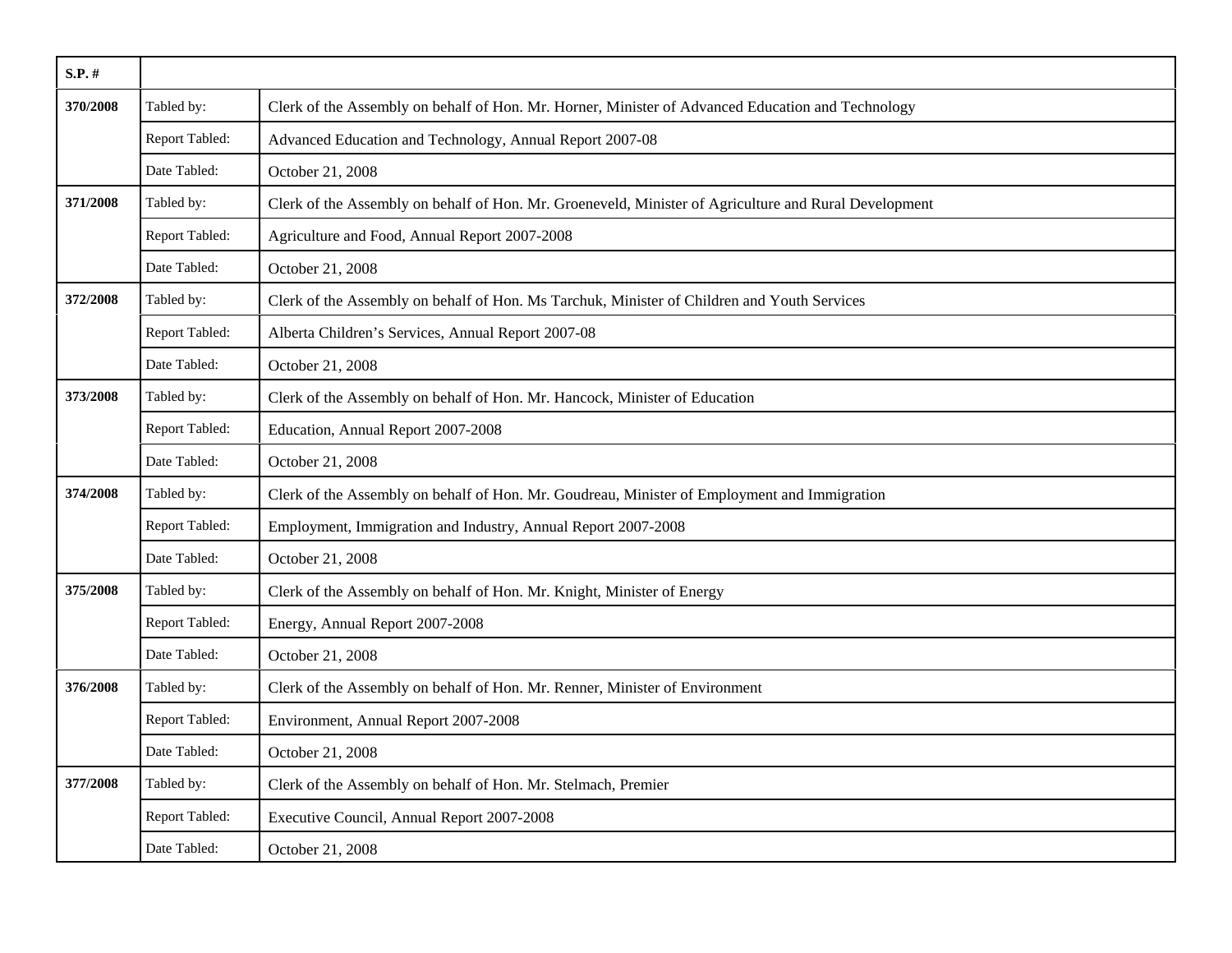| S.P. # | | |
|---|---|---|
| **370/2008** | Tabled by: | Clerk of the Assembly on behalf of Hon. Mr. Horner, Minister of Advanced Education and Technology |
| | Report Tabled: | Advanced Education and Technology, Annual Report 2007-08 |
| | Date Tabled: | October 21, 2008 |
| **371/2008** | Tabled by: | Clerk of the Assembly on behalf of Hon. Mr. Groeneveld, Minister of Agriculture and Rural Development |
| | Report Tabled: | Agriculture and Food, Annual Report 2007-2008 |
| | Date Tabled: | October 21, 2008 |
| **372/2008** | Tabled by: | Clerk of the Assembly on behalf of Hon. Ms Tarchuk, Minister of Children and Youth Services |
| | Report Tabled: | Alberta Children's Services, Annual Report 2007-08 |
| | Date Tabled: | October 21, 2008 |
| **373/2008** | Tabled by: | Clerk of the Assembly on behalf of Hon. Mr. Hancock, Minister of Education |
| | Report Tabled: | Education, Annual Report 2007-2008 |
| | Date Tabled: | October 21, 2008 |
| **374/2008** | Tabled by: | Clerk of the Assembly on behalf of Hon. Mr. Goudreau, Minister of Employment and Immigration |
| | Report Tabled: | Employment, Immigration and Industry, Annual Report 2007-2008 |
| | Date Tabled: | October 21, 2008 |
| **375/2008** | Tabled by: | Clerk of the Assembly on behalf of Hon. Mr. Knight, Minister of Energy |
| | Report Tabled: | Energy, Annual Report 2007-2008 |
| | Date Tabled: | October 21, 2008 |
| **376/2008** | Tabled by: | Clerk of the Assembly on behalf of Hon. Mr. Renner, Minister of Environment |
| | Report Tabled: | Environment, Annual Report 2007-2008 |
| | Date Tabled: | October 21, 2008 |
| **377/2008** | Tabled by: | Clerk of the Assembly on behalf of Hon. Mr. Stelmach, Premier |
| | Report Tabled: | Executive Council, Annual Report 2007-2008 |
| | Date Tabled: | October 21, 2008 |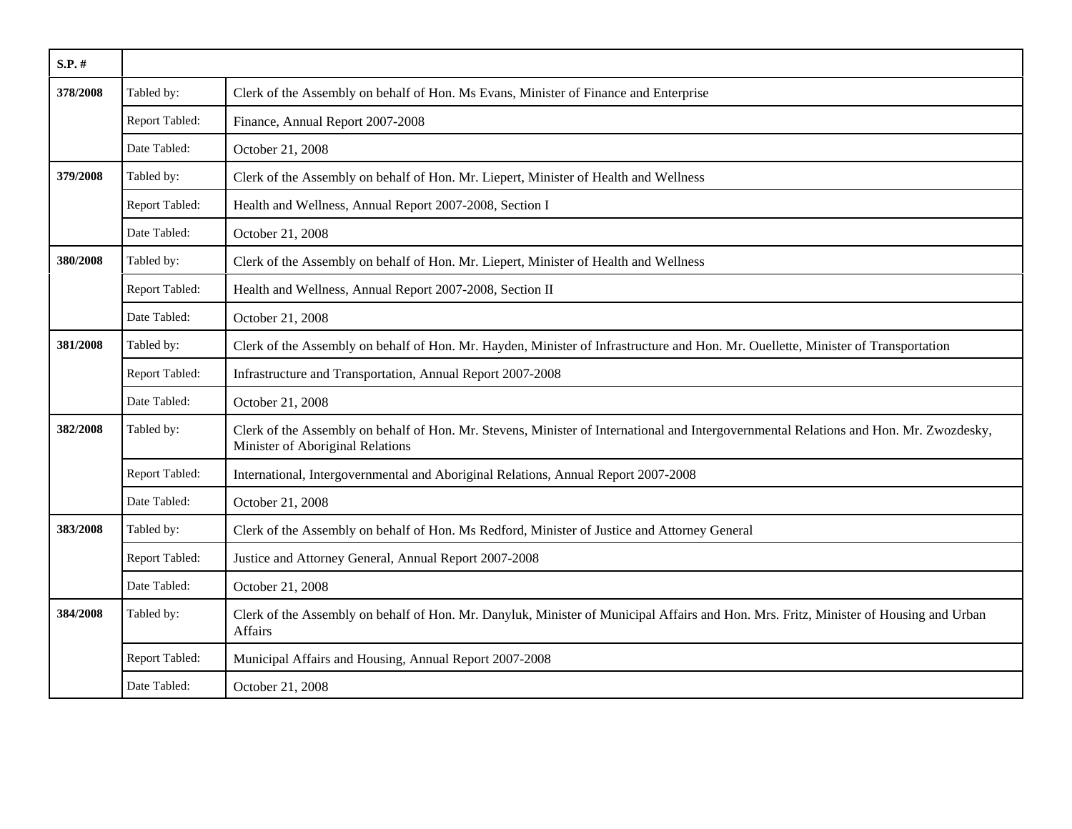| S.P. # | | |
|---|---|---|
| **378/2008** | Tabled by: | Clerk of the Assembly on behalf of Hon. Ms Evans, Minister of Finance and Enterprise |
| | Report Tabled: | Finance, Annual Report 2007-2008 |
| | Date Tabled: | October 21, 2008 |
| **379/2008** | Tabled by: | Clerk of the Assembly on behalf of Hon. Mr. Liepert, Minister of Health and Wellness |
| | Report Tabled: | Health and Wellness, Annual Report 2007-2008, Section I |
| | Date Tabled: | October 21, 2008 |
| **380/2008** | Tabled by: | Clerk of the Assembly on behalf of Hon. Mr. Liepert, Minister of Health and Wellness |
| | Report Tabled: | Health and Wellness, Annual Report 2007-2008, Section II |
| | Date Tabled: | October 21, 2008 |
| **381/2008** | Tabled by: | Clerk of the Assembly on behalf of Hon. Mr. Hayden, Minister of Infrastructure and Hon. Mr. Ouellette, Minister of Transportation |
| | Report Tabled: | Infrastructure and Transportation, Annual Report 2007-2008 |
| | Date Tabled: | October 21, 2008 |
| **382/2008** | Tabled by: | Clerk of the Assembly on behalf of Hon. Mr. Stevens, Minister of International and Intergovernmental Relations and Hon. Mr. Zwozdesky, Minister of Aboriginal Relations |
| | Report Tabled: | International, Intergovernmental and Aboriginal Relations, Annual Report 2007-2008 |
| | Date Tabled: | October 21, 2008 |
| **383/2008** | Tabled by: | Clerk of the Assembly on behalf of Hon. Ms Redford, Minister of Justice and Attorney General |
| | Report Tabled: | Justice and Attorney General, Annual Report 2007-2008 |
| | Date Tabled: | October 21, 2008 |
| **384/2008** | Tabled by: | Clerk of the Assembly on behalf of Hon. Mr. Danyluk, Minister of Municipal Affairs and Hon. Mrs. Fritz, Minister of Housing and Urban Affairs |
| | Report Tabled: | Municipal Affairs and Housing, Annual Report 2007-2008 |
| | Date Tabled: | October 21, 2008 |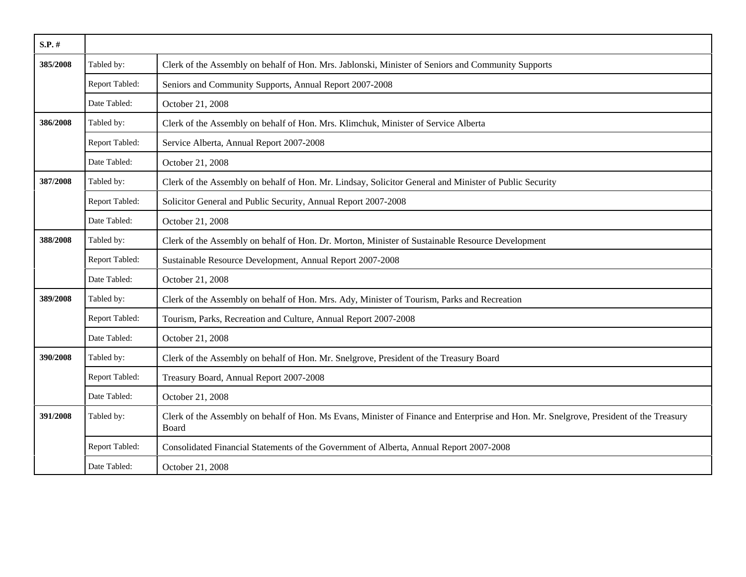| S.P. # | | |
|---|---|---|
| **385/2008** | Tabled by: | Clerk of the Assembly on behalf of Hon. Mrs. Jablonski, Minister of Seniors and Community Supports |
| | Report Tabled: | Seniors and Community Supports, Annual Report 2007-2008 |
| | Date Tabled: | October 21, 2008 |
| **386/2008** | Tabled by: | Clerk of the Assembly on behalf of Hon. Mrs. Klimchuk, Minister of Service Alberta |
| | Report Tabled: | Service Alberta, Annual Report 2007-2008 |
| | Date Tabled: | October 21, 2008 |
| **387/2008** | Tabled by: | Clerk of the Assembly on behalf of Hon. Mr. Lindsay, Solicitor General and Minister of Public Security |
| | Report Tabled: | Solicitor General and Public Security, Annual Report 2007-2008 |
| | Date Tabled: | October 21, 2008 |
| **388/2008** | Tabled by: | Clerk of the Assembly on behalf of Hon. Dr. Morton, Minister of Sustainable Resource Development |
| | Report Tabled: | Sustainable Resource Development, Annual Report 2007-2008 |
| | Date Tabled: | October 21, 2008 |
| **389/2008** | Tabled by: | Clerk of the Assembly on behalf of Hon. Mrs. Ady, Minister of Tourism, Parks and Recreation |
| | Report Tabled: | Tourism, Parks, Recreation and Culture, Annual Report 2007-2008 |
| | Date Tabled: | October 21, 2008 |
| **390/2008** | Tabled by: | Clerk of the Assembly on behalf of Hon. Mr. Snelgrove, President of the Treasury Board |
| | Report Tabled: | Treasury Board, Annual Report 2007-2008 |
| | Date Tabled: | October 21, 2008 |
| **391/2008** | Tabled by: | Clerk of the Assembly on behalf of Hon. Ms Evans, Minister of Finance and Enterprise and Hon. Mr. Snelgrove, President of the Treasury Board |
| | Report Tabled: | Consolidated Financial Statements of the Government of Alberta, Annual Report 2007-2008 |
| | Date Tabled: | October 21, 2008 |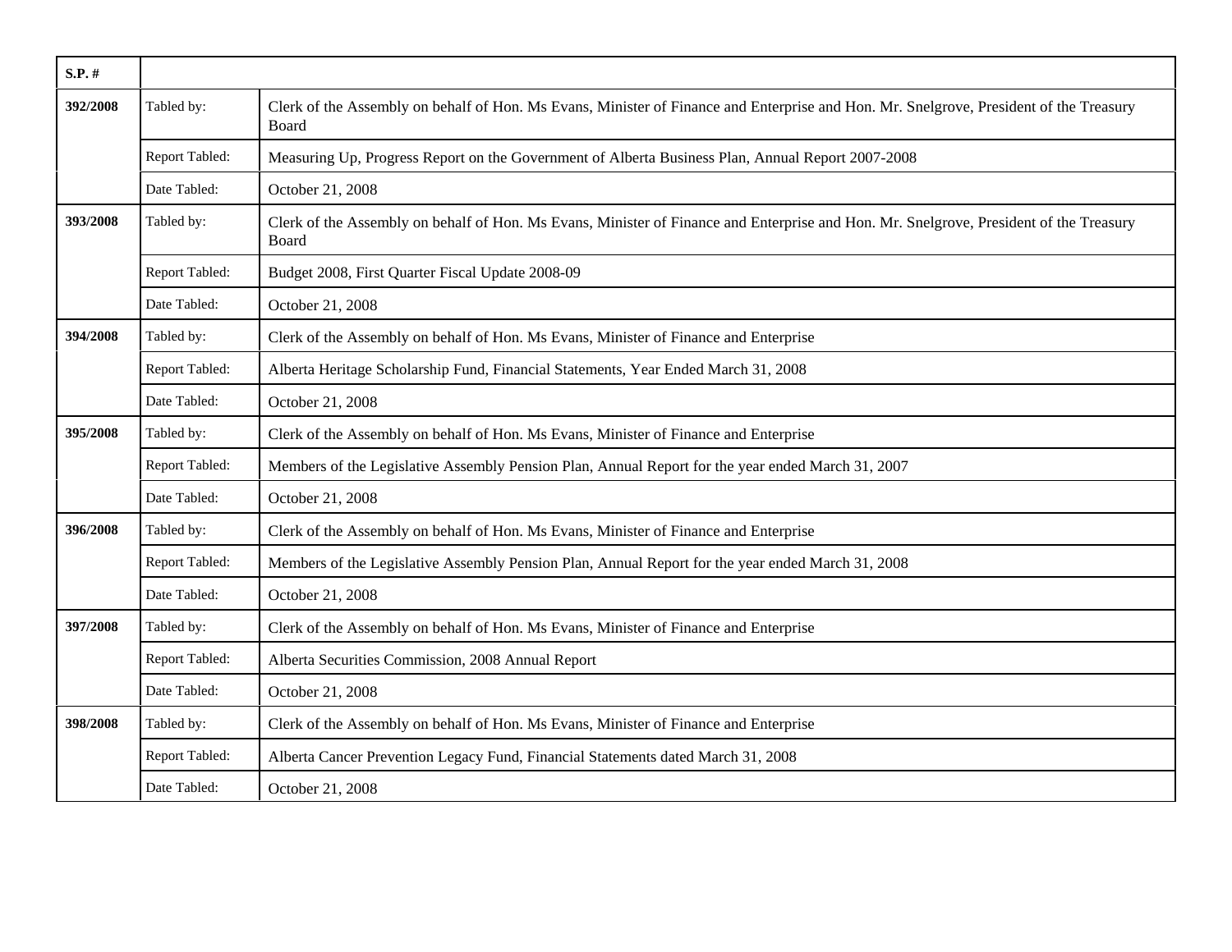| S.P. # | | |
|---|---|---|
| 392/2008 | Tabled by: | Clerk of the Assembly on behalf of Hon. Ms Evans, Minister of Finance and Enterprise and Hon. Mr. Snelgrove, President of the Treasury Board |
| | Report Tabled: | Measuring Up, Progress Report on the Government of Alberta Business Plan, Annual Report 2007-2008 |
| | Date Tabled: | October 21, 2008 |
| 393/2008 | Tabled by: | Clerk of the Assembly on behalf of Hon. Ms Evans, Minister of Finance and Enterprise and Hon. Mr. Snelgrove, President of the Treasury Board |
| | Report Tabled: | Budget 2008, First Quarter Fiscal Update 2008-09 |
| | Date Tabled: | October 21, 2008 |
| 394/2008 | Tabled by: | Clerk of the Assembly on behalf of Hon. Ms Evans, Minister of Finance and Enterprise |
| | Report Tabled: | Alberta Heritage Scholarship Fund, Financial Statements, Year Ended March 31, 2008 |
| | Date Tabled: | October 21, 2008 |
| 395/2008 | Tabled by: | Clerk of the Assembly on behalf of Hon. Ms Evans, Minister of Finance and Enterprise |
| | Report Tabled: | Members of the Legislative Assembly Pension Plan, Annual Report for the year ended March 31, 2007 |
| | Date Tabled: | October 21, 2008 |
| 396/2008 | Tabled by: | Clerk of the Assembly on behalf of Hon. Ms Evans, Minister of Finance and Enterprise |
| | Report Tabled: | Members of the Legislative Assembly Pension Plan, Annual Report for the year ended March 31, 2008 |
| | Date Tabled: | October 21, 2008 |
| 397/2008 | Tabled by: | Clerk of the Assembly on behalf of Hon. Ms Evans, Minister of Finance and Enterprise |
| | Report Tabled: | Alberta Securities Commission, 2008 Annual Report |
| | Date Tabled: | October 21, 2008 |
| 398/2008 | Tabled by: | Clerk of the Assembly on behalf of Hon. Ms Evans, Minister of Finance and Enterprise |
| | Report Tabled: | Alberta Cancer Prevention Legacy Fund, Financial Statements dated March 31, 2008 |
| | Date Tabled: | October 21, 2008 |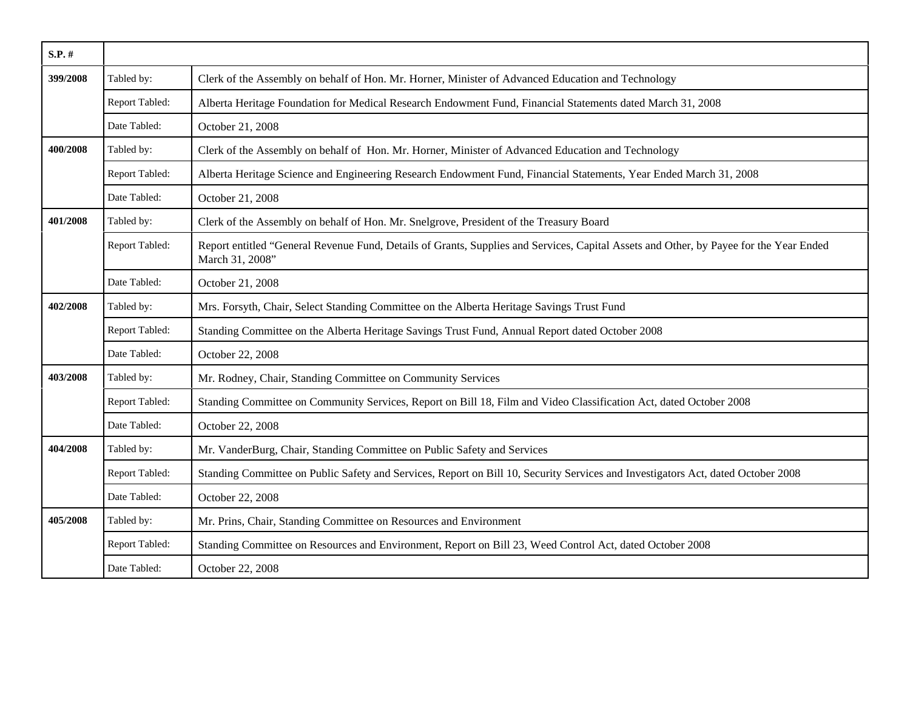| S.P. # | | |
|---|---|---|
| 399/2008 | Tabled by: | Clerk of the Assembly on behalf of Hon. Mr. Horner, Minister of Advanced Education and Technology |
| | Report Tabled: | Alberta Heritage Foundation for Medical Research Endowment Fund, Financial Statements dated March 31, 2008 |
| | Date Tabled: | October 21, 2008 |
| 400/2008 | Tabled by: | Clerk of the Assembly on behalf of Hon. Mr. Horner, Minister of Advanced Education and Technology |
| | Report Tabled: | Alberta Heritage Science and Engineering Research Endowment Fund, Financial Statements, Year Ended March 31, 2008 |
| | Date Tabled: | October 21, 2008 |
| 401/2008 | Tabled by: | Clerk of the Assembly on behalf of Hon. Mr. Snelgrove, President of the Treasury Board |
| | Report Tabled: | Report entitled "General Revenue Fund, Details of Grants, Supplies and Services, Capital Assets and Other, by Payee for the Year Ended March 31, 2008" |
| | Date Tabled: | October 21, 2008 |
| 402/2008 | Tabled by: | Mrs. Forsyth, Chair, Select Standing Committee on the Alberta Heritage Savings Trust Fund |
| | Report Tabled: | Standing Committee on the Alberta Heritage Savings Trust Fund, Annual Report dated October 2008 |
| | Date Tabled: | October 22, 2008 |
| 403/2008 | Tabled by: | Mr. Rodney, Chair, Standing Committee on Community Services |
| | Report Tabled: | Standing Committee on Community Services, Report on Bill 18, Film and Video Classification Act, dated October 2008 |
| | Date Tabled: | October 22, 2008 |
| 404/2008 | Tabled by: | Mr. VanderBurg, Chair, Standing Committee on Public Safety and Services |
| | Report Tabled: | Standing Committee on Public Safety and Services, Report on Bill 10, Security Services and Investigators Act, dated October 2008 |
| | Date Tabled: | October 22, 2008 |
| 405/2008 | Tabled by: | Mr. Prins, Chair, Standing Committee on Resources and Environment |
| | Report Tabled: | Standing Committee on Resources and Environment, Report on Bill 23, Weed Control Act, dated October 2008 |
| | Date Tabled: | October 22, 2008 |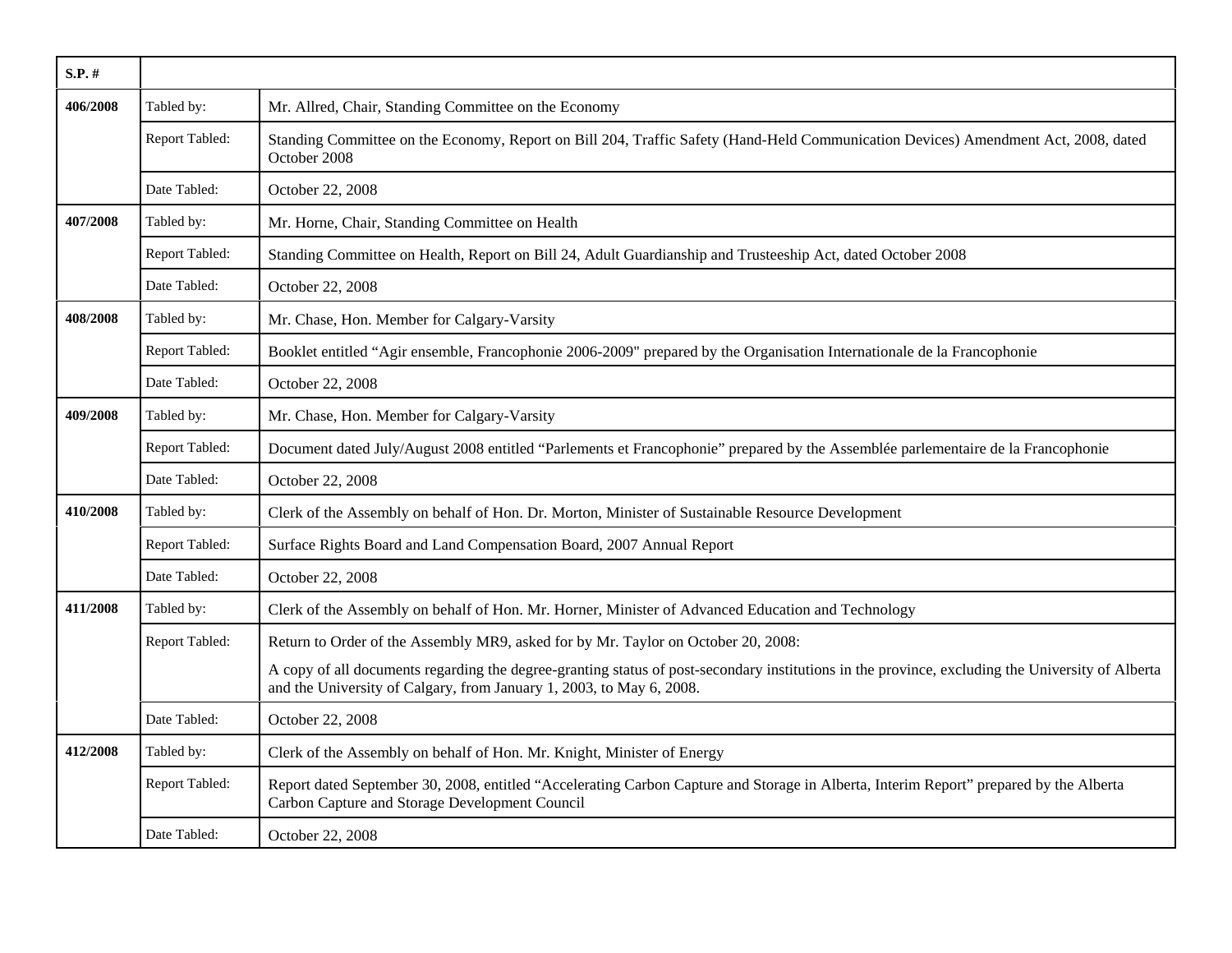| S.P. # | | |
|---|---|---|
| 406/2008 | Tabled by: | Mr. Allred, Chair, Standing Committee on the Economy |
| | Report Tabled: | Standing Committee on the Economy, Report on Bill 204, Traffic Safety (Hand-Held Communication Devices) Amendment Act, 2008, dated October 2008 |
| | Date Tabled: | October 22, 2008 |
| 407/2008 | Tabled by: | Mr. Horne, Chair, Standing Committee on Health |
| | Report Tabled: | Standing Committee on Health, Report on Bill 24, Adult Guardianship and Trusteeship Act, dated October 2008 |
| | Date Tabled: | October 22, 2008 |
| 408/2008 | Tabled by: | Mr. Chase, Hon. Member for Calgary-Varsity |
| | Report Tabled: | Booklet entitled “Agir ensemble, Francophonie 2006-2009" prepared by the Organisation Internationale de la Francophonie |
| | Date Tabled: | October 22, 2008 |
| 409/2008 | Tabled by: | Mr. Chase, Hon. Member for Calgary-Varsity |
| | Report Tabled: | Document dated July/August 2008 entitled “Parlements et Francophonie” prepared by the Assemblée parlementaire de la Francophonie |
| | Date Tabled: | October 22, 2008 |
| 410/2008 | Tabled by: | Clerk of the Assembly on behalf of Hon. Dr. Morton, Minister of Sustainable Resource Development |
| | Report Tabled: | Surface Rights Board and Land Compensation Board, 2007 Annual Report |
| | Date Tabled: | October 22, 2008 |
| 411/2008 | Tabled by: | Clerk of the Assembly on behalf of Hon. Mr. Horner, Minister of Advanced Education and Technology |
| | Report Tabled: | Return to Order of the Assembly MR9, asked for by Mr. Taylor on October 20, 2008:<br>A copy of all documents regarding the degree-granting status of post-secondary institutions in the province, excluding the University of Alberta and the University of Calgary, from January 1, 2003, to May 6, 2008. |
| | Date Tabled: | October 22, 2008 |
| 412/2008 | Tabled by: | Clerk of the Assembly on behalf of Hon. Mr. Knight, Minister of Energy |
| | Report Tabled: | Report dated September 30, 2008, entitled “Accelerating Carbon Capture and Storage in Alberta, Interim Report” prepared by the Alberta Carbon Capture and Storage Development Council |
| | Date Tabled: | October 22, 2008 |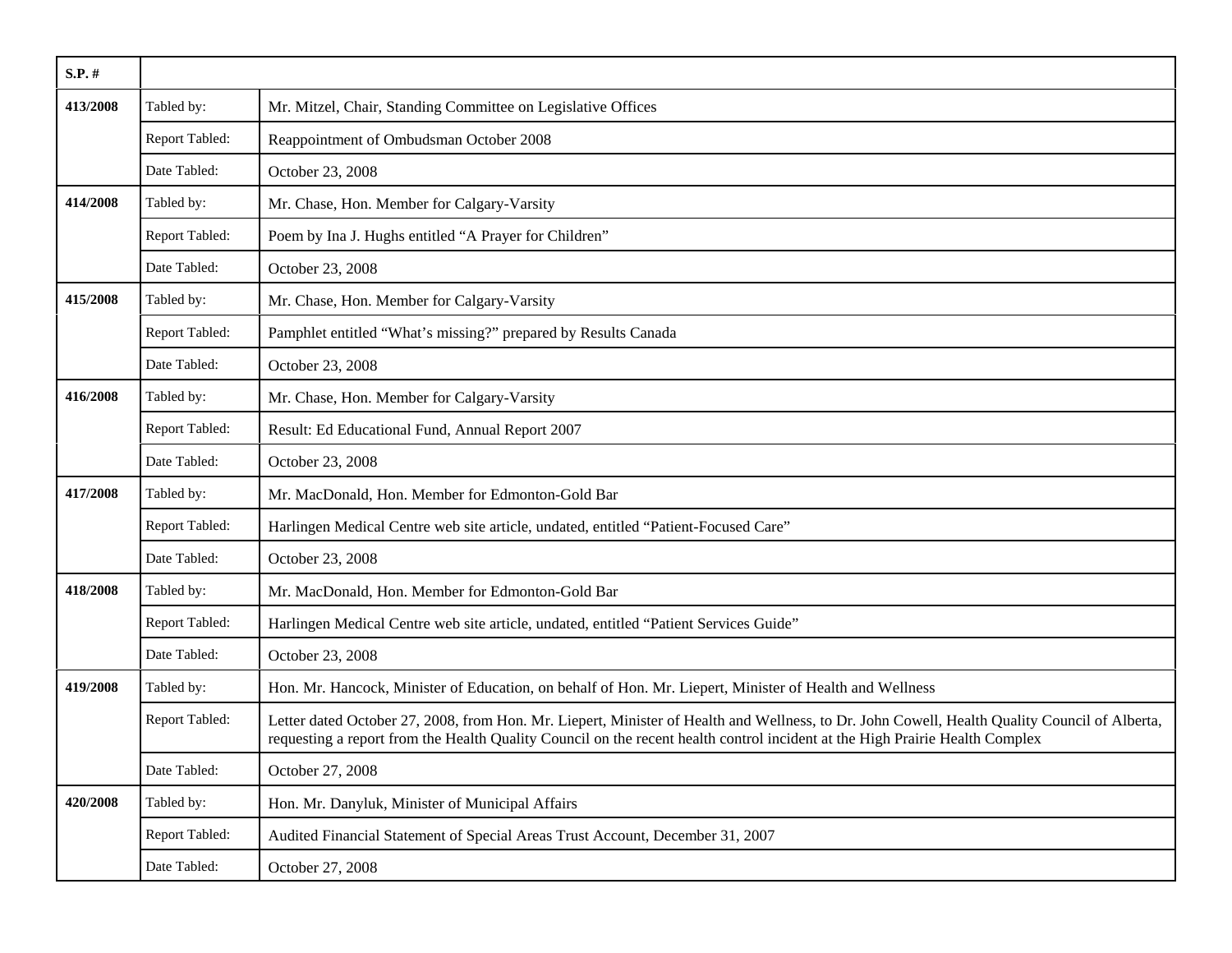| S.P. # | | |
|---|---|---|
| 413/2008 | Tabled by: | Mr. Mitzel, Chair, Standing Committee on Legislative Offices |
| | Report Tabled: | Reappointment of Ombudsman October 2008 |
| | Date Tabled: | October 23, 2008 |
| 414/2008 | Tabled by: | Mr. Chase, Hon. Member for Calgary-Varsity |
| | Report Tabled: | Poem by Ina J. Hughs entitled “A Prayer for Children” |
| | Date Tabled: | October 23, 2008 |
| 415/2008 | Tabled by: | Mr. Chase, Hon. Member for Calgary-Varsity |
| | Report Tabled: | Pamphlet entitled “What’s missing?” prepared by Results Canada |
| | Date Tabled: | October 23, 2008 |
| 416/2008 | Tabled by: | Mr. Chase, Hon. Member for Calgary-Varsity |
| | Report Tabled: | Result: Ed Educational Fund, Annual Report 2007 |
| | Date Tabled: | October 23, 2008 |
| 417/2008 | Tabled by: | Mr. MacDonald, Hon. Member for Edmonton-Gold Bar |
| | Report Tabled: | Harlingen Medical Centre web site article, undated, entitled “Patient-Focused Care” |
| | Date Tabled: | October 23, 2008 |
| 418/2008 | Tabled by: | Mr. MacDonald, Hon. Member for Edmonton-Gold Bar |
| | Report Tabled: | Harlingen Medical Centre web site article, undated, entitled “Patient Services Guide” |
| | Date Tabled: | October 23, 2008 |
| 419/2008 | Tabled by: | Hon. Mr. Hancock, Minister of Education, on behalf of Hon. Mr. Liepert, Minister of Health and Wellness |
| | Report Tabled: | Letter dated October 27, 2008, from Hon. Mr. Liepert, Minister of Health and Wellness, to Dr. John Cowell, Health Quality Council of Alberta, requesting a report from the Health Quality Council on the recent health control incident at the High Prairie Health Complex |
| | Date Tabled: | October 27, 2008 |
| 420/2008 | Tabled by: | Hon. Mr. Danyluk, Minister of Municipal Affairs |
| | Report Tabled: | Audited Financial Statement of Special Areas Trust Account, December 31, 2007 |
| | Date Tabled: | October 27, 2008 |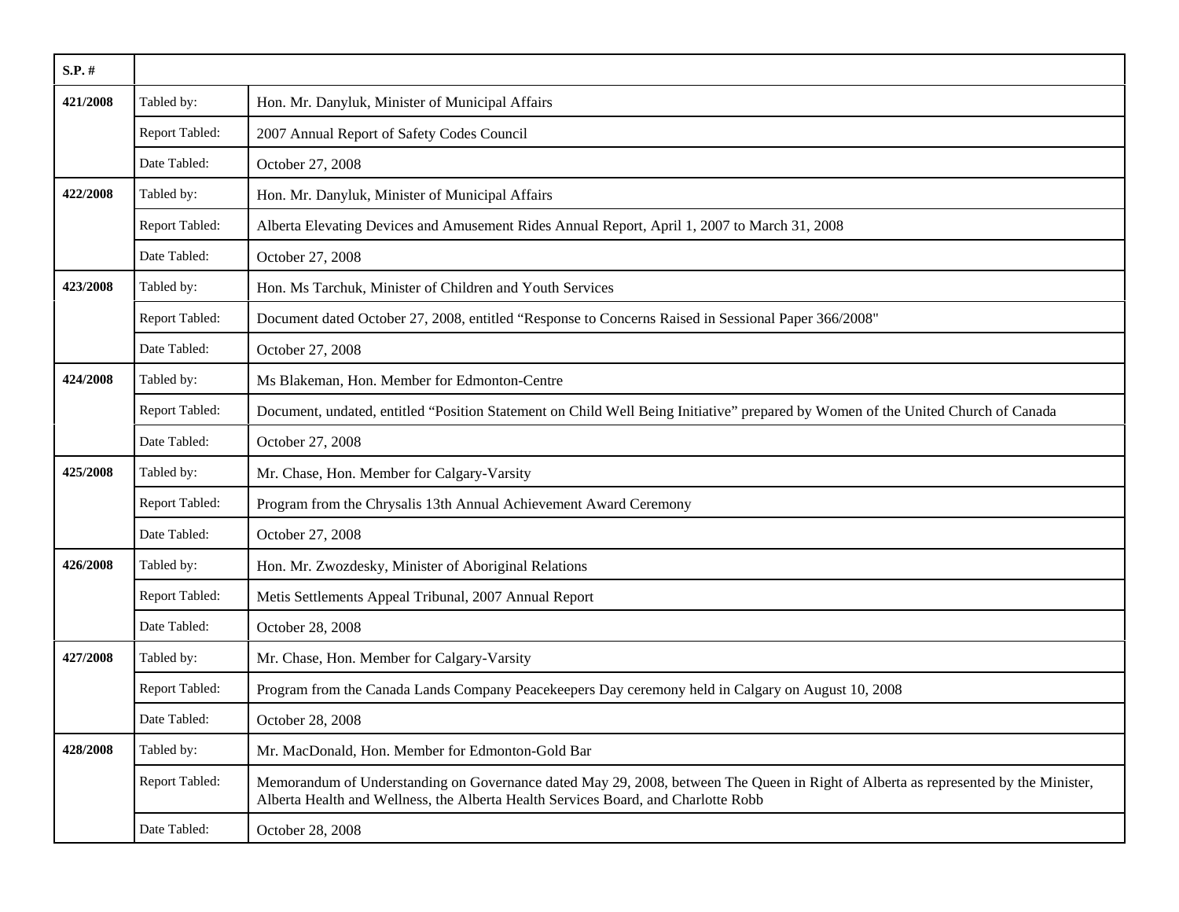| S.P. # | | |
|---|---|---|
| 421/2008 | Tabled by: | Hon. Mr. Danyluk, Minister of Municipal Affairs |
| | Report Tabled: | 2007 Annual Report of Safety Codes Council |
| | Date Tabled: | October 27, 2008 |
| 422/2008 | Tabled by: | Hon. Mr. Danyluk, Minister of Municipal Affairs |
| | Report Tabled: | Alberta Elevating Devices and Amusement Rides Annual Report, April 1, 2007 to March 31, 2008 |
| | Date Tabled: | October 27, 2008 |
| 423/2008 | Tabled by: | Hon. Ms Tarchuk, Minister of Children and Youth Services |
| | Report Tabled: | Document dated October 27, 2008, entitled "Response to Concerns Raised in Sessional Paper 366/2008" |
| | Date Tabled: | October 27, 2008 |
| 424/2008 | Tabled by: | Ms Blakeman, Hon. Member for Edmonton-Centre |
| | Report Tabled: | Document, undated, entitled "Position Statement on Child Well Being Initiative" prepared by Women of the United Church of Canada |
| | Date Tabled: | October 27, 2008 |
| 425/2008 | Tabled by: | Mr. Chase, Hon. Member for Calgary-Varsity |
| | Report Tabled: | Program from the Chrysalis 13th Annual Achievement Award Ceremony |
| | Date Tabled: | October 27, 2008 |
| 426/2008 | Tabled by: | Hon. Mr. Zwozdesky, Minister of Aboriginal Relations |
| | Report Tabled: | Metis Settlements Appeal Tribunal, 2007 Annual Report |
| | Date Tabled: | October 28, 2008 |
| 427/2008 | Tabled by: | Mr. Chase, Hon. Member for Calgary-Varsity |
| | Report Tabled: | Program from the Canada Lands Company Peacekeepers Day ceremony held in Calgary on August 10, 2008 |
| | Date Tabled: | October 28, 2008 |
| 428/2008 | Tabled by: | Mr. MacDonald, Hon. Member for Edmonton-Gold Bar |
| | Report Tabled: | Memorandum of Understanding on Governance dated May 29, 2008, between The Queen in Right of Alberta as represented by the Minister, Alberta Health and Wellness, the Alberta Health Services Board, and Charlotte Robb |
| | Date Tabled: | October 28, 2008 |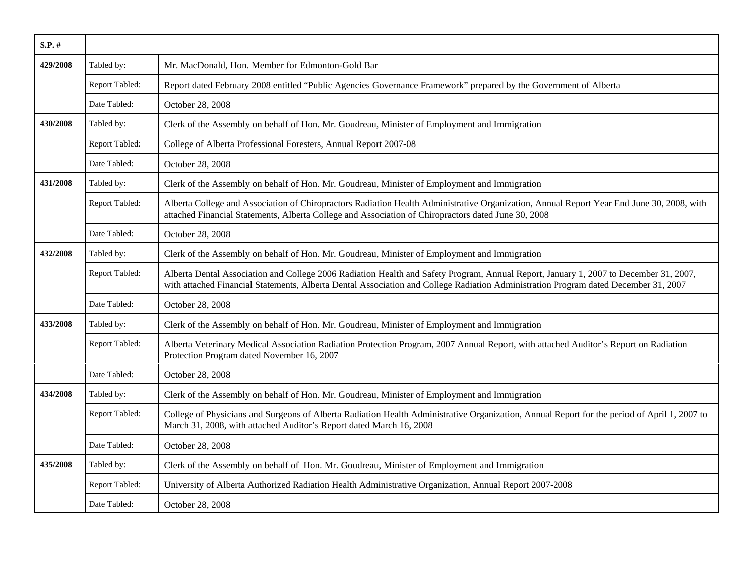| S.P. # | | |
|---|---|---|
| 429/2008 | Tabled by: | Mr. MacDonald, Hon. Member for Edmonton-Gold Bar |
| | Report Tabled: | Report dated February 2008 entitled "Public Agencies Governance Framework" prepared by the Government of Alberta |
| | Date Tabled: | October 28, 2008 |
| 430/2008 | Tabled by: | Clerk of the Assembly on behalf of Hon. Mr. Goudreau, Minister of Employment and Immigration |
| | Report Tabled: | College of Alberta Professional Foresters, Annual Report 2007-08 |
| | Date Tabled: | October 28, 2008 |
| 431/2008 | Tabled by: | Clerk of the Assembly on behalf of Hon. Mr. Goudreau, Minister of Employment and Immigration |
| | Report Tabled: | Alberta College and Association of Chiropractors Radiation Health Administrative Organization, Annual Report Year End June 30, 2008, with attached Financial Statements, Alberta College and Association of Chiropractors dated June 30, 2008 |
| | Date Tabled: | October 28, 2008 |
| 432/2008 | Tabled by: | Clerk of the Assembly on behalf of Hon. Mr. Goudreau, Minister of Employment and Immigration |
| | Report Tabled: | Alberta Dental Association and College 2006 Radiation Health and Safety Program, Annual Report, January 1, 2007 to December 31, 2007, with attached Financial Statements, Alberta Dental Association and College Radiation Administration Program dated December 31, 2007 |
| | Date Tabled: | October 28, 2008 |
| 433/2008 | Tabled by: | Clerk of the Assembly on behalf of Hon. Mr. Goudreau, Minister of Employment and Immigration |
| | Report Tabled: | Alberta Veterinary Medical Association Radiation Protection Program, 2007 Annual Report, with attached Auditor's Report on Radiation Protection Program dated November 16, 2007 |
| | Date Tabled: | October 28, 2008 |
| 434/2008 | Tabled by: | Clerk of the Assembly on behalf of Hon. Mr. Goudreau, Minister of Employment and Immigration |
| | Report Tabled: | College of Physicians and Surgeons of Alberta Radiation Health Administrative Organization, Annual Report for the period of April 1, 2007 to March 31, 2008, with attached Auditor's Report dated March 16, 2008 |
| | Date Tabled: | October 28, 2008 |
| 435/2008 | Tabled by: | Clerk of the Assembly on behalf of Hon. Mr. Goudreau, Minister of Employment and Immigration |
| | Report Tabled: | University of Alberta Authorized Radiation Health Administrative Organization, Annual Report 2007-2008 |
| | Date Tabled: | October 28, 2008 |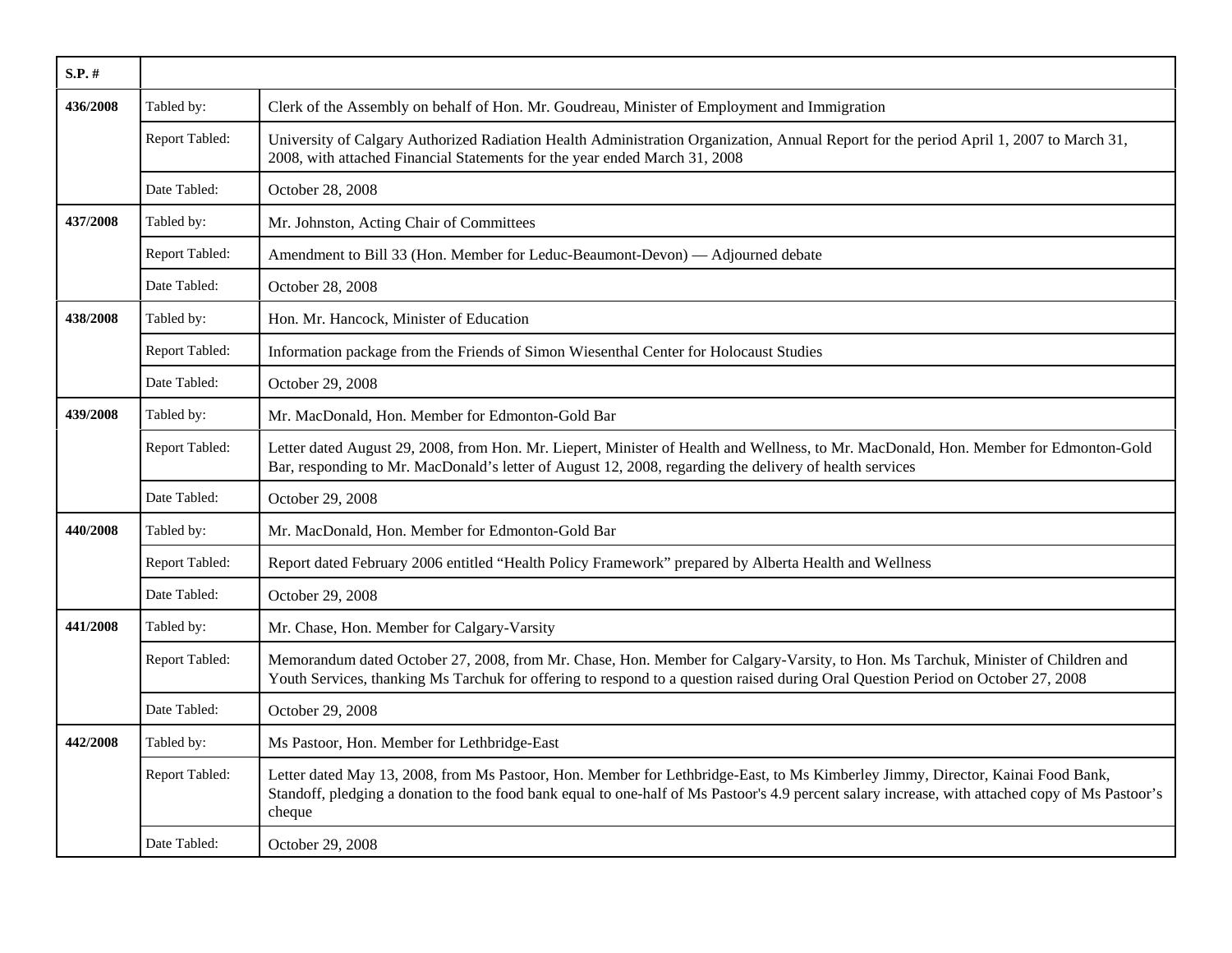| S.P. # | | |
|---|---|---|
| 436/2008 | Tabled by: | Clerk of the Assembly on behalf of Hon. Mr. Goudreau, Minister of Employment and Immigration |
| | Report Tabled: | University of Calgary Authorized Radiation Health Administration Organization, Annual Report for the period April 1, 2007 to March 31, 2008, with attached Financial Statements for the year ended March 31, 2008 |
| | Date Tabled: | October 28, 2008 |
| 437/2008 | Tabled by: | Mr. Johnston, Acting Chair of Committees |
| | Report Tabled: | Amendment to Bill 33 (Hon. Member for Leduc-Beaumont-Devon) — Adjourned debate |
| | Date Tabled: | October 28, 2008 |
| 438/2008 | Tabled by: | Hon. Mr. Hancock, Minister of Education |
| | Report Tabled: | Information package from the Friends of Simon Wiesenthal Center for Holocaust Studies |
| | Date Tabled: | October 29, 2008 |
| 439/2008 | Tabled by: | Mr. MacDonald, Hon. Member for Edmonton-Gold Bar |
| | Report Tabled: | Letter dated August 29, 2008, from Hon. Mr. Liepert, Minister of Health and Wellness, to Mr. MacDonald, Hon. Member for Edmonton-Gold Bar, responding to Mr. MacDonald's letter of August 12, 2008, regarding the delivery of health services |
| | Date Tabled: | October 29, 2008 |
| 440/2008 | Tabled by: | Mr. MacDonald, Hon. Member for Edmonton-Gold Bar |
| | Report Tabled: | Report dated February 2006 entitled "Health Policy Framework" prepared by Alberta Health and Wellness |
| | Date Tabled: | October 29, 2008 |
| 441/2008 | Tabled by: | Mr. Chase, Hon. Member for Calgary-Varsity |
| | Report Tabled: | Memorandum dated October 27, 2008, from Mr. Chase, Hon. Member for Calgary-Varsity, to Hon. Ms Tarchuk, Minister of Children and Youth Services, thanking Ms Tarchuk for offering to respond to a question raised during Oral Question Period on October 27, 2008 |
| | Date Tabled: | October 29, 2008 |
| 442/2008 | Tabled by: | Ms Pastoor, Hon. Member for Lethbridge-East |
| | Report Tabled: | Letter dated May 13, 2008, from Ms Pastoor, Hon. Member for Lethbridge-East, to Ms Kimberley Jimmy, Director, Kainai Food Bank, Standoff, pledging a donation to the food bank equal to one-half of Ms Pastoor's 4.9 percent salary increase, with attached copy of Ms Pastoor's cheque |
| | Date Tabled: | October 29, 2008 |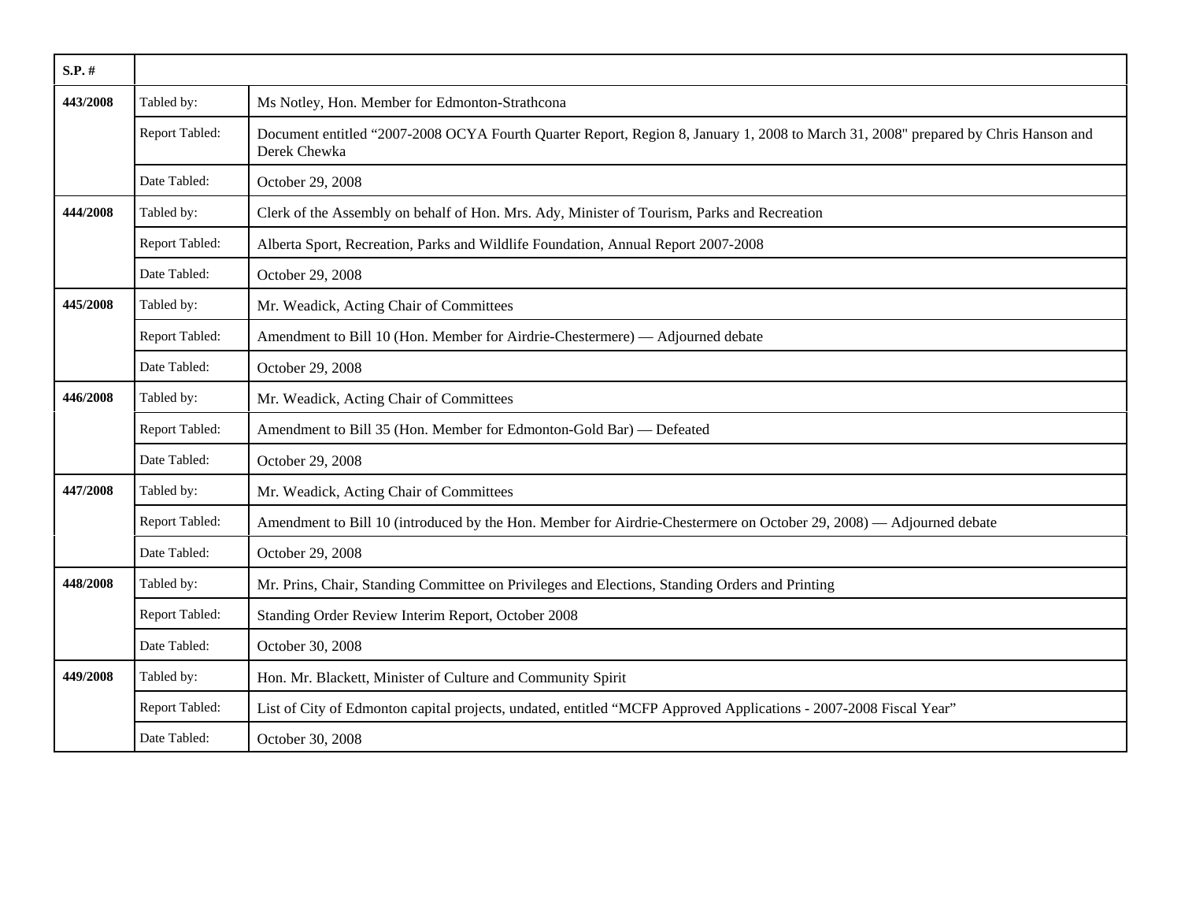| S.P. # | | |
|---|---|---|
| 443/2008 | Tabled by: | Ms Notley, Hon. Member for Edmonton-Strathcona |
| | Report Tabled: | Document entitled “2007-2008 OCYA Fourth Quarter Report, Region 8, January 1, 2008 to March 31, 2008" prepared by Chris Hanson and Derek Chewka |
| | Date Tabled: | October 29, 2008 |
| 444/2008 | Tabled by: | Clerk of the Assembly on behalf of Hon. Mrs. Ady, Minister of Tourism, Parks and Recreation |
| | Report Tabled: | Alberta Sport, Recreation, Parks and Wildlife Foundation, Annual Report 2007-2008 |
| | Date Tabled: | October 29, 2008 |
| 445/2008 | Tabled by: | Mr. Weadick, Acting Chair of Committees |
| | Report Tabled: | Amendment to Bill 10 (Hon. Member for Airdrie-Chestermere) — Adjourned debate |
| | Date Tabled: | October 29, 2008 |
| 446/2008 | Tabled by: | Mr. Weadick, Acting Chair of Committees |
| | Report Tabled: | Amendment to Bill 35 (Hon. Member for Edmonton-Gold Bar) — Defeated |
| | Date Tabled: | October 29, 2008 |
| 447/2008 | Tabled by: | Mr. Weadick, Acting Chair of Committees |
| | Report Tabled: | Amendment to Bill 10 (introduced by the Hon. Member for Airdrie-Chestermere on October 29, 2008) — Adjourned debate |
| | Date Tabled: | October 29, 2008 |
| 448/2008 | Tabled by: | Mr. Prins, Chair, Standing Committee on Privileges and Elections, Standing Orders and Printing |
| | Report Tabled: | Standing Order Review Interim Report, October 2008 |
| | Date Tabled: | October 30, 2008 |
| 449/2008 | Tabled by: | Hon. Mr. Blackett, Minister of Culture and Community Spirit |
| | Report Tabled: | List of City of Edmonton capital projects, undated, entitled “MCFP Approved Applications - 2007-2008 Fiscal Year” |
| | Date Tabled: | October 30, 2008 |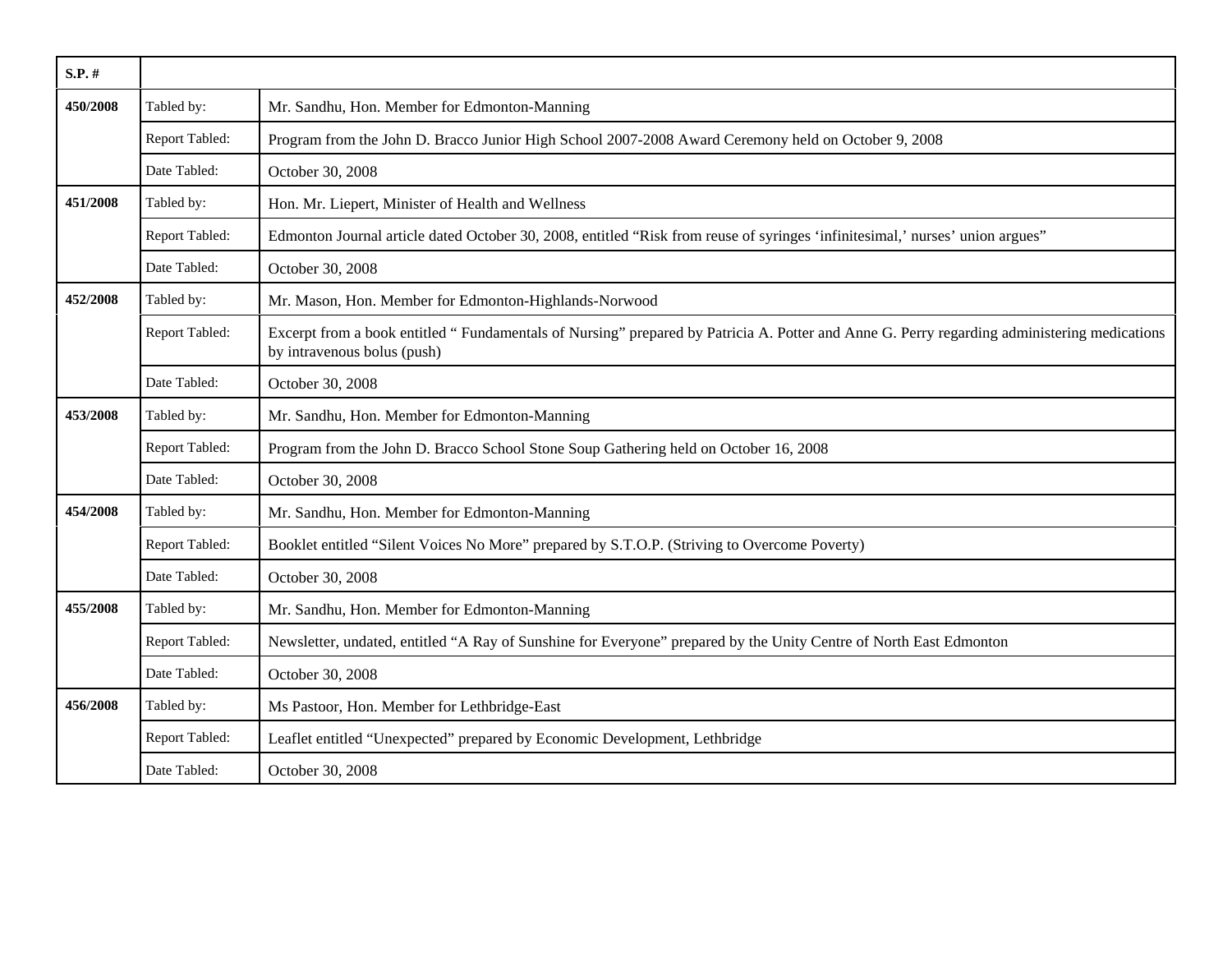| S.P. # | | |
|---|---|---|
| 450/2008 | Tabled by: | Mr. Sandhu, Hon. Member for Edmonton-Manning |
| | Report Tabled: | Program from the John D. Bracco Junior High School 2007-2008 Award Ceremony held on October 9, 2008 |
| | Date Tabled: | October 30, 2008 |
| 451/2008 | Tabled by: | Hon. Mr. Liepert, Minister of Health and Wellness |
| | Report Tabled: | Edmonton Journal article dated October 30, 2008, entitled “Risk from reuse of syringes ‘infinitesimal,’ nurses’ union argues” |
| | Date Tabled: | October 30, 2008 |
| 452/2008 | Tabled by: | Mr. Mason, Hon. Member for Edmonton-Highlands-Norwood |
| | Report Tabled: | Excerpt from a book entitled “ Fundamentals of Nursing” prepared by Patricia A. Potter and Anne G. Perry regarding administering medications by intravenous bolus (push) |
| | Date Tabled: | October 30, 2008 |
| 453/2008 | Tabled by: | Mr. Sandhu, Hon. Member for Edmonton-Manning |
| | Report Tabled: | Program from the John D. Bracco School Stone Soup Gathering held on October 16, 2008 |
| | Date Tabled: | October 30, 2008 |
| 454/2008 | Tabled by: | Mr. Sandhu, Hon. Member for Edmonton-Manning |
| | Report Tabled: | Booklet entitled “Silent Voices No More” prepared by S.T.O.P. (Striving to Overcome Poverty) |
| | Date Tabled: | October 30, 2008 |
| 455/2008 | Tabled by: | Mr. Sandhu, Hon. Member for Edmonton-Manning |
| | Report Tabled: | Newsletter, undated, entitled “A Ray of Sunshine for Everyone” prepared by the Unity Centre of North East Edmonton |
| | Date Tabled: | October 30, 2008 |
| 456/2008 | Tabled by: | Ms Pastoor, Hon. Member for Lethbridge-East |
| | Report Tabled: | Leaflet entitled “Unexpected” prepared by Economic Development, Lethbridge |
| | Date Tabled: | October 30, 2008 |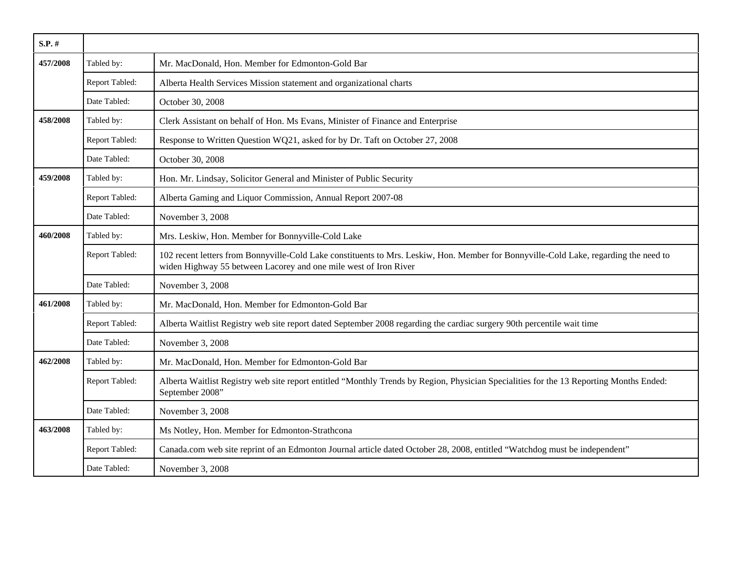| S.P. # | | |
|---|---|---|
| **457/2008** | Tabled by: | Mr. MacDonald, Hon. Member for Edmonton-Gold Bar |
| | Report Tabled: | Alberta Health Services Mission statement and organizational charts |
| | Date Tabled: | October 30, 2008 |
| **458/2008** | Tabled by: | Clerk Assistant on behalf of Hon. Ms Evans, Minister of Finance and Enterprise |
| | Report Tabled: | Response to Written Question WQ21, asked for by Dr. Taft on October 27, 2008 |
| | Date Tabled: | October 30, 2008 |
| **459/2008** | Tabled by: | Hon. Mr. Lindsay, Solicitor General and Minister of Public Security |
| | Report Tabled: | Alberta Gaming and Liquor Commission, Annual Report 2007-08 |
| | Date Tabled: | November 3, 2008 |
| **460/2008** | Tabled by: | Mrs. Leskiw, Hon. Member for Bonnyville-Cold Lake |
| | Report Tabled: | 102 recent letters from Bonnyville-Cold Lake constituents to Mrs. Leskiw, Hon. Member for Bonnyville-Cold Lake, regarding the need to widen Highway 55 between Lacorey and one mile west of Iron River |
| | Date Tabled: | November 3, 2008 |
| **461/2008** | Tabled by: | Mr. MacDonald, Hon. Member for Edmonton-Gold Bar |
| | Report Tabled: | Alberta Waitlist Registry web site report dated September 2008 regarding the cardiac surgery 90th percentile wait time |
| | Date Tabled: | November 3, 2008 |
| **462/2008** | Tabled by: | Mr. MacDonald, Hon. Member for Edmonton-Gold Bar |
| | Report Tabled: | Alberta Waitlist Registry web site report entitled “Monthly Trends by Region, Physician Specialities for the 13 Reporting Months Ended: September 2008” |
| | Date Tabled: | November 3, 2008 |
| **463/2008** | Tabled by: | Ms Notley, Hon. Member for Edmonton-Strathcona |
| | Report Tabled: | Canada.com web site reprint of an Edmonton Journal article dated October 28, 2008, entitled “Watchdog must be independent” |
| | Date Tabled: | November 3, 2008 |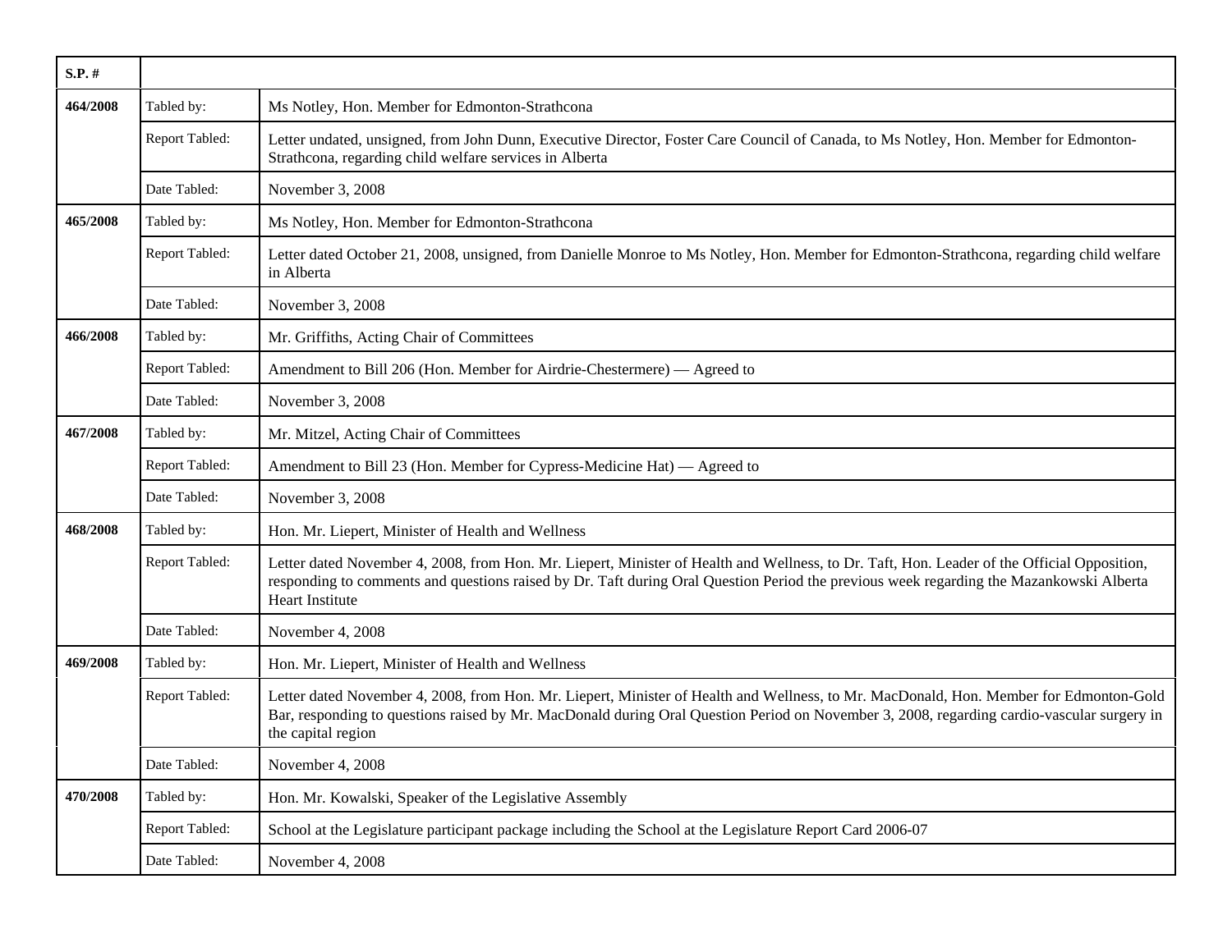| S.P. # | | |
|---|---|---|
| 464/2008 | Tabled by: | Ms Notley, Hon. Member for Edmonton-Strathcona |
| | Report Tabled: | Letter undated, unsigned, from John Dunn, Executive Director, Foster Care Council of Canada, to Ms Notley, Hon. Member for Edmonton-Strathcona, regarding child welfare services in Alberta |
| | Date Tabled: | November 3, 2008 |
| 465/2008 | Tabled by: | Ms Notley, Hon. Member for Edmonton-Strathcona |
| | Report Tabled: | Letter dated October 21, 2008, unsigned, from Danielle Monroe to Ms Notley, Hon. Member for Edmonton-Strathcona, regarding child welfare in Alberta |
| | Date Tabled: | November 3, 2008 |
| 466/2008 | Tabled by: | Mr. Griffiths, Acting Chair of Committees |
| | Report Tabled: | Amendment to Bill 206 (Hon. Member for Airdrie-Chestermere) — Agreed to |
| | Date Tabled: | November 3, 2008 |
| 467/2008 | Tabled by: | Mr. Mitzel, Acting Chair of Committees |
| | Report Tabled: | Amendment to Bill 23 (Hon. Member for Cypress-Medicine Hat) — Agreed to |
| | Date Tabled: | November 3, 2008 |
| 468/2008 | Tabled by: | Hon. Mr. Liepert, Minister of Health and Wellness |
| | Report Tabled: | Letter dated November 4, 2008, from Hon. Mr. Liepert, Minister of Health and Wellness, to Dr. Taft, Hon. Leader of the Official Opposition, responding to comments and questions raised by Dr. Taft during Oral Question Period the previous week regarding the Mazankowski Alberta Heart Institute |
| | Date Tabled: | November 4, 2008 |
| 469/2008 | Tabled by: | Hon. Mr. Liepert, Minister of Health and Wellness |
| | Report Tabled: | Letter dated November 4, 2008, from Hon. Mr. Liepert, Minister of Health and Wellness, to Mr. MacDonald, Hon. Member for Edmonton-Gold Bar, responding to questions raised by Mr. MacDonald during Oral Question Period on November 3, 2008, regarding cardio-vascular surgery in the capital region |
| | Date Tabled: | November 4, 2008 |
| 470/2008 | Tabled by: | Hon. Mr. Kowalski, Speaker of the Legislative Assembly |
| | Report Tabled: | School at the Legislature participant package including the School at the Legislature Report Card 2006-07 |
| | Date Tabled: | November 4, 2008 |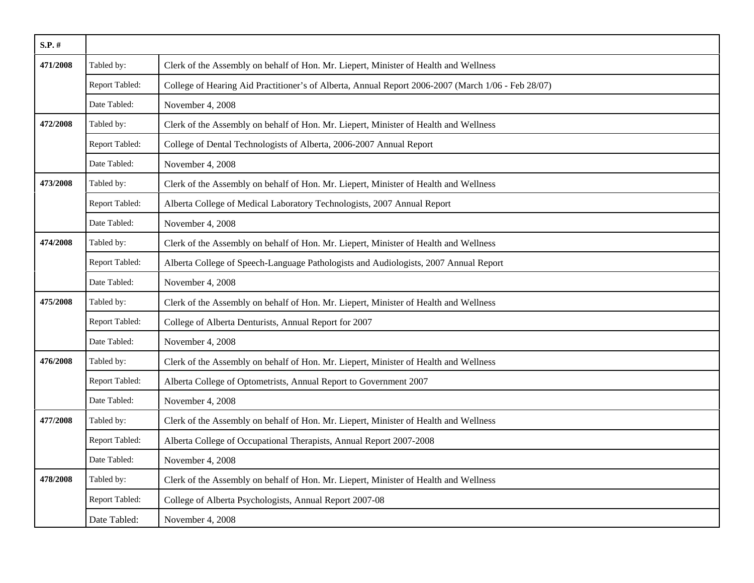| S.P. # | | |
|---|---|---|
| **471/2008** | Tabled by: | Clerk of the Assembly on behalf of Hon. Mr. Liepert, Minister of Health and Wellness |
| | Report Tabled: | College of Hearing Aid Practitioner's of Alberta, Annual Report 2006-2007 (March 1/06 - Feb 28/07) |
| | Date Tabled: | November 4, 2008 |
| **472/2008** | Tabled by: | Clerk of the Assembly on behalf of Hon. Mr. Liepert, Minister of Health and Wellness |
| | Report Tabled: | College of Dental Technologists of Alberta, 2006-2007 Annual Report |
| | Date Tabled: | November 4, 2008 |
| **473/2008** | Tabled by: | Clerk of the Assembly on behalf of Hon. Mr. Liepert, Minister of Health and Wellness |
| | Report Tabled: | Alberta College of Medical Laboratory Technologists, 2007 Annual Report |
| | Date Tabled: | November 4, 2008 |
| **474/2008** | Tabled by: | Clerk of the Assembly on behalf of Hon. Mr. Liepert, Minister of Health and Wellness |
| | Report Tabled: | Alberta College of Speech-Language Pathologists and Audiologists, 2007 Annual Report |
| | Date Tabled: | November 4, 2008 |
| **475/2008** | Tabled by: | Clerk of the Assembly on behalf of Hon. Mr. Liepert, Minister of Health and Wellness |
| | Report Tabled: | College of Alberta Denturists, Annual Report for 2007 |
| | Date Tabled: | November 4, 2008 |
| **476/2008** | Tabled by: | Clerk of the Assembly on behalf of Hon. Mr. Liepert, Minister of Health and Wellness |
| | Report Tabled: | Alberta College of Optometrists, Annual Report to Government 2007 |
| | Date Tabled: | November 4, 2008 |
| **477/2008** | Tabled by: | Clerk of the Assembly on behalf of Hon. Mr. Liepert, Minister of Health and Wellness |
| | Report Tabled: | Alberta College of Occupational Therapists, Annual Report 2007-2008 |
| | Date Tabled: | November 4, 2008 |
| **478/2008** | Tabled by: | Clerk of the Assembly on behalf of Hon. Mr. Liepert, Minister of Health and Wellness |
| | Report Tabled: | College of Alberta Psychologists, Annual Report 2007-08 |
| | Date Tabled: | November 4, 2008 |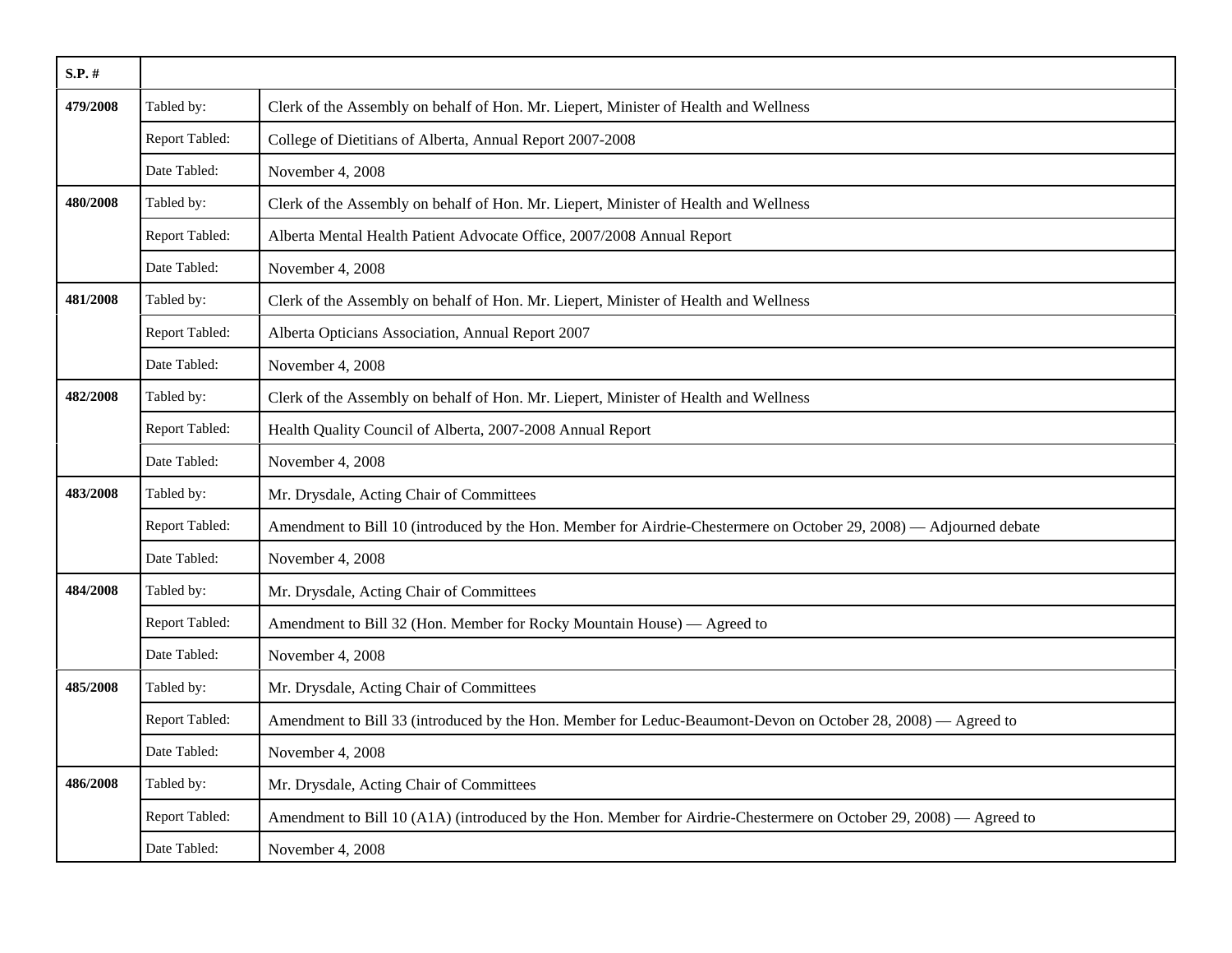| S.P. # | | |
|---|---|---|
| 479/2008 | Tabled by: | Clerk of the Assembly on behalf of Hon. Mr. Liepert, Minister of Health and Wellness |
| | Report Tabled: | College of Dietitians of Alberta, Annual Report 2007-2008 |
| | Date Tabled: | November 4, 2008 |
| 480/2008 | Tabled by: | Clerk of the Assembly on behalf of Hon. Mr. Liepert, Minister of Health and Wellness |
| | Report Tabled: | Alberta Mental Health Patient Advocate Office, 2007/2008 Annual Report |
| | Date Tabled: | November 4, 2008 |
| 481/2008 | Tabled by: | Clerk of the Assembly on behalf of Hon. Mr. Liepert, Minister of Health and Wellness |
| | Report Tabled: | Alberta Opticians Association, Annual Report 2007 |
| | Date Tabled: | November 4, 2008 |
| 482/2008 | Tabled by: | Clerk of the Assembly on behalf of Hon. Mr. Liepert, Minister of Health and Wellness |
| | Report Tabled: | Health Quality Council of Alberta, 2007-2008 Annual Report |
| | Date Tabled: | November 4, 2008 |
| 483/2008 | Tabled by: | Mr. Drysdale, Acting Chair of Committees |
| | Report Tabled: | Amendment to Bill 10 (introduced by the Hon. Member for Airdrie-Chestermere on October 29, 2008) — Adjourned debate |
| | Date Tabled: | November 4, 2008 |
| 484/2008 | Tabled by: | Mr. Drysdale, Acting Chair of Committees |
| | Report Tabled: | Amendment to Bill 32 (Hon. Member for Rocky Mountain House) — Agreed to |
| | Date Tabled: | November 4, 2008 |
| 485/2008 | Tabled by: | Mr. Drysdale, Acting Chair of Committees |
| | Report Tabled: | Amendment to Bill 33 (introduced by the Hon. Member for Leduc-Beaumont-Devon on October 28, 2008) — Agreed to |
| | Date Tabled: | November 4, 2008 |
| 486/2008 | Tabled by: | Mr. Drysdale, Acting Chair of Committees |
| | Report Tabled: | Amendment to Bill 10 (A1A) (introduced by the Hon. Member for Airdrie-Chestermere on October 29, 2008) — Agreed to |
| | Date Tabled: | November 4, 2008 |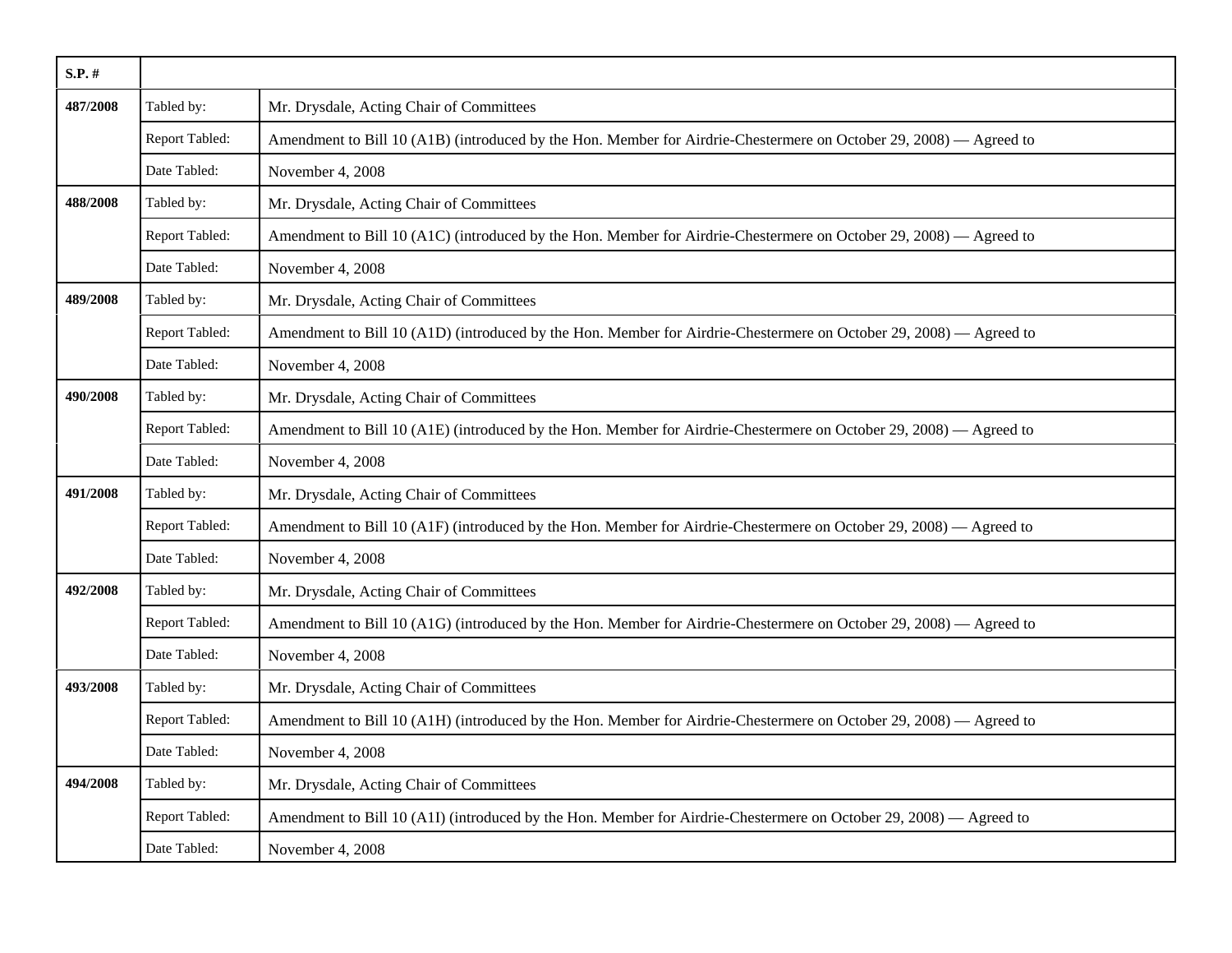| S.P. # | | |
|---|---|---|
| **487/2008** | Tabled by: | Mr. Drysdale, Acting Chair of Committees |
| | Report Tabled: | Amendment to Bill 10 (A1B) (introduced by the Hon. Member for Airdrie-Chestermere on October 29, 2008) — Agreed to |
| | Date Tabled: | November 4, 2008 |
| **488/2008** | Tabled by: | Mr. Drysdale, Acting Chair of Committees |
| | Report Tabled: | Amendment to Bill 10 (A1C) (introduced by the Hon. Member for Airdrie-Chestermere on October 29, 2008) — Agreed to |
| | Date Tabled: | November 4, 2008 |
| **489/2008** | Tabled by: | Mr. Drysdale, Acting Chair of Committees |
| | Report Tabled: | Amendment to Bill 10 (A1D) (introduced by the Hon. Member for Airdrie-Chestermere on October 29, 2008) — Agreed to |
| | Date Tabled: | November 4, 2008 |
| **490/2008** | Tabled by: | Mr. Drysdale, Acting Chair of Committees |
| | Report Tabled: | Amendment to Bill 10 (A1E) (introduced by the Hon. Member for Airdrie-Chestermere on October 29, 2008) — Agreed to |
| | Date Tabled: | November 4, 2008 |
| **491/2008** | Tabled by: | Mr. Drysdale, Acting Chair of Committees |
| | Report Tabled: | Amendment to Bill 10 (A1F) (introduced by the Hon. Member for Airdrie-Chestermere on October 29, 2008) — Agreed to |
| | Date Tabled: | November 4, 2008 |
| **492/2008** | Tabled by: | Mr. Drysdale, Acting Chair of Committees |
| | Report Tabled: | Amendment to Bill 10 (A1G) (introduced by the Hon. Member for Airdrie-Chestermere on October 29, 2008) — Agreed to |
| | Date Tabled: | November 4, 2008 |
| **493/2008** | Tabled by: | Mr. Drysdale, Acting Chair of Committees |
| | Report Tabled: | Amendment to Bill 10 (A1H) (introduced by the Hon. Member for Airdrie-Chestermere on October 29, 2008) — Agreed to |
| | Date Tabled: | November 4, 2008 |
| **494/2008** | Tabled by: | Mr. Drysdale, Acting Chair of Committees |
| | Report Tabled: | Amendment to Bill 10 (A1I) (introduced by the Hon. Member for Airdrie-Chestermere on October 29, 2008) — Agreed to |
| | Date Tabled: | November 4, 2008 |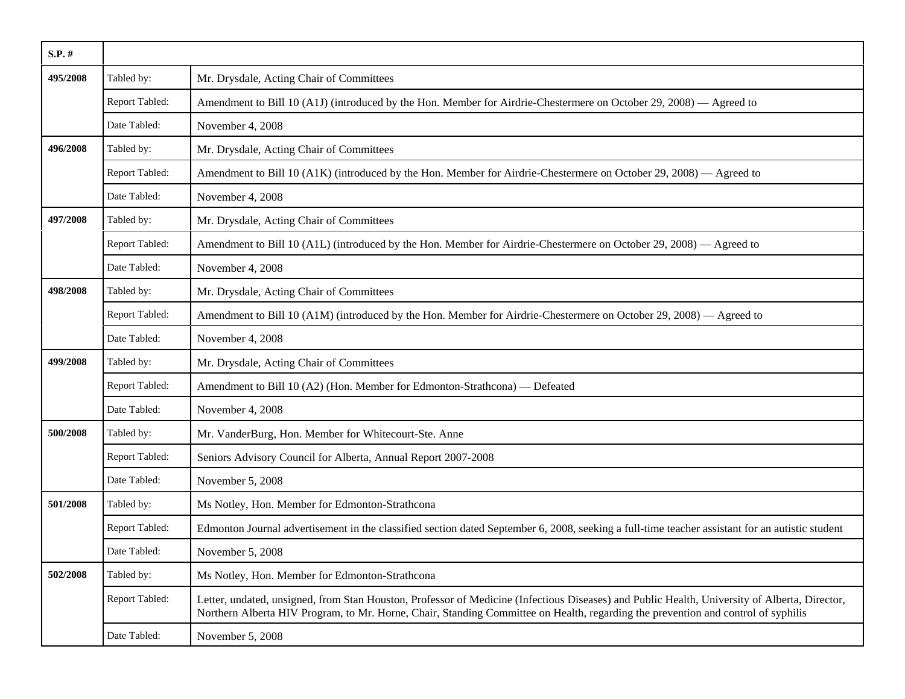| S.P. # | | |
| --- | --- | --- |
| 495/2008 | Tabled by: | Mr. Drysdale, Acting Chair of Committees |
| | Report Tabled: | Amendment to Bill 10 (A1J) (introduced by the Hon. Member for Airdrie-Chestermere on October 29, 2008) — Agreed to |
| | Date Tabled: | November 4, 2008 |
| 496/2008 | Tabled by: | Mr. Drysdale, Acting Chair of Committees |
| | Report Tabled: | Amendment to Bill 10 (A1K) (introduced by the Hon. Member for Airdrie-Chestermere on October 29, 2008) — Agreed to |
| | Date Tabled: | November 4, 2008 |
| 497/2008 | Tabled by: | Mr. Drysdale, Acting Chair of Committees |
| | Report Tabled: | Amendment to Bill 10 (A1L) (introduced by the Hon. Member for Airdrie-Chestermere on October 29, 2008) — Agreed to |
| | Date Tabled: | November 4, 2008 |
| 498/2008 | Tabled by: | Mr. Drysdale, Acting Chair of Committees |
| | Report Tabled: | Amendment to Bill 10 (A1M) (introduced by the Hon. Member for Airdrie-Chestermere on October 29, 2008) — Agreed to |
| | Date Tabled: | November 4, 2008 |
| 499/2008 | Tabled by: | Mr. Drysdale, Acting Chair of Committees |
| | Report Tabled: | Amendment to Bill 10 (A2) (Hon. Member for Edmonton-Strathcona) — Defeated |
| | Date Tabled: | November 4, 2008 |
| 500/2008 | Tabled by: | Mr. VanderBurg, Hon. Member for Whitecourt-Ste. Anne |
| | Report Tabled: | Seniors Advisory Council for Alberta, Annual Report 2007-2008 |
| | Date Tabled: | November 5, 2008 |
| 501/2008 | Tabled by: | Ms Notley, Hon. Member for Edmonton-Strathcona |
| | Report Tabled: | Edmonton Journal advertisement in the classified section dated September 6, 2008, seeking a full-time teacher assistant for an autistic student |
| | Date Tabled: | November 5, 2008 |
| 502/2008 | Tabled by: | Ms Notley, Hon. Member for Edmonton-Strathcona |
| | Report Tabled: | Letter, undated, unsigned, from Stan Houston, Professor of Medicine (Infectious Diseases) and Public Health, University of Alberta, Director, Northern Alberta HIV Program, to Mr. Horne, Chair, Standing Committee on Health, regarding the prevention and control of syphilis |
| | Date Tabled: | November 5, 2008 |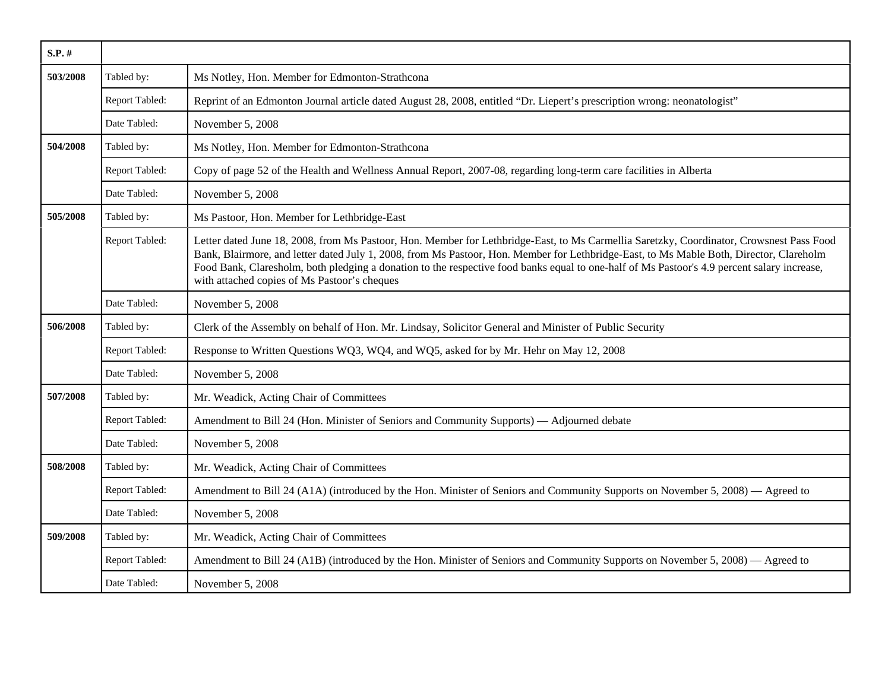| S.P. # | | |
| --- | --- | --- |
| 503/2008 | Tabled by: | Ms Notley, Hon. Member for Edmonton-Strathcona |
| | Report Tabled: | Reprint of an Edmonton Journal article dated August 28, 2008, entitled “Dr. Liepert’s prescription wrong: neonatologist” |
| | Date Tabled: | November 5, 2008 |
| 504/2008 | Tabled by: | Ms Notley, Hon. Member for Edmonton-Strathcona |
| | Report Tabled: | Copy of page 52 of the Health and Wellness Annual Report, 2007-08, regarding long-term care facilities in Alberta |
| | Date Tabled: | November 5, 2008 |
| 505/2008 | Tabled by: | Ms Pastoor, Hon. Member for Lethbridge-East |
| | Report Tabled: | Letter dated June 18, 2008, from Ms Pastoor, Hon. Member for Lethbridge-East, to Ms Carmellia Saretzky, Coordinator, Crowsnest Pass Food Bank, Blairmore, and letter dated July 1, 2008, from Ms Pastoor, Hon. Member for Lethbridge-East, to Ms Mable Both, Director, Clareholm Food Bank, Claresholm, both pledging a donation to the respective food banks equal to one-half of Ms Pastoor's 4.9 percent salary increase, with attached copies of Ms Pastoor’s cheques |
| | Date Tabled: | November 5, 2008 |
| 506/2008 | Tabled by: | Clerk of the Assembly on behalf of Hon. Mr. Lindsay, Solicitor General and Minister of Public Security |
| | Report Tabled: | Response to Written Questions WQ3, WQ4, and WQ5, asked for by Mr. Hehr on May 12, 2008 |
| | Date Tabled: | November 5, 2008 |
| 507/2008 | Tabled by: | Mr. Weadick, Acting Chair of Committees |
| | Report Tabled: | Amendment to Bill 24 (Hon. Minister of Seniors and Community Supports) — Adjourned debate |
| | Date Tabled: | November 5, 2008 |
| 508/2008 | Tabled by: | Mr. Weadick, Acting Chair of Committees |
| | Report Tabled: | Amendment to Bill 24 (A1A) (introduced by the Hon. Minister of Seniors and Community Supports on November 5, 2008) — Agreed to |
| | Date Tabled: | November 5, 2008 |
| 509/2008 | Tabled by: | Mr. Weadick, Acting Chair of Committees |
| | Report Tabled: | Amendment to Bill 24 (A1B) (introduced by the Hon. Minister of Seniors and Community Supports on November 5, 2008) — Agreed to |
| | Date Tabled: | November 5, 2008 |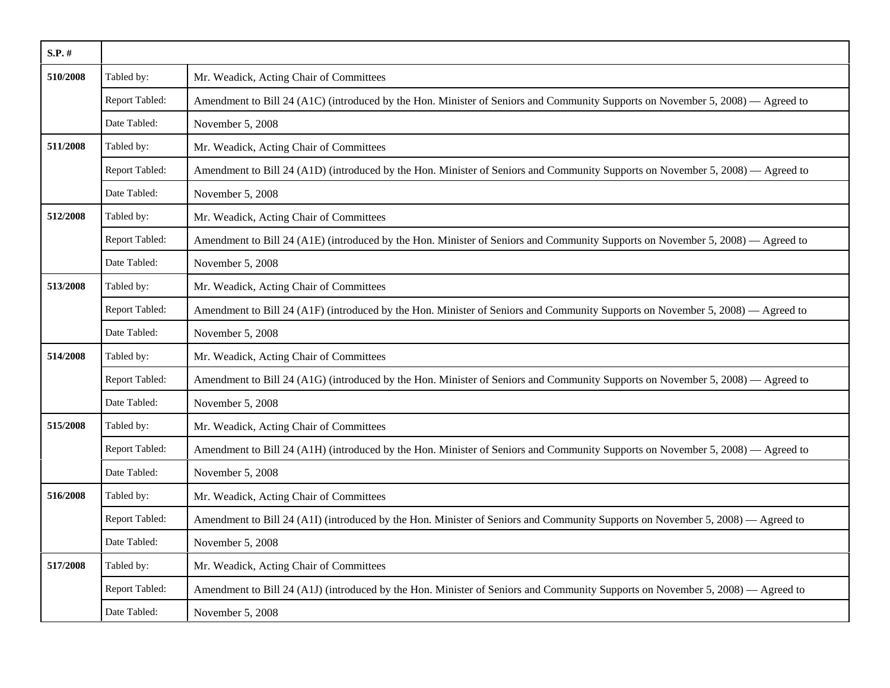| S.P. # | | |
|---|---|---|
| 510/2008 | Tabled by: | Mr. Weadick, Acting Chair of Committees |
| | Report Tabled: | Amendment to Bill 24 (A1C) (introduced by the Hon. Minister of Seniors and Community Supports on November 5, 2008) — Agreed to |
| | Date Tabled: | November 5, 2008 |
| 511/2008 | Tabled by: | Mr. Weadick, Acting Chair of Committees |
| | Report Tabled: | Amendment to Bill 24 (A1D) (introduced by the Hon. Minister of Seniors and Community Supports on November 5, 2008) — Agreed to |
| | Date Tabled: | November 5, 2008 |
| 512/2008 | Tabled by: | Mr. Weadick, Acting Chair of Committees |
| | Report Tabled: | Amendment to Bill 24 (A1E) (introduced by the Hon. Minister of Seniors and Community Supports on November 5, 2008) — Agreed to |
| | Date Tabled: | November 5, 2008 |
| 513/2008 | Tabled by: | Mr. Weadick, Acting Chair of Committees |
| | Report Tabled: | Amendment to Bill 24 (A1F) (introduced by the Hon. Minister of Seniors and Community Supports on November 5, 2008) — Agreed to |
| | Date Tabled: | November 5, 2008 |
| 514/2008 | Tabled by: | Mr. Weadick, Acting Chair of Committees |
| | Report Tabled: | Amendment to Bill 24 (A1G) (introduced by the Hon. Minister of Seniors and Community Supports on November 5, 2008) — Agreed to |
| | Date Tabled: | November 5, 2008 |
| 515/2008 | Tabled by: | Mr. Weadick, Acting Chair of Committees |
| | Report Tabled: | Amendment to Bill 24 (A1H) (introduced by the Hon. Minister of Seniors and Community Supports on November 5, 2008) — Agreed to |
| | Date Tabled: | November 5, 2008 |
| 516/2008 | Tabled by: | Mr. Weadick, Acting Chair of Committees |
| | Report Tabled: | Amendment to Bill 24 (A1I) (introduced by the Hon. Minister of Seniors and Community Supports on November 5, 2008) — Agreed to |
| | Date Tabled: | November 5, 2008 |
| 517/2008 | Tabled by: | Mr. Weadick, Acting Chair of Committees |
| | Report Tabled: | Amendment to Bill 24 (A1J) (introduced by the Hon. Minister of Seniors and Community Supports on November 5, 2008) — Agreed to |
| | Date Tabled: | November 5, 2008 |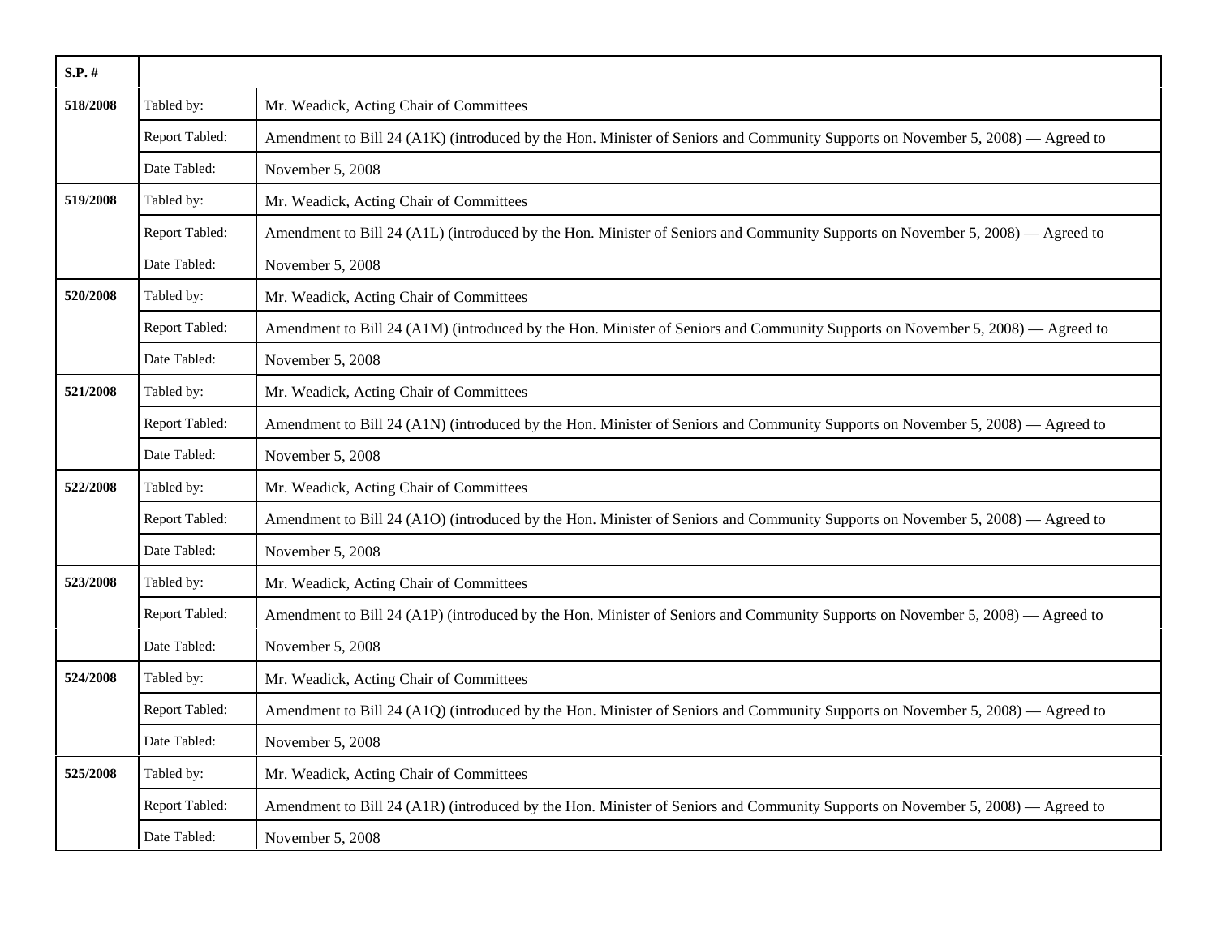| S.P. # | | |
|---|---|---|
| **518/2008** | Tabled by: | Mr. Weadick, Acting Chair of Committees |
| | Report Tabled: | Amendment to Bill 24 (A1K) (introduced by the Hon. Minister of Seniors and Community Supports on November 5, 2008) — Agreed to |
| | Date Tabled: | November 5, 2008 |
| **519/2008** | Tabled by: | Mr. Weadick, Acting Chair of Committees |
| | Report Tabled: | Amendment to Bill 24 (A1L) (introduced by the Hon. Minister of Seniors and Community Supports on November 5, 2008) — Agreed to |
| | Date Tabled: | November 5, 2008 |
| **520/2008** | Tabled by: | Mr. Weadick, Acting Chair of Committees |
| | Report Tabled: | Amendment to Bill 24 (A1M) (introduced by the Hon. Minister of Seniors and Community Supports on November 5, 2008) — Agreed to |
| | Date Tabled: | November 5, 2008 |
| **521/2008** | Tabled by: | Mr. Weadick, Acting Chair of Committees |
| | Report Tabled: | Amendment to Bill 24 (A1N) (introduced by the Hon. Minister of Seniors and Community Supports on November 5, 2008) — Agreed to |
| | Date Tabled: | November 5, 2008 |
| **522/2008** | Tabled by: | Mr. Weadick, Acting Chair of Committees |
| | Report Tabled: | Amendment to Bill 24 (A1O) (introduced by the Hon. Minister of Seniors and Community Supports on November 5, 2008) — Agreed to |
| | Date Tabled: | November 5, 2008 |
| **523/2008** | Tabled by: | Mr. Weadick, Acting Chair of Committees |
| | Report Tabled: | Amendment to Bill 24 (A1P) (introduced by the Hon. Minister of Seniors and Community Supports on November 5, 2008) — Agreed to |
| | Date Tabled: | November 5, 2008 |
| **524/2008** | Tabled by: | Mr. Weadick, Acting Chair of Committees |
| | Report Tabled: | Amendment to Bill 24 (A1Q) (introduced by the Hon. Minister of Seniors and Community Supports on November 5, 2008) — Agreed to |
| | Date Tabled: | November 5, 2008 |
| **525/2008** | Tabled by: | Mr. Weadick, Acting Chair of Committees |
| | Report Tabled: | Amendment to Bill 24 (A1R) (introduced by the Hon. Minister of Seniors and Community Supports on November 5, 2008) — Agreed to |
| | Date Tabled: | November 5, 2008 |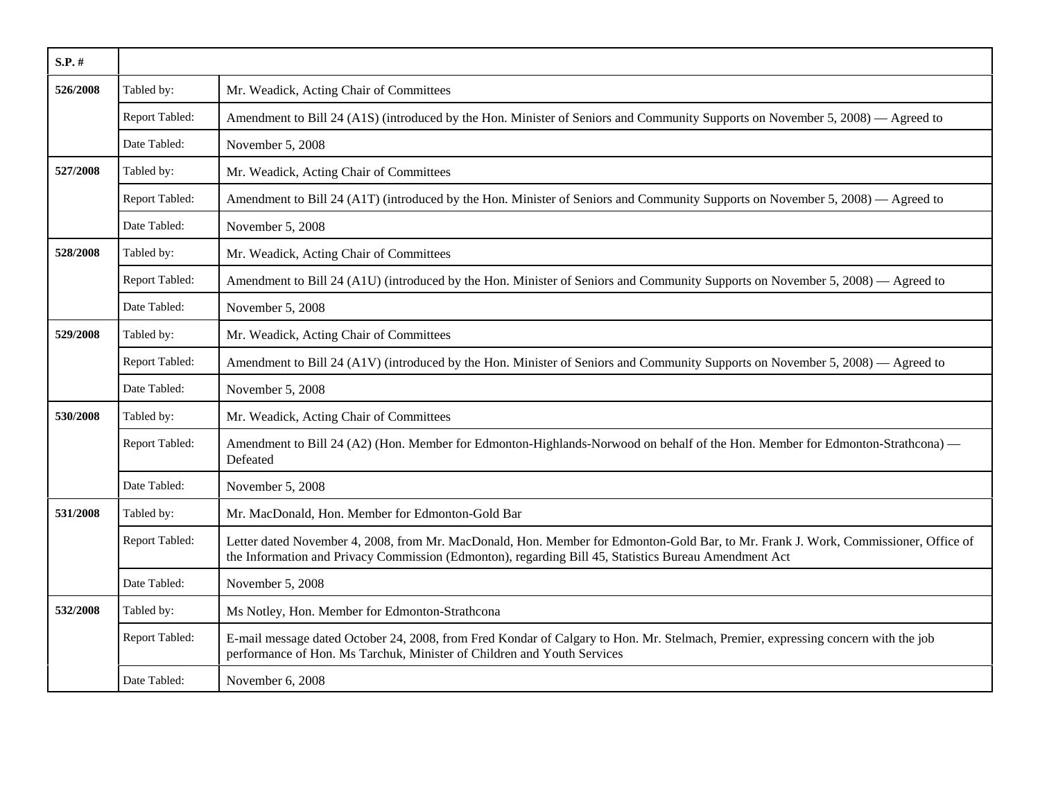| S.P. # | | |
|---|---|---|
| 526/2008 | Tabled by: | Mr. Weadick, Acting Chair of Committees |
| | Report Tabled: | Amendment to Bill 24 (A1S) (introduced by the Hon. Minister of Seniors and Community Supports on November 5, 2008) — Agreed to |
| | Date Tabled: | November 5, 2008 |
| 527/2008 | Tabled by: | Mr. Weadick, Acting Chair of Committees |
| | Report Tabled: | Amendment to Bill 24 (A1T) (introduced by the Hon. Minister of Seniors and Community Supports on November 5, 2008) — Agreed to |
| | Date Tabled: | November 5, 2008 |
| 528/2008 | Tabled by: | Mr. Weadick, Acting Chair of Committees |
| | Report Tabled: | Amendment to Bill 24 (A1U) (introduced by the Hon. Minister of Seniors and Community Supports on November 5, 2008) — Agreed to |
| | Date Tabled: | November 5, 2008 |
| 529/2008 | Tabled by: | Mr. Weadick, Acting Chair of Committees |
| | Report Tabled: | Amendment to Bill 24 (A1V) (introduced by the Hon. Minister of Seniors and Community Supports on November 5, 2008) — Agreed to |
| | Date Tabled: | November 5, 2008 |
| 530/2008 | Tabled by: | Mr. Weadick, Acting Chair of Committees |
| | Report Tabled: | Amendment to Bill 24 (A2) (Hon. Member for Edmonton-Highlands-Norwood on behalf of the Hon. Member for Edmonton-Strathcona) — Defeated |
| | Date Tabled: | November 5, 2008 |
| 531/2008 | Tabled by: | Mr. MacDonald, Hon. Member for Edmonton-Gold Bar |
| | Report Tabled: | Letter dated November 4, 2008, from Mr. MacDonald, Hon. Member for Edmonton-Gold Bar, to Mr. Frank J. Work, Commissioner, Office of the Information and Privacy Commission (Edmonton), regarding Bill 45, Statistics Bureau Amendment Act |
| | Date Tabled: | November 5, 2008 |
| 532/2008 | Tabled by: | Ms Notley, Hon. Member for Edmonton-Strathcona |
| | Report Tabled: | E-mail message dated October 24, 2008, from Fred Kondar of Calgary to Hon. Mr. Stelmach, Premier, expressing concern with the job performance of Hon. Ms Tarchuk, Minister of Children and Youth Services |
| | Date Tabled: | November 6, 2008 |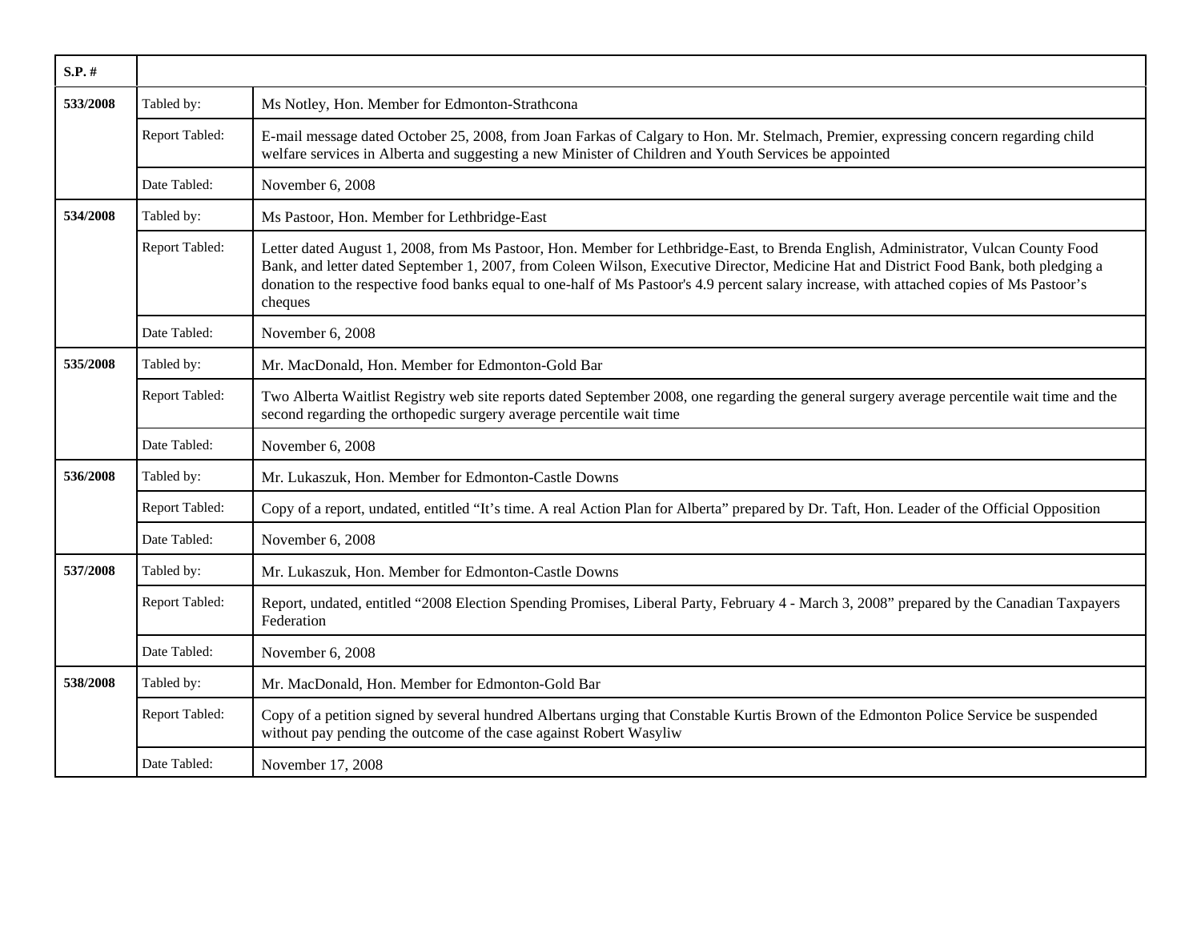| S.P. # | | |
|---|---|---|
| 533/2008 | Tabled by: | Ms Notley, Hon. Member for Edmonton-Strathcona |
| | Report Tabled: | E-mail message dated October 25, 2008, from Joan Farkas of Calgary to Hon. Mr. Stelmach, Premier, expressing concern regarding child welfare services in Alberta and suggesting a new Minister of Children and Youth Services be appointed |
| | Date Tabled: | November 6, 2008 |
| 534/2008 | Tabled by: | Ms Pastoor, Hon. Member for Lethbridge-East |
| | Report Tabled: | Letter dated August 1, 2008, from Ms Pastoor, Hon. Member for Lethbridge-East, to Brenda English, Administrator, Vulcan County Food Bank, and letter dated September 1, 2007, from Coleen Wilson, Executive Director, Medicine Hat and District Food Bank, both pledging a donation to the respective food banks equal to one-half of Ms Pastoor's 4.9 percent salary increase, with attached copies of Ms Pastoor's cheques |
| | Date Tabled: | November 6, 2008 |
| 535/2008 | Tabled by: | Mr. MacDonald, Hon. Member for Edmonton-Gold Bar |
| | Report Tabled: | Two Alberta Waitlist Registry web site reports dated September 2008, one regarding the general surgery average percentile wait time and the second regarding the orthopedic surgery average percentile wait time |
| | Date Tabled: | November 6, 2008 |
| 536/2008 | Tabled by: | Mr. Lukaszuk, Hon. Member for Edmonton-Castle Downs |
| | Report Tabled: | Copy of a report, undated, entitled "It's time. A real Action Plan for Alberta" prepared by Dr. Taft, Hon. Leader of the Official Opposition |
| | Date Tabled: | November 6, 2008 |
| 537/2008 | Tabled by: | Mr. Lukaszuk, Hon. Member for Edmonton-Castle Downs |
| | Report Tabled: | Report, undated, entitled "2008 Election Spending Promises, Liberal Party, February 4 - March 3, 2008" prepared by the Canadian Taxpayers Federation |
| | Date Tabled: | November 6, 2008 |
| 538/2008 | Tabled by: | Mr. MacDonald, Hon. Member for Edmonton-Gold Bar |
| | Report Tabled: | Copy of a petition signed by several hundred Albertans urging that Constable Kurtis Brown of the Edmonton Police Service be suspended without pay pending the outcome of the case against Robert Wasyliw |
| | Date Tabled: | November 17, 2008 |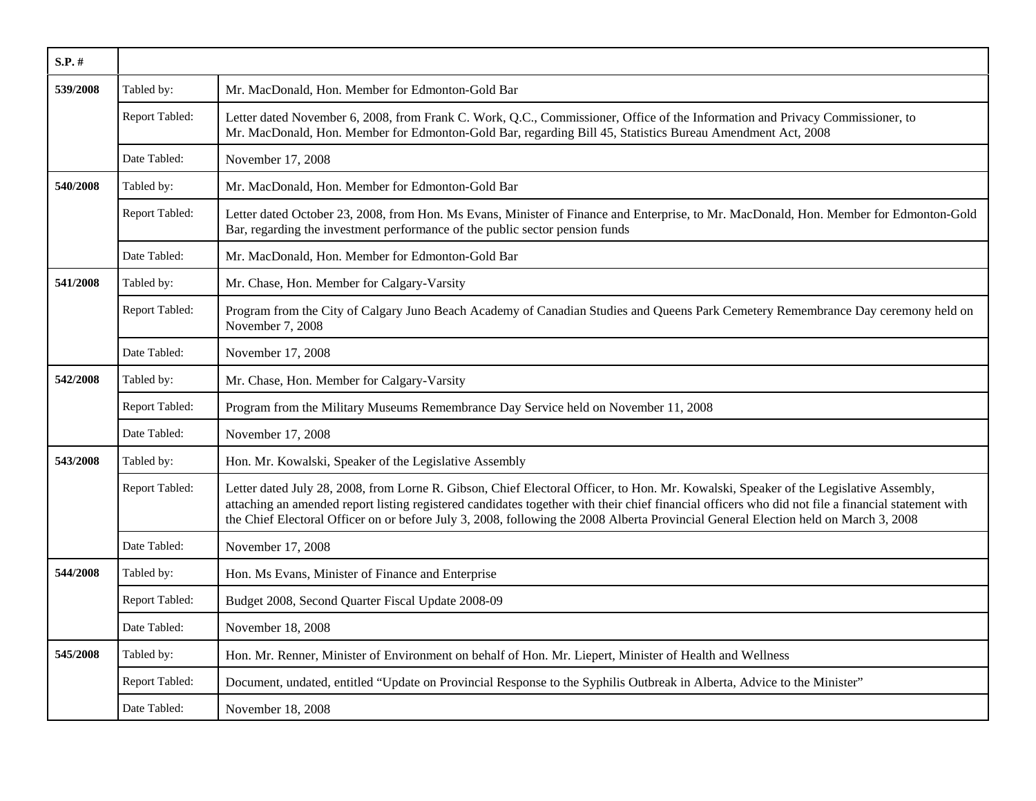| **S.P. #** | | |
|---|---|---|
| **539/2008** | Tabled by: | Mr. MacDonald, Hon. Member for Edmonton-Gold Bar |
| | Report Tabled: | Letter dated November 6, 2008, from Frank C. Work, Q.C., Commissioner, Office of the Information and Privacy Commissioner, to Mr. MacDonald, Hon. Member for Edmonton-Gold Bar, regarding Bill 45, Statistics Bureau Amendment Act, 2008 |
| | Date Tabled: | November 17, 2008 |
| **540/2008** | Tabled by: | Mr. MacDonald, Hon. Member for Edmonton-Gold Bar |
| | Report Tabled: | Letter dated October 23, 2008, from Hon. Ms Evans, Minister of Finance and Enterprise, to Mr. MacDonald, Hon. Member for Edmonton-Gold Bar, regarding the investment performance of the public sector pension funds |
| | Date Tabled: | Mr. MacDonald, Hon. Member for Edmonton-Gold Bar |
| **541/2008** | Tabled by: | Mr. Chase, Hon. Member for Calgary-Varsity |
| | Report Tabled: | Program from the City of Calgary Juno Beach Academy of Canadian Studies and Queens Park Cemetery Remembrance Day ceremony held on November 7, 2008 |
| | Date Tabled: | November 17, 2008 |
| **542/2008** | Tabled by: | Mr. Chase, Hon. Member for Calgary-Varsity |
| | Report Tabled: | Program from the Military Museums Remembrance Day Service held on November 11, 2008 |
| | Date Tabled: | November 17, 2008 |
| **543/2008** | Tabled by: | Hon. Mr. Kowalski, Speaker of the Legislative Assembly |
| | Report Tabled: | Letter dated July 28, 2008, from Lorne R. Gibson, Chief Electoral Officer, to Hon. Mr. Kowalski, Speaker of the Legislative Assembly, attaching an amended report listing registered candidates together with their chief financial officers who did not file a financial statement with the Chief Electoral Officer on or before July 3, 2008, following the 2008 Alberta Provincial General Election held on March 3, 2008 |
| | Date Tabled: | November 17, 2008 |
| **544/2008** | Tabled by: | Hon. Ms Evans, Minister of Finance and Enterprise |
| | Report Tabled: | Budget 2008, Second Quarter Fiscal Update 2008-09 |
| | Date Tabled: | November 18, 2008 |
| **545/2008** | Tabled by: | Hon. Mr. Renner, Minister of Environment on behalf of Hon. Mr. Liepert, Minister of Health and Wellness |
| | Report Tabled: | Document, undated, entitled "Update on Provincial Response to the Syphilis Outbreak in Alberta, Advice to the Minister" |
| | Date Tabled: | November 18, 2008 |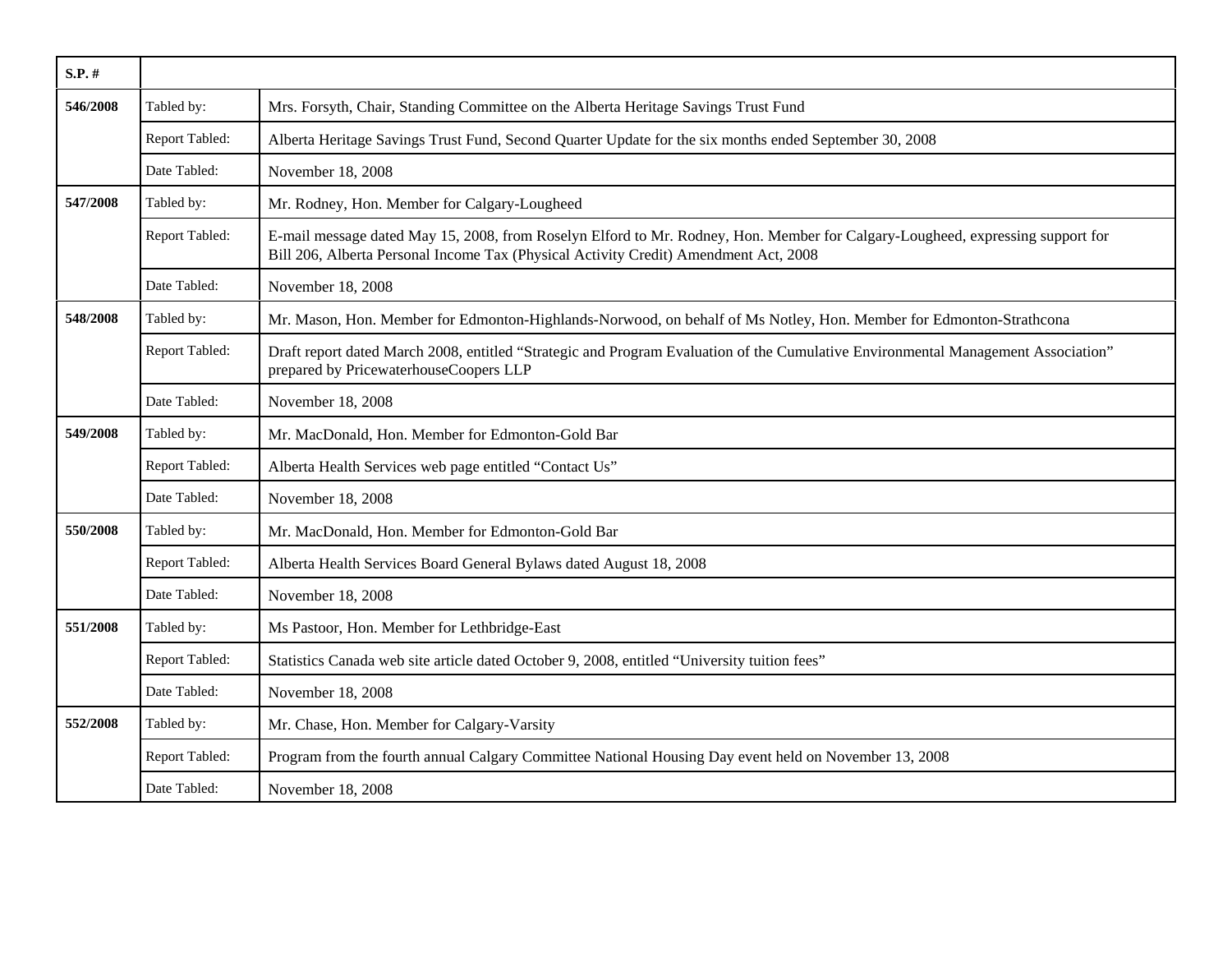| S.P. # | | |
|---|---|---|
| 546/2008 | Tabled by: | Mrs. Forsyth, Chair, Standing Committee on the Alberta Heritage Savings Trust Fund |
| | Report Tabled: | Alberta Heritage Savings Trust Fund, Second Quarter Update for the six months ended September 30, 2008 |
| | Date Tabled: | November 18, 2008 |
| 547/2008 | Tabled by: | Mr. Rodney, Hon. Member for Calgary-Lougheed |
| | Report Tabled: | E-mail message dated May 15, 2008, from Roselyn Elford to Mr. Rodney, Hon. Member for Calgary-Lougheed, expressing support for Bill 206, Alberta Personal Income Tax (Physical Activity Credit) Amendment Act, 2008 |
| | Date Tabled: | November 18, 2008 |
| 548/2008 | Tabled by: | Mr. Mason, Hon. Member for Edmonton-Highlands-Norwood, on behalf of Ms Notley, Hon. Member for Edmonton-Strathcona |
| | Report Tabled: | Draft report dated March 2008, entitled “Strategic and Program Evaluation of the Cumulative Environmental Management Association” prepared by PricewaterhouseCoopers LLP |
| | Date Tabled: | November 18, 2008 |
| 549/2008 | Tabled by: | Mr. MacDonald, Hon. Member for Edmonton-Gold Bar |
| | Report Tabled: | Alberta Health Services web page entitled “Contact Us” |
| | Date Tabled: | November 18, 2008 |
| 550/2008 | Tabled by: | Mr. MacDonald, Hon. Member for Edmonton-Gold Bar |
| | Report Tabled: | Alberta Health Services Board General Bylaws dated August 18, 2008 |
| | Date Tabled: | November 18, 2008 |
| 551/2008 | Tabled by: | Ms Pastoor, Hon. Member for Lethbridge-East |
| | Report Tabled: | Statistics Canada web site article dated October 9, 2008, entitled “University tuition fees” |
| | Date Tabled: | November 18, 2008 |
| 552/2008 | Tabled by: | Mr. Chase, Hon. Member for Calgary-Varsity |
| | Report Tabled: | Program from the fourth annual Calgary Committee National Housing Day event held on November 13, 2008 |
| | Date Tabled: | November 18, 2008 |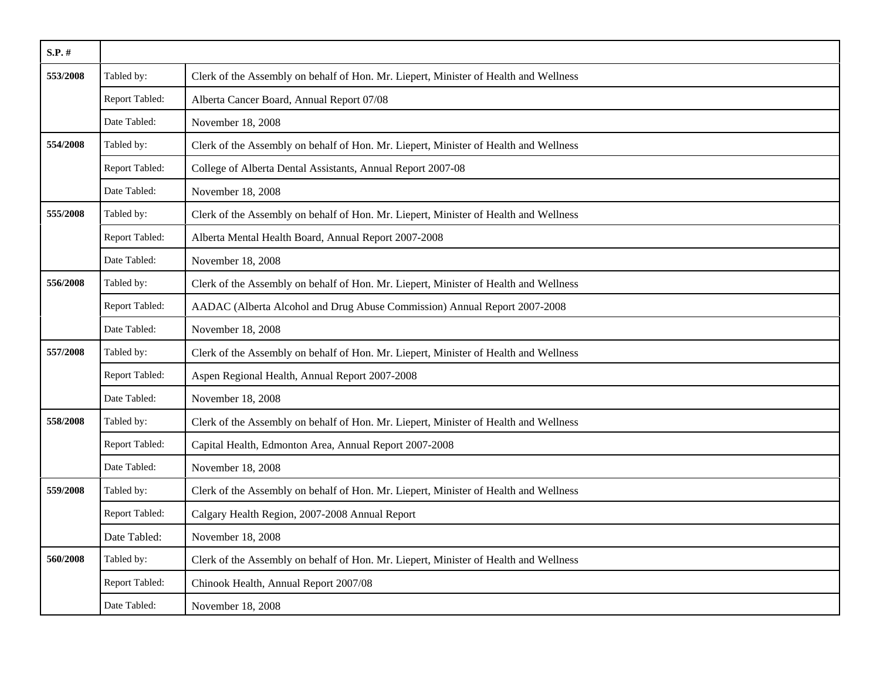| S.P. # | | |
|---|---|---|
| 553/2008 | Tabled by: | Clerk of the Assembly on behalf of Hon. Mr. Liepert, Minister of Health and Wellness |
| | Report Tabled: | Alberta Cancer Board, Annual Report 07/08 |
| | Date Tabled: | November 18, 2008 |
| 554/2008 | Tabled by: | Clerk of the Assembly on behalf of Hon. Mr. Liepert, Minister of Health and Wellness |
| | Report Tabled: | College of Alberta Dental Assistants, Annual Report 2007-08 |
| | Date Tabled: | November 18, 2008 |
| 555/2008 | Tabled by: | Clerk of the Assembly on behalf of Hon. Mr. Liepert, Minister of Health and Wellness |
| | Report Tabled: | Alberta Mental Health Board, Annual Report 2007-2008 |
| | Date Tabled: | November 18, 2008 |
| 556/2008 | Tabled by: | Clerk of the Assembly on behalf of Hon. Mr. Liepert, Minister of Health and Wellness |
| | Report Tabled: | AADAC (Alberta Alcohol and Drug Abuse Commission) Annual Report 2007-2008 |
| | Date Tabled: | November 18, 2008 |
| 557/2008 | Tabled by: | Clerk of the Assembly on behalf of Hon. Mr. Liepert, Minister of Health and Wellness |
| | Report Tabled: | Aspen Regional Health, Annual Report 2007-2008 |
| | Date Tabled: | November 18, 2008 |
| 558/2008 | Tabled by: | Clerk of the Assembly on behalf of Hon. Mr. Liepert, Minister of Health and Wellness |
| | Report Tabled: | Capital Health, Edmonton Area, Annual Report 2007-2008 |
| | Date Tabled: | November 18, 2008 |
| 559/2008 | Tabled by: | Clerk of the Assembly on behalf of Hon. Mr. Liepert, Minister of Health and Wellness |
| | Report Tabled: | Calgary Health Region, 2007-2008 Annual Report |
| | Date Tabled: | November 18, 2008 |
| 560/2008 | Tabled by: | Clerk of the Assembly on behalf of Hon. Mr. Liepert, Minister of Health and Wellness |
| | Report Tabled: | Chinook Health, Annual Report 2007/08 |
| | Date Tabled: | November 18, 2008 |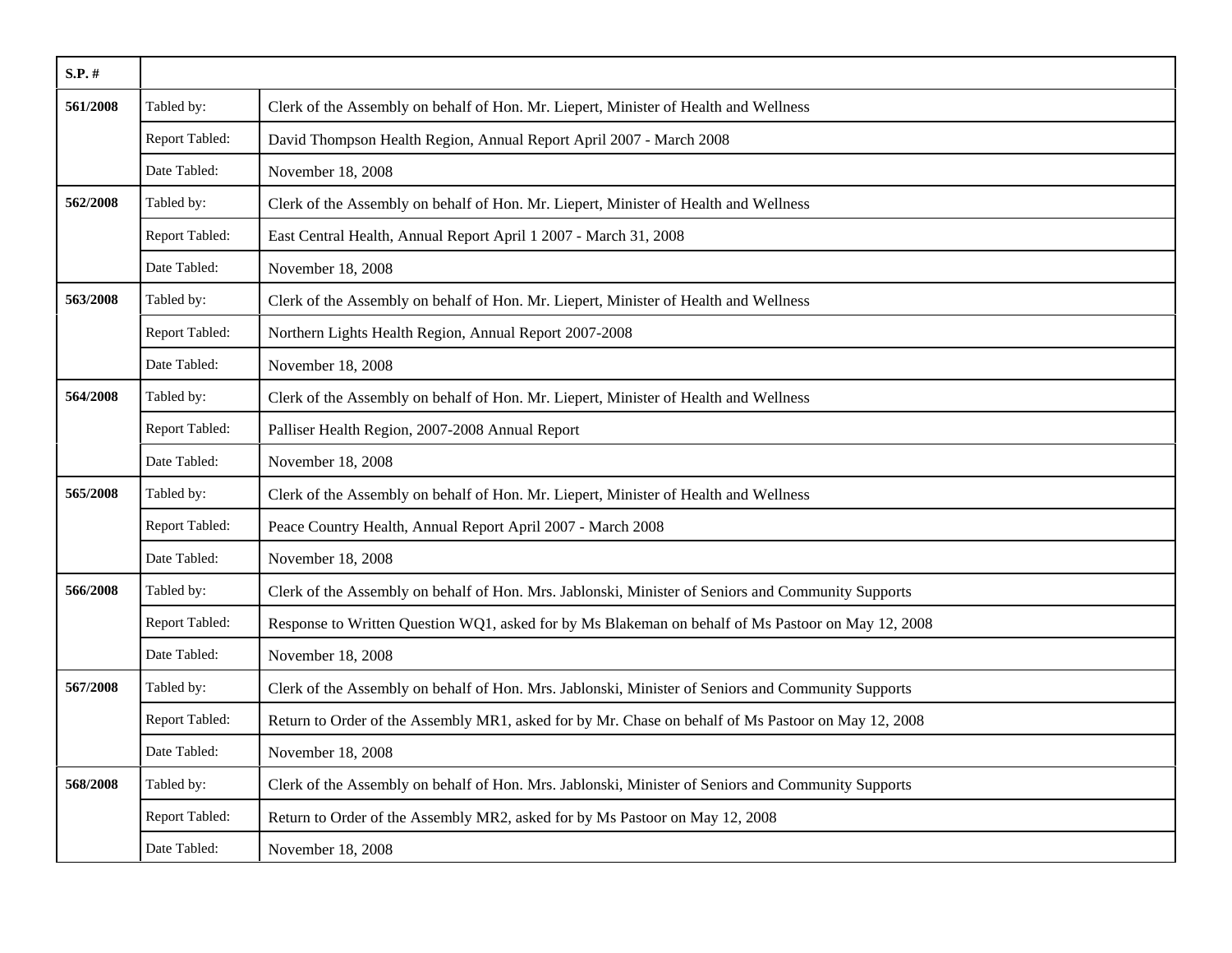| S.P. # | | |
|---|---|---|
| **561/2008** | Tabled by: | Clerk of the Assembly on behalf of Hon. Mr. Liepert, Minister of Health and Wellness |
| | Report Tabled: | David Thompson Health Region, Annual Report April 2007 - March 2008 |
| | Date Tabled: | November 18, 2008 |
| **562/2008** | Tabled by: | Clerk of the Assembly on behalf of Hon. Mr. Liepert, Minister of Health and Wellness |
| | Report Tabled: | East Central Health, Annual Report April 1 2007 - March 31, 2008 |
| | Date Tabled: | November 18, 2008 |
| **563/2008** | Tabled by: | Clerk of the Assembly on behalf of Hon. Mr. Liepert, Minister of Health and Wellness |
| | Report Tabled: | Northern Lights Health Region, Annual Report 2007-2008 |
| | Date Tabled: | November 18, 2008 |
| **564/2008** | Tabled by: | Clerk of the Assembly on behalf of Hon. Mr. Liepert, Minister of Health and Wellness |
| | Report Tabled: | Palliser Health Region, 2007-2008 Annual Report |
| | Date Tabled: | November 18, 2008 |
| **565/2008** | Tabled by: | Clerk of the Assembly on behalf of Hon. Mr. Liepert, Minister of Health and Wellness |
| | Report Tabled: | Peace Country Health, Annual Report April 2007 - March 2008 |
| | Date Tabled: | November 18, 2008 |
| **566/2008** | Tabled by: | Clerk of the Assembly on behalf of Hon. Mrs. Jablonski, Minister of Seniors and Community Supports |
| | Report Tabled: | Response to Written Question WQ1, asked for by Ms Blakeman on behalf of Ms Pastoor on May 12, 2008 |
| | Date Tabled: | November 18, 2008 |
| **567/2008** | Tabled by: | Clerk of the Assembly on behalf of Hon. Mrs. Jablonski, Minister of Seniors and Community Supports |
| | Report Tabled: | Return to Order of the Assembly MR1, asked for by Mr. Chase on behalf of Ms Pastoor on May 12, 2008 |
| | Date Tabled: | November 18, 2008 |
| **568/2008** | Tabled by: | Clerk of the Assembly on behalf of Hon. Mrs. Jablonski, Minister of Seniors and Community Supports |
| | Report Tabled: | Return to Order of the Assembly MR2, asked for by Ms Pastoor on May 12, 2008 |
| | Date Tabled: | November 18, 2008 |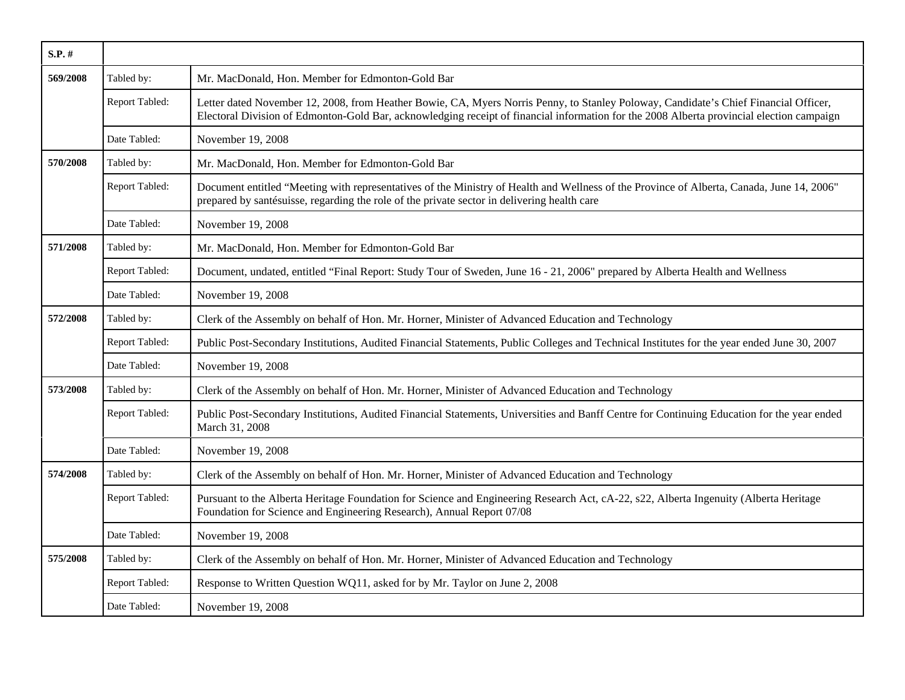| S.P. # | | |
|---|---|---|
| 569/2008 | Tabled by: | Mr. MacDonald, Hon. Member for Edmonton-Gold Bar |
| | Report Tabled: | Letter dated November 12, 2008, from Heather Bowie, CA, Myers Norris Penny, to Stanley Poloway, Candidate's Chief Financial Officer, Electoral Division of Edmonton-Gold Bar, acknowledging receipt of financial information for the 2008 Alberta provincial election campaign |
| | Date Tabled: | November 19, 2008 |
| 570/2008 | Tabled by: | Mr. MacDonald, Hon. Member for Edmonton-Gold Bar |
| | Report Tabled: | Document entitled "Meeting with representatives of the Ministry of Health and Wellness of the Province of Alberta, Canada, June 14, 2006" prepared by santésuisse, regarding the role of the private sector in delivering health care |
| | Date Tabled: | November 19, 2008 |
| 571/2008 | Tabled by: | Mr. MacDonald, Hon. Member for Edmonton-Gold Bar |
| | Report Tabled: | Document, undated, entitled "Final Report: Study Tour of Sweden, June 16 - 21, 2006" prepared by Alberta Health and Wellness |
| | Date Tabled: | November 19, 2008 |
| 572/2008 | Tabled by: | Clerk of the Assembly on behalf of Hon. Mr. Horner, Minister of Advanced Education and Technology |
| | Report Tabled: | Public Post-Secondary Institutions, Audited Financial Statements, Public Colleges and Technical Institutes for the year ended June 30, 2007 |
| | Date Tabled: | November 19, 2008 |
| 573/2008 | Tabled by: | Clerk of the Assembly on behalf of Hon. Mr. Horner, Minister of Advanced Education and Technology |
| | Report Tabled: | Public Post-Secondary Institutions, Audited Financial Statements, Universities and Banff Centre for Continuing Education for the year ended March 31, 2008 |
| | Date Tabled: | November 19, 2008 |
| 574/2008 | Tabled by: | Clerk of the Assembly on behalf of Hon. Mr. Horner, Minister of Advanced Education and Technology |
| | Report Tabled: | Pursuant to the Alberta Heritage Foundation for Science and Engineering Research Act, cA-22, s22, Alberta Ingenuity (Alberta Heritage Foundation for Science and Engineering Research), Annual Report 07/08 |
| | Date Tabled: | November 19, 2008 |
| 575/2008 | Tabled by: | Clerk of the Assembly on behalf of Hon. Mr. Horner, Minister of Advanced Education and Technology |
| | Report Tabled: | Response to Written Question WQ11, asked for by Mr. Taylor on June 2, 2008 |
| | Date Tabled: | November 19, 2008 |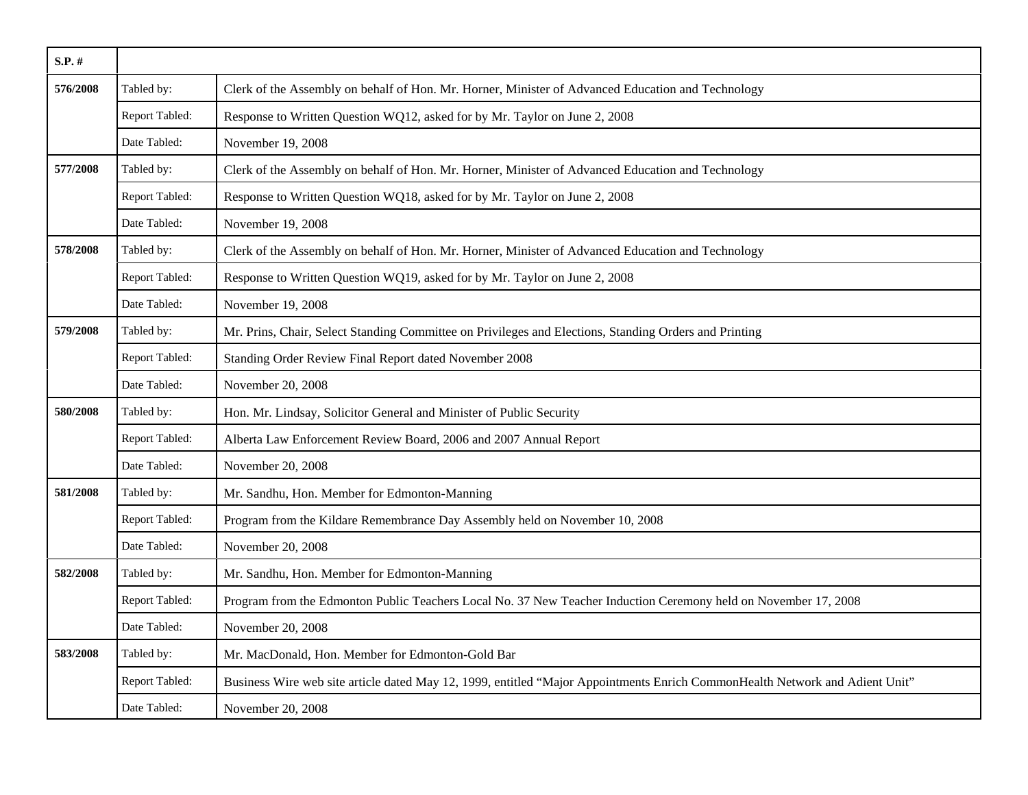| S.P. # | | |
|---|---|---|
| 576/2008 | Tabled by: | Clerk of the Assembly on behalf of Hon. Mr. Horner, Minister of Advanced Education and Technology |
| | Report Tabled: | Response to Written Question WQ12, asked for by Mr. Taylor on June 2, 2008 |
| | Date Tabled: | November 19, 2008 |
| 577/2008 | Tabled by: | Clerk of the Assembly on behalf of Hon. Mr. Horner, Minister of Advanced Education and Technology |
| | Report Tabled: | Response to Written Question WQ18, asked for by Mr. Taylor on June 2, 2008 |
| | Date Tabled: | November 19, 2008 |
| 578/2008 | Tabled by: | Clerk of the Assembly on behalf of Hon. Mr. Horner, Minister of Advanced Education and Technology |
| | Report Tabled: | Response to Written Question WQ19, asked for by Mr. Taylor on June 2, 2008 |
| | Date Tabled: | November 19, 2008 |
| 579/2008 | Tabled by: | Mr. Prins, Chair, Select Standing Committee on Privileges and Elections, Standing Orders and Printing |
| | Report Tabled: | Standing Order Review Final Report dated November 2008 |
| | Date Tabled: | November 20, 2008 |
| 580/2008 | Tabled by: | Hon. Mr. Lindsay, Solicitor General and Minister of Public Security |
| | Report Tabled: | Alberta Law Enforcement Review Board, 2006 and 2007 Annual Report |
| | Date Tabled: | November 20, 2008 |
| 581/2008 | Tabled by: | Mr. Sandhu, Hon. Member for Edmonton-Manning |
| | Report Tabled: | Program from the Kildare Remembrance Day Assembly held on November 10, 2008 |
| | Date Tabled: | November 20, 2008 |
| 582/2008 | Tabled by: | Mr. Sandhu, Hon. Member for Edmonton-Manning |
| | Report Tabled: | Program from the Edmonton Public Teachers Local No. 37 New Teacher Induction Ceremony held on November 17, 2008 |
| | Date Tabled: | November 20, 2008 |
| 583/2008 | Tabled by: | Mr. MacDonald, Hon. Member for Edmonton-Gold Bar |
| | Report Tabled: | Business Wire web site article dated May 12, 1999, entitled "Major Appointments Enrich CommonHealth Network and Adient Unit" |
| | Date Tabled: | November 20, 2008 |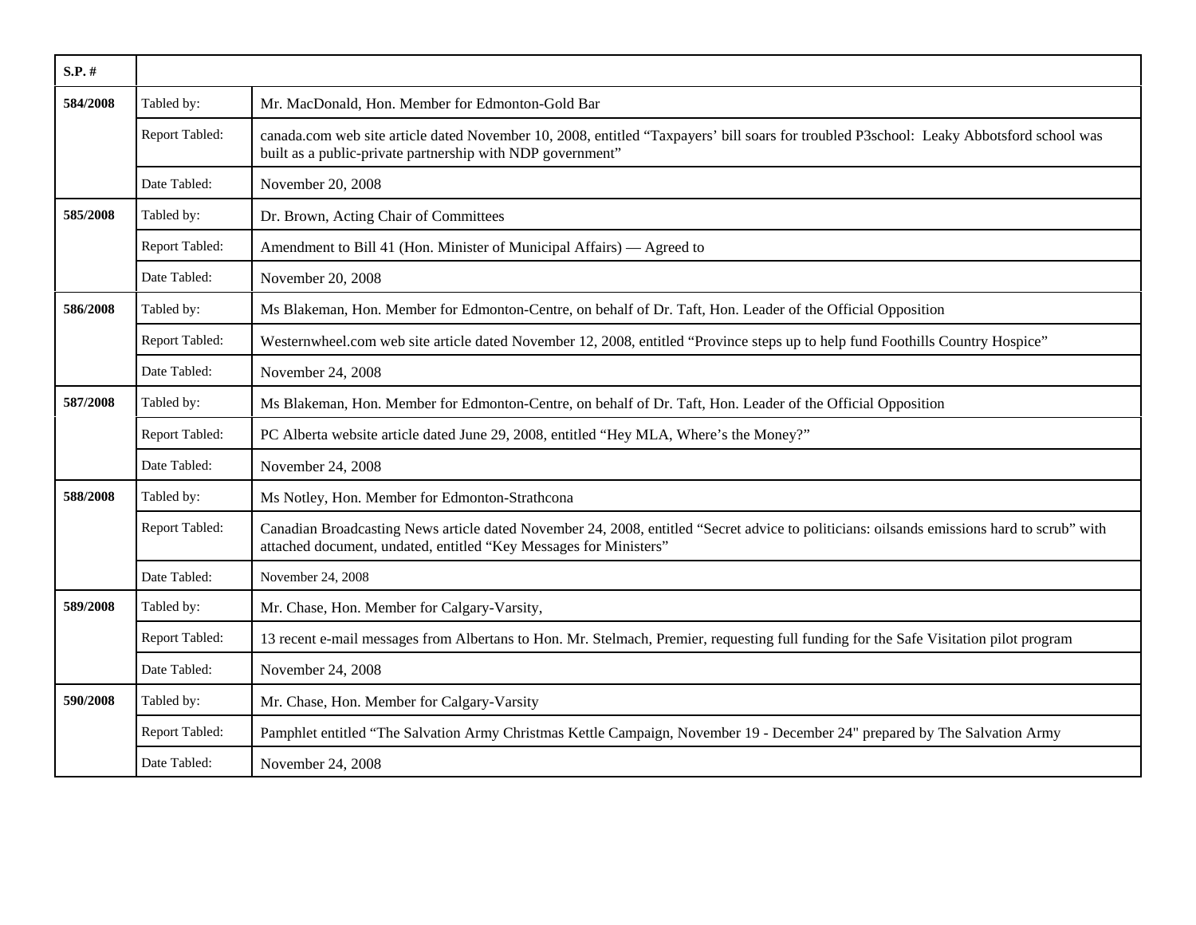| S.P. # | | |
|---|---|---|
| **584/2008** | Tabled by: | Mr. MacDonald, Hon. Member for Edmonton-Gold Bar |
| | Report Tabled: | canada.com web site article dated November 10, 2008, entitled “Taxpayers’ bill soars for troubled P3school: Leaky Abbotsford school was built as a public-private partnership with NDP government” |
| | Date Tabled: | November 20, 2008 |
| **585/2008** | Tabled by: | Dr. Brown, Acting Chair of Committees |
| | Report Tabled: | Amendment to Bill 41 (Hon. Minister of Municipal Affairs) — Agreed to |
| | Date Tabled: | November 20, 2008 |
| **586/2008** | Tabled by: | Ms Blakeman, Hon. Member for Edmonton-Centre, on behalf of Dr. Taft, Hon. Leader of the Official Opposition |
| | Report Tabled: | Westernwheel.com web site article dated November 12, 2008, entitled “Province steps up to help fund Foothills Country Hospice” |
| | Date Tabled: | November 24, 2008 |
| **587/2008** | Tabled by: | Ms Blakeman, Hon. Member for Edmonton-Centre, on behalf of Dr. Taft, Hon. Leader of the Official Opposition |
| | Report Tabled: | PC Alberta website article dated June 29, 2008, entitled “Hey MLA, Where’s the Money?” |
| | Date Tabled: | November 24, 2008 |
| **588/2008** | Tabled by: | Ms Notley, Hon. Member for Edmonton-Strathcona |
| | Report Tabled: | Canadian Broadcasting News article dated November 24, 2008, entitled “Secret advice to politicians: oilsands emissions hard to scrub” with attached document, undated, entitled “Key Messages for Ministers” |
| | Date Tabled: | November 24, 2008 |
| **589/2008** | Tabled by: | Mr. Chase, Hon. Member for Calgary-Varsity, |
| | Report Tabled: | 13 recent e-mail messages from Albertans to Hon. Mr. Stelmach, Premier, requesting full funding for the Safe Visitation pilot program |
| | Date Tabled: | November 24, 2008 |
| **590/2008** | Tabled by: | Mr. Chase, Hon. Member for Calgary-Varsity |
| | Report Tabled: | Pamphlet entitled “The Salvation Army Christmas Kettle Campaign, November 19 - December 24" prepared by The Salvation Army |
| | Date Tabled: | November 24, 2008 |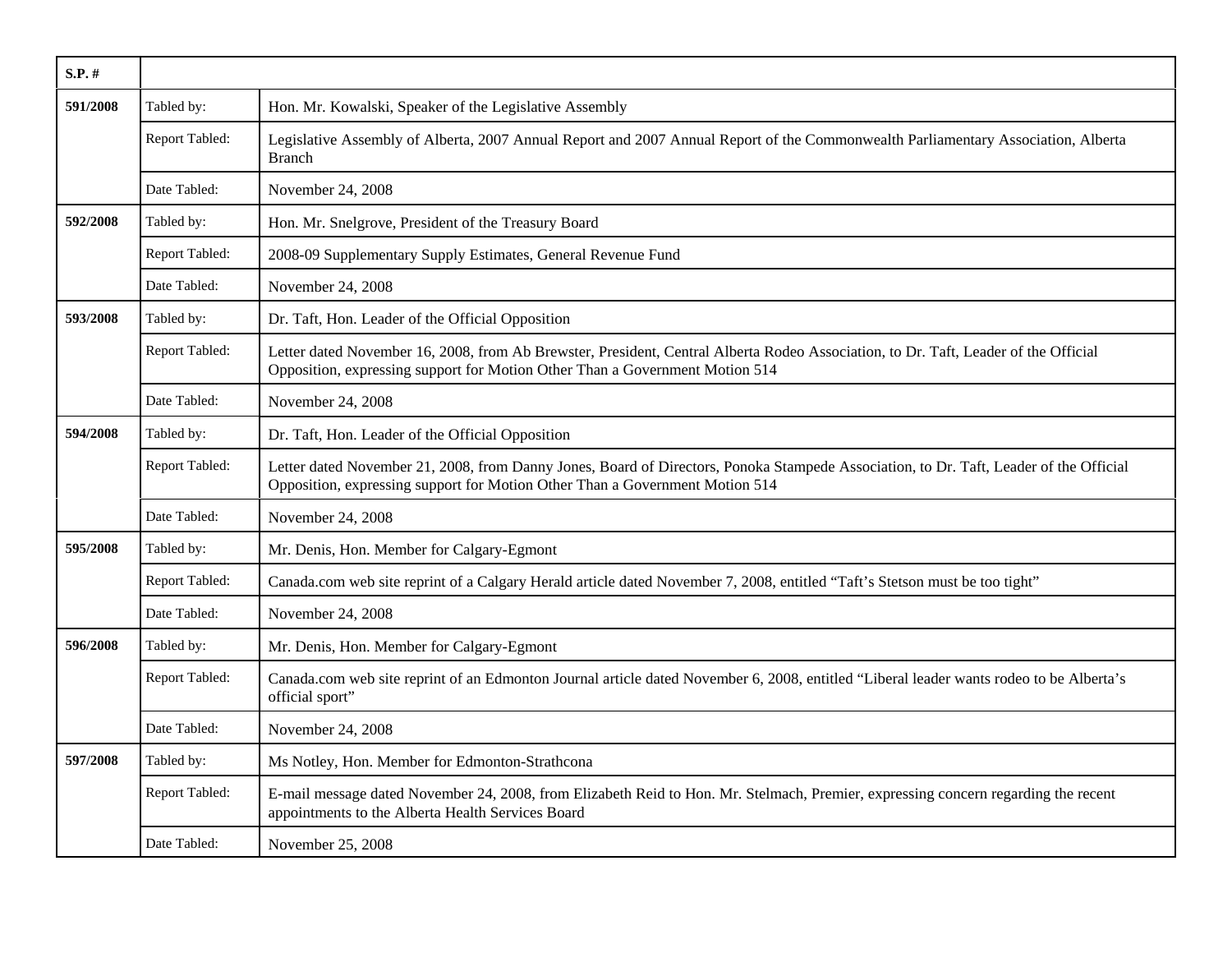| S.P. # | | |
|---|---|---|
| **591/2008** | Tabled by: | Hon. Mr. Kowalski, Speaker of the Legislative Assembly |
| | Report Tabled: | Legislative Assembly of Alberta, 2007 Annual Report and 2007 Annual Report of the Commonwealth Parliamentary Association, Alberta Branch |
| | Date Tabled: | November 24, 2008 |
| **592/2008** | Tabled by: | Hon. Mr. Snelgrove, President of the Treasury Board |
| | Report Tabled: | 2008-09 Supplementary Supply Estimates, General Revenue Fund |
| | Date Tabled: | November 24, 2008 |
| **593/2008** | Tabled by: | Dr. Taft, Hon. Leader of the Official Opposition |
| | Report Tabled: | Letter dated November 16, 2008, from Ab Brewster, President, Central Alberta Rodeo Association, to Dr. Taft, Leader of the Official Opposition, expressing support for Motion Other Than a Government Motion 514 |
| | Date Tabled: | November 24, 2008 |
| **594/2008** | Tabled by: | Dr. Taft, Hon. Leader of the Official Opposition |
| | Report Tabled: | Letter dated November 21, 2008, from Danny Jones, Board of Directors, Ponoka Stampede Association, to Dr. Taft, Leader of the Official Opposition, expressing support for Motion Other Than a Government Motion 514 |
| | Date Tabled: | November 24, 2008 |
| **595/2008** | Tabled by: | Mr. Denis, Hon. Member for Calgary-Egmont |
| | Report Tabled: | Canada.com web site reprint of a Calgary Herald article dated November 7, 2008, entitled "Taft's Stetson must be too tight" |
| | Date Tabled: | November 24, 2008 |
| **596/2008** | Tabled by: | Mr. Denis, Hon. Member for Calgary-Egmont |
| | Report Tabled: | Canada.com web site reprint of an Edmonton Journal article dated November 6, 2008, entitled "Liberal leader wants rodeo to be Alberta's official sport" |
| | Date Tabled: | November 24, 2008 |
| **597/2008** | Tabled by: | Ms Notley, Hon. Member for Edmonton-Strathcona |
| | Report Tabled: | E-mail message dated November 24, 2008, from Elizabeth Reid to Hon. Mr. Stelmach, Premier, expressing concern regarding the recent appointments to the Alberta Health Services Board |
| | Date Tabled: | November 25, 2008 |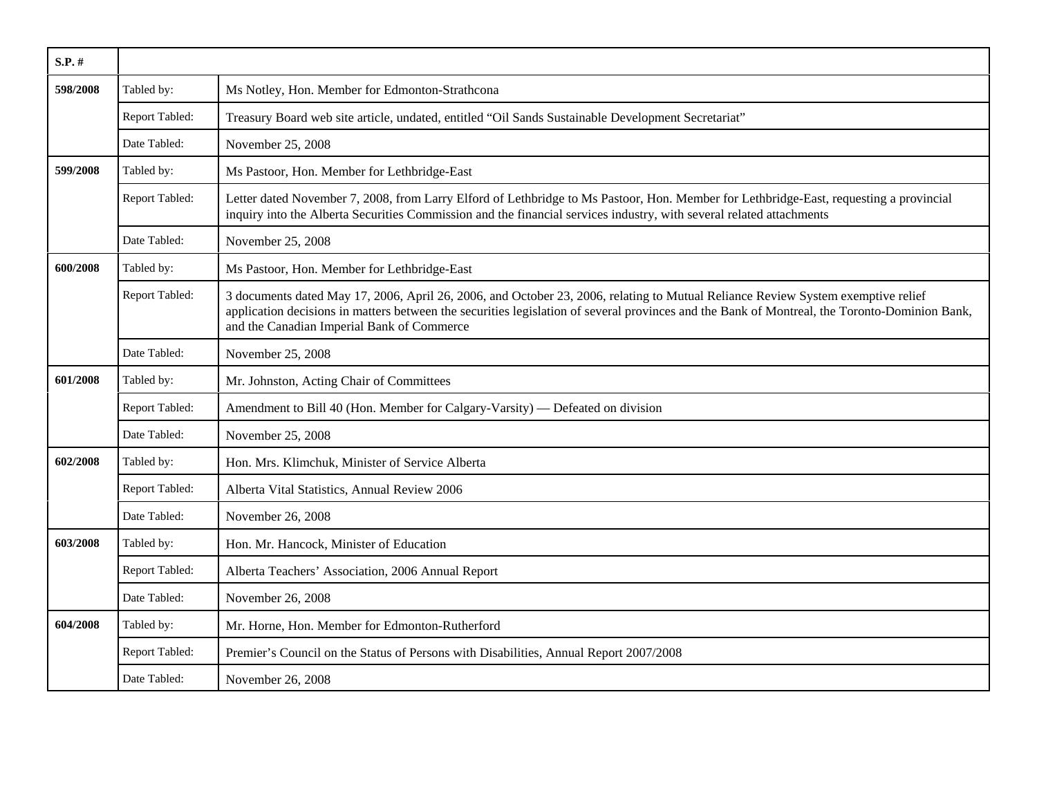| S.P. # | | |
|---|---|---|
| **598/2008** | Tabled by: | Ms Notley, Hon. Member for Edmonton-Strathcona |
| | Report Tabled: | Treasury Board web site article, undated, entitled “Oil Sands Sustainable Development Secretariat” |
| | Date Tabled: | November 25, 2008 |
| **599/2008** | Tabled by: | Ms Pastoor, Hon. Member for Lethbridge-East |
| | Report Tabled: | Letter dated November 7, 2008, from Larry Elford of Lethbridge to Ms Pastoor, Hon. Member for Lethbridge-East, requesting a provincial inquiry into the Alberta Securities Commission and the financial services industry, with several related attachments |
| | Date Tabled: | November 25, 2008 |
| **600/2008** | Tabled by: | Ms Pastoor, Hon. Member for Lethbridge-East |
| | Report Tabled: | 3 documents dated May 17, 2006, April 26, 2006, and October 23, 2006, relating to Mutual Reliance Review System exemptive relief application decisions in matters between the securities legislation of several provinces and the Bank of Montreal, the Toronto-Dominion Bank, and the Canadian Imperial Bank of Commerce |
| | Date Tabled: | November 25, 2008 |
| **601/2008** | Tabled by: | Mr. Johnston, Acting Chair of Committees |
| | Report Tabled: | Amendment to Bill 40 (Hon. Member for Calgary-Varsity) — Defeated on division |
| | Date Tabled: | November 25, 2008 |
| **602/2008** | Tabled by: | Hon. Mrs. Klimchuk, Minister of Service Alberta |
| | Report Tabled: | Alberta Vital Statistics, Annual Review 2006 |
| | Date Tabled: | November 26, 2008 |
| **603/2008** | Tabled by: | Hon. Mr. Hancock, Minister of Education |
| | Report Tabled: | Alberta Teachers’ Association, 2006 Annual Report |
| | Date Tabled: | November 26, 2008 |
| **604/2008** | Tabled by: | Mr. Horne, Hon. Member for Edmonton-Rutherford |
| | Report Tabled: | Premier’s Council on the Status of Persons with Disabilities, Annual Report 2007/2008 |
| | Date Tabled: | November 26, 2008 |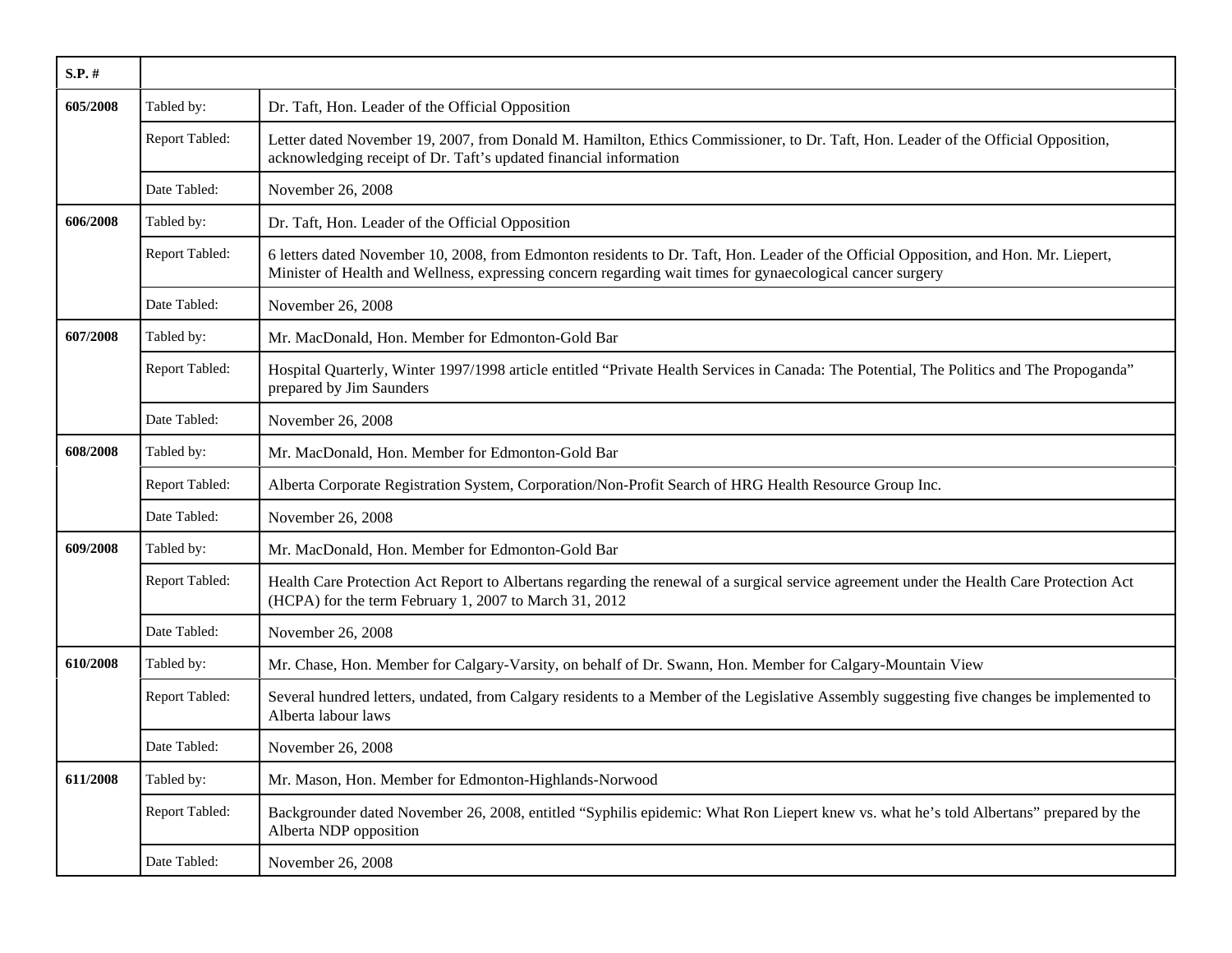| S.P. # | | |
|---|---|---|
| **605/2008** | Tabled by: | Dr. Taft, Hon. Leader of the Official Opposition |
| | Report Tabled: | Letter dated November 19, 2007, from Donald M. Hamilton, Ethics Commissioner, to Dr. Taft, Hon. Leader of the Official Opposition, acknowledging receipt of Dr. Taft's updated financial information |
| | Date Tabled: | November 26, 2008 |
| **606/2008** | Tabled by: | Dr. Taft, Hon. Leader of the Official Opposition |
| | Report Tabled: | 6 letters dated November 10, 2008, from Edmonton residents to Dr. Taft, Hon. Leader of the Official Opposition, and Hon. Mr. Liepert, Minister of Health and Wellness, expressing concern regarding wait times for gynaecological cancer surgery |
| | Date Tabled: | November 26, 2008 |
| **607/2008** | Tabled by: | Mr. MacDonald, Hon. Member for Edmonton-Gold Bar |
| | Report Tabled: | Hospital Quarterly, Winter 1997/1998 article entitled "Private Health Services in Canada: The Potential, The Politics and The Propoganda" prepared by Jim Saunders |
| | Date Tabled: | November 26, 2008 |
| **608/2008** | Tabled by: | Mr. MacDonald, Hon. Member for Edmonton-Gold Bar |
| | Report Tabled: | Alberta Corporate Registration System, Corporation/Non-Profit Search of HRG Health Resource Group Inc. |
| | Date Tabled: | November 26, 2008 |
| **609/2008** | Tabled by: | Mr. MacDonald, Hon. Member for Edmonton-Gold Bar |
| | Report Tabled: | Health Care Protection Act Report to Albertans regarding the renewal of a surgical service agreement under the Health Care Protection Act (HCPA) for the term February 1, 2007 to March 31, 2012 |
| | Date Tabled: | November 26, 2008 |
| **610/2008** | Tabled by: | Mr. Chase, Hon. Member for Calgary-Varsity, on behalf of Dr. Swann, Hon. Member for Calgary-Mountain View |
| | Report Tabled: | Several hundred letters, undated, from Calgary residents to a Member of the Legislative Assembly suggesting five changes be implemented to Alberta labour laws |
| | Date Tabled: | November 26, 2008 |
| **611/2008** | Tabled by: | Mr. Mason, Hon. Member for Edmonton-Highlands-Norwood |
| | Report Tabled: | Backgrounder dated November 26, 2008, entitled "Syphilis epidemic: What Ron Liepert knew vs. what he's told Albertans" prepared by the Alberta NDP opposition |
| | Date Tabled: | November 26, 2008 |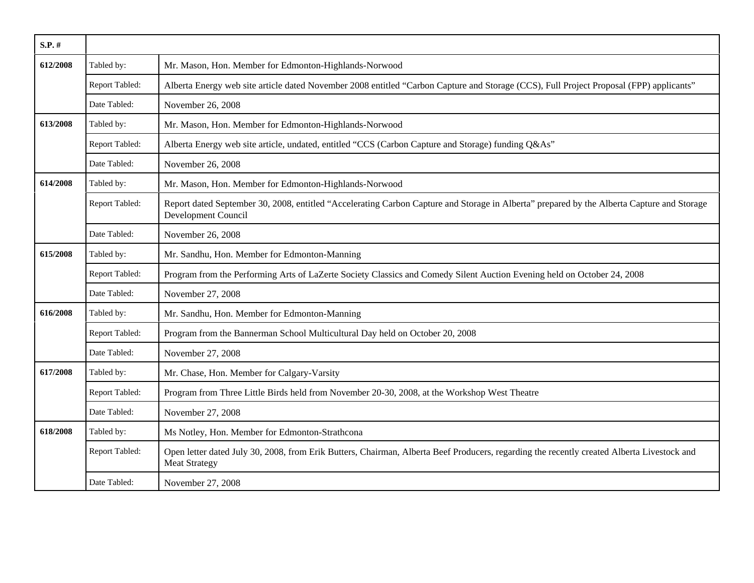| S.P. # | | |
|---|---|---|
| 612/2008 | Tabled by: | Mr. Mason, Hon. Member for Edmonton-Highlands-Norwood |
| | Report Tabled: | Alberta Energy web site article dated November 2008 entitled "Carbon Capture and Storage (CCS), Full Project Proposal (FPP) applicants" |
| | Date Tabled: | November 26, 2008 |
| 613/2008 | Tabled by: | Mr. Mason, Hon. Member for Edmonton-Highlands-Norwood |
| | Report Tabled: | Alberta Energy web site article, undated, entitled "CCS (Carbon Capture and Storage) funding Q&As" |
| | Date Tabled: | November 26, 2008 |
| 614/2008 | Tabled by: | Mr. Mason, Hon. Member for Edmonton-Highlands-Norwood |
| | Report Tabled: | Report dated September 30, 2008, entitled "Accelerating Carbon Capture and Storage in Alberta" prepared by the Alberta Capture and Storage Development Council |
| | Date Tabled: | November 26, 2008 |
| 615/2008 | Tabled by: | Mr. Sandhu, Hon. Member for Edmonton-Manning |
| | Report Tabled: | Program from the Performing Arts of LaZerte Society Classics and Comedy Silent Auction Evening held on October 24, 2008 |
| | Date Tabled: | November 27, 2008 |
| 616/2008 | Tabled by: | Mr. Sandhu, Hon. Member for Edmonton-Manning |
| | Report Tabled: | Program from the Bannerman School Multicultural Day held on October 20, 2008 |
| | Date Tabled: | November 27, 2008 |
| 617/2008 | Tabled by: | Mr. Chase, Hon. Member for Calgary-Varsity |
| | Report Tabled: | Program from Three Little Birds held from November 20-30, 2008, at the Workshop West Theatre |
| | Date Tabled: | November 27, 2008 |
| 618/2008 | Tabled by: | Ms Notley, Hon. Member for Edmonton-Strathcona |
| | Report Tabled: | Open letter dated July 30, 2008, from Erik Butters, Chairman, Alberta Beef Producers, regarding the recently created Alberta Livestock and Meat Strategy |
| | Date Tabled: | November 27, 2008 |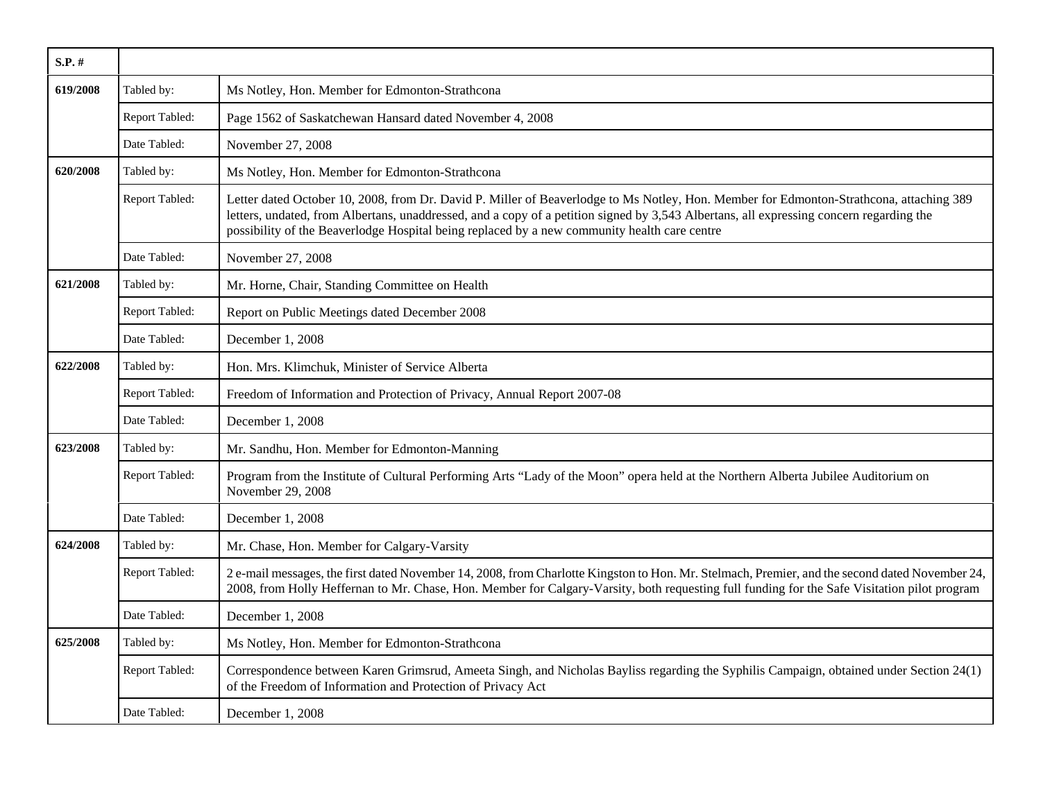| S.P. # | | |
|---|---|---|
| 619/2008 | Tabled by: | Ms Notley, Hon. Member for Edmonton-Strathcona |
| | Report Tabled: | Page 1562 of Saskatchewan Hansard dated November 4, 2008 |
| | Date Tabled: | November 27, 2008 |
| 620/2008 | Tabled by: | Ms Notley, Hon. Member for Edmonton-Strathcona |
| | Report Tabled: | Letter dated October 10, 2008, from Dr. David P. Miller of Beaverlodge to Ms Notley, Hon. Member for Edmonton-Strathcona, attaching 389 letters, undated, from Albertans, unaddressed, and a copy of a petition signed by 3,543 Albertans, all expressing concern regarding the possibility of the Beaverlodge Hospital being replaced by a new community health care centre |
| | Date Tabled: | November 27, 2008 |
| 621/2008 | Tabled by: | Mr. Horne, Chair, Standing Committee on Health |
| | Report Tabled: | Report on Public Meetings dated December 2008 |
| | Date Tabled: | December 1, 2008 |
| 622/2008 | Tabled by: | Hon. Mrs. Klimchuk, Minister of Service Alberta |
| | Report Tabled: | Freedom of Information and Protection of Privacy, Annual Report 2007-08 |
| | Date Tabled: | December 1, 2008 |
| 623/2008 | Tabled by: | Mr. Sandhu, Hon. Member for Edmonton-Manning |
| | Report Tabled: | Program from the Institute of Cultural Performing Arts "Lady of the Moon" opera held at the Northern Alberta Jubilee Auditorium on November 29, 2008 |
| | Date Tabled: | December 1, 2008 |
| 624/2008 | Tabled by: | Mr. Chase, Hon. Member for Calgary-Varsity |
| | Report Tabled: | 2 e-mail messages, the first dated November 14, 2008, from Charlotte Kingston to Hon. Mr. Stelmach, Premier, and the second dated November 24, 2008, from Holly Heffernan to Mr. Chase, Hon. Member for Calgary-Varsity, both requesting full funding for the Safe Visitation pilot program |
| | Date Tabled: | December 1, 2008 |
| 625/2008 | Tabled by: | Ms Notley, Hon. Member for Edmonton-Strathcona |
| | Report Tabled: | Correspondence between Karen Grimsrud, Ameeta Singh, and Nicholas Bayliss regarding the Syphilis Campaign, obtained under Section 24(1) of the Freedom of Information and Protection of Privacy Act |
| | Date Tabled: | December 1, 2008 |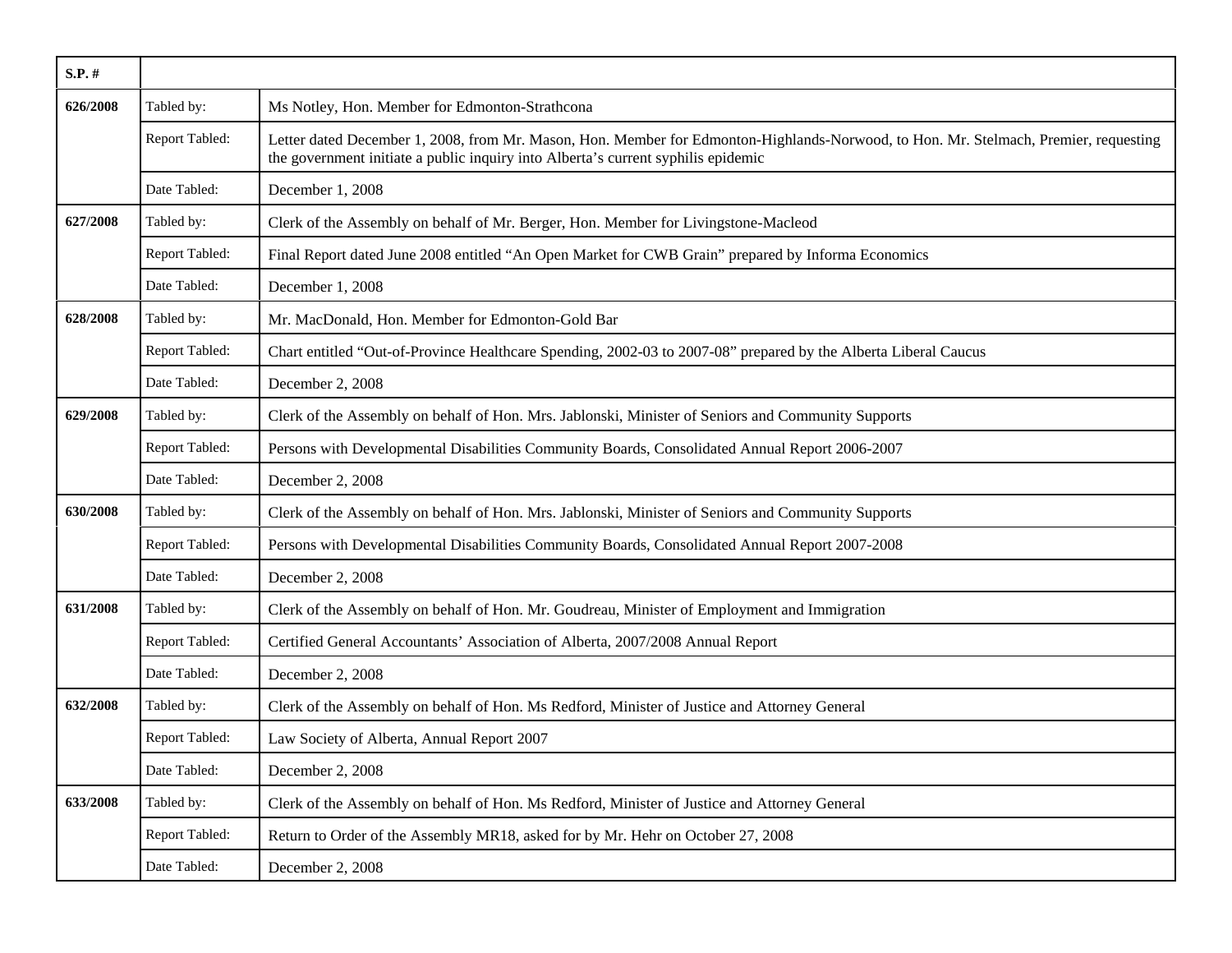| S.P. # | | |
|---|---|---|
| **626/2008** | Tabled by: | Ms Notley, Hon. Member for Edmonton-Strathcona |
| | Report Tabled: | Letter dated December 1, 2008, from Mr. Mason, Hon. Member for Edmonton-Highlands-Norwood, to Hon. Mr. Stelmach, Premier, requesting the government initiate a public inquiry into Alberta's current syphilis epidemic |
| | Date Tabled: | December 1, 2008 |
| **627/2008** | Tabled by: | Clerk of the Assembly on behalf of Mr. Berger, Hon. Member for Livingstone-Macleod |
| | Report Tabled: | Final Report dated June 2008 entitled "An Open Market for CWB Grain" prepared by Informa Economics |
| | Date Tabled: | December 1, 2008 |
| **628/2008** | Tabled by: | Mr. MacDonald, Hon. Member for Edmonton-Gold Bar |
| | Report Tabled: | Chart entitled "Out-of-Province Healthcare Spending, 2002-03 to 2007-08" prepared by the Alberta Liberal Caucus |
| | Date Tabled: | December 2, 2008 |
| **629/2008** | Tabled by: | Clerk of the Assembly on behalf of Hon. Mrs. Jablonski, Minister of Seniors and Community Supports |
| | Report Tabled: | Persons with Developmental Disabilities Community Boards, Consolidated Annual Report 2006-2007 |
| | Date Tabled: | December 2, 2008 |
| **630/2008** | Tabled by: | Clerk of the Assembly on behalf of Hon. Mrs. Jablonski, Minister of Seniors and Community Supports |
| | Report Tabled: | Persons with Developmental Disabilities Community Boards, Consolidated Annual Report 2007-2008 |
| | Date Tabled: | December 2, 2008 |
| **631/2008** | Tabled by: | Clerk of the Assembly on behalf of Hon. Mr. Goudreau, Minister of Employment and Immigration |
| | Report Tabled: | Certified General Accountants' Association of Alberta, 2007/2008 Annual Report |
| | Date Tabled: | December 2, 2008 |
| **632/2008** | Tabled by: | Clerk of the Assembly on behalf of Hon. Ms Redford, Minister of Justice and Attorney General |
| | Report Tabled: | Law Society of Alberta, Annual Report 2007 |
| | Date Tabled: | December 2, 2008 |
| **633/2008** | Tabled by: | Clerk of the Assembly on behalf of Hon. Ms Redford, Minister of Justice and Attorney General |
| | Report Tabled: | Return to Order of the Assembly MR18, asked for by Mr. Hehr on October 27, 2008 |
| | Date Tabled: | December 2, 2008 |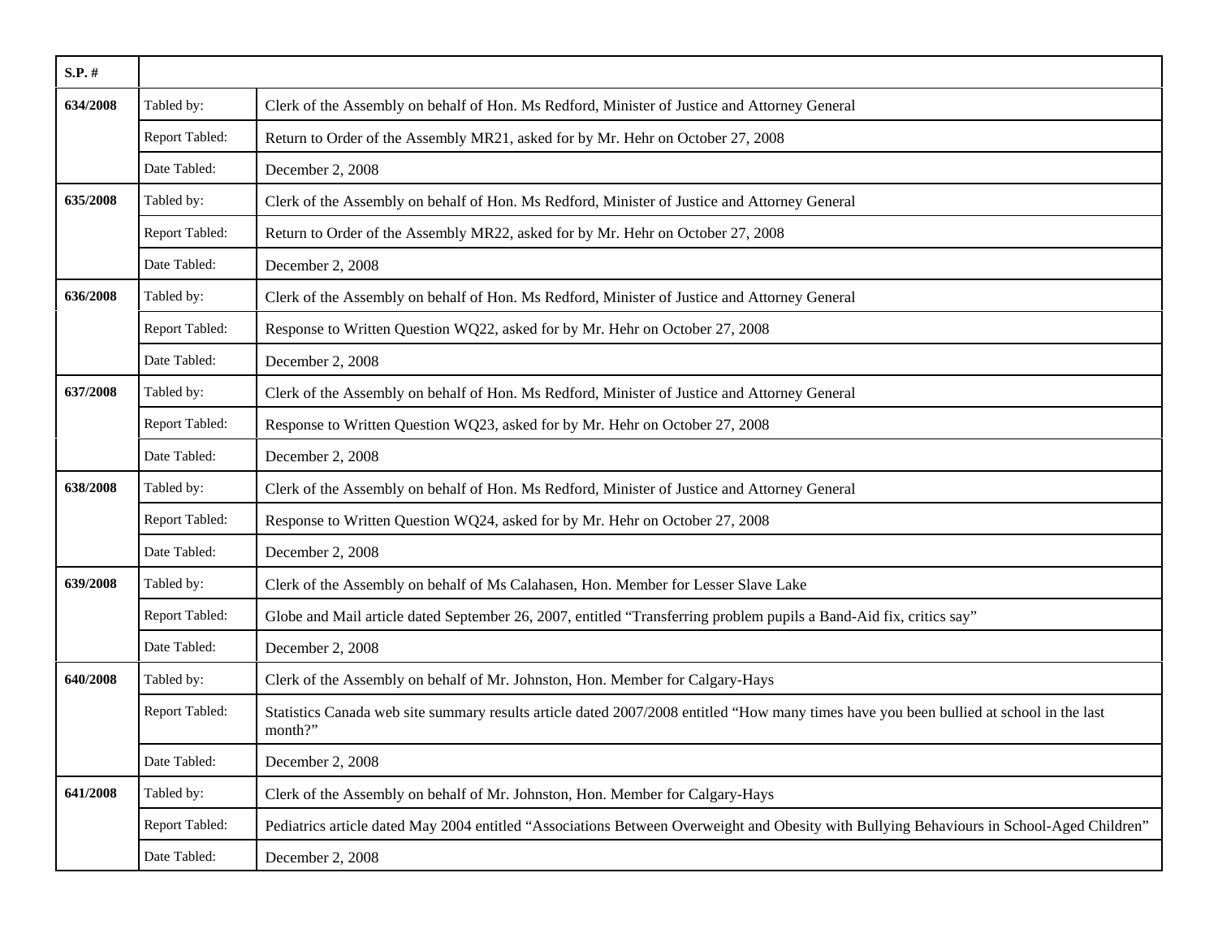| S.P. # | | |
|---|---|---|
| 634/2008 | Tabled by: | Clerk of the Assembly on behalf of Hon. Ms Redford, Minister of Justice and Attorney General |
| | Report Tabled: | Return to Order of the Assembly MR21, asked for by Mr. Hehr on October 27, 2008 |
| | Date Tabled: | December 2, 2008 |
| 635/2008 | Tabled by: | Clerk of the Assembly on behalf of Hon. Ms Redford, Minister of Justice and Attorney General |
| | Report Tabled: | Return to Order of the Assembly MR22, asked for by Mr. Hehr on October 27, 2008 |
| | Date Tabled: | December 2, 2008 |
| 636/2008 | Tabled by: | Clerk of the Assembly on behalf of Hon. Ms Redford, Minister of Justice and Attorney General |
| | Report Tabled: | Response to Written Question WQ22, asked for by Mr. Hehr on October 27, 2008 |
| | Date Tabled: | December 2, 2008 |
| 637/2008 | Tabled by: | Clerk of the Assembly on behalf of Hon. Ms Redford, Minister of Justice and Attorney General |
| | Report Tabled: | Response to Written Question WQ23, asked for by Mr. Hehr on October 27, 2008 |
| | Date Tabled: | December 2, 2008 |
| 638/2008 | Tabled by: | Clerk of the Assembly on behalf of Hon. Ms Redford, Minister of Justice and Attorney General |
| | Report Tabled: | Response to Written Question WQ24, asked for by Mr. Hehr on October 27, 2008 |
| | Date Tabled: | December 2, 2008 |
| 639/2008 | Tabled by: | Clerk of the Assembly on behalf of Ms Calahasen, Hon. Member for Lesser Slave Lake |
| | Report Tabled: | Globe and Mail article dated September 26, 2007, entitled “Transferring problem pupils a Band-Aid fix, critics say” |
| | Date Tabled: | December 2, 2008 |
| 640/2008 | Tabled by: | Clerk of the Assembly on behalf of Mr. Johnston, Hon. Member for Calgary-Hays |
| | Report Tabled: | Statistics Canada web site summary results article dated 2007/2008 entitled “How many times have you been bullied at school in the last month?” |
| | Date Tabled: | December 2, 2008 |
| 641/2008 | Tabled by: | Clerk of the Assembly on behalf of Mr. Johnston, Hon. Member for Calgary-Hays |
| | Report Tabled: | Pediatrics article dated May 2004 entitled “Associations Between Overweight and Obesity with Bullying Behaviours in School-Aged Children” |
| | Date Tabled: | December 2, 2008 |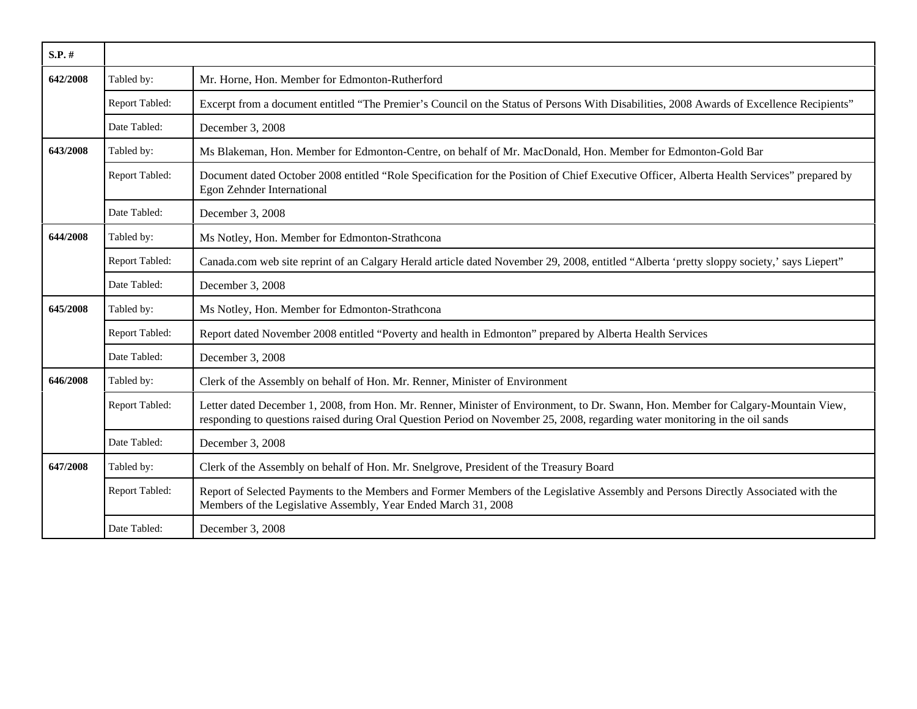| S.P. # | | |
|---|---|---|
| **642/2008** | Tabled by: | Mr. Horne, Hon. Member for Edmonton-Rutherford |
| | Report Tabled: | Excerpt from a document entitled “The Premier’s Council on the Status of Persons With Disabilities, 2008 Awards of Excellence Recipients” |
| | Date Tabled: | December 3, 2008 |
| **643/2008** | Tabled by: | Ms Blakeman, Hon. Member for Edmonton-Centre, on behalf of Mr. MacDonald, Hon. Member for Edmonton-Gold Bar |
| | Report Tabled: | Document dated October 2008 entitled “Role Specification for the Position of Chief Executive Officer, Alberta Health Services” prepared by Egon Zehnder International |
| | Date Tabled: | December 3, 2008 |
| **644/2008** | Tabled by: | Ms Notley, Hon. Member for Edmonton-Strathcona |
| | Report Tabled: | Canada.com web site reprint of an Calgary Herald article dated November 29, 2008, entitled “Alberta ‘pretty sloppy society,’ says Liepert” |
| | Date Tabled: | December 3, 2008 |
| **645/2008** | Tabled by: | Ms Notley, Hon. Member for Edmonton-Strathcona |
| | Report Tabled: | Report dated November 2008 entitled “Poverty and health in Edmonton” prepared by Alberta Health Services |
| | Date Tabled: | December 3, 2008 |
| **646/2008** | Tabled by: | Clerk of the Assembly on behalf of Hon. Mr. Renner, Minister of Environment |
| | Report Tabled: | Letter dated December 1, 2008, from Hon. Mr. Renner, Minister of Environment, to Dr. Swann, Hon. Member for Calgary-Mountain View, responding to questions raised during Oral Question Period on November 25, 2008, regarding water monitoring in the oil sands |
| | Date Tabled: | December 3, 2008 |
| **647/2008** | Tabled by: | Clerk of the Assembly on behalf of Hon. Mr. Snelgrove, President of the Treasury Board |
| | Report Tabled: | Report of Selected Payments to the Members and Former Members of the Legislative Assembly and Persons Directly Associated with the Members of the Legislative Assembly, Year Ended March 31, 2008 |
| | Date Tabled: | December 3, 2008 |